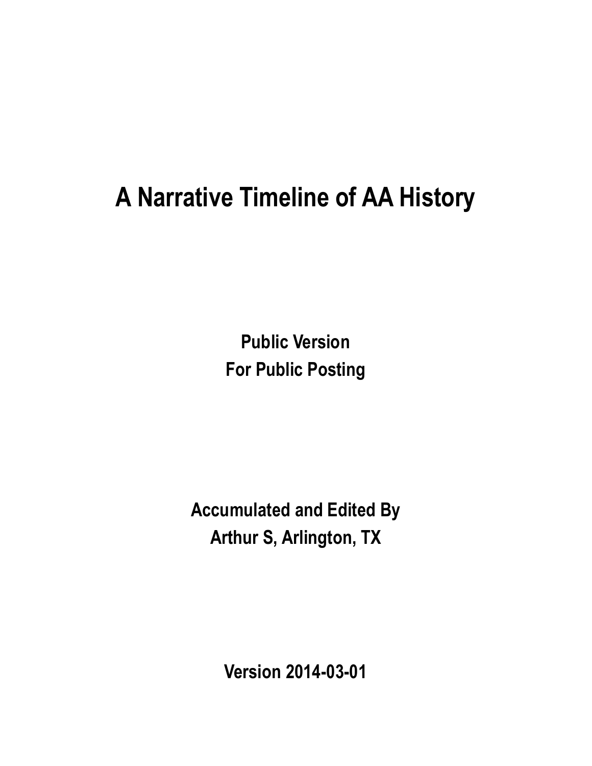# A Narrative Timeline of AA History

**Public Version**
**For Public Posting**

**Accumulated and Edited By**
**Arthur S, Arlington, TX**

**Version 2014-03-01**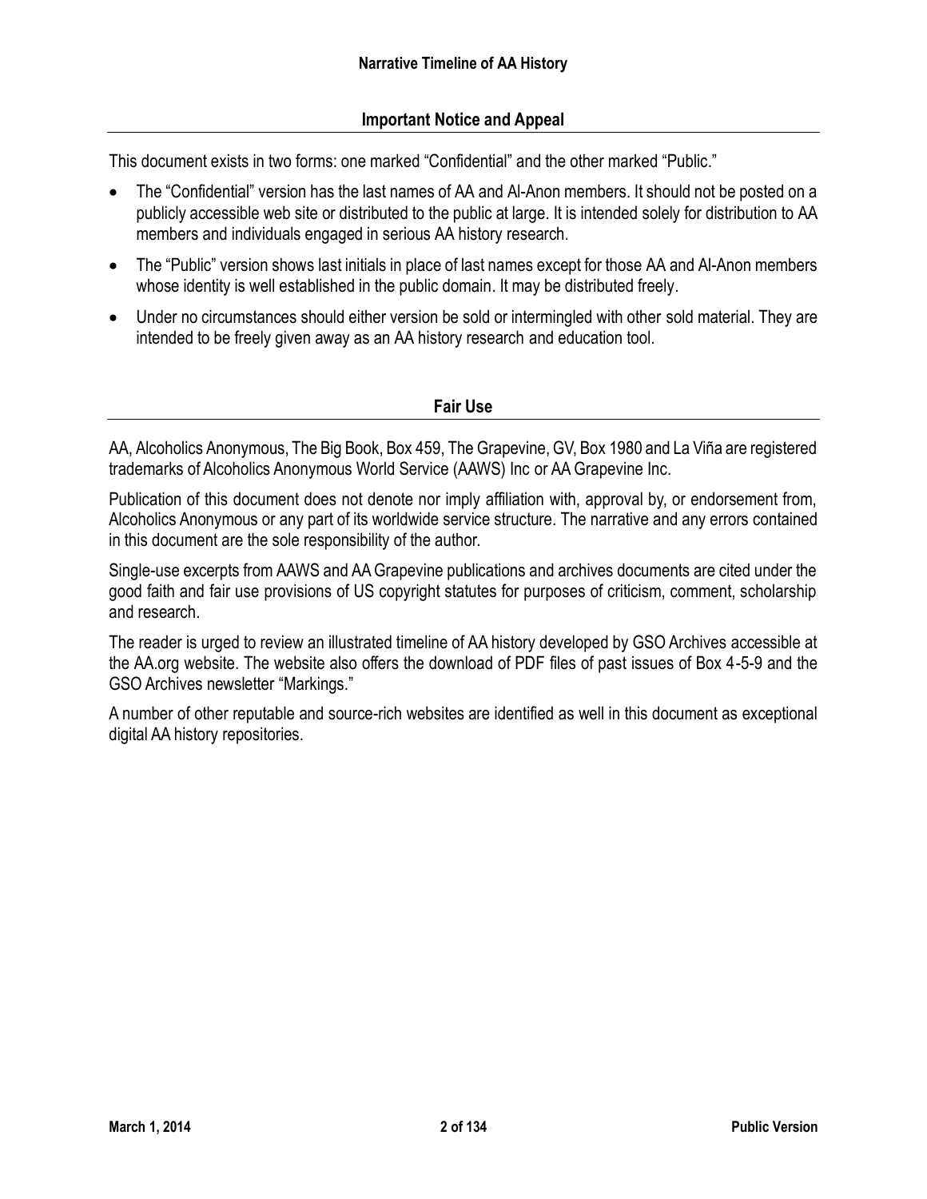## Important Notice and Appeal

This document exists in two forms: one marked “Confidential” and the other marked “Public.”

- The “Confidential” version has the last names of AA and Al-Anon members. It should not be posted on a publicly accessible web site or distributed to the public at large. It is intended solely for distribution to AA members and individuals engaged in serious AA history research.
- The “Public” version shows last initials in place of last names except for those AA and Al-Anon members whose identity is well established in the public domain. It may be distributed freely.
- Under no circumstances should either version be sold or intermingled with other sold material. They are intended to be freely given away as an AA history research and education tool.

## Fair Use

AA, Alcoholics Anonymous, The Big Book, Box 459, The Grapevine, GV, Box 1980 and La Viña are registered trademarks of Alcoholics Anonymous World Service (AAWS) Inc or AA Grapevine Inc.

Publication of this document does not denote nor imply affiliation with, approval by, or endorsement from, Alcoholics Anonymous or any part of its worldwide service structure. The narrative and any errors contained in this document are the sole responsibility of the author.

Single-use excerpts from AAWS and AA Grapevine publications and archives documents are cited under the good faith and fair use provisions of US copyright statutes for purposes of criticism, comment, scholarship and research.

The reader is urged to review an illustrated timeline of AA history developed by GSO Archives accessible at the AA.org website. The website also offers the download of PDF files of past issues of Box 4-5-9 and the GSO Archives newsletter “Markings.”

A number of other reputable and source-rich websites are identified as well in this document as exceptional digital AA history repositories.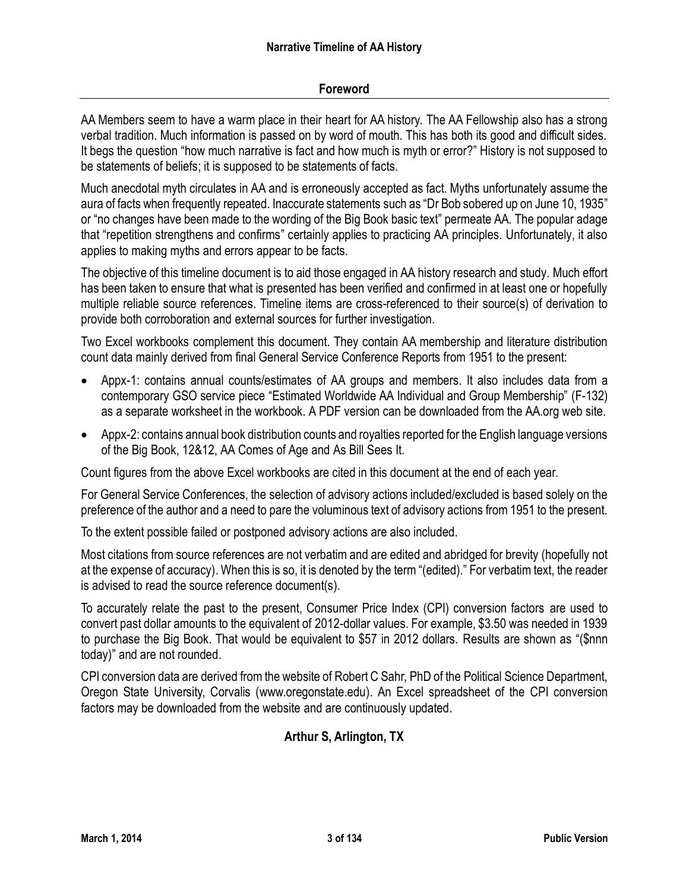## Foreword

AA Members seem to have a warm place in their heart for AA history. The AA Fellowship also has a strong verbal tradition. Much information is passed on by word of mouth. This has both its good and difficult sides. It begs the question "how much narrative is fact and how much is myth or error?" History is not supposed to be statements of beliefs; it is supposed to be statements of facts.

Much anecdotal myth circulates in AA and is erroneously accepted as fact. Myths unfortunately assume the aura of facts when frequently repeated. Inaccurate statements such as "Dr Bob sobered up on June 10, 1935" or "no changes have been made to the wording of the Big Book basic text" permeate AA. The popular adage that "repetition strengthens and confirms" certainly applies to practicing AA principles. Unfortunately, it also applies to making myths and errors appear to be facts.

The objective of this timeline document is to aid those engaged in AA history research and study. Much effort has been taken to ensure that what is presented has been verified and confirmed in at least one or hopefully multiple reliable source references. Timeline items are cross-referenced to their source(s) of derivation to provide both corroboration and external sources for further investigation.

Two Excel workbooks complement this document. They contain AA membership and literature distribution count data mainly derived from final General Service Conference Reports from 1951 to the present:

- Appx-1: contains annual counts/estimates of AA groups and members. It also includes data from a contemporary GSO service piece "Estimated Worldwide AA Individual and Group Membership" (F-132) as a separate worksheet in the workbook. A PDF version can be downloaded from the AA.org web site.
- Appx-2: contains annual book distribution counts and royalties reported for the English language versions of the Big Book, 12&12, AA Comes of Age and As Bill Sees It.

Count figures from the above Excel workbooks are cited in this document at the end of each year.

For General Service Conferences, the selection of advisory actions included/excluded is based solely on the preference of the author and a need to pare the voluminous text of advisory actions from 1951 to the present.

To the extent possible failed or postponed advisory actions are also included.

Most citations from source references are not verbatim and are edited and abridged for brevity (hopefully not at the expense of accuracy). When this is so, it is denoted by the term "(edited)." For verbatim text, the reader is advised to read the source reference document(s).

To accurately relate the past to the present, Consumer Price Index (CPI) conversion factors are used to convert past dollar amounts to the equivalent of 2012-dollar values. For example, $3.50 was needed in 1939 to purchase the Big Book. That would be equivalent to $57 in 2012 dollars. Results are shown as "($nnn today)" and are not rounded.

CPI conversion data are derived from the website of Robert C Sahr, PhD of the Political Science Department, Oregon State University, Corvalis (www.oregonstate.edu). An Excel spreadsheet of the CPI conversion factors may be downloaded from the website and are continuously updated.

**Arthur S, Arlington, TX**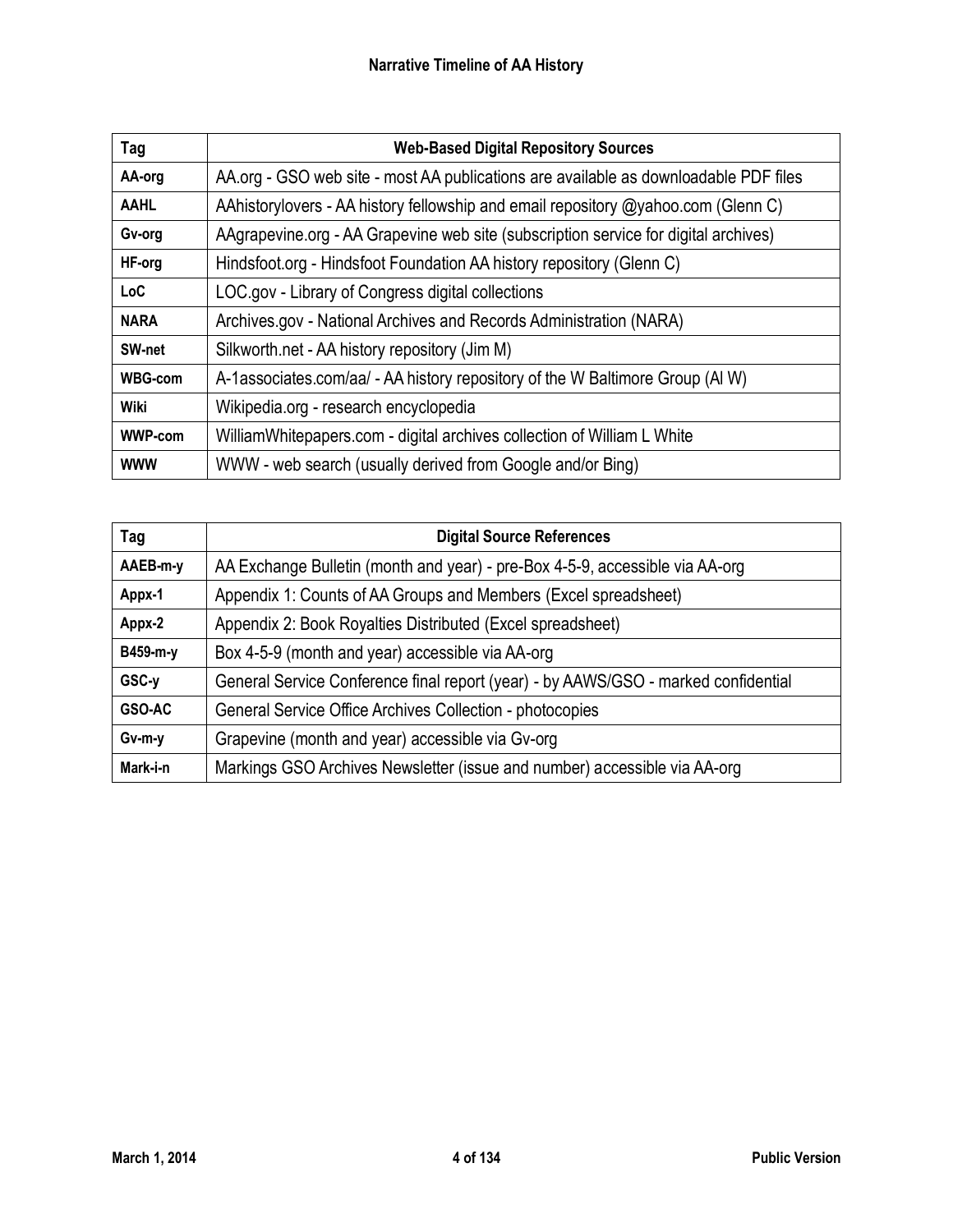| Tag | Web-Based Digital Repository Sources |
|---|---|
| AA-org | AA.org - GSO web site - most AA publications are available as downloadable PDF files |
| AAHL | AAhistorylovers - AA history fellowship and email repository @yahoo.com (Glenn C) |
| Gv-org | AAgrapevine.org - AA Grapevine web site (subscription service for digital archives) |
| HF-org | Hindsfoot.org - Hindsfoot Foundation AA history repository (Glenn C) |
| LoC | LOC.gov - Library of Congress digital collections |
| NARA | Archives.gov - National Archives and Records Administration (NARA) |
| SW-net | Silkworth.net - AA history repository (Jim M) |
| WBG-com | A-1associates.com/aa/ - AA history repository of the W Baltimore Group (Al W) |
| Wiki | Wikipedia.org - research encyclopedia |
| WWP-com | WilliamWhitepapers.com - digital archives collection of William L White |
| WWW | WWW - web search (usually derived from Google and/or Bing) |

| Tag | Digital Source References |
|---|---|
| AAEB-m-y | AA Exchange Bulletin (month and year) - pre-Box 4-5-9, accessible via AA-org |
| Appx-1 | Appendix 1: Counts of AA Groups and Members (Excel spreadsheet) |
| Appx-2 | Appendix 2: Book Royalties Distributed (Excel spreadsheet) |
| B459-m-y | Box 4-5-9 (month and year) accessible via AA-org |
| GSC-y | General Service Conference final report (year) - by AAWS/GSO - marked confidential |
| GSO-AC | General Service Office Archives Collection - photocopies |
| Gv-m-y | Grapevine (month and year) accessible via Gv-org |
| Mark-i-n | Markings GSO Archives Newsletter (issue and number) accessible via AA-org |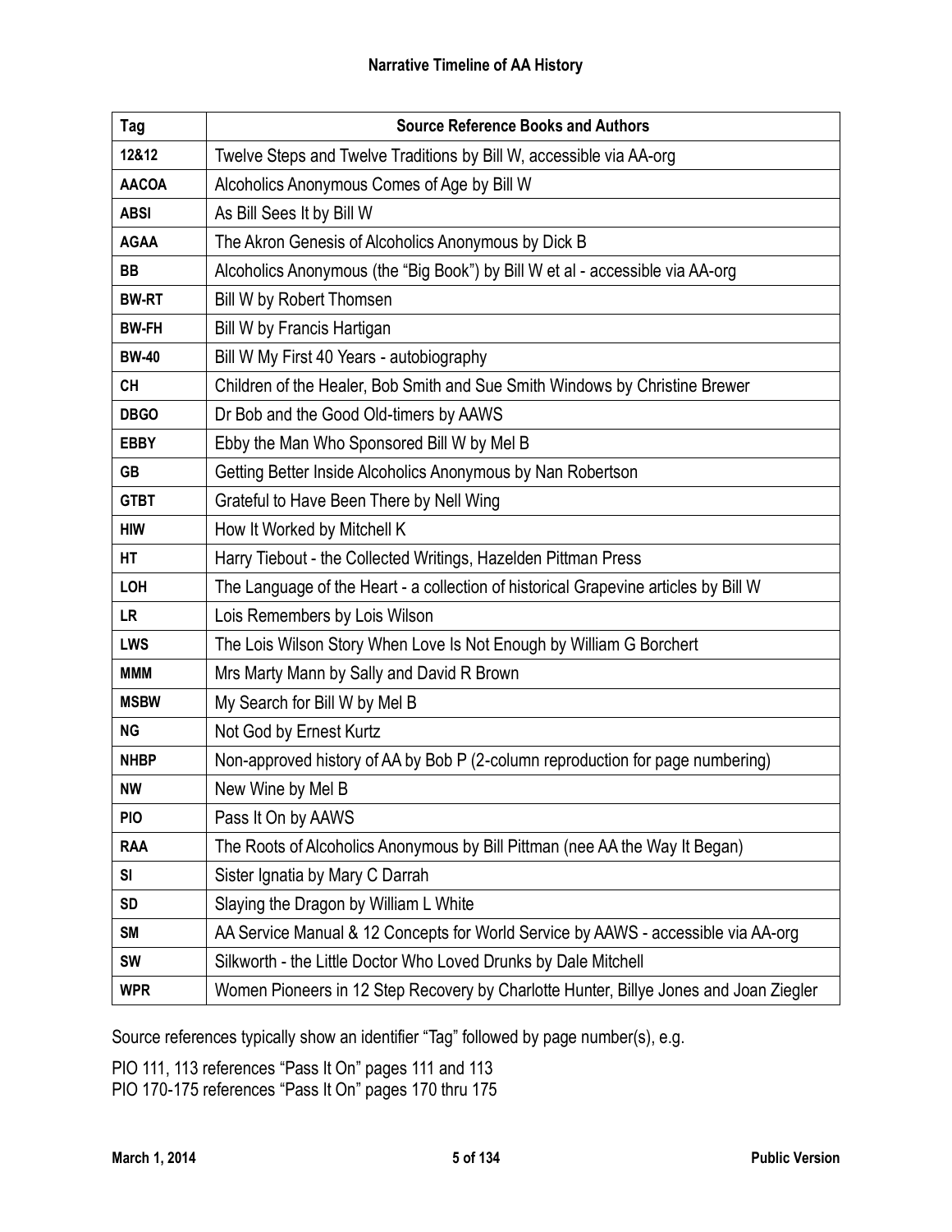| Tag | Source Reference Books and Authors |
|---|---|
| 12&12 | Twelve Steps and Twelve Traditions by Bill W, accessible via AA-org |
| AACOA | Alcoholics Anonymous Comes of Age by Bill W |
| ABSI | As Bill Sees It by Bill W |
| AGAA | The Akron Genesis of Alcoholics Anonymous by Dick B |
| BB | Alcoholics Anonymous (the "Big Book") by Bill W et al - accessible via AA-org |
| BW-RT | Bill W by Robert Thomsen |
| BW-FH | Bill W by Francis Hartigan |
| BW-40 | Bill W My First 40 Years - autobiography |
| CH | Children of the Healer, Bob Smith and Sue Smith Windows by Christine Brewer |
| DBGO | Dr Bob and the Good Old-timers by AAWS |
| EBBY | Ebby the Man Who Sponsored Bill W by Mel B |
| GB | Getting Better Inside Alcoholics Anonymous by Nan Robertson |
| GTBT | Grateful to Have Been There by Nell Wing |
| HIW | How It Worked by Mitchell K |
| HT | Harry Tiebout - the Collected Writings, Hazelden Pittman Press |
| LOH | The Language of the Heart - a collection of historical Grapevine articles by Bill W |
| LR | Lois Remembers by Lois Wilson |
| LWS | The Lois Wilson Story When Love Is Not Enough by William G Borchert |
| MMM | Mrs Marty Mann by Sally and David R Brown |
| MSBW | My Search for Bill W by Mel B |
| NG | Not God by Ernest Kurtz |
| NHBP | Non-approved history of AA by Bob P (2-column reproduction for page numbering) |
| NW | New Wine by Mel B |
| PIO | Pass It On by AAWS |
| RAA | The Roots of Alcoholics Anonymous by Bill Pittman (nee AA the Way It Began) |
| SI | Sister Ignatia by Mary C Darrah |
| SD | Slaying the Dragon by William L White |
| SM | AA Service Manual & 12 Concepts for World Service by AAWS - accessible via AA-org |
| SW | Silkworth - the Little Doctor Who Loved Drunks by Dale Mitchell |
| WPR | Women Pioneers in 12 Step Recovery by Charlotte Hunter, Billye Jones and Joan Ziegler |

Source references typically show an identifier "Tag" followed by page number(s), e.g.

PIO 111, 113 references "Pass It On" pages 111 and 113
PIO 170-175 references "Pass It On" pages 170 thru 175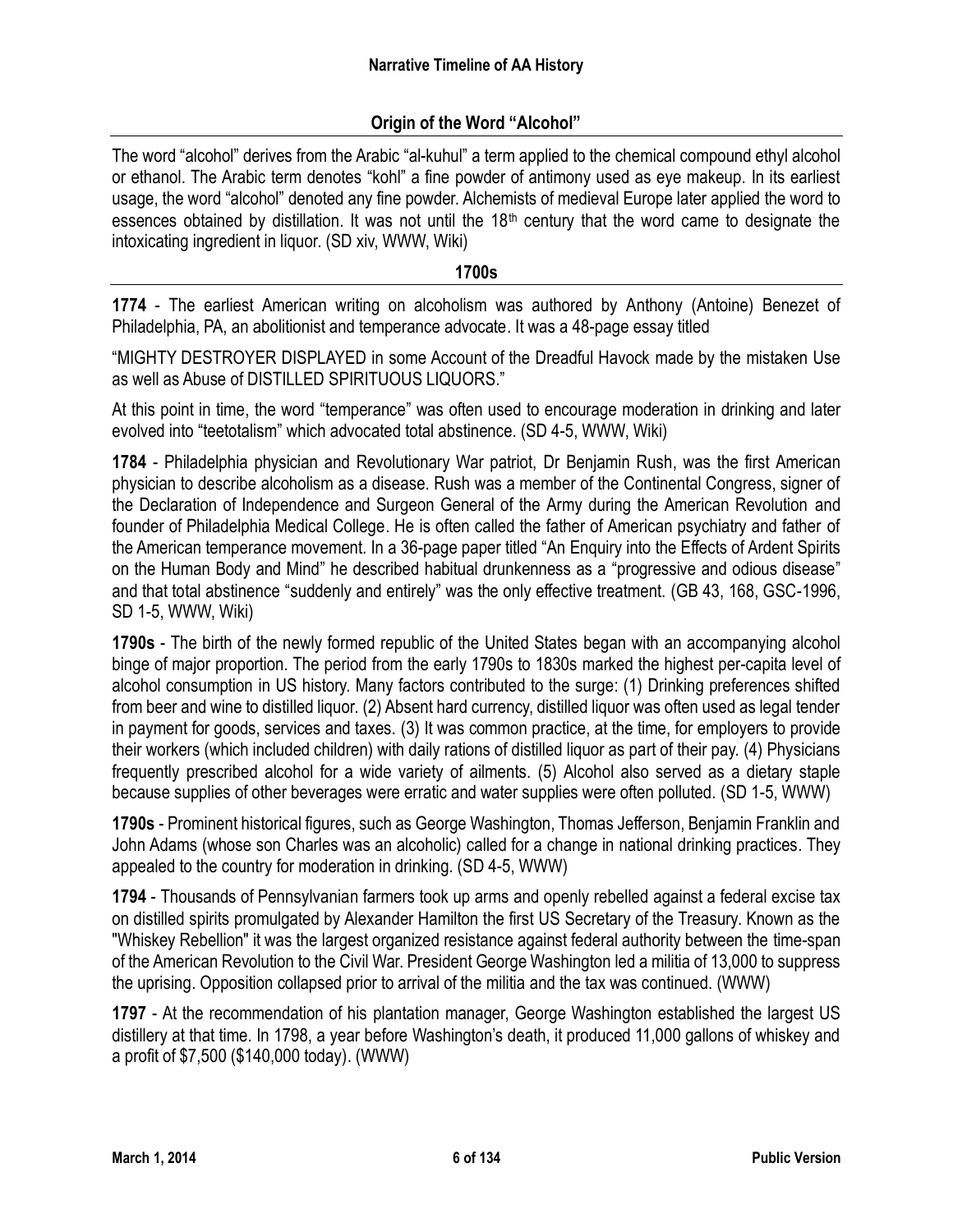## Origin of the Word "Alcohol"

The word "alcohol" derives from the Arabic "al-kuhul" a term applied to the chemical compound ethyl alcohol or ethanol. The Arabic term denotes "kohl" a fine powder of antimony used as eye makeup. In its earliest usage, the word "alcohol" denoted any fine powder. Alchemists of medieval Europe later applied the word to essences obtained by distillation. It was not until the 18th century that the word came to designate the intoxicating ingredient in liquor. (SD xiv, WWW, Wiki)

## 1700s

**1774** - The earliest American writing on alcoholism was authored by Anthony (Antoine) Benezet of Philadelphia, PA, an abolitionist and temperance advocate. It was a 48-page essay titled

"MIGHTY DESTROYER DISPLAYED in some Account of the Dreadful Havock made by the mistaken Use as well as Abuse of DISTILLED SPIRITUOUS LIQUORS."

At this point in time, the word "temperance" was often used to encourage moderation in drinking and later evolved into "teetotalism" which advocated total abstinence. (SD 4-5, WWW, Wiki)

**1784** - Philadelphia physician and Revolutionary War patriot, Dr Benjamin Rush, was the first American physician to describe alcoholism as a disease. Rush was a member of the Continental Congress, signer of the Declaration of Independence and Surgeon General of the Army during the American Revolution and founder of Philadelphia Medical College. He is often called the father of American psychiatry and father of the American temperance movement. In a 36-page paper titled "An Enquiry into the Effects of Ardent Spirits on the Human Body and Mind" he described habitual drunkenness as a "progressive and odious disease" and that total abstinence "suddenly and entirely" was the only effective treatment. (GB 43, 168, GSC-1996, SD 1-5, WWW, Wiki)

**1790s** - The birth of the newly formed republic of the United States began with an accompanying alcohol binge of major proportion. The period from the early 1790s to 1830s marked the highest per-capita level of alcohol consumption in US history. Many factors contributed to the surge: (1) Drinking preferences shifted from beer and wine to distilled liquor. (2) Absent hard currency, distilled liquor was often used as legal tender in payment for goods, services and taxes. (3) It was common practice, at the time, for employers to provide their workers (which included children) with daily rations of distilled liquor as part of their pay. (4) Physicians frequently prescribed alcohol for a wide variety of ailments. (5) Alcohol also served as a dietary staple because supplies of other beverages were erratic and water supplies were often polluted. (SD 1-5, WWW)

**1790s** - Prominent historical figures, such as George Washington, Thomas Jefferson, Benjamin Franklin and John Adams (whose son Charles was an alcoholic) called for a change in national drinking practices. They appealed to the country for moderation in drinking. (SD 4-5, WWW)

**1794** - Thousands of Pennsylvanian farmers took up arms and openly rebelled against a federal excise tax on distilled spirits promulgated by Alexander Hamilton the first US Secretary of the Treasury. Known as the "Whiskey Rebellion" it was the largest organized resistance against federal authority between the time-span of the American Revolution to the Civil War. President George Washington led a militia of 13,000 to suppress the uprising. Opposition collapsed prior to arrival of the militia and the tax was continued. (WWW)

**1797** - At the recommendation of his plantation manager, George Washington established the largest US distillery at that time. In 1798, a year before Washington's death, it produced 11,000 gallons of whiskey and a profit of $7,500 ($140,000 today). (WWW)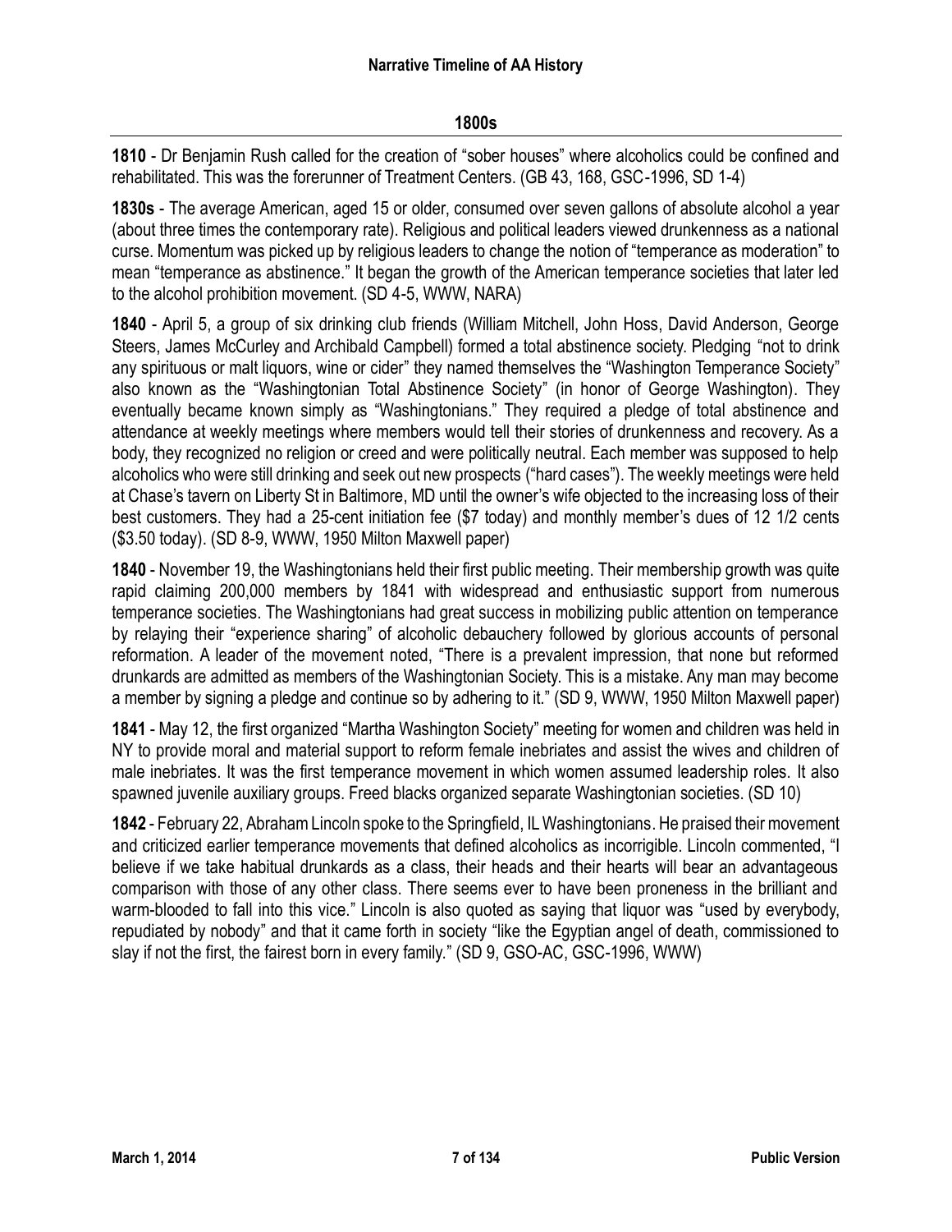## 1800s

**1810** - Dr Benjamin Rush called for the creation of "sober houses" where alcoholics could be confined and rehabilitated. This was the forerunner of Treatment Centers. (GB 43, 168, GSC-1996, SD 1-4)

**1830s** - The average American, aged 15 or older, consumed over seven gallons of absolute alcohol a year (about three times the contemporary rate). Religious and political leaders viewed drunkenness as a national curse. Momentum was picked up by religious leaders to change the notion of "temperance as moderation" to mean "temperance as abstinence." It began the growth of the American temperance societies that later led to the alcohol prohibition movement. (SD 4-5, WWW, NARA)

**1840** - April 5, a group of six drinking club friends (William Mitchell, John Hoss, David Anderson, George Steers, James McCurley and Archibald Campbell) formed a total abstinence society. Pledging "not to drink any spirituous or malt liquors, wine or cider" they named themselves the "Washington Temperance Society" also known as the "Washingtonian Total Abstinence Society" (in honor of George Washington). They eventually became known simply as "Washingtonians." They required a pledge of total abstinence and attendance at weekly meetings where members would tell their stories of drunkenness and recovery. As a body, they recognized no religion or creed and were politically neutral. Each member was supposed to help alcoholics who were still drinking and seek out new prospects ("hard cases"). The weekly meetings were held at Chase's tavern on Liberty St in Baltimore, MD until the owner's wife objected to the increasing loss of their best customers. They had a 25-cent initiation fee ($7 today) and monthly member's dues of 12 1/2 cents ($3.50 today). (SD 8-9, WWW, 1950 Milton Maxwell paper)

**1840** - November 19, the Washingtonians held their first public meeting. Their membership growth was quite rapid claiming 200,000 members by 1841 with widespread and enthusiastic support from numerous temperance societies. The Washingtonians had great success in mobilizing public attention on temperance by relaying their "experience sharing" of alcoholic debauchery followed by glorious accounts of personal reformation. A leader of the movement noted, "There is a prevalent impression, that none but reformed drunkards are admitted as members of the Washingtonian Society. This is a mistake. Any man may become a member by signing a pledge and continue so by adhering to it." (SD 9, WWW, 1950 Milton Maxwell paper)

**1841** - May 12, the first organized "Martha Washington Society" meeting for women and children was held in NY to provide moral and material support to reform female inebriates and assist the wives and children of male inebriates. It was the first temperance movement in which women assumed leadership roles. It also spawned juvenile auxiliary groups. Freed blacks organized separate Washingtonian societies. (SD 10)

**1842** - February 22, Abraham Lincoln spoke to the Springfield, IL Washingtonians. He praised their movement and criticized earlier temperance movements that defined alcoholics as incorrigible. Lincoln commented, "I believe if we take habitual drunkards as a class, their heads and their hearts will bear an advantageous comparison with those of any other class. There seems ever to have been proneness in the brilliant and warm-blooded to fall into this vice." Lincoln is also quoted as saying that liquor was "used by everybody, repudiated by nobody" and that it came forth in society "like the Egyptian angel of death, commissioned to slay if not the first, the fairest born in every family." (SD 9, GSO-AC, GSC-1996, WWW)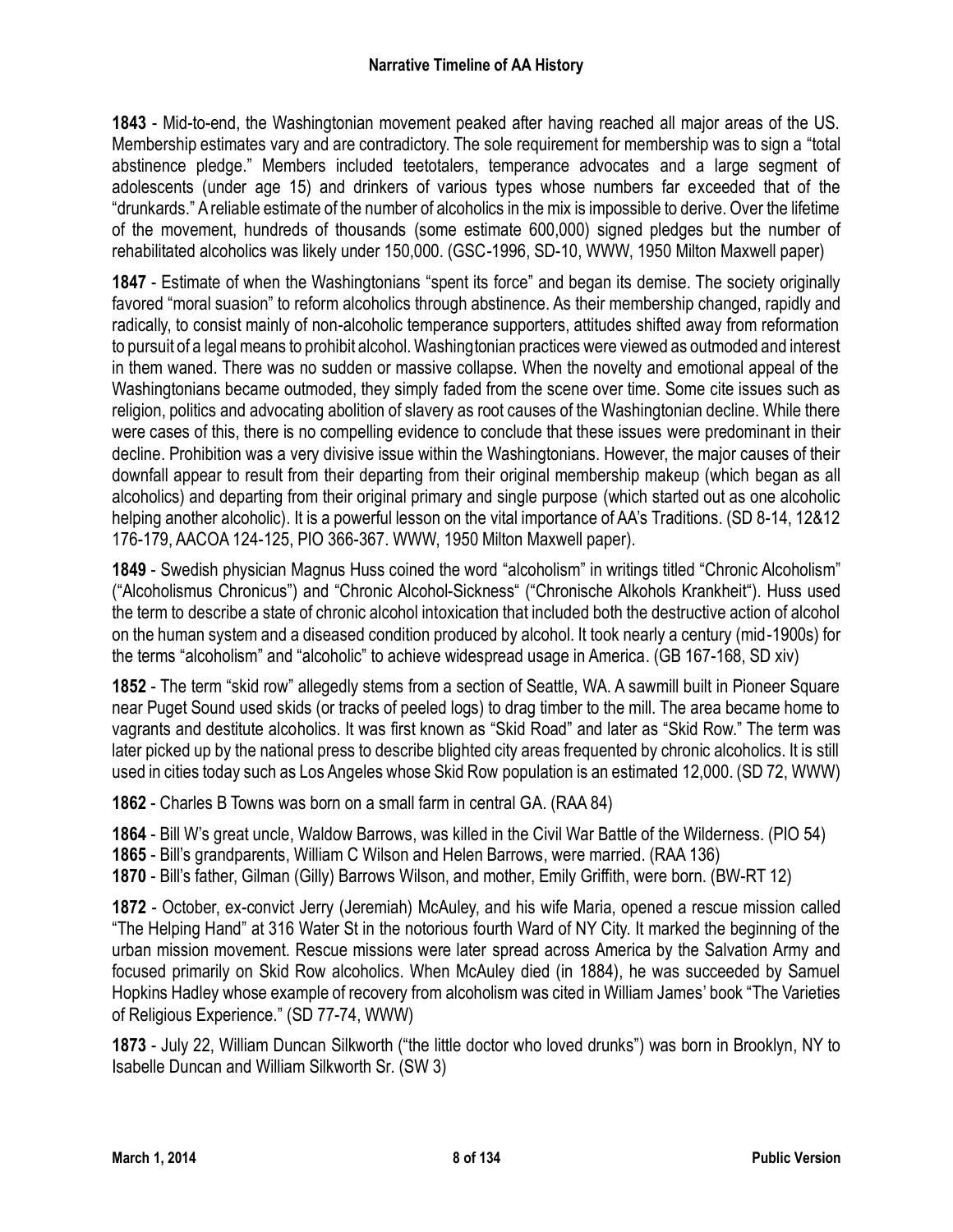**1843** - Mid-to-end, the Washingtonian movement peaked after having reached all major areas of the US. Membership estimates vary and are contradictory. The sole requirement for membership was to sign a "total abstinence pledge." Members included teetotalers, temperance advocates and a large segment of adolescents (under age 15) and drinkers of various types whose numbers far exceeded that of the "drunkards." A reliable estimate of the number of alcoholics in the mix is impossible to derive. Over the lifetime of the movement, hundreds of thousands (some estimate 600,000) signed pledges but the number of rehabilitated alcoholics was likely under 150,000. (GSC-1996, SD-10, WWW, 1950 Milton Maxwell paper)

**1847** - Estimate of when the Washingtonians "spent its force" and began its demise. The society originally favored "moral suasion" to reform alcoholics through abstinence. As their membership changed, rapidly and radically, to consist mainly of non-alcoholic temperance supporters, attitudes shifted away from reformation to pursuit of a legal means to prohibit alcohol. Washingtonian practices were viewed as outmoded and interest in them waned. There was no sudden or massive collapse. When the novelty and emotional appeal of the Washingtonians became outmoded, they simply faded from the scene over time. Some cite issues such as religion, politics and advocating abolition of slavery as root causes of the Washingtonian decline. While there were cases of this, there is no compelling evidence to conclude that these issues were predominant in their decline. Prohibition was a very divisive issue within the Washingtonians. However, the major causes of their downfall appear to result from their departing from their original membership makeup (which began as all alcoholics) and departing from their original primary and single purpose (which started out as one alcoholic helping another alcoholic). It is a powerful lesson on the vital importance of AA's Traditions. (SD 8-14, 12&12 176-179, AACOA 124-125, PIO 366-367. WWW, 1950 Milton Maxwell paper).

**1849** - Swedish physician Magnus Huss coined the word "alcoholism" in writings titled "Chronic Alcoholism" ("Alcoholismus Chronicus") and "Chronic Alcohol-Sickness" ("Chronische Alkohols Krankheit"). Huss used the term to describe a state of chronic alcohol intoxication that included both the destructive action of alcohol on the human system and a diseased condition produced by alcohol. It took nearly a century (mid-1900s) for the terms "alcoholism" and "alcoholic" to achieve widespread usage in America. (GB 167-168, SD xiv)

**1852** - The term "skid row" allegedly stems from a section of Seattle, WA. A sawmill built in Pioneer Square near Puget Sound used skids (or tracks of peeled logs) to drag timber to the mill. The area became home to vagrants and destitute alcoholics. It was first known as "Skid Road" and later as "Skid Row." The term was later picked up by the national press to describe blighted city areas frequented by chronic alcoholics. It is still used in cities today such as Los Angeles whose Skid Row population is an estimated 12,000. (SD 72, WWW)

**1862** - Charles B Towns was born on a small farm in central GA. (RAA 84)

**1864** - Bill W's great uncle, Waldow Barrows, was killed in the Civil War Battle of the Wilderness. (PIO 54)
**1865** - Bill's grandparents, William C Wilson and Helen Barrows, were married. (RAA 136)
**1870** - Bill's father, Gilman (Gilly) Barrows Wilson, and mother, Emily Griffith, were born. (BW-RT 12)

**1872** - October, ex-convict Jerry (Jeremiah) McAuley, and his wife Maria, opened a rescue mission called "The Helping Hand" at 316 Water St in the notorious fourth Ward of NY City. It marked the beginning of the urban mission movement. Rescue missions were later spread across America by the Salvation Army and focused primarily on Skid Row alcoholics. When McAuley died (in 1884), he was succeeded by Samuel Hopkins Hadley whose example of recovery from alcoholism was cited in William James' book "The Varieties of Religious Experience." (SD 77-74, WWW)

**1873** - July 22, William Duncan Silkworth ("the little doctor who loved drunks") was born in Brooklyn, NY to Isabelle Duncan and William Silkworth Sr. (SW 3)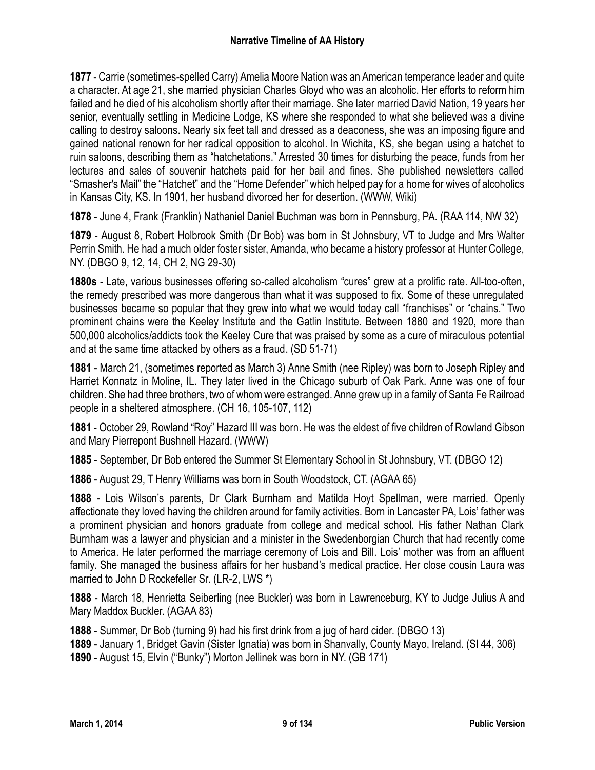**1877** - Carrie (sometimes-spelled Carry) Amelia Moore Nation was an American temperance leader and quite a character. At age 21, she married physician Charles Gloyd who was an alcoholic. Her efforts to reform him failed and he died of his alcoholism shortly after their marriage. She later married David Nation, 19 years her senior, eventually settling in Medicine Lodge, KS where she responded to what she believed was a divine calling to destroy saloons. Nearly six feet tall and dressed as a deaconess, she was an imposing figure and gained national renown for her radical opposition to alcohol. In Wichita, KS, she began using a hatchet to ruin saloons, describing them as "hatchetations." Arrested 30 times for disturbing the peace, funds from her lectures and sales of souvenir hatchets paid for her bail and fines. She published newsletters called "Smasher's Mail" the "Hatchet" and the "Home Defender" which helped pay for a home for wives of alcoholics in Kansas City, KS. In 1901, her husband divorced her for desertion. (WWW, Wiki)

**1878** - June 4, Frank (Franklin) Nathaniel Daniel Buchman was born in Pennsburg, PA. (RAA 114, NW 32)

**1879** - August 8, Robert Holbrook Smith (Dr Bob) was born in St Johnsbury, VT to Judge and Mrs Walter Perrin Smith. He had a much older foster sister, Amanda, who became a history professor at Hunter College, NY. (DBGO 9, 12, 14, CH 2, NG 29-30)

**1880s** - Late, various businesses offering so-called alcoholism "cures" grew at a prolific rate. All-too-often, the remedy prescribed was more dangerous than what it was supposed to fix. Some of these unregulated businesses became so popular that they grew into what we would today call "franchises" or "chains." Two prominent chains were the Keeley Institute and the Gatlin Institute. Between 1880 and 1920, more than 500,000 alcoholics/addicts took the Keeley Cure that was praised by some as a cure of miraculous potential and at the same time attacked by others as a fraud. (SD 51-71)

**1881** - March 21, (sometimes reported as March 3) Anne Smith (nee Ripley) was born to Joseph Ripley and Harriet Konnatz in Moline, IL. They later lived in the Chicago suburb of Oak Park. Anne was one of four children. She had three brothers, two of whom were estranged. Anne grew up in a family of Santa Fe Railroad people in a sheltered atmosphere. (CH 16, 105-107, 112)

**1881** - October 29, Rowland "Roy" Hazard III was born. He was the eldest of five children of Rowland Gibson and Mary Pierrepont Bushnell Hazard. (WWW)

**1885** - September, Dr Bob entered the Summer St Elementary School in St Johnsbury, VT. (DBGO 12)

**1886** - August 29, T Henry Williams was born in South Woodstock, CT. (AGAA 65)

**1888** - Lois Wilson's parents, Dr Clark Burnham and Matilda Hoyt Spellman, were married. Openly affectionate they loved having the children around for family activities. Born in Lancaster PA, Lois' father was a prominent physician and honors graduate from college and medical school. His father Nathan Clark Burnham was a lawyer and physician and a minister in the Swedenborgian Church that had recently come to America. He later performed the marriage ceremony of Lois and Bill. Lois' mother was from an affluent family. She managed the business affairs for her husband's medical practice. Her close cousin Laura was married to John D Rockefeller Sr. (LR-2, LWS *)

**1888** - March 18, Henrietta Seiberling (nee Buckler) was born in Lawrenceburg, KY to Judge Julius A and Mary Maddox Buckler. (AGAA 83)

**1888** - Summer, Dr Bob (turning 9) had his first drink from a jug of hard cider. (DBGO 13)

**1889** - January 1, Bridget Gavin (Sister Ignatia) was born in Shanvally, County Mayo, Ireland. (SI 44, 306)

**1890** - August 15, Elvin ("Bunky") Morton Jellinek was born in NY. (GB 171)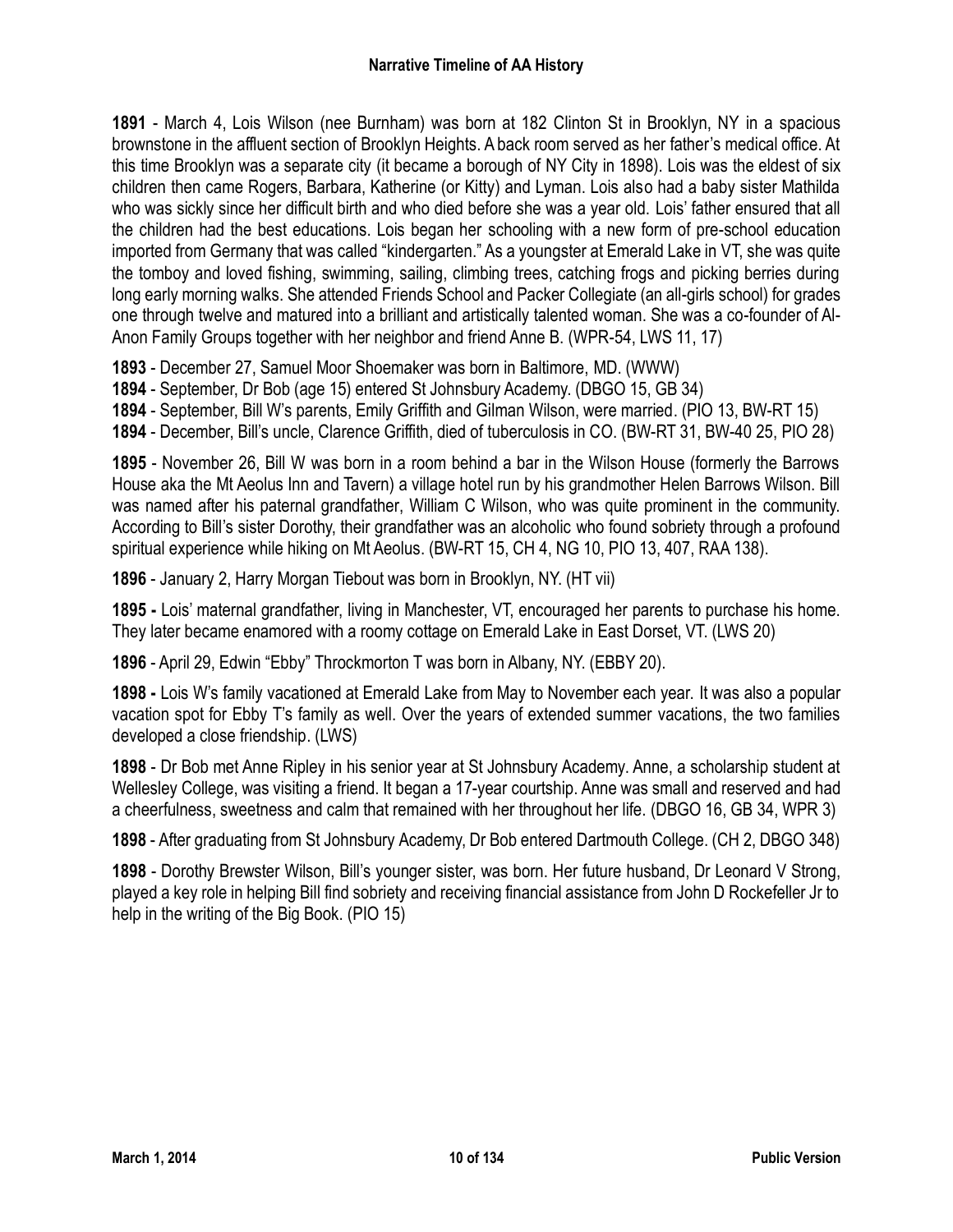**1891** - March 4, Lois Wilson (nee Burnham) was born at 182 Clinton St in Brooklyn, NY in a spacious brownstone in the affluent section of Brooklyn Heights. A back room served as her father's medical office. At this time Brooklyn was a separate city (it became a borough of NY City in 1898). Lois was the eldest of six children then came Rogers, Barbara, Katherine (or Kitty) and Lyman. Lois also had a baby sister Mathilda who was sickly since her difficult birth and who died before she was a year old. Lois' father ensured that all the children had the best educations. Lois began her schooling with a new form of pre-school education imported from Germany that was called "kindergarten." As a youngster at Emerald Lake in VT, she was quite the tomboy and loved fishing, swimming, sailing, climbing trees, catching frogs and picking berries during long early morning walks. She attended Friends School and Packer Collegiate (an all-girls school) for grades one through twelve and matured into a brilliant and artistically talented woman. She was a co-founder of Al-Anon Family Groups together with her neighbor and friend Anne B. (WPR-54, LWS 11, 17)

**1893** - December 27, Samuel Moor Shoemaker was born in Baltimore, MD. (WWW)

**1894** - September, Dr Bob (age 15) entered St Johnsbury Academy. (DBGO 15, GB 34)

**1894** - September, Bill W's parents, Emily Griffith and Gilman Wilson, were married. (PIO 13, BW-RT 15)

**1894** - December, Bill's uncle, Clarence Griffith, died of tuberculosis in CO. (BW-RT 31, BW-40 25, PIO 28)

**1895** - November 26, Bill W was born in a room behind a bar in the Wilson House (formerly the Barrows House aka the Mt Aeolus Inn and Tavern) a village hotel run by his grandmother Helen Barrows Wilson. Bill was named after his paternal grandfather, William C Wilson, who was quite prominent in the community. According to Bill's sister Dorothy, their grandfather was an alcoholic who found sobriety through a profound spiritual experience while hiking on Mt Aeolus. (BW-RT 15, CH 4, NG 10, PIO 13, 407, RAA 138).

**1896** - January 2, Harry Morgan Tiebout was born in Brooklyn, NY. (HT vii)

**1895 -** Lois' maternal grandfather, living in Manchester, VT, encouraged her parents to purchase his home. They later became enamored with a roomy cottage on Emerald Lake in East Dorset, VT. (LWS 20)

**1896** - April 29, Edwin "Ebby" Throckmorton T was born in Albany, NY. (EBBY 20).

**1898 -** Lois W's family vacationed at Emerald Lake from May to November each year. It was also a popular vacation spot for Ebby T's family as well. Over the years of extended summer vacations, the two families developed a close friendship. (LWS)

**1898** - Dr Bob met Anne Ripley in his senior year at St Johnsbury Academy. Anne, a scholarship student at Wellesley College, was visiting a friend. It began a 17-year courtship. Anne was small and reserved and had a cheerfulness, sweetness and calm that remained with her throughout her life. (DBGO 16, GB 34, WPR 3)

**1898** - After graduating from St Johnsbury Academy, Dr Bob entered Dartmouth College. (CH 2, DBGO 348)

**1898** - Dorothy Brewster Wilson, Bill's younger sister, was born. Her future husband, Dr Leonard V Strong, played a key role in helping Bill find sobriety and receiving financial assistance from John D Rockefeller Jr to help in the writing of the Big Book. (PIO 15)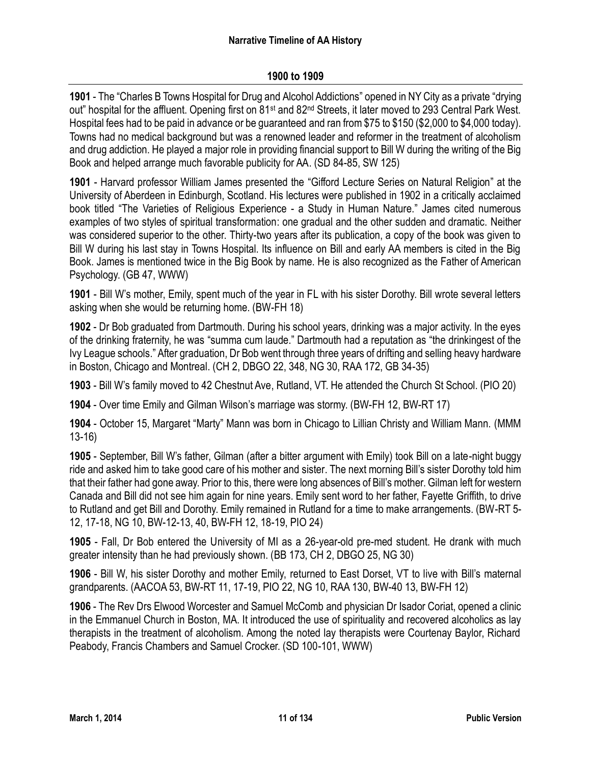## Narrative Timeline of AA History

### 1900 to 1909

**1901** - The "Charles B Towns Hospital for Drug and Alcohol Addictions" opened in NY City as a private "drying out" hospital for the affluent. Opening first on 81st and 82nd Streets, it later moved to 293 Central Park West. Hospital fees had to be paid in advance or be guaranteed and ran from $75 to $150 ($2,000 to $4,000 today). Towns had no medical background but was a renowned leader and reformer in the treatment of alcoholism and drug addiction. He played a major role in providing financial support to Bill W during the writing of the Big Book and helped arrange much favorable publicity for AA. (SD 84-85, SW 125)

**1901** - Harvard professor William James presented the "Gifford Lecture Series on Natural Religion" at the University of Aberdeen in Edinburgh, Scotland. His lectures were published in 1902 in a critically acclaimed book titled "The Varieties of Religious Experience - a Study in Human Nature." James cited numerous examples of two styles of spiritual transformation: one gradual and the other sudden and dramatic. Neither was considered superior to the other. Thirty-two years after its publication, a copy of the book was given to Bill W during his last stay in Towns Hospital. Its influence on Bill and early AA members is cited in the Big Book. James is mentioned twice in the Big Book by name. He is also recognized as the Father of American Psychology. (GB 47, WWW)

**1901** - Bill W's mother, Emily, spent much of the year in FL with his sister Dorothy. Bill wrote several letters asking when she would be returning home. (BW-FH 18)

**1902** - Dr Bob graduated from Dartmouth. During his school years, drinking was a major activity. In the eyes of the drinking fraternity, he was "summa cum laude." Dartmouth had a reputation as "the drinkingest of the Ivy League schools." After graduation, Dr Bob went through three years of drifting and selling heavy hardware in Boston, Chicago and Montreal. (CH 2, DBGO 22, 348, NG 30, RAA 172, GB 34-35)

**1903** - Bill W's family moved to 42 Chestnut Ave, Rutland, VT. He attended the Church St School. (PIO 20)

**1904** - Over time Emily and Gilman Wilson's marriage was stormy. (BW-FH 12, BW-RT 17)

**1904** - October 15, Margaret "Marty" Mann was born in Chicago to Lillian Christy and William Mann. (MMM 13-16)

**1905** - September, Bill W's father, Gilman (after a bitter argument with Emily) took Bill on a late-night buggy ride and asked him to take good care of his mother and sister. The next morning Bill's sister Dorothy told him that their father had gone away. Prior to this, there were long absences of Bill's mother. Gilman left for western Canada and Bill did not see him again for nine years. Emily sent word to her father, Fayette Griffith, to drive to Rutland and get Bill and Dorothy. Emily remained in Rutland for a time to make arrangements. (BW-RT 5-12, 17-18, NG 10, BW-12-13, 40, BW-FH 12, 18-19, PIO 24)

**1905** - Fall, Dr Bob entered the University of MI as a 26-year-old pre-med student. He drank with much greater intensity than he had previously shown. (BB 173, CH 2, DBGO 25, NG 30)

**1906** - Bill W, his sister Dorothy and mother Emily, returned to East Dorset, VT to live with Bill's maternal grandparents. (AACOA 53, BW-RT 11, 17-19, PIO 22, NG 10, RAA 130, BW-40 13, BW-FH 12)

**1906** - The Rev Drs Elwood Worcester and Samuel McComb and physician Dr Isador Coriat, opened a clinic in the Emmanuel Church in Boston, MA. It introduced the use of spirituality and recovered alcoholics as lay therapists in the treatment of alcoholism. Among the noted lay therapists were Courtenay Baylor, Richard Peabody, Francis Chambers and Samuel Crocker. (SD 100-101, WWW)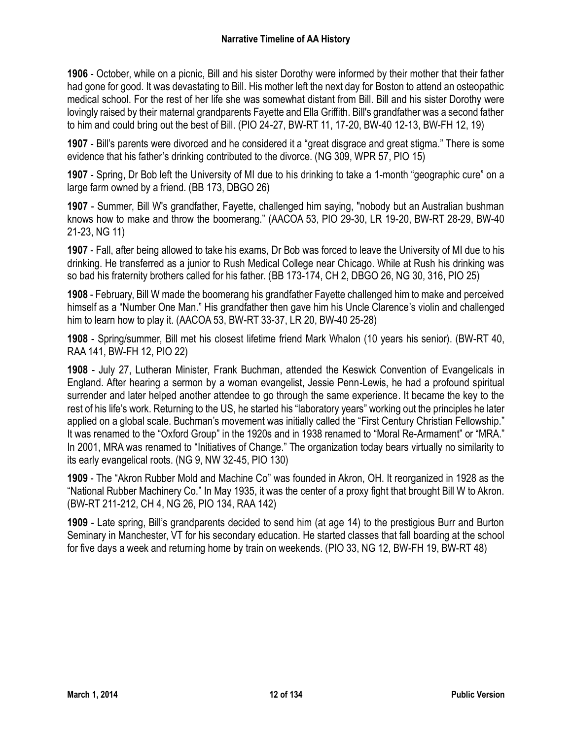**1906** - October, while on a picnic, Bill and his sister Dorothy were informed by their mother that their father had gone for good. It was devastating to Bill. His mother left the next day for Boston to attend an osteopathic medical school. For the rest of her life she was somewhat distant from Bill. Bill and his sister Dorothy were lovingly raised by their maternal grandparents Fayette and Ella Griffith. Bill's grandfather was a second father to him and could bring out the best of Bill. (PIO 24-27, BW-RT 11, 17-20, BW-40 12-13, BW-FH 12, 19)

**1907** - Bill's parents were divorced and he considered it a "great disgrace and great stigma." There is some evidence that his father's drinking contributed to the divorce. (NG 309, WPR 57, PIO 15)

**1907** - Spring, Dr Bob left the University of MI due to his drinking to take a 1-month "geographic cure" on a large farm owned by a friend. (BB 173, DBGO 26)

**1907** - Summer, Bill W's grandfather, Fayette, challenged him saying, "nobody but an Australian bushman knows how to make and throw the boomerang." (AACOA 53, PIO 29-30, LR 19-20, BW-RT 28-29, BW-40 21-23, NG 11)

**1907** - Fall, after being allowed to take his exams, Dr Bob was forced to leave the University of MI due to his drinking. He transferred as a junior to Rush Medical College near Chicago. While at Rush his drinking was so bad his fraternity brothers called for his father. (BB 173-174, CH 2, DBGO 26, NG 30, 316, PIO 25)

**1908** - February, Bill W made the boomerang his grandfather Fayette challenged him to make and perceived himself as a "Number One Man." His grandfather then gave him his Uncle Clarence's violin and challenged him to learn how to play it. (AACOA 53, BW-RT 33-37, LR 20, BW-40 25-28)

**1908** - Spring/summer, Bill met his closest lifetime friend Mark Whalon (10 years his senior). (BW-RT 40, RAA 141, BW-FH 12, PIO 22)

**1908** - July 27, Lutheran Minister, Frank Buchman, attended the Keswick Convention of Evangelicals in England. After hearing a sermon by a woman evangelist, Jessie Penn-Lewis, he had a profound spiritual surrender and later helped another attendee to go through the same experience. It became the key to the rest of his life's work. Returning to the US, he started his "laboratory years" working out the principles he later applied on a global scale. Buchman's movement was initially called the "First Century Christian Fellowship." It was renamed to the "Oxford Group" in the 1920s and in 1938 renamed to "Moral Re-Armament" or "MRA." In 2001, MRA was renamed to "Initiatives of Change." The organization today bears virtually no similarity to its early evangelical roots. (NG 9, NW 32-45, PIO 130)

**1909** - The "Akron Rubber Mold and Machine Co" was founded in Akron, OH. It reorganized in 1928 as the "National Rubber Machinery Co." In May 1935, it was the center of a proxy fight that brought Bill W to Akron. (BW-RT 211-212, CH 4, NG 26, PIO 134, RAA 142)

**1909** - Late spring, Bill's grandparents decided to send him (at age 14) to the prestigious Burr and Burton Seminary in Manchester, VT for his secondary education. He started classes that fall boarding at the school for five days a week and returning home by train on weekends. (PIO 33, NG 12, BW-FH 19, BW-RT 48)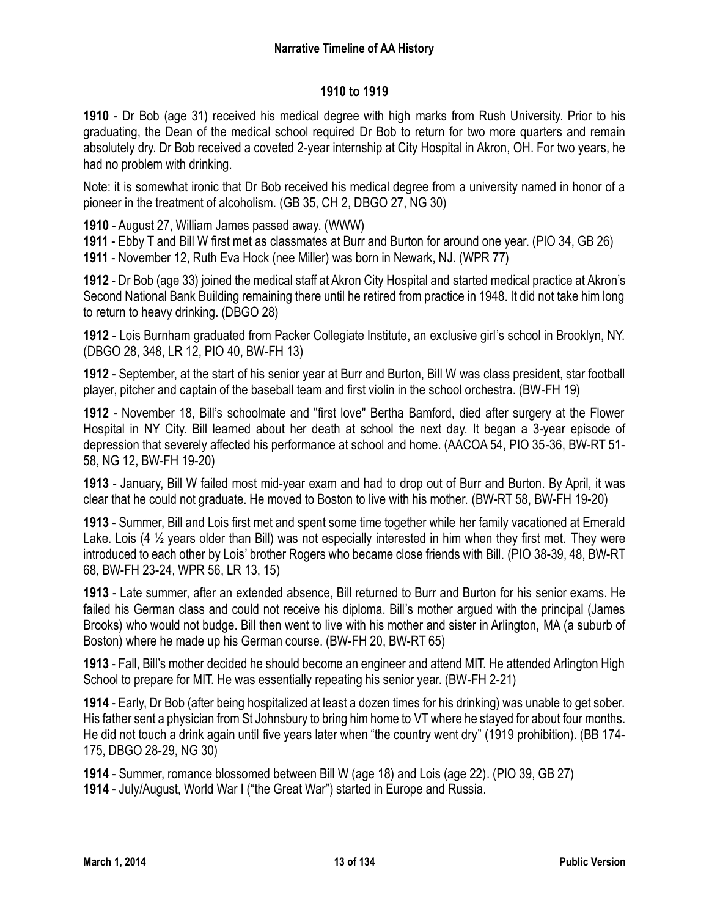## 1910 to 1919

**1910** - Dr Bob (age 31) received his medical degree with high marks from Rush University. Prior to his graduating, the Dean of the medical school required Dr Bob to return for two more quarters and remain absolutely dry. Dr Bob received a coveted 2-year internship at City Hospital in Akron, OH. For two years, he had no problem with drinking.

Note: it is somewhat ironic that Dr Bob received his medical degree from a university named in honor of a pioneer in the treatment of alcoholism. (GB 35, CH 2, DBGO 27, NG 30)

**1910** - August 27, William James passed away. (WWW)

**1911** - Ebby T and Bill W first met as classmates at Burr and Burton for around one year. (PIO 34, GB 26)

**1911** - November 12, Ruth Eva Hock (nee Miller) was born in Newark, NJ. (WPR 77)

**1912** - Dr Bob (age 33) joined the medical staff at Akron City Hospital and started medical practice at Akron's Second National Bank Building remaining there until he retired from practice in 1948. It did not take him long to return to heavy drinking. (DBGO 28)

**1912** - Lois Burnham graduated from Packer Collegiate Institute, an exclusive girl's school in Brooklyn, NY. (DBGO 28, 348, LR 12, PIO 40, BW-FH 13)

**1912** - September, at the start of his senior year at Burr and Burton, Bill W was class president, star football player, pitcher and captain of the baseball team and first violin in the school orchestra. (BW-FH 19)

**1912** - November 18, Bill's schoolmate and "first love" Bertha Bamford, died after surgery at the Flower Hospital in NY City. Bill learned about her death at school the next day. It began a 3-year episode of depression that severely affected his performance at school and home. (AACOA 54, PIO 35-36, BW-RT 51-58, NG 12, BW-FH 19-20)

**1913** - January, Bill W failed most mid-year exam and had to drop out of Burr and Burton. By April, it was clear that he could not graduate. He moved to Boston to live with his mother. (BW-RT 58, BW-FH 19-20)

**1913** - Summer, Bill and Lois first met and spent some time together while her family vacationed at Emerald Lake. Lois (4 ½ years older than Bill) was not especially interested in him when they first met. They were introduced to each other by Lois' brother Rogers who became close friends with Bill. (PIO 38-39, 48, BW-RT 68, BW-FH 23-24, WPR 56, LR 13, 15)

**1913** - Late summer, after an extended absence, Bill returned to Burr and Burton for his senior exams. He failed his German class and could not receive his diploma. Bill's mother argued with the principal (James Brooks) who would not budge. Bill then went to live with his mother and sister in Arlington, MA (a suburb of Boston) where he made up his German course. (BW-FH 20, BW-RT 65)

**1913** - Fall, Bill's mother decided he should become an engineer and attend MIT. He attended Arlington High School to prepare for MIT. He was essentially repeating his senior year. (BW-FH 2-21)

**1914** - Early, Dr Bob (after being hospitalized at least a dozen times for his drinking) was unable to get sober. His father sent a physician from St Johnsbury to bring him home to VT where he stayed for about four months. He did not touch a drink again until five years later when "the country went dry" (1919 prohibition). (BB 174-175, DBGO 28-29, NG 30)

**1914** - Summer, romance blossomed between Bill W (age 18) and Lois (age 22). (PIO 39, GB 27)

**1914** - July/August, World War I ("the Great War") started in Europe and Russia.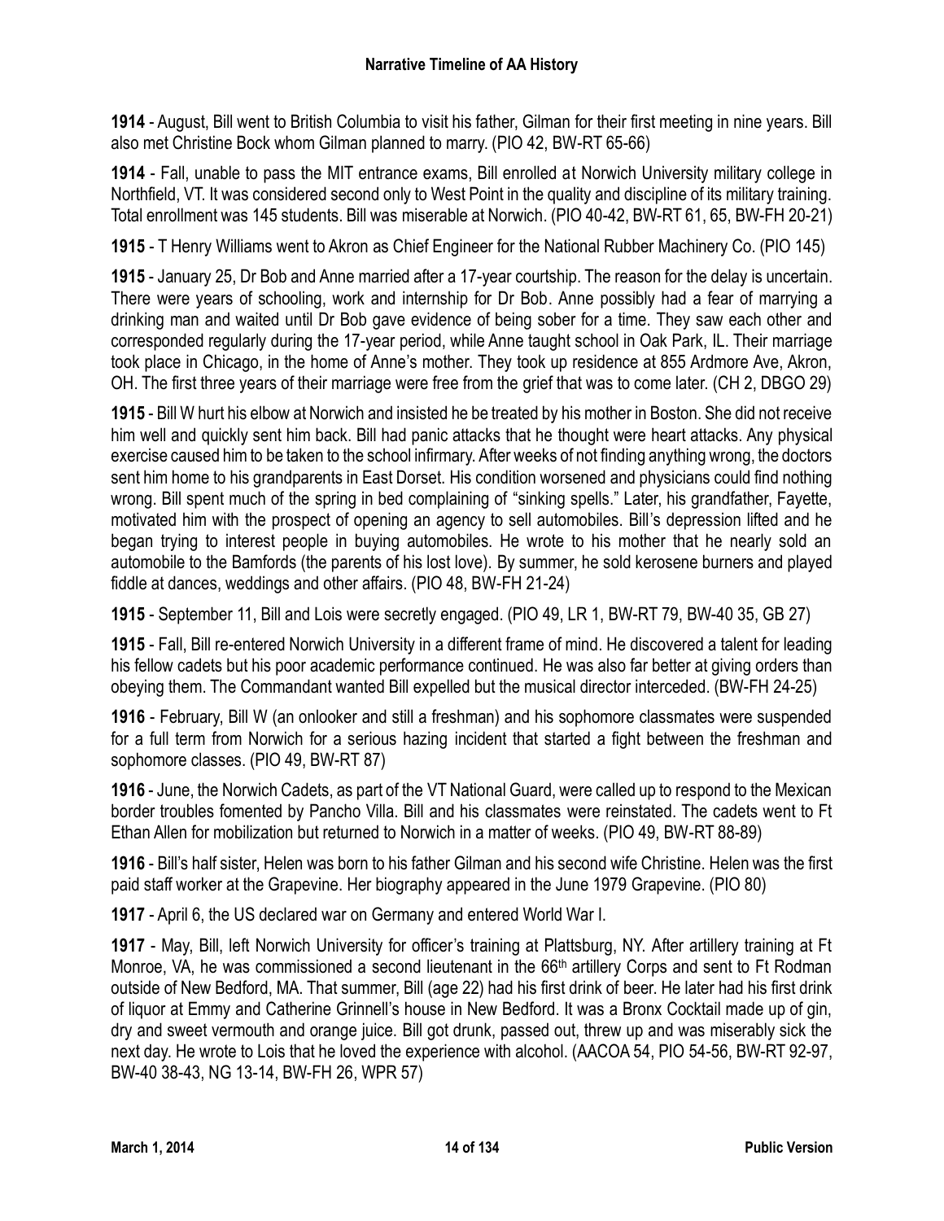**1914** - August, Bill went to British Columbia to visit his father, Gilman for their first meeting in nine years. Bill also met Christine Bock whom Gilman planned to marry. (PIO 42, BW-RT 65-66)

**1914** - Fall, unable to pass the MIT entrance exams, Bill enrolled at Norwich University military college in Northfield, VT. It was considered second only to West Point in the quality and discipline of its military training. Total enrollment was 145 students. Bill was miserable at Norwich. (PIO 40-42, BW-RT 61, 65, BW-FH 20-21)

**1915** - T Henry Williams went to Akron as Chief Engineer for the National Rubber Machinery Co. (PIO 145)

**1915** - January 25, Dr Bob and Anne married after a 17-year courtship. The reason for the delay is uncertain. There were years of schooling, work and internship for Dr Bob. Anne possibly had a fear of marrying a drinking man and waited until Dr Bob gave evidence of being sober for a time. They saw each other and corresponded regularly during the 17-year period, while Anne taught school in Oak Park, IL. Their marriage took place in Chicago, in the home of Anne's mother. They took up residence at 855 Ardmore Ave, Akron, OH. The first three years of their marriage were free from the grief that was to come later. (CH 2, DBGO 29)

**1915** - Bill W hurt his elbow at Norwich and insisted he be treated by his mother in Boston. She did not receive him well and quickly sent him back. Bill had panic attacks that he thought were heart attacks. Any physical exercise caused him to be taken to the school infirmary. After weeks of not finding anything wrong, the doctors sent him home to his grandparents in East Dorset. His condition worsened and physicians could find nothing wrong. Bill spent much of the spring in bed complaining of "sinking spells." Later, his grandfather, Fayette, motivated him with the prospect of opening an agency to sell automobiles. Bill's depression lifted and he began trying to interest people in buying automobiles. He wrote to his mother that he nearly sold an automobile to the Bamfords (the parents of his lost love). By summer, he sold kerosene burners and played fiddle at dances, weddings and other affairs. (PIO 48, BW-FH 21-24)

**1915** - September 11, Bill and Lois were secretly engaged. (PIO 49, LR 1, BW-RT 79, BW-40 35, GB 27)

**1915** - Fall, Bill re-entered Norwich University in a different frame of mind. He discovered a talent for leading his fellow cadets but his poor academic performance continued. He was also far better at giving orders than obeying them. The Commandant wanted Bill expelled but the musical director interceded. (BW-FH 24-25)

**1916** - February, Bill W (an onlooker and still a freshman) and his sophomore classmates were suspended for a full term from Norwich for a serious hazing incident that started a fight between the freshman and sophomore classes. (PIO 49, BW-RT 87)

**1916** - June, the Norwich Cadets, as part of the VT National Guard, were called up to respond to the Mexican border troubles fomented by Pancho Villa. Bill and his classmates were reinstated. The cadets went to Ft Ethan Allen for mobilization but returned to Norwich in a matter of weeks. (PIO 49, BW-RT 88-89)

**1916** - Bill's half sister, Helen was born to his father Gilman and his second wife Christine. Helen was the first paid staff worker at the Grapevine. Her biography appeared in the June 1979 Grapevine. (PIO 80)

**1917** - April 6, the US declared war on Germany and entered World War I.

**1917** - May, Bill, left Norwich University for officer's training at Plattsburg, NY. After artillery training at Ft Monroe, VA, he was commissioned a second lieutenant in the 66th artillery Corps and sent to Ft Rodman outside of New Bedford, MA. That summer, Bill (age 22) had his first drink of beer. He later had his first drink of liquor at Emmy and Catherine Grinnell's house in New Bedford. It was a Bronx Cocktail made up of gin, dry and sweet vermouth and orange juice. Bill got drunk, passed out, threw up and was miserably sick the next day. He wrote to Lois that he loved the experience with alcohol. (AACOA 54, PIO 54-56, BW-RT 92-97, BW-40 38-43, NG 13-14, BW-FH 26, WPR 57)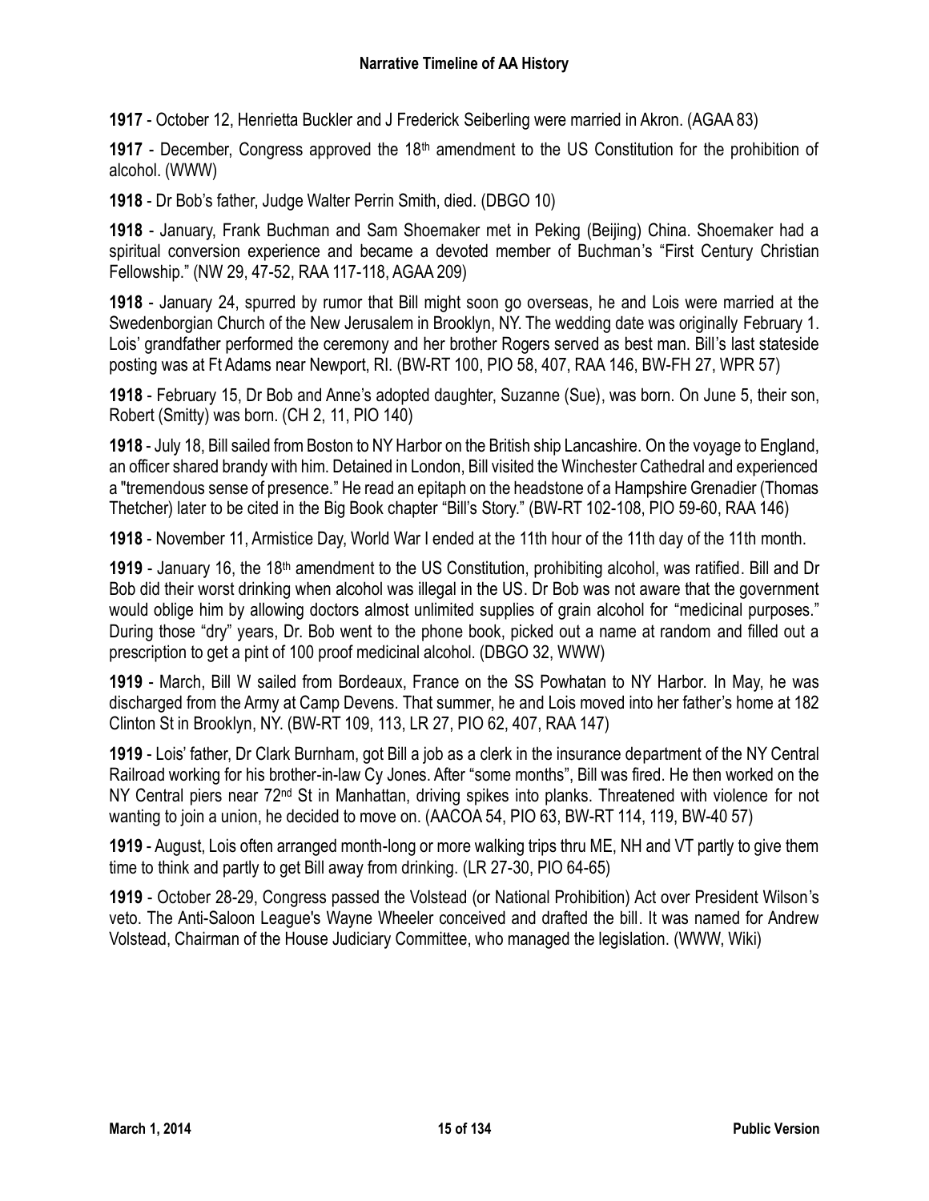**1917** - October 12, Henrietta Buckler and J Frederick Seiberling were married in Akron. (AGAA 83)

**1917** - December, Congress approved the 18th amendment to the US Constitution for the prohibition of alcohol. (WWW)

**1918** - Dr Bob's father, Judge Walter Perrin Smith, died. (DBGO 10)

**1918** - January, Frank Buchman and Sam Shoemaker met in Peking (Beijing) China. Shoemaker had a spiritual conversion experience and became a devoted member of Buchman's "First Century Christian Fellowship." (NW 29, 47-52, RAA 117-118, AGAA 209)

**1918** - January 24, spurred by rumor that Bill might soon go overseas, he and Lois were married at the Swedenborgian Church of the New Jerusalem in Brooklyn, NY. The wedding date was originally February 1. Lois' grandfather performed the ceremony and her brother Rogers served as best man. Bill's last stateside posting was at Ft Adams near Newport, RI. (BW-RT 100, PIO 58, 407, RAA 146, BW-FH 27, WPR 57)

**1918** - February 15, Dr Bob and Anne's adopted daughter, Suzanne (Sue), was born. On June 5, their son, Robert (Smitty) was born. (CH 2, 11, PIO 140)

**1918** - July 18, Bill sailed from Boston to NY Harbor on the British ship Lancashire. On the voyage to England, an officer shared brandy with him. Detained in London, Bill visited the Winchester Cathedral and experienced a "tremendous sense of presence." He read an epitaph on the headstone of a Hampshire Grenadier (Thomas Thetcher) later to be cited in the Big Book chapter "Bill's Story." (BW-RT 102-108, PIO 59-60, RAA 146)

**1918** - November 11, Armistice Day, World War I ended at the 11th hour of the 11th day of the 11th month.

**1919** - January 16, the 18th amendment to the US Constitution, prohibiting alcohol, was ratified. Bill and Dr Bob did their worst drinking when alcohol was illegal in the US. Dr Bob was not aware that the government would oblige him by allowing doctors almost unlimited supplies of grain alcohol for "medicinal purposes." During those "dry" years, Dr. Bob went to the phone book, picked out a name at random and filled out a prescription to get a pint of 100 proof medicinal alcohol. (DBGO 32, WWW)

**1919** - March, Bill W sailed from Bordeaux, France on the SS Powhatan to NY Harbor. In May, he was discharged from the Army at Camp Devens. That summer, he and Lois moved into her father's home at 182 Clinton St in Brooklyn, NY. (BW-RT 109, 113, LR 27, PIO 62, 407, RAA 147)

**1919** - Lois' father, Dr Clark Burnham, got Bill a job as a clerk in the insurance department of the NY Central Railroad working for his brother-in-law Cy Jones. After "some months", Bill was fired. He then worked on the NY Central piers near 72nd St in Manhattan, driving spikes into planks. Threatened with violence for not wanting to join a union, he decided to move on. (AACOA 54, PIO 63, BW-RT 114, 119, BW-40 57)

**1919** - August, Lois often arranged month-long or more walking trips thru ME, NH and VT partly to give them time to think and partly to get Bill away from drinking. (LR 27-30, PIO 64-65)

**1919** - October 28-29, Congress passed the Volstead (or National Prohibition) Act over President Wilson's veto. The Anti-Saloon League's Wayne Wheeler conceived and drafted the bill. It was named for Andrew Volstead, Chairman of the House Judiciary Committee, who managed the legislation. (WWW, Wiki)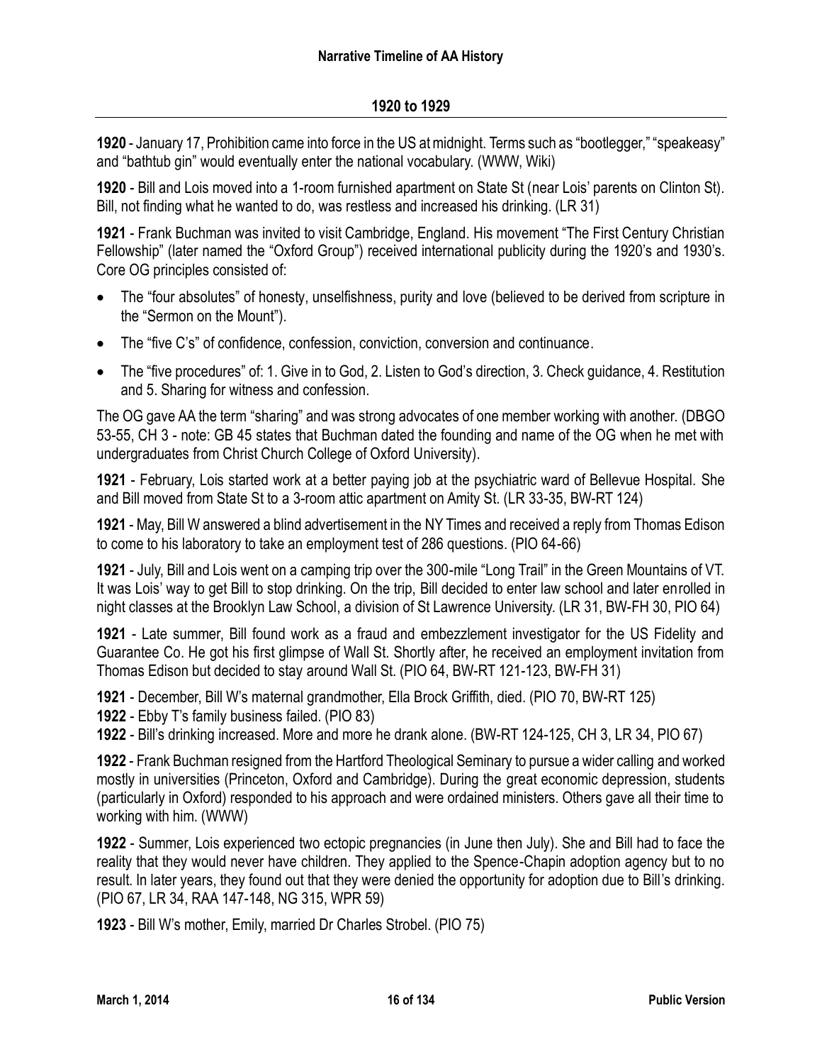## 1920 to 1929

**1920** - January 17, Prohibition came into force in the US at midnight. Terms such as "bootlegger," "speakeasy" and "bathtub gin" would eventually enter the national vocabulary. (WWW, Wiki)

**1920** - Bill and Lois moved into a 1-room furnished apartment on State St (near Lois' parents on Clinton St). Bill, not finding what he wanted to do, was restless and increased his drinking. (LR 31)

**1921** - Frank Buchman was invited to visit Cambridge, England. His movement "The First Century Christian Fellowship" (later named the "Oxford Group") received international publicity during the 1920's and 1930's. Core OG principles consisted of:

- The "four absolutes" of honesty, unselfishness, purity and love (believed to be derived from scripture in the "Sermon on the Mount").
- The "five C's" of confidence, confession, conviction, conversion and continuance.
- The "five procedures" of: 1. Give in to God, 2. Listen to God's direction, 3. Check guidance, 4. Restitution and 5. Sharing for witness and confession.

The OG gave AA the term "sharing" and was strong advocates of one member working with another. (DBGO 53-55, CH 3 - note: GB 45 states that Buchman dated the founding and name of the OG when he met with undergraduates from Christ Church College of Oxford University).

**1921** - February, Lois started work at a better paying job at the psychiatric ward of Bellevue Hospital. She and Bill moved from State St to a 3-room attic apartment on Amity St. (LR 33-35, BW-RT 124)

**1921** - May, Bill W answered a blind advertisement in the NY Times and received a reply from Thomas Edison to come to his laboratory to take an employment test of 286 questions. (PIO 64-66)

**1921** - July, Bill and Lois went on a camping trip over the 300-mile "Long Trail" in the Green Mountains of VT. It was Lois' way to get Bill to stop drinking. On the trip, Bill decided to enter law school and later enrolled in night classes at the Brooklyn Law School, a division of St Lawrence University. (LR 31, BW-FH 30, PIO 64)

**1921** - Late summer, Bill found work as a fraud and embezzlement investigator for the US Fidelity and Guarantee Co. He got his first glimpse of Wall St. Shortly after, he received an employment invitation from Thomas Edison but decided to stay around Wall St. (PIO 64, BW-RT 121-123, BW-FH 31)

**1921** - December, Bill W's maternal grandmother, Ella Brock Griffith, died. (PIO 70, BW-RT 125)

**1922** - Ebby T's family business failed. (PIO 83)

**1922** - Bill's drinking increased. More and more he drank alone. (BW-RT 124-125, CH 3, LR 34, PIO 67)

**1922** - Frank Buchman resigned from the Hartford Theological Seminary to pursue a wider calling and worked mostly in universities (Princeton, Oxford and Cambridge). During the great economic depression, students (particularly in Oxford) responded to his approach and were ordained ministers. Others gave all their time to working with him. (WWW)

**1922** - Summer, Lois experienced two ectopic pregnancies (in June then July). She and Bill had to face the reality that they would never have children. They applied to the Spence-Chapin adoption agency but to no result. In later years, they found out that they were denied the opportunity for adoption due to Bill's drinking. (PIO 67, LR 34, RAA 147-148, NG 315, WPR 59)

**1923** - Bill W's mother, Emily, married Dr Charles Strobel. (PIO 75)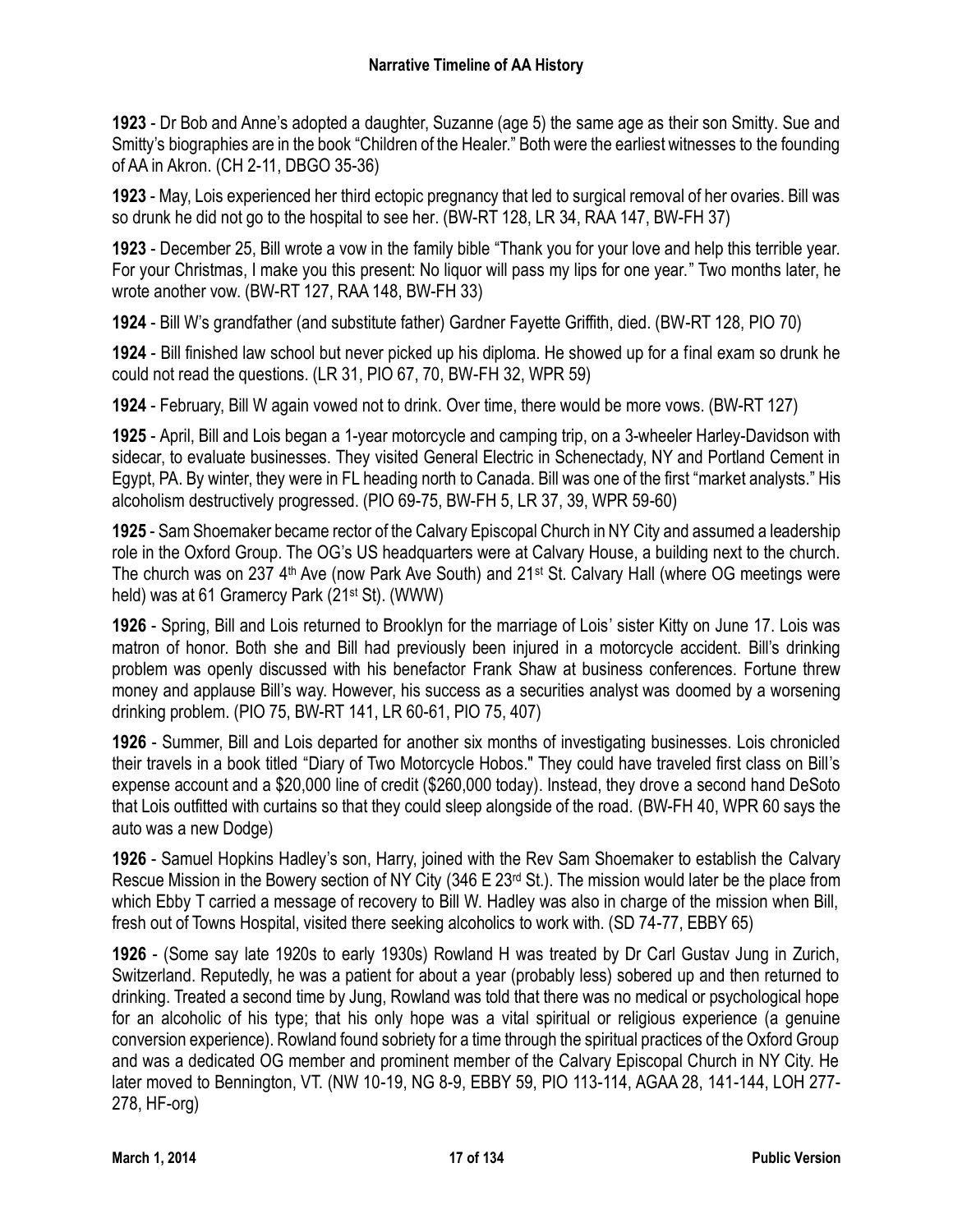**1923** - Dr Bob and Anne's adopted a daughter, Suzanne (age 5) the same age as their son Smitty. Sue and Smitty's biographies are in the book "Children of the Healer." Both were the earliest witnesses to the founding of AA in Akron. (CH 2-11, DBGO 35-36)

**1923** - May, Lois experienced her third ectopic pregnancy that led to surgical removal of her ovaries. Bill was so drunk he did not go to the hospital to see her. (BW-RT 128, LR 34, RAA 147, BW-FH 37)

**1923** - December 25, Bill wrote a vow in the family bible "Thank you for your love and help this terrible year. For your Christmas, I make you this present: No liquor will pass my lips for one year." Two months later, he wrote another vow. (BW-RT 127, RAA 148, BW-FH 33)

**1924** - Bill W's grandfather (and substitute father) Gardner Fayette Griffith, died. (BW-RT 128, PIO 70)

**1924** - Bill finished law school but never picked up his diploma. He showed up for a final exam so drunk he could not read the questions. (LR 31, PIO 67, 70, BW-FH 32, WPR 59)

**1924** - February, Bill W again vowed not to drink. Over time, there would be more vows. (BW-RT 127)

**1925** - April, Bill and Lois began a 1-year motorcycle and camping trip, on a 3-wheeler Harley-Davidson with sidecar, to evaluate businesses. They visited General Electric in Schenectady, NY and Portland Cement in Egypt, PA. By winter, they were in FL heading north to Canada. Bill was one of the first "market analysts." His alcoholism destructively progressed. (PIO 69-75, BW-FH 5, LR 37, 39, WPR 59-60)

**1925** - Sam Shoemaker became rector of the Calvary Episcopal Church in NY City and assumed a leadership role in the Oxford Group. The OG's US headquarters were at Calvary House, a building next to the church. The church was on 237 4th Ave (now Park Ave South) and 21st St. Calvary Hall (where OG meetings were held) was at 61 Gramercy Park (21st St). (WWW)

**1926** - Spring, Bill and Lois returned to Brooklyn for the marriage of Lois' sister Kitty on June 17. Lois was matron of honor. Both she and Bill had previously been injured in a motorcycle accident. Bill's drinking problem was openly discussed with his benefactor Frank Shaw at business conferences. Fortune threw money and applause Bill's way. However, his success as a securities analyst was doomed by a worsening drinking problem. (PIO 75, BW-RT 141, LR 60-61, PIO 75, 407)

**1926** - Summer, Bill and Lois departed for another six months of investigating businesses. Lois chronicled their travels in a book titled "Diary of Two Motorcycle Hobos." They could have traveled first class on Bill's expense account and a $20,000 line of credit ($260,000 today). Instead, they drove a second hand DeSoto that Lois outfitted with curtains so that they could sleep alongside of the road. (BW-FH 40, WPR 60 says the auto was a new Dodge)

**1926** - Samuel Hopkins Hadley's son, Harry, joined with the Rev Sam Shoemaker to establish the Calvary Rescue Mission in the Bowery section of NY City (346 E 23rd St.). The mission would later be the place from which Ebby T carried a message of recovery to Bill W. Hadley was also in charge of the mission when Bill, fresh out of Towns Hospital, visited there seeking alcoholics to work with. (SD 74-77, EBBY 65)

**1926** - (Some say late 1920s to early 1930s) Rowland H was treated by Dr Carl Gustav Jung in Zurich, Switzerland. Reputedly, he was a patient for about a year (probably less) sobered up and then returned to drinking. Treated a second time by Jung, Rowland was told that there was no medical or psychological hope for an alcoholic of his type; that his only hope was a vital spiritual or religious experience (a genuine conversion experience). Rowland found sobriety for a time through the spiritual practices of the Oxford Group and was a dedicated OG member and prominent member of the Calvary Episcopal Church in NY City. He later moved to Bennington, VT. (NW 10-19, NG 8-9, EBBY 59, PIO 113-114, AGAA 28, 141-144, LOH 277-278, HF-org)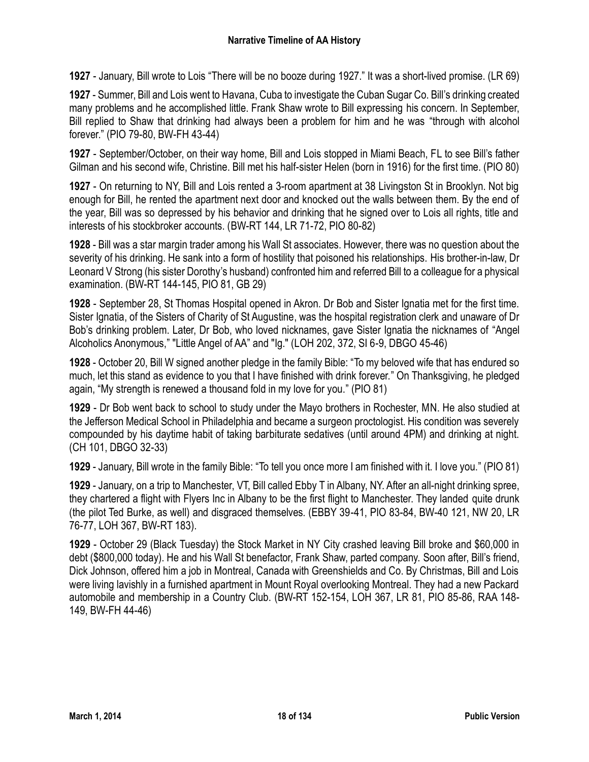**1927** - January, Bill wrote to Lois "There will be no booze during 1927." It was a short-lived promise. (LR 69)

**1927** - Summer, Bill and Lois went to Havana, Cuba to investigate the Cuban Sugar Co. Bill's drinking created many problems and he accomplished little. Frank Shaw wrote to Bill expressing his concern. In September, Bill replied to Shaw that drinking had always been a problem for him and he was "through with alcohol forever." (PIO 79-80, BW-FH 43-44)

**1927** - September/October, on their way home, Bill and Lois stopped in Miami Beach, FL to see Bill's father Gilman and his second wife, Christine. Bill met his half-sister Helen (born in 1916) for the first time. (PIO 80)

**1927** - On returning to NY, Bill and Lois rented a 3-room apartment at 38 Livingston St in Brooklyn. Not big enough for Bill, he rented the apartment next door and knocked out the walls between them. By the end of the year, Bill was so depressed by his behavior and drinking that he signed over to Lois all rights, title and interests of his stockbroker accounts. (BW-RT 144, LR 71-72, PIO 80-82)

**1928** - Bill was a star margin trader among his Wall St associates. However, there was no question about the severity of his drinking. He sank into a form of hostility that poisoned his relationships. His brother-in-law, Dr Leonard V Strong (his sister Dorothy's husband) confronted him and referred Bill to a colleague for a physical examination. (BW-RT 144-145, PIO 81, GB 29)

**1928** - September 28, St Thomas Hospital opened in Akron. Dr Bob and Sister Ignatia met for the first time. Sister Ignatia, of the Sisters of Charity of St Augustine, was the hospital registration clerk and unaware of Dr Bob's drinking problem. Later, Dr Bob, who loved nicknames, gave Sister Ignatia the nicknames of "Angel Alcoholics Anonymous," "Little Angel of AA" and "Ig." (LOH 202, 372, SI 6-9, DBGO 45-46)

**1928** - October 20, Bill W signed another pledge in the family Bible: "To my beloved wife that has endured so much, let this stand as evidence to you that I have finished with drink forever." On Thanksgiving, he pledged again, "My strength is renewed a thousand fold in my love for you." (PIO 81)

**1929** - Dr Bob went back to school to study under the Mayo brothers in Rochester, MN. He also studied at the Jefferson Medical School in Philadelphia and became a surgeon proctologist. His condition was severely compounded by his daytime habit of taking barbiturate sedatives (until around 4PM) and drinking at night. (CH 101, DBGO 32-33)

**1929** - January, Bill wrote in the family Bible: "To tell you once more I am finished with it. I love you." (PIO 81)

**1929** - January, on a trip to Manchester, VT, Bill called Ebby T in Albany, NY. After an all-night drinking spree, they chartered a flight with Flyers Inc in Albany to be the first flight to Manchester. They landed quite drunk (the pilot Ted Burke, as well) and disgraced themselves. (EBBY 39-41, PIO 83-84, BW-40 121, NW 20, LR 76-77, LOH 367, BW-RT 183).

**1929** - October 29 (Black Tuesday) the Stock Market in NY City crashed leaving Bill broke and $60,000 in debt ($800,000 today). He and his Wall St benefactor, Frank Shaw, parted company. Soon after, Bill's friend, Dick Johnson, offered him a job in Montreal, Canada with Greenshields and Co. By Christmas, Bill and Lois were living lavishly in a furnished apartment in Mount Royal overlooking Montreal. They had a new Packard automobile and membership in a Country Club. (BW-RT 152-154, LOH 367, LR 81, PIO 85-86, RAA 148-149, BW-FH 44-46)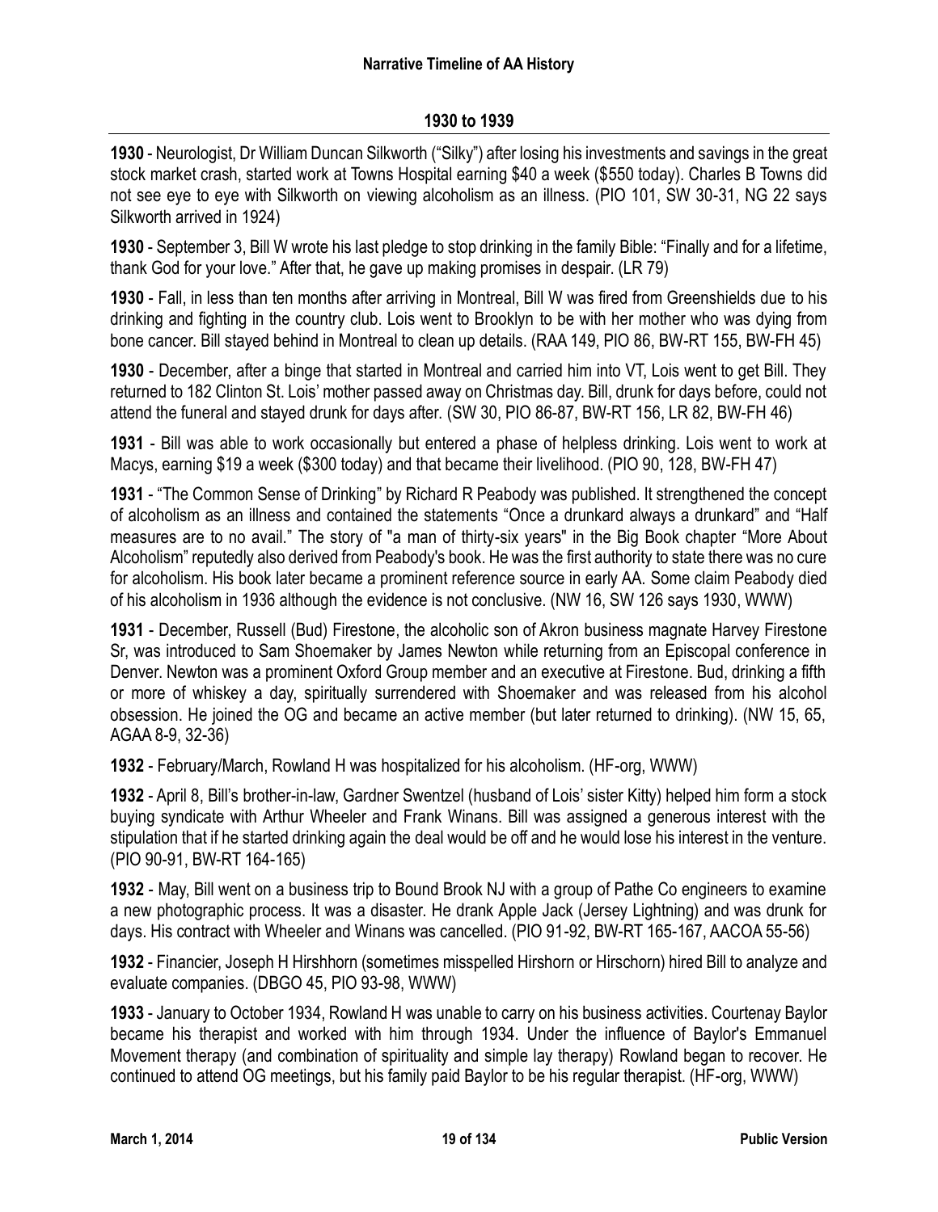## 1930 to 1939

**1930** - Neurologist, Dr William Duncan Silkworth ("Silky") after losing his investments and savings in the great stock market crash, started work at Towns Hospital earning $40 a week ($550 today). Charles B Towns did not see eye to eye with Silkworth on viewing alcoholism as an illness. (PIO 101, SW 30-31, NG 22 says Silkworth arrived in 1924)

**1930** - September 3, Bill W wrote his last pledge to stop drinking in the family Bible: "Finally and for a lifetime, thank God for your love." After that, he gave up making promises in despair. (LR 79)

**1930** - Fall, in less than ten months after arriving in Montreal, Bill W was fired from Greenshields due to his drinking and fighting in the country club. Lois went to Brooklyn to be with her mother who was dying from bone cancer. Bill stayed behind in Montreal to clean up details. (RAA 149, PIO 86, BW-RT 155, BW-FH 45)

**1930** - December, after a binge that started in Montreal and carried him into VT, Lois went to get Bill. They returned to 182 Clinton St. Lois' mother passed away on Christmas day. Bill, drunk for days before, could not attend the funeral and stayed drunk for days after. (SW 30, PIO 86-87, BW-RT 156, LR 82, BW-FH 46)

**1931** - Bill was able to work occasionally but entered a phase of helpless drinking. Lois went to work at Macys, earning $19 a week ($300 today) and that became their livelihood. (PIO 90, 128, BW-FH 47)

**1931** - "The Common Sense of Drinking" by Richard R Peabody was published. It strengthened the concept of alcoholism as an illness and contained the statements "Once a drunkard always a drunkard" and "Half measures are to no avail." The story of "a man of thirty-six years" in the Big Book chapter "More About Alcoholism" reputedly also derived from Peabody's book. He was the first authority to state there was no cure for alcoholism. His book later became a prominent reference source in early AA. Some claim Peabody died of his alcoholism in 1936 although the evidence is not conclusive. (NW 16, SW 126 says 1930, WWW)

**1931** - December, Russell (Bud) Firestone, the alcoholic son of Akron business magnate Harvey Firestone Sr, was introduced to Sam Shoemaker by James Newton while returning from an Episcopal conference in Denver. Newton was a prominent Oxford Group member and an executive at Firestone. Bud, drinking a fifth or more of whiskey a day, spiritually surrendered with Shoemaker and was released from his alcohol obsession. He joined the OG and became an active member (but later returned to drinking). (NW 15, 65, AGAA 8-9, 32-36)

**1932** - February/March, Rowland H was hospitalized for his alcoholism. (HF-org, WWW)

**1932** - April 8, Bill's brother-in-law, Gardner Swentzel (husband of Lois' sister Kitty) helped him form a stock buying syndicate with Arthur Wheeler and Frank Winans. Bill was assigned a generous interest with the stipulation that if he started drinking again the deal would be off and he would lose his interest in the venture. (PIO 90-91, BW-RT 164-165)

**1932** - May, Bill went on a business trip to Bound Brook NJ with a group of Pathe Co engineers to examine a new photographic process. It was a disaster. He drank Apple Jack (Jersey Lightning) and was drunk for days. His contract with Wheeler and Winans was cancelled. (PIO 91-92, BW-RT 165-167, AACOA 55-56)

**1932** - Financier, Joseph H Hirshhorn (sometimes misspelled Hirshorn or Hirschorn) hired Bill to analyze and evaluate companies. (DBGO 45, PIO 93-98, WWW)

**1933** - January to October 1934, Rowland H was unable to carry on his business activities. Courtenay Baylor became his therapist and worked with him through 1934. Under the influence of Baylor's Emmanuel Movement therapy (and combination of spirituality and simple lay therapy) Rowland began to recover. He continued to attend OG meetings, but his family paid Baylor to be his regular therapist. (HF-org, WWW)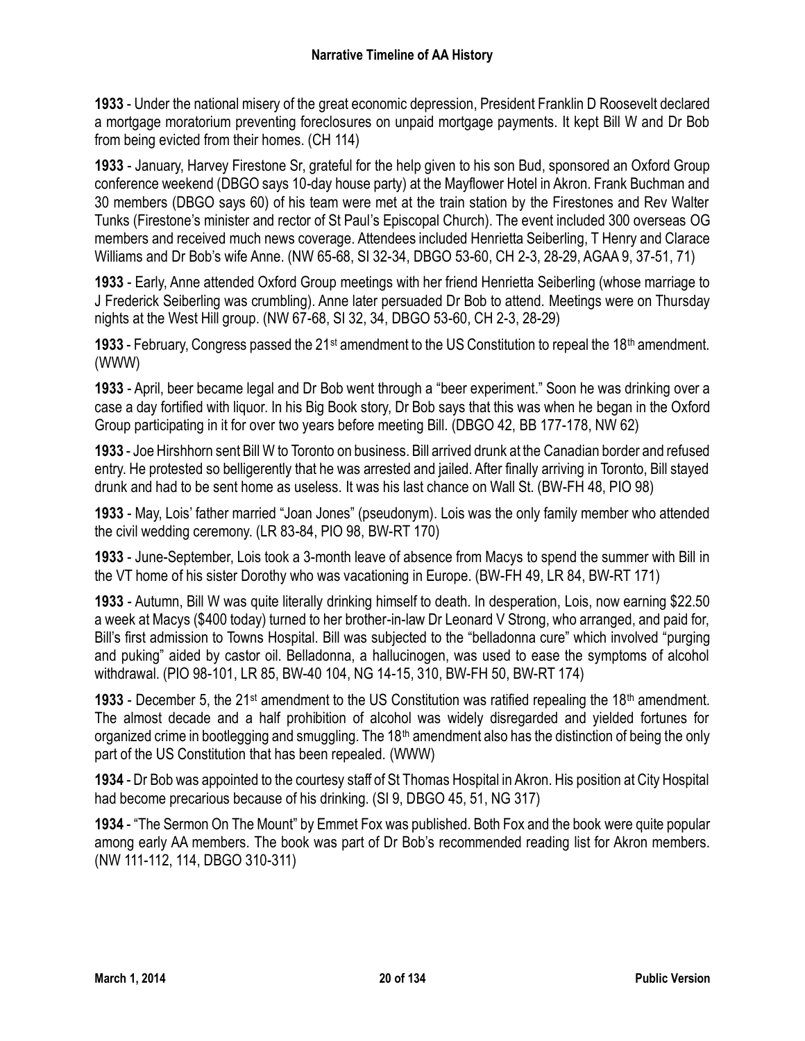**1933** - Under the national misery of the great economic depression, President Franklin D Roosevelt declared a mortgage moratorium preventing foreclosures on unpaid mortgage payments. It kept Bill W and Dr Bob from being evicted from their homes. (CH 114)

**1933** - January, Harvey Firestone Sr, grateful for the help given to his son Bud, sponsored an Oxford Group conference weekend (DBGO says 10-day house party) at the Mayflower Hotel in Akron. Frank Buchman and 30 members (DBGO says 60) of his team were met at the train station by the Firestones and Rev Walter Tunks (Firestone's minister and rector of St Paul's Episcopal Church). The event included 300 overseas OG members and received much news coverage. Attendees included Henrietta Seiberling, T Henry and Clarace Williams and Dr Bob's wife Anne. (NW 65-68, SI 32-34, DBGO 53-60, CH 2-3, 28-29, AGAA 9, 37-51, 71)

**1933** - Early, Anne attended Oxford Group meetings with her friend Henrietta Seiberling (whose marriage to J Frederick Seiberling was crumbling). Anne later persuaded Dr Bob to attend. Meetings were on Thursday nights at the West Hill group. (NW 67-68, SI 32, 34, DBGO 53-60, CH 2-3, 28-29)

**1933** - February, Congress passed the 21st amendment to the US Constitution to repeal the 18th amendment. (WWW)

**1933** - April, beer became legal and Dr Bob went through a "beer experiment." Soon he was drinking over a case a day fortified with liquor. In his Big Book story, Dr Bob says that this was when he began in the Oxford Group participating in it for over two years before meeting Bill. (DBGO 42, BB 177-178, NW 62)

**1933** - Joe Hirshhorn sent Bill W to Toronto on business. Bill arrived drunk at the Canadian border and refused entry. He protested so belligerently that he was arrested and jailed. After finally arriving in Toronto, Bill stayed drunk and had to be sent home as useless. It was his last chance on Wall St. (BW-FH 48, PIO 98)

**1933** - May, Lois' father married "Joan Jones" (pseudonym). Lois was the only family member who attended the civil wedding ceremony. (LR 83-84, PIO 98, BW-RT 170)

**1933** - June-September, Lois took a 3-month leave of absence from Macys to spend the summer with Bill in the VT home of his sister Dorothy who was vacationing in Europe. (BW-FH 49, LR 84, BW-RT 171)

**1933** - Autumn, Bill W was quite literally drinking himself to death. In desperation, Lois, now earning $22.50 a week at Macys ($400 today) turned to her brother-in-law Dr Leonard V Strong, who arranged, and paid for, Bill's first admission to Towns Hospital. Bill was subjected to the "belladonna cure" which involved "purging and puking" aided by castor oil. Belladonna, a hallucinogen, was used to ease the symptoms of alcohol withdrawal. (PIO 98-101, LR 85, BW-40 104, NG 14-15, 310, BW-FH 50, BW-RT 174)

**1933** - December 5, the 21st amendment to the US Constitution was ratified repealing the 18th amendment. The almost decade and a half prohibition of alcohol was widely disregarded and yielded fortunes for organized crime in bootlegging and smuggling. The 18th amendment also has the distinction of being the only part of the US Constitution that has been repealed. (WWW)

**1934** - Dr Bob was appointed to the courtesy staff of St Thomas Hospital in Akron. His position at City Hospital had become precarious because of his drinking. (SI 9, DBGO 45, 51, NG 317)

**1934** - "The Sermon On The Mount" by Emmet Fox was published. Both Fox and the book were quite popular among early AA members. The book was part of Dr Bob's recommended reading list for Akron members. (NW 111-112, 114, DBGO 310-311)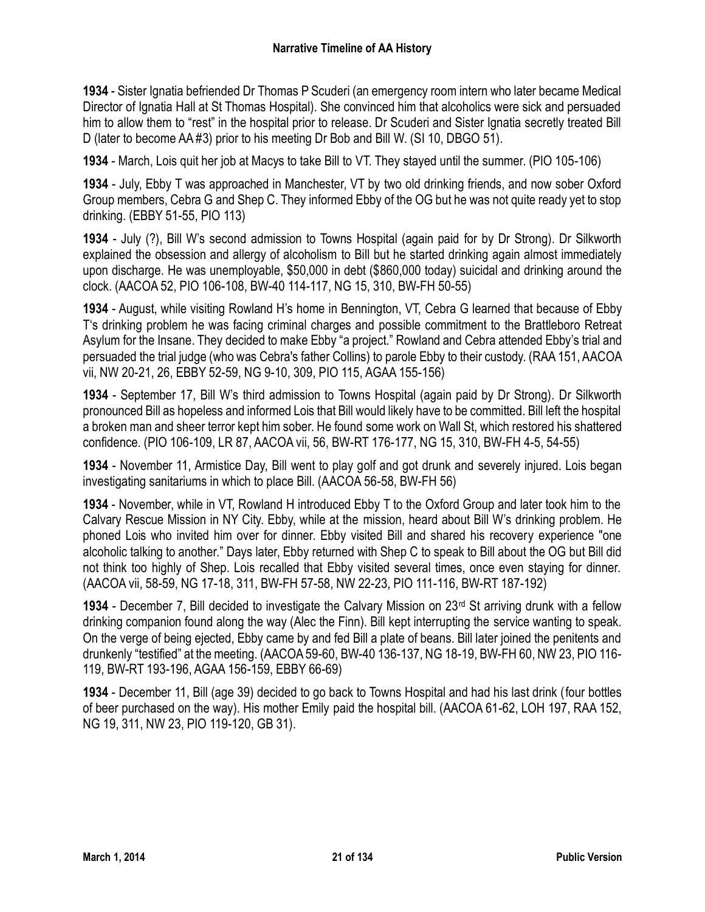**1934** - Sister Ignatia befriended Dr Thomas P Scuderi (an emergency room intern who later became Medical Director of Ignatia Hall at St Thomas Hospital). She convinced him that alcoholics were sick and persuaded him to allow them to "rest" in the hospital prior to release. Dr Scuderi and Sister Ignatia secretly treated Bill D (later to become AA #3) prior to his meeting Dr Bob and Bill W. (SI 10, DBGO 51).

**1934** - March, Lois quit her job at Macys to take Bill to VT. They stayed until the summer. (PIO 105-106)

**1934** - July, Ebby T was approached in Manchester, VT by two old drinking friends, and now sober Oxford Group members, Cebra G and Shep C. They informed Ebby of the OG but he was not quite ready yet to stop drinking. (EBBY 51-55, PIO 113)

**1934** - July (?), Bill W's second admission to Towns Hospital (again paid for by Dr Strong). Dr Silkworth explained the obsession and allergy of alcoholism to Bill but he started drinking again almost immediately upon discharge. He was unemployable, $50,000 in debt ($860,000 today) suicidal and drinking around the clock. (AACOA 52, PIO 106-108, BW-40 114-117, NG 15, 310, BW-FH 50-55)

**1934** - August, while visiting Rowland H's home in Bennington, VT, Cebra G learned that because of Ebby T's drinking problem he was facing criminal charges and possible commitment to the Brattleboro Retreat Asylum for the Insane. They decided to make Ebby "a project." Rowland and Cebra attended Ebby's trial and persuaded the trial judge (who was Cebra's father Collins) to parole Ebby to their custody. (RAA 151, AACOA vii, NW 20-21, 26, EBBY 52-59, NG 9-10, 309, PIO 115, AGAA 155-156)

**1934** - September 17, Bill W's third admission to Towns Hospital (again paid by Dr Strong). Dr Silkworth pronounced Bill as hopeless and informed Lois that Bill would likely have to be committed. Bill left the hospital a broken man and sheer terror kept him sober. He found some work on Wall St, which restored his shattered confidence. (PIO 106-109, LR 87, AACOA vii, 56, BW-RT 176-177, NG 15, 310, BW-FH 4-5, 54-55)

**1934** - November 11, Armistice Day, Bill went to play golf and got drunk and severely injured. Lois began investigating sanitariums in which to place Bill. (AACOA 56-58, BW-FH 56)

**1934** - November, while in VT, Rowland H introduced Ebby T to the Oxford Group and later took him to the Calvary Rescue Mission in NY City. Ebby, while at the mission, heard about Bill W's drinking problem. He phoned Lois who invited him over for dinner. Ebby visited Bill and shared his recovery experience "one alcoholic talking to another." Days later, Ebby returned with Shep C to speak to Bill about the OG but Bill did not think too highly of Shep. Lois recalled that Ebby visited several times, once even staying for dinner. (AACOA vii, 58-59, NG 17-18, 311, BW-FH 57-58, NW 22-23, PIO 111-116, BW-RT 187-192)

**1934** - December 7, Bill decided to investigate the Calvary Mission on 23rd St arriving drunk with a fellow drinking companion found along the way (Alec the Finn). Bill kept interrupting the service wanting to speak. On the verge of being ejected, Ebby came by and fed Bill a plate of beans. Bill later joined the penitents and drunkenly "testified" at the meeting. (AACOA 59-60, BW-40 136-137, NG 18-19, BW-FH 60, NW 23, PIO 116-119, BW-RT 193-196, AGAA 156-159, EBBY 66-69)

**1934** - December 11, Bill (age 39) decided to go back to Towns Hospital and had his last drink (four bottles of beer purchased on the way). His mother Emily paid the hospital bill. (AACOA 61-62, LOH 197, RAA 152, NG 19, 311, NW 23, PIO 119-120, GB 31).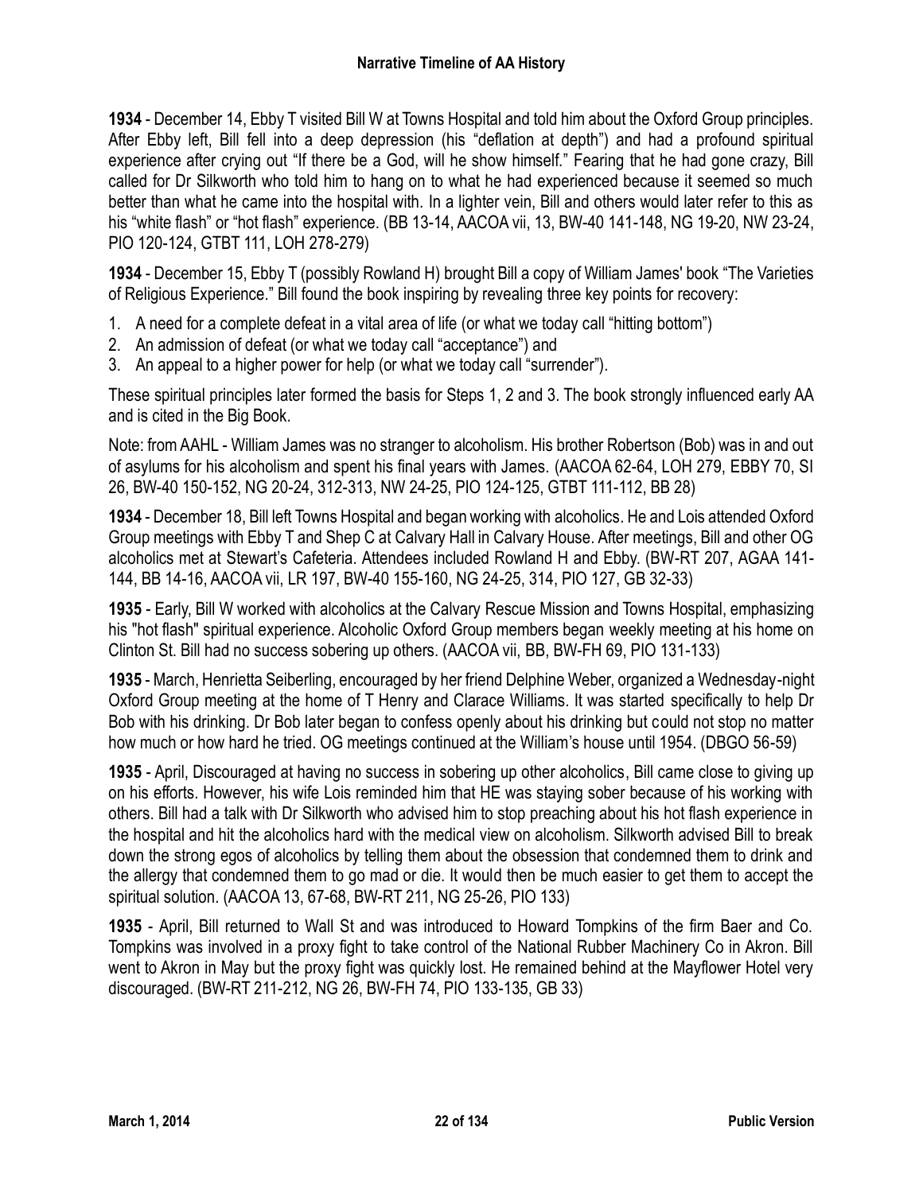**1934** - December 14, Ebby T visited Bill W at Towns Hospital and told him about the Oxford Group principles. After Ebby left, Bill fell into a deep depression (his "deflation at depth") and had a profound spiritual experience after crying out "If there be a God, will he show himself." Fearing that he had gone crazy, Bill called for Dr Silkworth who told him to hang on to what he had experienced because it seemed so much better than what he came into the hospital with. In a lighter vein, Bill and others would later refer to this as his "white flash" or "hot flash" experience. (BB 13-14, AACOA vii, 13, BW-40 141-148, NG 19-20, NW 23-24, PIO 120-124, GTBT 111, LOH 278-279)

**1934** - December 15, Ebby T (possibly Rowland H) brought Bill a copy of William James' book "The Varieties of Religious Experience." Bill found the book inspiring by revealing three key points for recovery:

1. A need for a complete defeat in a vital area of life (or what we today call "hitting bottom")
2. An admission of defeat (or what we today call "acceptance") and
3. An appeal to a higher power for help (or what we today call "surrender").

These spiritual principles later formed the basis for Steps 1, 2 and 3. The book strongly influenced early AA and is cited in the Big Book.

Note: from AAHL - William James was no stranger to alcoholism. His brother Robertson (Bob) was in and out of asylums for his alcoholism and spent his final years with James. (AACOA 62-64, LOH 279, EBBY 70, SI 26, BW-40 150-152, NG 20-24, 312-313, NW 24-25, PIO 124-125, GTBT 111-112, BB 28)

**1934** - December 18, Bill left Towns Hospital and began working with alcoholics. He and Lois attended Oxford Group meetings with Ebby T and Shep C at Calvary Hall in Calvary House. After meetings, Bill and other OG alcoholics met at Stewart's Cafeteria. Attendees included Rowland H and Ebby. (BW-RT 207, AGAA 141-144, BB 14-16, AACOA vii, LR 197, BW-40 155-160, NG 24-25, 314, PIO 127, GB 32-33)

**1935** - Early, Bill W worked with alcoholics at the Calvary Rescue Mission and Towns Hospital, emphasizing his "hot flash" spiritual experience. Alcoholic Oxford Group members began weekly meeting at his home on Clinton St. Bill had no success sobering up others. (AACOA vii, BB, BW-FH 69, PIO 131-133)

**1935** - March, Henrietta Seiberling, encouraged by her friend Delphine Weber, organized a Wednesday-night Oxford Group meeting at the home of T Henry and Clarace Williams. It was started specifically to help Dr Bob with his drinking. Dr Bob later began to confess openly about his drinking but could not stop no matter how much or how hard he tried. OG meetings continued at the William's house until 1954. (DBGO 56-59)

**1935** - April, Discouraged at having no success in sobering up other alcoholics, Bill came close to giving up on his efforts. However, his wife Lois reminded him that HE was staying sober because of his working with others. Bill had a talk with Dr Silkworth who advised him to stop preaching about his hot flash experience in the hospital and hit the alcoholics hard with the medical view on alcoholism. Silkworth advised Bill to break down the strong egos of alcoholics by telling them about the obsession that condemned them to drink and the allergy that condemned them to go mad or die. It would then be much easier to get them to accept the spiritual solution. (AACOA 13, 67-68, BW-RT 211, NG 25-26, PIO 133)

**1935** - April, Bill returned to Wall St and was introduced to Howard Tompkins of the firm Baer and Co. Tompkins was involved in a proxy fight to take control of the National Rubber Machinery Co in Akron. Bill went to Akron in May but the proxy fight was quickly lost. He remained behind at the Mayflower Hotel very discouraged. (BW-RT 211-212, NG 26, BW-FH 74, PIO 133-135, GB 33)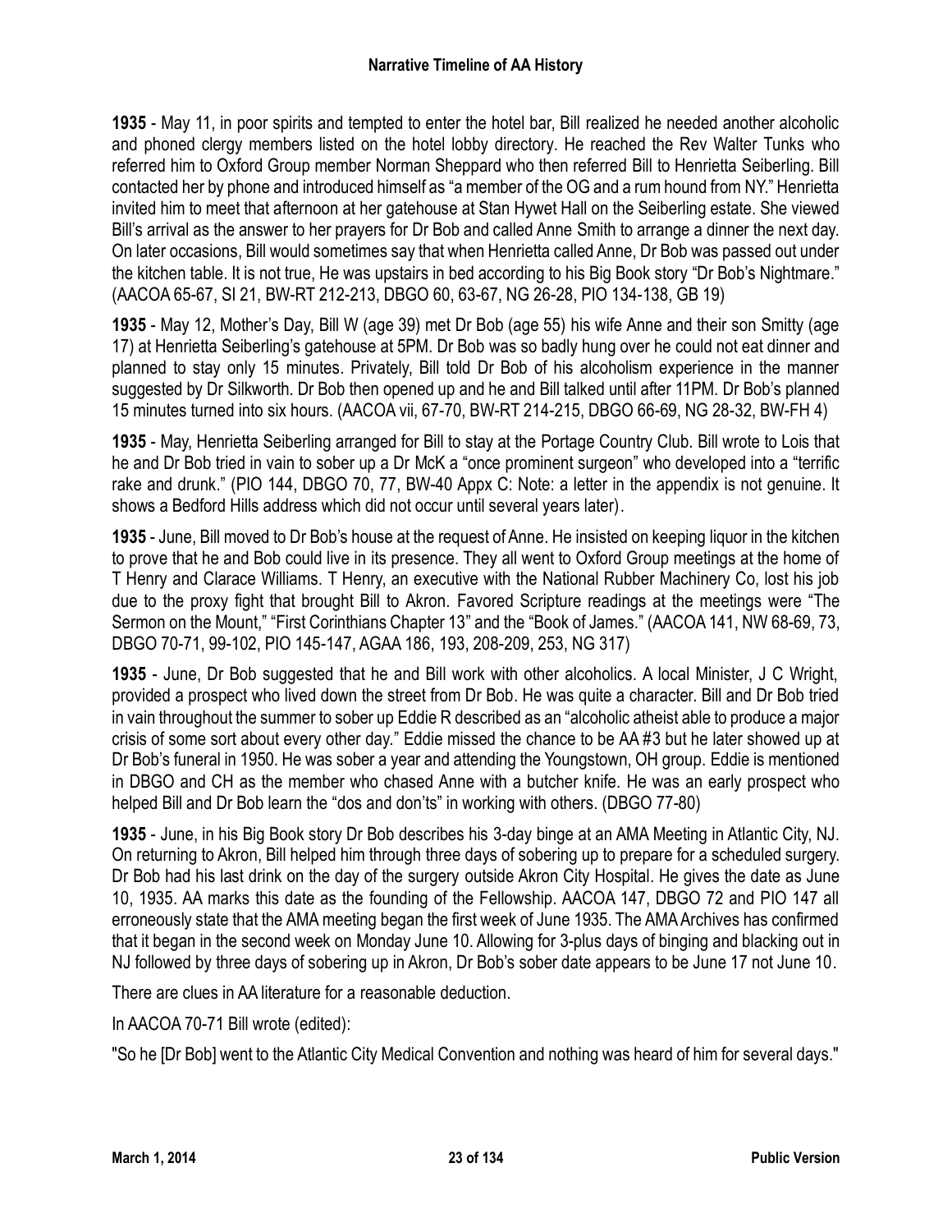**1935** - May 11, in poor spirits and tempted to enter the hotel bar, Bill realized he needed another alcoholic and phoned clergy members listed on the hotel lobby directory. He reached the Rev Walter Tunks who referred him to Oxford Group member Norman Sheppard who then referred Bill to Henrietta Seiberling. Bill contacted her by phone and introduced himself as "a member of the OG and a rum hound from NY." Henrietta invited him to meet that afternoon at her gatehouse at Stan Hywet Hall on the Seiberling estate. She viewed Bill's arrival as the answer to her prayers for Dr Bob and called Anne Smith to arrange a dinner the next day. On later occasions, Bill would sometimes say that when Henrietta called Anne, Dr Bob was passed out under the kitchen table. It is not true, He was upstairs in bed according to his Big Book story "Dr Bob's Nightmare." (AACOA 65-67, SI 21, BW-RT 212-213, DBGO 60, 63-67, NG 26-28, PIO 134-138, GB 19)

**1935** - May 12, Mother's Day, Bill W (age 39) met Dr Bob (age 55) his wife Anne and their son Smitty (age 17) at Henrietta Seiberling's gatehouse at 5PM. Dr Bob was so badly hung over he could not eat dinner and planned to stay only 15 minutes. Privately, Bill told Dr Bob of his alcoholism experience in the manner suggested by Dr Silkworth. Dr Bob then opened up and he and Bill talked until after 11PM. Dr Bob's planned 15 minutes turned into six hours. (AACOA vii, 67-70, BW-RT 214-215, DBGO 66-69, NG 28-32, BW-FH 4)

**1935** - May, Henrietta Seiberling arranged for Bill to stay at the Portage Country Club. Bill wrote to Lois that he and Dr Bob tried in vain to sober up a Dr McK a "once prominent surgeon" who developed into a "terrific rake and drunk." (PIO 144, DBGO 70, 77, BW-40 Appx C: Note: a letter in the appendix is not genuine. It shows a Bedford Hills address which did not occur until several years later).

**1935** - June, Bill moved to Dr Bob's house at the request of Anne. He insisted on keeping liquor in the kitchen to prove that he and Bob could live in its presence. They all went to Oxford Group meetings at the home of T Henry and Clarace Williams. T Henry, an executive with the National Rubber Machinery Co, lost his job due to the proxy fight that brought Bill to Akron. Favored Scripture readings at the meetings were "The Sermon on the Mount," "First Corinthians Chapter 13" and the "Book of James." (AACOA 141, NW 68-69, 73, DBGO 70-71, 99-102, PIO 145-147, AGAA 186, 193, 208-209, 253, NG 317)

**1935** - June, Dr Bob suggested that he and Bill work with other alcoholics. A local Minister, J C Wright, provided a prospect who lived down the street from Dr Bob. He was quite a character. Bill and Dr Bob tried in vain throughout the summer to sober up Eddie R described as an "alcoholic atheist able to produce a major crisis of some sort about every other day." Eddie missed the chance to be AA #3 but he later showed up at Dr Bob's funeral in 1950. He was sober a year and attending the Youngstown, OH group. Eddie is mentioned in DBGO and CH as the member who chased Anne with a butcher knife. He was an early prospect who helped Bill and Dr Bob learn the "dos and don'ts" in working with others. (DBGO 77-80)

**1935** - June, in his Big Book story Dr Bob describes his 3-day binge at an AMA Meeting in Atlantic City, NJ. On returning to Akron, Bill helped him through three days of sobering up to prepare for a scheduled surgery. Dr Bob had his last drink on the day of the surgery outside Akron City Hospital. He gives the date as June 10, 1935. AA marks this date as the founding of the Fellowship. AACOA 147, DBGO 72 and PIO 147 all erroneously state that the AMA meeting began the first week of June 1935. The AMA Archives has confirmed that it began in the second week on Monday June 10. Allowing for 3-plus days of binging and blacking out in NJ followed by three days of sobering up in Akron, Dr Bob's sober date appears to be June 17 not June 10.

There are clues in AA literature for a reasonable deduction.

In AACOA 70-71 Bill wrote (edited):

"So he [Dr Bob] went to the Atlantic City Medical Convention and nothing was heard of him for several days."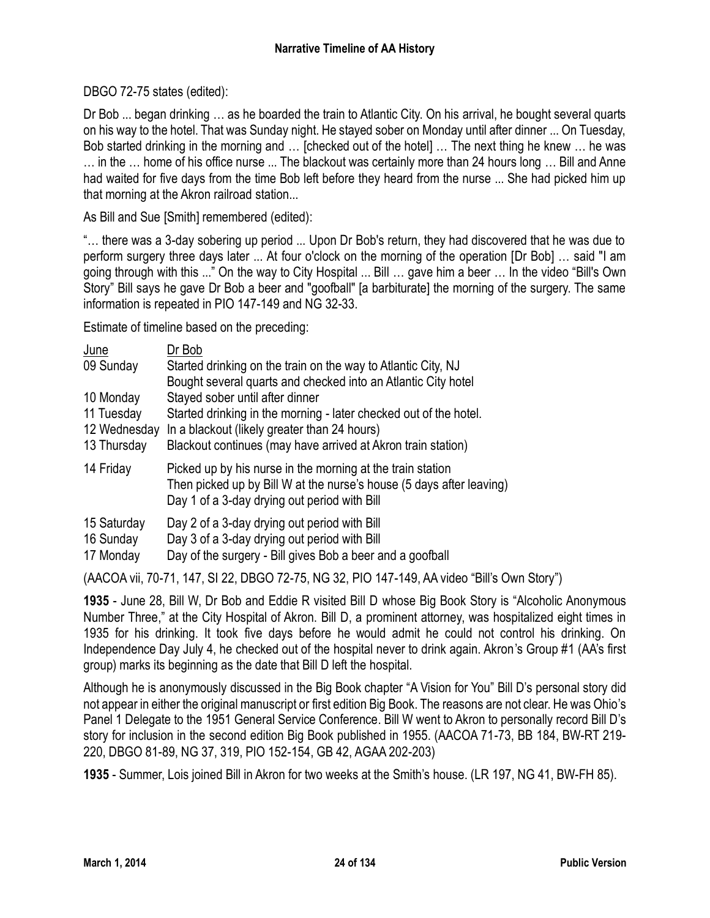DBGO 72-75 states (edited):

Dr Bob ... began drinking … as he boarded the train to Atlantic City. On his arrival, he bought several quarts on his way to the hotel. That was Sunday night. He stayed sober on Monday until after dinner ... On Tuesday, Bob started drinking in the morning and … [checked out of the hotel] … The next thing he knew … he was … in the … home of his office nurse ... The blackout was certainly more than 24 hours long … Bill and Anne had waited for five days from the time Bob left before they heard from the nurse ... She had picked him up that morning at the Akron railroad station...

As Bill and Sue [Smith] remembered (edited):

"… there was a 3-day sobering up period ... Upon Dr Bob's return, they had discovered that he was due to perform surgery three days later ... At four o'clock on the morning of the operation [Dr Bob] … said "I am going through with this ..." On the way to City Hospital ... Bill … gave him a beer … In the video "Bill's Own Story" Bill says he gave Dr Bob a beer and "goofball" [a barbiturate] the morning of the surgery. The same information is repeated in PIO 147-149 and NG 32-33.

Estimate of timeline based on the preceding:

| June | Dr Bob |
|---|---|
| 09 Sunday | Started drinking on the train on the way to Atlantic City, NJ<br>Bought several quarts and checked into an Atlantic City hotel |
| 10 Monday | Stayed sober until after dinner |
| 11 Tuesday | Started drinking in the morning - later checked out of the hotel. |
| 12 Wednesday | In a blackout (likely greater than 24 hours) |
| 13 Thursday | Blackout continues (may have arrived at Akron train station) |
| 14 Friday | Picked up by his nurse in the morning at the train station<br>Then picked up by Bill W at the nurse's house (5 days after leaving)<br>Day 1 of a 3-day drying out period with Bill |
| 15 Saturday | Day 2 of a 3-day drying out period with Bill |
| 16 Sunday | Day 3 of a 3-day drying out period with Bill |
| 17 Monday | Day of the surgery - Bill gives Bob a beer and a goofball |

(AACOA vii, 70-71, 147, SI 22, DBGO 72-75, NG 32, PIO 147-149, AA video "Bill's Own Story")

**1935** - June 28, Bill W, Dr Bob and Eddie R visited Bill D whose Big Book Story is "Alcoholic Anonymous Number Three," at the City Hospital of Akron. Bill D, a prominent attorney, was hospitalized eight times in 1935 for his drinking. It took five days before he would admit he could not control his drinking. On Independence Day July 4, he checked out of the hospital never to drink again. Akron's Group #1 (AA's first group) marks its beginning as the date that Bill D left the hospital.

Although he is anonymously discussed in the Big Book chapter "A Vision for You" Bill D's personal story did not appear in either the original manuscript or first edition Big Book. The reasons are not clear. He was Ohio's Panel 1 Delegate to the 1951 General Service Conference. Bill W went to Akron to personally record Bill D's story for inclusion in the second edition Big Book published in 1955. (AACOA 71-73, BB 184, BW-RT 219-220, DBGO 81-89, NG 37, 319, PIO 152-154, GB 42, AGAA 202-203)

**1935** - Summer, Lois joined Bill in Akron for two weeks at the Smith's house. (LR 197, NG 41, BW-FH 85).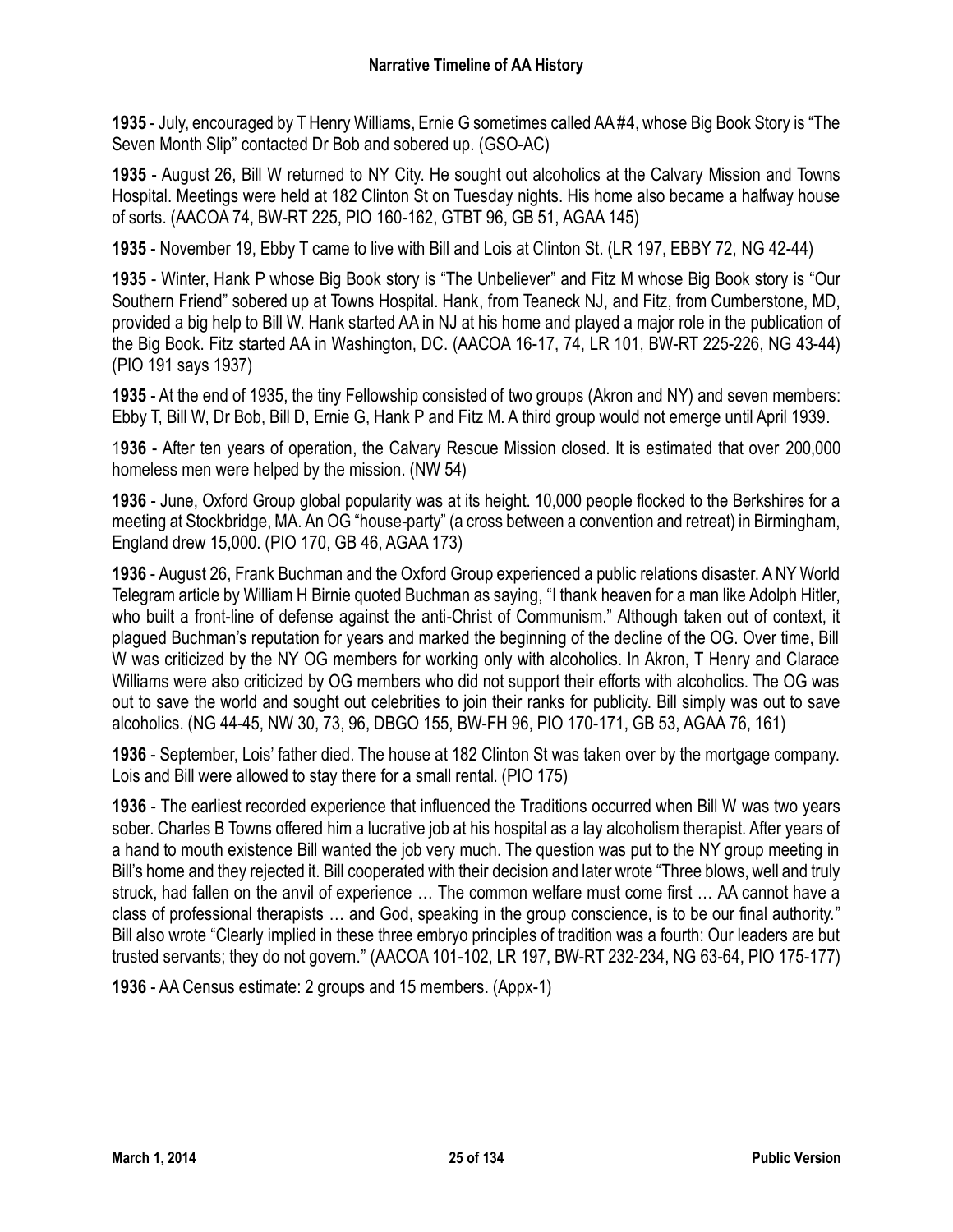**1935** - July, encouraged by T Henry Williams, Ernie G sometimes called AA #4, whose Big Book Story is "The Seven Month Slip" contacted Dr Bob and sobered up. (GSO-AC)

**1935** - August 26, Bill W returned to NY City. He sought out alcoholics at the Calvary Mission and Towns Hospital. Meetings were held at 182 Clinton St on Tuesday nights. His home also became a halfway house of sorts. (AACOA 74, BW-RT 225, PIO 160-162, GTBT 96, GB 51, AGAA 145)

**1935** - November 19, Ebby T came to live with Bill and Lois at Clinton St. (LR 197, EBBY 72, NG 42-44)

**1935** - Winter, Hank P whose Big Book story is "The Unbeliever" and Fitz M whose Big Book story is "Our Southern Friend" sobered up at Towns Hospital. Hank, from Teaneck NJ, and Fitz, from Cumberstone, MD, provided a big help to Bill W. Hank started AA in NJ at his home and played a major role in the publication of the Big Book. Fitz started AA in Washington, DC. (AACOA 16-17, 74, LR 101, BW-RT 225-226, NG 43-44) (PIO 191 says 1937)

**1935** - At the end of 1935, the tiny Fellowship consisted of two groups (Akron and NY) and seven members: Ebby T, Bill W, Dr Bob, Bill D, Ernie G, Hank P and Fitz M. A third group would not emerge until April 1939.

**1936** - After ten years of operation, the Calvary Rescue Mission closed. It is estimated that over 200,000 homeless men were helped by the mission. (NW 54)

**1936** - June, Oxford Group global popularity was at its height. 10,000 people flocked to the Berkshires for a meeting at Stockbridge, MA. An OG "house-party" (a cross between a convention and retreat) in Birmingham, England drew 15,000. (PIO 170, GB 46, AGAA 173)

**1936** - August 26, Frank Buchman and the Oxford Group experienced a public relations disaster. A NY World Telegram article by William H Birnie quoted Buchman as saying, "I thank heaven for a man like Adolph Hitler, who built a front-line of defense against the anti-Christ of Communism." Although taken out of context, it plagued Buchman's reputation for years and marked the beginning of the decline of the OG. Over time, Bill W was criticized by the NY OG members for working only with alcoholics. In Akron, T Henry and Clarace Williams were also criticized by OG members who did not support their efforts with alcoholics. The OG was out to save the world and sought out celebrities to join their ranks for publicity. Bill simply was out to save alcoholics. (NG 44-45, NW 30, 73, 96, DBGO 155, BW-FH 96, PIO 170-171, GB 53, AGAA 76, 161)

**1936** - September, Lois' father died. The house at 182 Clinton St was taken over by the mortgage company. Lois and Bill were allowed to stay there for a small rental. (PIO 175)

**1936** - The earliest recorded experience that influenced the Traditions occurred when Bill W was two years sober. Charles B Towns offered him a lucrative job at his hospital as a lay alcoholism therapist. After years of a hand to mouth existence Bill wanted the job very much. The question was put to the NY group meeting in Bill's home and they rejected it. Bill cooperated with their decision and later wrote "Three blows, well and truly struck, had fallen on the anvil of experience … The common welfare must come first … AA cannot have a class of professional therapists … and God, speaking in the group conscience, is to be our final authority." Bill also wrote "Clearly implied in these three embryo principles of tradition was a fourth: Our leaders are but trusted servants; they do not govern." (AACOA 101-102, LR 197, BW-RT 232-234, NG 63-64, PIO 175-177)

**1936** - AA Census estimate: 2 groups and 15 members. (Appx-1)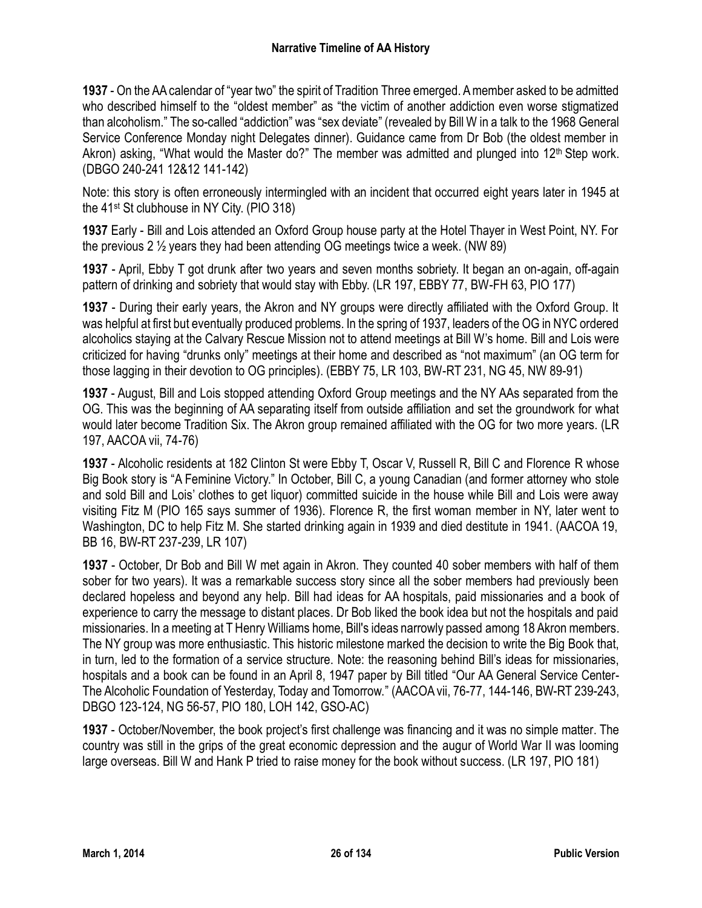**1937** - On the AA calendar of "year two" the spirit of Tradition Three emerged. A member asked to be admitted who described himself to the "oldest member" as "the victim of another addiction even worse stigmatized than alcoholism." The so-called "addiction" was "sex deviate" (revealed by Bill W in a talk to the 1968 General Service Conference Monday night Delegates dinner). Guidance came from Dr Bob (the oldest member in Akron) asking, "What would the Master do?" The member was admitted and plunged into 12th Step work. (DBGO 240-241 12&12 141-142)

Note: this story is often erroneously intermingled with an incident that occurred eight years later in 1945 at the 41st St clubhouse in NY City. (PIO 318)

**1937** Early - Bill and Lois attended an Oxford Group house party at the Hotel Thayer in West Point, NY. For the previous 2 ½ years they had been attending OG meetings twice a week. (NW 89)

**1937** - April, Ebby T got drunk after two years and seven months sobriety. It began an on-again, off-again pattern of drinking and sobriety that would stay with Ebby. (LR 197, EBBY 77, BW-FH 63, PIO 177)

**1937** - During their early years, the Akron and NY groups were directly affiliated with the Oxford Group. It was helpful at first but eventually produced problems. In the spring of 1937, leaders of the OG in NYC ordered alcoholics staying at the Calvary Rescue Mission not to attend meetings at Bill W's home. Bill and Lois were criticized for having "drunks only" meetings at their home and described as "not maximum" (an OG term for those lagging in their devotion to OG principles). (EBBY 75, LR 103, BW-RT 231, NG 45, NW 89-91)

**1937** - August, Bill and Lois stopped attending Oxford Group meetings and the NY AAs separated from the OG. This was the beginning of AA separating itself from outside affiliation and set the groundwork for what would later become Tradition Six. The Akron group remained affiliated with the OG for two more years. (LR 197, AACOA vii, 74-76)

**1937** - Alcoholic residents at 182 Clinton St were Ebby T, Oscar V, Russell R, Bill C and Florence R whose Big Book story is "A Feminine Victory." In October, Bill C, a young Canadian (and former attorney who stole and sold Bill and Lois' clothes to get liquor) committed suicide in the house while Bill and Lois were away visiting Fitz M (PIO 165 says summer of 1936). Florence R, the first woman member in NY, later went to Washington, DC to help Fitz M. She started drinking again in 1939 and died destitute in 1941. (AACOA 19, BB 16, BW-RT 237-239, LR 107)

**1937** - October, Dr Bob and Bill W met again in Akron. They counted 40 sober members with half of them sober for two years). It was a remarkable success story since all the sober members had previously been declared hopeless and beyond any help. Bill had ideas for AA hospitals, paid missionaries and a book of experience to carry the message to distant places. Dr Bob liked the book idea but not the hospitals and paid missionaries. In a meeting at T Henry Williams home, Bill's ideas narrowly passed among 18 Akron members. The NY group was more enthusiastic. This historic milestone marked the decision to write the Big Book that, in turn, led to the formation of a service structure. Note: the reasoning behind Bill's ideas for missionaries, hospitals and a book can be found in an April 8, 1947 paper by Bill titled "Our AA General Service Center-The Alcoholic Foundation of Yesterday, Today and Tomorrow." (AACOA vii, 76-77, 144-146, BW-RT 239-243, DBGO 123-124, NG 56-57, PIO 180, LOH 142, GSO-AC)

**1937** - October/November, the book project's first challenge was financing and it was no simple matter. The country was still in the grips of the great economic depression and the augur of World War II was looming large overseas. Bill W and Hank P tried to raise money for the book without success. (LR 197, PIO 181)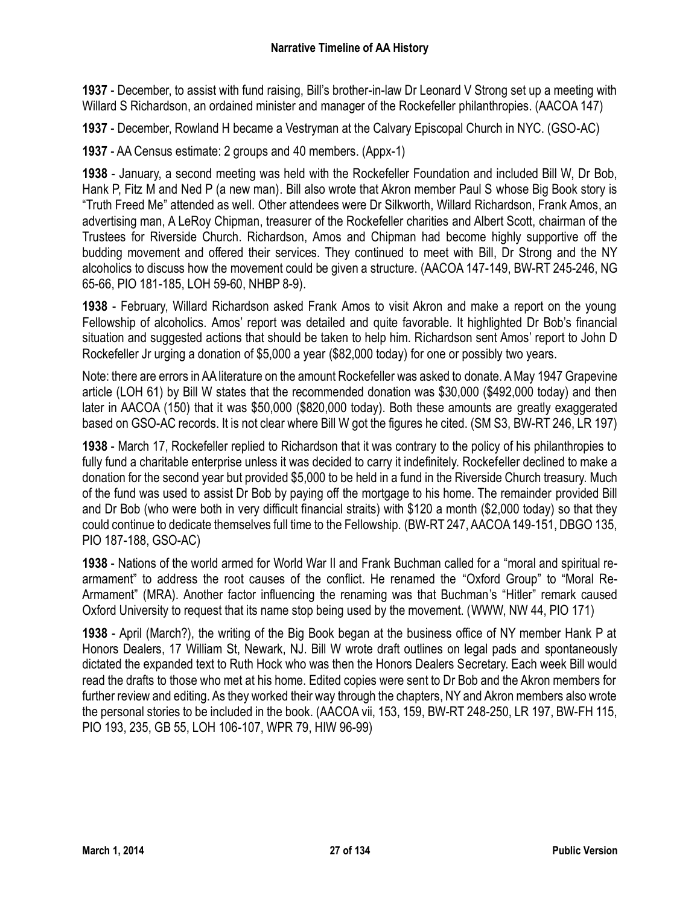**1937** - December, to assist with fund raising, Bill's brother-in-law Dr Leonard V Strong set up a meeting with Willard S Richardson, an ordained minister and manager of the Rockefeller philanthropies. (AACOA 147)

**1937** - December, Rowland H became a Vestryman at the Calvary Episcopal Church in NYC. (GSO-AC)

**1937** - AA Census estimate: 2 groups and 40 members. (Appx-1)

**1938** - January, a second meeting was held with the Rockefeller Foundation and included Bill W, Dr Bob, Hank P, Fitz M and Ned P (a new man). Bill also wrote that Akron member Paul S whose Big Book story is "Truth Freed Me" attended as well. Other attendees were Dr Silkworth, Willard Richardson, Frank Amos, an advertising man, A LeRoy Chipman, treasurer of the Rockefeller charities and Albert Scott, chairman of the Trustees for Riverside Church. Richardson, Amos and Chipman had become highly supportive off the budding movement and offered their services. They continued to meet with Bill, Dr Strong and the NY alcoholics to discuss how the movement could be given a structure. (AACOA 147-149, BW-RT 245-246, NG 65-66, PIO 181-185, LOH 59-60, NHBP 8-9).

**1938** - February, Willard Richardson asked Frank Amos to visit Akron and make a report on the young Fellowship of alcoholics. Amos' report was detailed and quite favorable. It highlighted Dr Bob's financial situation and suggested actions that should be taken to help him. Richardson sent Amos' report to John D Rockefeller Jr urging a donation of $5,000 a year ($82,000 today) for one or possibly two years.

Note: there are errors in AA literature on the amount Rockefeller was asked to donate. A May 1947 Grapevine article (LOH 61) by Bill W states that the recommended donation was $30,000 ($492,000 today) and then later in AACOA (150) that it was $50,000 ($820,000 today). Both these amounts are greatly exaggerated based on GSO-AC records. It is not clear where Bill W got the figures he cited. (SM S3, BW-RT 246, LR 197)

**1938** - March 17, Rockefeller replied to Richardson that it was contrary to the policy of his philanthropies to fully fund a charitable enterprise unless it was decided to carry it indefinitely. Rockefeller declined to make a donation for the second year but provided $5,000 to be held in a fund in the Riverside Church treasury. Much of the fund was used to assist Dr Bob by paying off the mortgage to his home. The remainder provided Bill and Dr Bob (who were both in very difficult financial straits) with $120 a month ($2,000 today) so that they could continue to dedicate themselves full time to the Fellowship. (BW-RT 247, AACOA 149-151, DBGO 135, PIO 187-188, GSO-AC)

**1938** - Nations of the world armed for World War II and Frank Buchman called for a "moral and spiritual re-armament" to address the root causes of the conflict. He renamed the "Oxford Group" to "Moral Re-Armament" (MRA). Another factor influencing the renaming was that Buchman's "Hitler" remark caused Oxford University to request that its name stop being used by the movement. (WWW, NW 44, PIO 171)

**1938** - April (March?), the writing of the Big Book began at the business office of NY member Hank P at Honors Dealers, 17 William St, Newark, NJ. Bill W wrote draft outlines on legal pads and spontaneously dictated the expanded text to Ruth Hock who was then the Honors Dealers Secretary. Each week Bill would read the drafts to those who met at his home. Edited copies were sent to Dr Bob and the Akron members for further review and editing. As they worked their way through the chapters, NY and Akron members also wrote the personal stories to be included in the book. (AACOA vii, 153, 159, BW-RT 248-250, LR 197, BW-FH 115, PIO 193, 235, GB 55, LOH 106-107, WPR 79, HIW 96-99)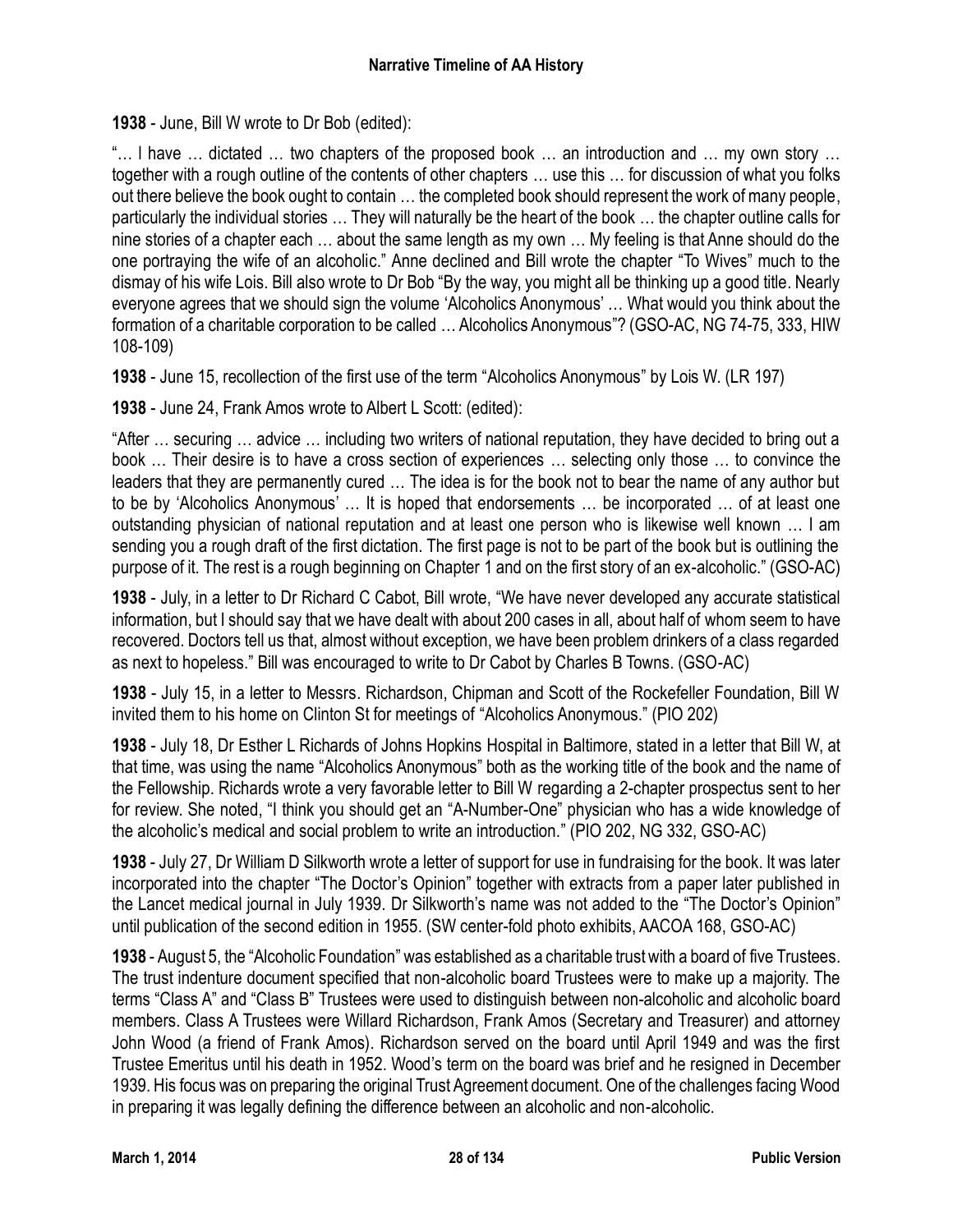**1938** - June, Bill W wrote to Dr Bob (edited):

"… I have … dictated … two chapters of the proposed book … an introduction and … my own story … together with a rough outline of the contents of other chapters … use this … for discussion of what you folks out there believe the book ought to contain … the completed book should represent the work of many people, particularly the individual stories … They will naturally be the heart of the book … the chapter outline calls for nine stories of a chapter each … about the same length as my own … My feeling is that Anne should do the one portraying the wife of an alcoholic." Anne declined and Bill wrote the chapter "To Wives" much to the dismay of his wife Lois. Bill also wrote to Dr Bob "By the way, you might all be thinking up a good title. Nearly everyone agrees that we should sign the volume 'Alcoholics Anonymous' … What would you think about the formation of a charitable corporation to be called … Alcoholics Anonymous"? (GSO-AC, NG 74-75, 333, HIW 108-109)

**1938** - June 15, recollection of the first use of the term "Alcoholics Anonymous" by Lois W. (LR 197)

**1938** - June 24, Frank Amos wrote to Albert L Scott: (edited):

"After … securing … advice … including two writers of national reputation, they have decided to bring out a book … Their desire is to have a cross section of experiences … selecting only those … to convince the leaders that they are permanently cured … The idea is for the book not to bear the name of any author but to be by 'Alcoholics Anonymous' … It is hoped that endorsements … be incorporated … of at least one outstanding physician of national reputation and at least one person who is likewise well known … I am sending you a rough draft of the first dictation. The first page is not to be part of the book but is outlining the purpose of it. The rest is a rough beginning on Chapter 1 and on the first story of an ex-alcoholic." (GSO-AC)

**1938** - July, in a letter to Dr Richard C Cabot, Bill wrote, "We have never developed any accurate statistical information, but I should say that we have dealt with about 200 cases in all, about half of whom seem to have recovered. Doctors tell us that, almost without exception, we have been problem drinkers of a class regarded as next to hopeless." Bill was encouraged to write to Dr Cabot by Charles B Towns. (GSO-AC)

**1938** - July 15, in a letter to Messrs. Richardson, Chipman and Scott of the Rockefeller Foundation, Bill W invited them to his home on Clinton St for meetings of "Alcoholics Anonymous." (PIO 202)

**1938** - July 18, Dr Esther L Richards of Johns Hopkins Hospital in Baltimore, stated in a letter that Bill W, at that time, was using the name "Alcoholics Anonymous" both as the working title of the book and the name of the Fellowship. Richards wrote a very favorable letter to Bill W regarding a 2-chapter prospectus sent to her for review. She noted, "I think you should get an "A-Number-One" physician who has a wide knowledge of the alcoholic's medical and social problem to write an introduction." (PIO 202, NG 332, GSO-AC)

**1938** - July 27, Dr William D Silkworth wrote a letter of support for use in fundraising for the book. It was later incorporated into the chapter "The Doctor's Opinion" together with extracts from a paper later published in the Lancet medical journal in July 1939. Dr Silkworth's name was not added to the "The Doctor's Opinion" until publication of the second edition in 1955. (SW center-fold photo exhibits, AACOA 168, GSO-AC)

**1938** - August 5, the "Alcoholic Foundation" was established as a charitable trust with a board of five Trustees. The trust indenture document specified that non-alcoholic board Trustees were to make up a majority. The terms "Class A" and "Class B" Trustees were used to distinguish between non-alcoholic and alcoholic board members. Class A Trustees were Willard Richardson, Frank Amos (Secretary and Treasurer) and attorney John Wood (a friend of Frank Amos). Richardson served on the board until April 1949 and was the first Trustee Emeritus until his death in 1952. Wood's term on the board was brief and he resigned in December 1939. His focus was on preparing the original Trust Agreement document. One of the challenges facing Wood in preparing it was legally defining the difference between an alcoholic and non-alcoholic.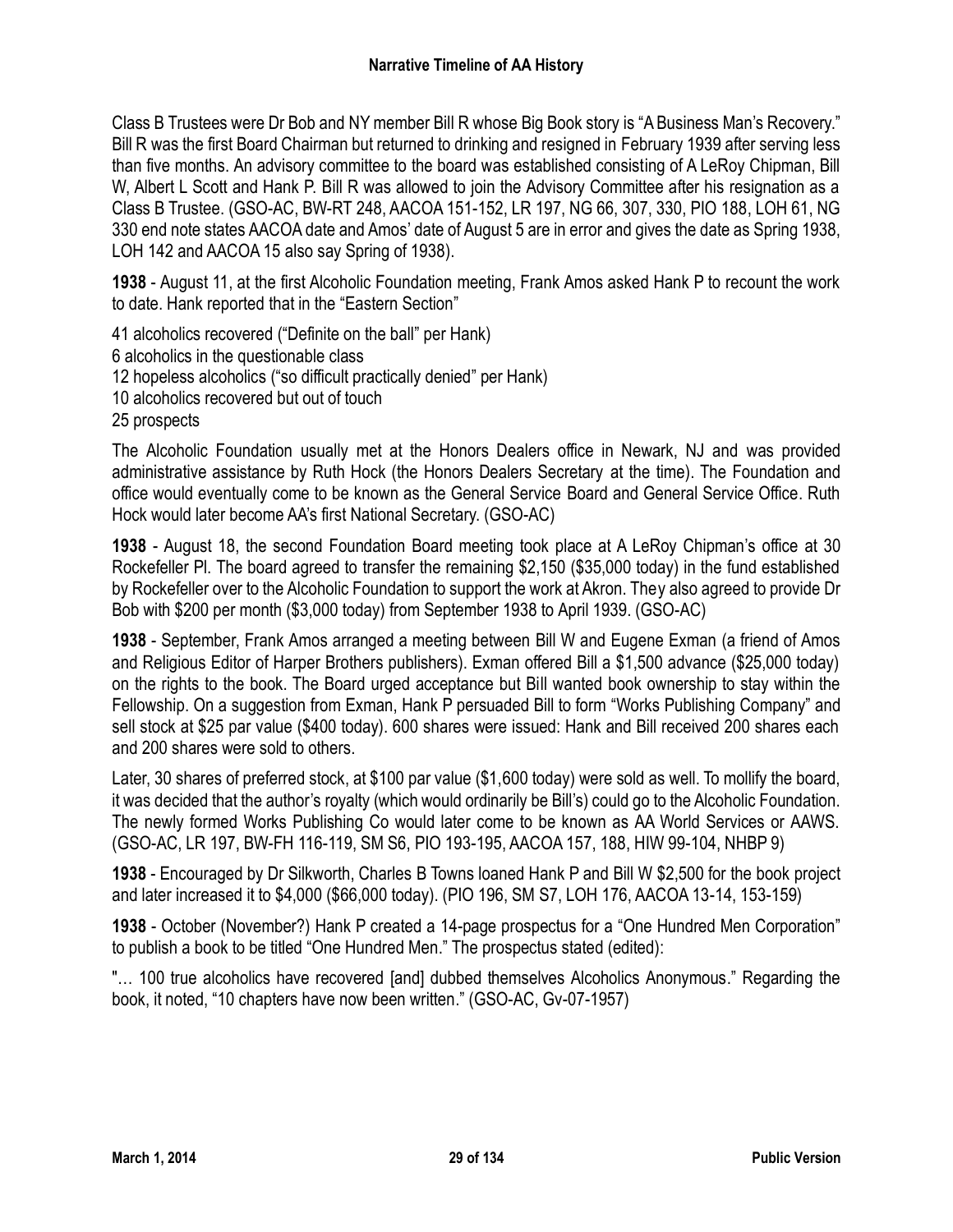Class B Trustees were Dr Bob and NY member Bill R whose Big Book story is "A Business Man's Recovery." Bill R was the first Board Chairman but returned to drinking and resigned in February 1939 after serving less than five months. An advisory committee to the board was established consisting of A LeRoy Chipman, Bill W, Albert L Scott and Hank P. Bill R was allowed to join the Advisory Committee after his resignation as a Class B Trustee. (GSO-AC, BW-RT 248, AACOA 151-152, LR 197, NG 66, 307, 330, PIO 188, LOH 61, NG 330 end note states AACOA date and Amos' date of August 5 are in error and gives the date as Spring 1938, LOH 142 and AACOA 15 also say Spring of 1938).

**1938** - August 11, at the first Alcoholic Foundation meeting, Frank Amos asked Hank P to recount the work to date. Hank reported that in the "Eastern Section"

41 alcoholics recovered ("Definite on the ball" per Hank)
6 alcoholics in the questionable class
12 hopeless alcoholics ("so difficult practically denied" per Hank)
10 alcoholics recovered but out of touch
25 prospects

The Alcoholic Foundation usually met at the Honors Dealers office in Newark, NJ and was provided administrative assistance by Ruth Hock (the Honors Dealers Secretary at the time). The Foundation and office would eventually come to be known as the General Service Board and General Service Office. Ruth Hock would later become AA's first National Secretary. (GSO-AC)

**1938** - August 18, the second Foundation Board meeting took place at A LeRoy Chipman's office at 30 Rockefeller Pl. The board agreed to transfer the remaining $2,150 ($35,000 today) in the fund established by Rockefeller over to the Alcoholic Foundation to support the work at Akron. They also agreed to provide Dr Bob with $200 per month ($3,000 today) from September 1938 to April 1939. (GSO-AC)

**1938** - September, Frank Amos arranged a meeting between Bill W and Eugene Exman (a friend of Amos and Religious Editor of Harper Brothers publishers). Exman offered Bill a $1,500 advance ($25,000 today) on the rights to the book. The Board urged acceptance but Bill wanted book ownership to stay within the Fellowship. On a suggestion from Exman, Hank P persuaded Bill to form "Works Publishing Company" and sell stock at $25 par value ($400 today). 600 shares were issued: Hank and Bill received 200 shares each and 200 shares were sold to others.

Later, 30 shares of preferred stock, at $100 par value ($1,600 today) were sold as well. To mollify the board, it was decided that the author's royalty (which would ordinarily be Bill's) could go to the Alcoholic Foundation. The newly formed Works Publishing Co would later come to be known as AA World Services or AAWS. (GSO-AC, LR 197, BW-FH 116-119, SM S6, PIO 193-195, AACOA 157, 188, HIW 99-104, NHBP 9)

**1938** - Encouraged by Dr Silkworth, Charles B Towns loaned Hank P and Bill W $2,500 for the book project and later increased it to $4,000 ($66,000 today). (PIO 196, SM S7, LOH 176, AACOA 13-14, 153-159)

**1938** - October (November?) Hank P created a 14-page prospectus for a "One Hundred Men Corporation" to publish a book to be titled "One Hundred Men." The prospectus stated (edited):

"… 100 true alcoholics have recovered [and] dubbed themselves Alcoholics Anonymous." Regarding the book, it noted, "10 chapters have now been written." (GSO-AC, Gv-07-1957)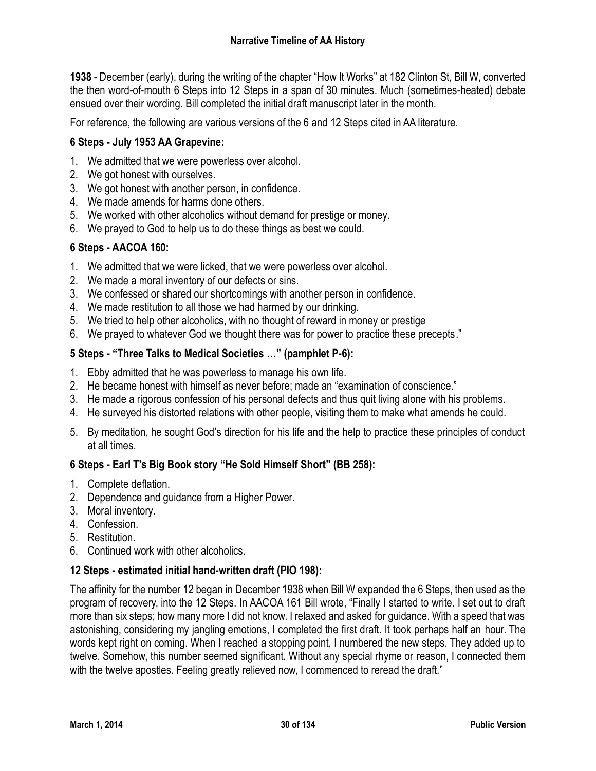**1938** - December (early), during the writing of the chapter "How It Works" at 182 Clinton St, Bill W, converted the then word-of-mouth 6 Steps into 12 Steps in a span of 30 minutes. Much (sometimes-heated) debate ensued over their wording. Bill completed the initial draft manuscript later in the month.

For reference, the following are various versions of the 6 and 12 Steps cited in AA literature.

### 6 Steps - July 1953 AA Grapevine:

1. We admitted that we were powerless over alcohol.
2. We got honest with ourselves.
3. We got honest with another person, in confidence.
4. We made amends for harms done others.
5. We worked with other alcoholics without demand for prestige or money.
6. We prayed to God to help us to do these things as best we could.

### 6 Steps - AACOA 160:

1. We admitted that we were licked, that we were powerless over alcohol.
2. We made a moral inventory of our defects or sins.
3. We confessed or shared our shortcomings with another person in confidence.
4. We made restitution to all those we had harmed by our drinking.
5. We tried to help other alcoholics, with no thought of reward in money or prestige
6. We prayed to whatever God we thought there was for power to practice these precepts."

### 5 Steps - "Three Talks to Medical Societies …" (pamphlet P-6):

1. Ebby admitted that he was powerless to manage his own life.
2. He became honest with himself as never before; made an "examination of conscience."
3. He made a rigorous confession of his personal defects and thus quit living alone with his problems.
4. He surveyed his distorted relations with other people, visiting them to make what amends he could.
5. By meditation, he sought God's direction for his life and the help to practice these principles of conduct at all times.

### 6 Steps - Earl T's Big Book story "He Sold Himself Short" (BB 258):

1. Complete deflation.
2. Dependence and guidance from a Higher Power.
3. Moral inventory.
4. Confession.
5. Restitution.
6. Continued work with other alcoholics.

### 12 Steps - estimated initial hand-written draft (PIO 198):

The affinity for the number 12 began in December 1938 when Bill W expanded the 6 Steps, then used as the program of recovery, into the 12 Steps. In AACOA 161 Bill wrote, "Finally I started to write. I set out to draft more than six steps; how many more I did not know. I relaxed and asked for guidance. With a speed that was astonishing, considering my jangling emotions, I completed the first draft. It took perhaps half an hour. The words kept right on coming. When I reached a stopping point, I numbered the new steps. They added up to twelve. Somehow, this number seemed significant. Without any special rhyme or reason, I connected them with the twelve apostles. Feeling greatly relieved now, I commenced to reread the draft."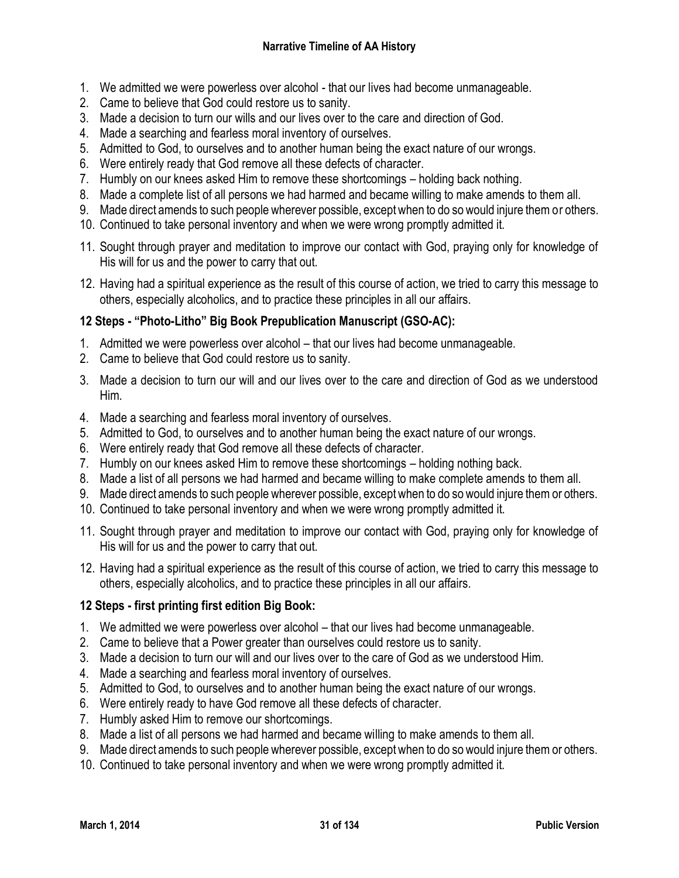1. We admitted we were powerless over alcohol - that our lives had become unmanageable.
2. Came to believe that God could restore us to sanity.
3. Made a decision to turn our wills and our lives over to the care and direction of God.
4. Made a searching and fearless moral inventory of ourselves.
5. Admitted to God, to ourselves and to another human being the exact nature of our wrongs.
6. Were entirely ready that God remove all these defects of character.
7. Humbly on our knees asked Him to remove these shortcomings – holding back nothing.
8. Made a complete list of all persons we had harmed and became willing to make amends to them all.
9. Made direct amends to such people wherever possible, except when to do so would injure them or others.
10. Continued to take personal inventory and when we were wrong promptly admitted it.
11. Sought through prayer and meditation to improve our contact with God, praying only for knowledge of His will for us and the power to carry that out.
12. Having had a spiritual experience as the result of this course of action, we tried to carry this message to others, especially alcoholics, and to practice these principles in all our affairs.

**12 Steps - "Photo-Litho" Big Book Prepublication Manuscript (GSO-AC):**

1. Admitted we were powerless over alcohol – that our lives had become unmanageable.
2. Came to believe that God could restore us to sanity.
3. Made a decision to turn our will and our lives over to the care and direction of God as we understood Him.
4. Made a searching and fearless moral inventory of ourselves.
5. Admitted to God, to ourselves and to another human being the exact nature of our wrongs.
6. Were entirely ready that God remove all these defects of character.
7. Humbly on our knees asked Him to remove these shortcomings – holding nothing back.
8. Made a list of all persons we had harmed and became willing to make complete amends to them all.
9. Made direct amends to such people wherever possible, except when to do so would injure them or others.
10. Continued to take personal inventory and when we were wrong promptly admitted it.
11. Sought through prayer and meditation to improve our contact with God, praying only for knowledge of His will for us and the power to carry that out.
12. Having had a spiritual experience as the result of this course of action, we tried to carry this message to others, especially alcoholics, and to practice these principles in all our affairs.

**12 Steps - first printing first edition Big Book:**

1. We admitted we were powerless over alcohol – that our lives had become unmanageable.
2. Came to believe that a Power greater than ourselves could restore us to sanity.
3. Made a decision to turn our will and our lives over to the care of God as we understood Him.
4. Made a searching and fearless moral inventory of ourselves.
5. Admitted to God, to ourselves and to another human being the exact nature of our wrongs.
6. Were entirely ready to have God remove all these defects of character.
7. Humbly asked Him to remove our shortcomings.
8. Made a list of all persons we had harmed and became willing to make amends to them all.
9. Made direct amends to such people wherever possible, except when to do so would injure them or others.
10. Continued to take personal inventory and when we were wrong promptly admitted it.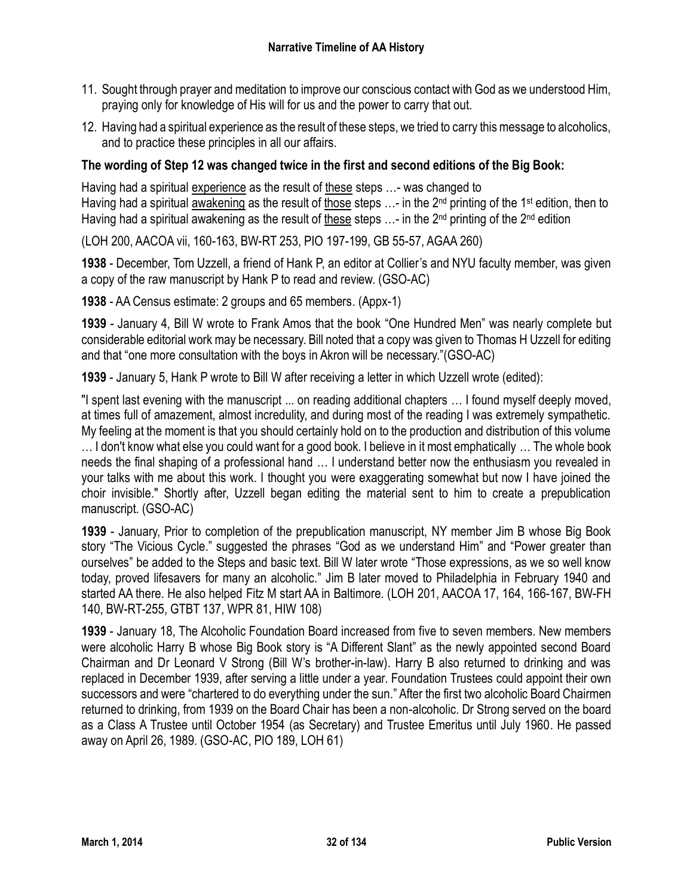11. Sought through prayer and meditation to improve our conscious contact with God as we understood Him, praying only for knowledge of His will for us and the power to carry that out.
12. Having had a spiritual experience as the result of these steps, we tried to carry this message to alcoholics, and to practice these principles in all our affairs.

**The wording of Step 12 was changed twice in the first and second editions of the Big Book:**

Having had a spiritual <u>experience</u> as the result of <u>these</u> steps …- was changed to
Having had a spiritual <u>awakening</u> as the result of <u>those</u> steps …- in the 2nd printing of the 1st edition, then to
Having had a spiritual awakening as the result of <u>these</u> steps …- in the 2nd printing of the 2nd edition

(LOH 200, AACOA vii, 160-163, BW-RT 253, PIO 197-199, GB 55-57, AGAA 260)

**1938** - December, Tom Uzzell, a friend of Hank P, an editor at Collier's and NYU faculty member, was given a copy of the raw manuscript by Hank P to read and review. (GSO-AC)

**1938** - AA Census estimate: 2 groups and 65 members. (Appx-1)

**1939** - January 4, Bill W wrote to Frank Amos that the book "One Hundred Men" was nearly complete but considerable editorial work may be necessary. Bill noted that a copy was given to Thomas H Uzzell for editing and that "one more consultation with the boys in Akron will be necessary."(GSO-AC)

**1939** - January 5, Hank P wrote to Bill W after receiving a letter in which Uzzell wrote (edited):

"I spent last evening with the manuscript ... on reading additional chapters … I found myself deeply moved, at times full of amazement, almost incredulity, and during most of the reading I was extremely sympathetic. My feeling at the moment is that you should certainly hold on to the production and distribution of this volume … I don't know what else you could want for a good book. I believe in it most emphatically … The whole book needs the final shaping of a professional hand … I understand better now the enthusiasm you revealed in your talks with me about this work. I thought you were exaggerating somewhat but now I have joined the choir invisible." Shortly after, Uzzell began editing the material sent to him to create a prepublication manuscript. (GSO-AC)

**1939** - January, Prior to completion of the prepublication manuscript, NY member Jim B whose Big Book story "The Vicious Cycle." suggested the phrases "God as we understand Him" and "Power greater than ourselves" be added to the Steps and basic text. Bill W later wrote "Those expressions, as we so well know today, proved lifesavers for many an alcoholic." Jim B later moved to Philadelphia in February 1940 and started AA there. He also helped Fitz M start AA in Baltimore. (LOH 201, AACOA 17, 164, 166-167, BW-FH 140, BW-RT-255, GTBT 137, WPR 81, HIW 108)

**1939** - January 18, The Alcoholic Foundation Board increased from five to seven members. New members were alcoholic Harry B whose Big Book story is "A Different Slant" as the newly appointed second Board Chairman and Dr Leonard V Strong (Bill W's brother-in-law). Harry B also returned to drinking and was replaced in December 1939, after serving a little under a year. Foundation Trustees could appoint their own successors and were "chartered to do everything under the sun." After the first two alcoholic Board Chairmen returned to drinking, from 1939 on the Board Chair has been a non-alcoholic. Dr Strong served on the board as a Class A Trustee until October 1954 (as Secretary) and Trustee Emeritus until July 1960. He passed away on April 26, 1989. (GSO-AC, PIO 189, LOH 61)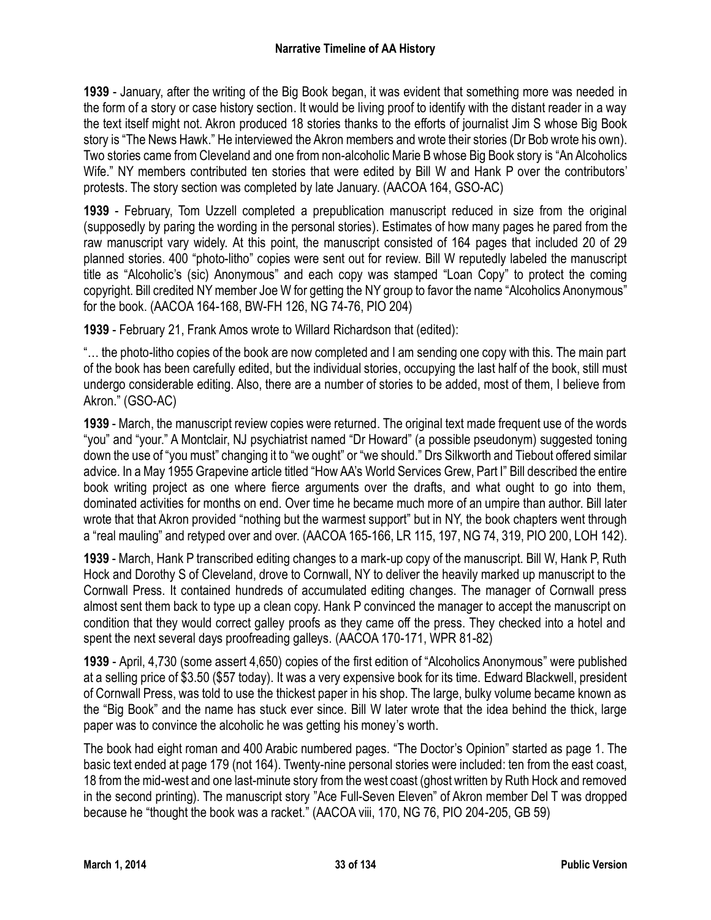**1939** - January, after the writing of the Big Book began, it was evident that something more was needed in the form of a story or case history section. It would be living proof to identify with the distant reader in a way the text itself might not. Akron produced 18 stories thanks to the efforts of journalist Jim S whose Big Book story is "The News Hawk." He interviewed the Akron members and wrote their stories (Dr Bob wrote his own). Two stories came from Cleveland and one from non-alcoholic Marie B whose Big Book story is "An Alcoholics Wife." NY members contributed ten stories that were edited by Bill W and Hank P over the contributors' protests. The story section was completed by late January. (AACOA 164, GSO-AC)

**1939** - February, Tom Uzzell completed a prepublication manuscript reduced in size from the original (supposedly by paring the wording in the personal stories). Estimates of how many pages he pared from the raw manuscript vary widely. At this point, the manuscript consisted of 164 pages that included 20 of 29 planned stories. 400 "photo-litho" copies were sent out for review. Bill W reputedly labeled the manuscript title as "Alcoholic's (sic) Anonymous" and each copy was stamped "Loan Copy" to protect the coming copyright. Bill credited NY member Joe W for getting the NY group to favor the name "Alcoholics Anonymous" for the book. (AACOA 164-168, BW-FH 126, NG 74-76, PIO 204)

**1939** - February 21, Frank Amos wrote to Willard Richardson that (edited):

"… the photo-litho copies of the book are now completed and I am sending one copy with this. The main part of the book has been carefully edited, but the individual stories, occupying the last half of the book, still must undergo considerable editing. Also, there are a number of stories to be added, most of them, I believe from Akron." (GSO-AC)

**1939** - March, the manuscript review copies were returned. The original text made frequent use of the words "you" and "your." A Montclair, NJ psychiatrist named "Dr Howard" (a possible pseudonym) suggested toning down the use of "you must" changing it to "we ought" or "we should." Drs Silkworth and Tiebout offered similar advice. In a May 1955 Grapevine article titled "How AA's World Services Grew, Part I" Bill described the entire book writing project as one where fierce arguments over the drafts, and what ought to go into them, dominated activities for months on end. Over time he became much more of an umpire than author. Bill later wrote that that Akron provided "nothing but the warmest support" but in NY, the book chapters went through a "real mauling" and retyped over and over. (AACOA 165-166, LR 115, 197, NG 74, 319, PIO 200, LOH 142).

**1939** - March, Hank P transcribed editing changes to a mark-up copy of the manuscript. Bill W, Hank P, Ruth Hock and Dorothy S of Cleveland, drove to Cornwall, NY to deliver the heavily marked up manuscript to the Cornwall Press. It contained hundreds of accumulated editing changes. The manager of Cornwall press almost sent them back to type up a clean copy. Hank P convinced the manager to accept the manuscript on condition that they would correct galley proofs as they came off the press. They checked into a hotel and spent the next several days proofreading galleys. (AACOA 170-171, WPR 81-82)

**1939** - April, 4,730 (some assert 4,650) copies of the first edition of "Alcoholics Anonymous" were published at a selling price of $3.50 ($57 today). It was a very expensive book for its time. Edward Blackwell, president of Cornwall Press, was told to use the thickest paper in his shop. The large, bulky volume became known as the "Big Book" and the name has stuck ever since. Bill W later wrote that the idea behind the thick, large paper was to convince the alcoholic he was getting his money's worth.

The book had eight roman and 400 Arabic numbered pages. "The Doctor's Opinion" started as page 1. The basic text ended at page 179 (not 164). Twenty-nine personal stories were included: ten from the east coast, 18 from the mid-west and one last-minute story from the west coast (ghost written by Ruth Hock and removed in the second printing). The manuscript story "Ace Full-Seven Eleven" of Akron member Del T was dropped because he "thought the book was a racket." (AACOA viii, 170, NG 76, PIO 204-205, GB 59)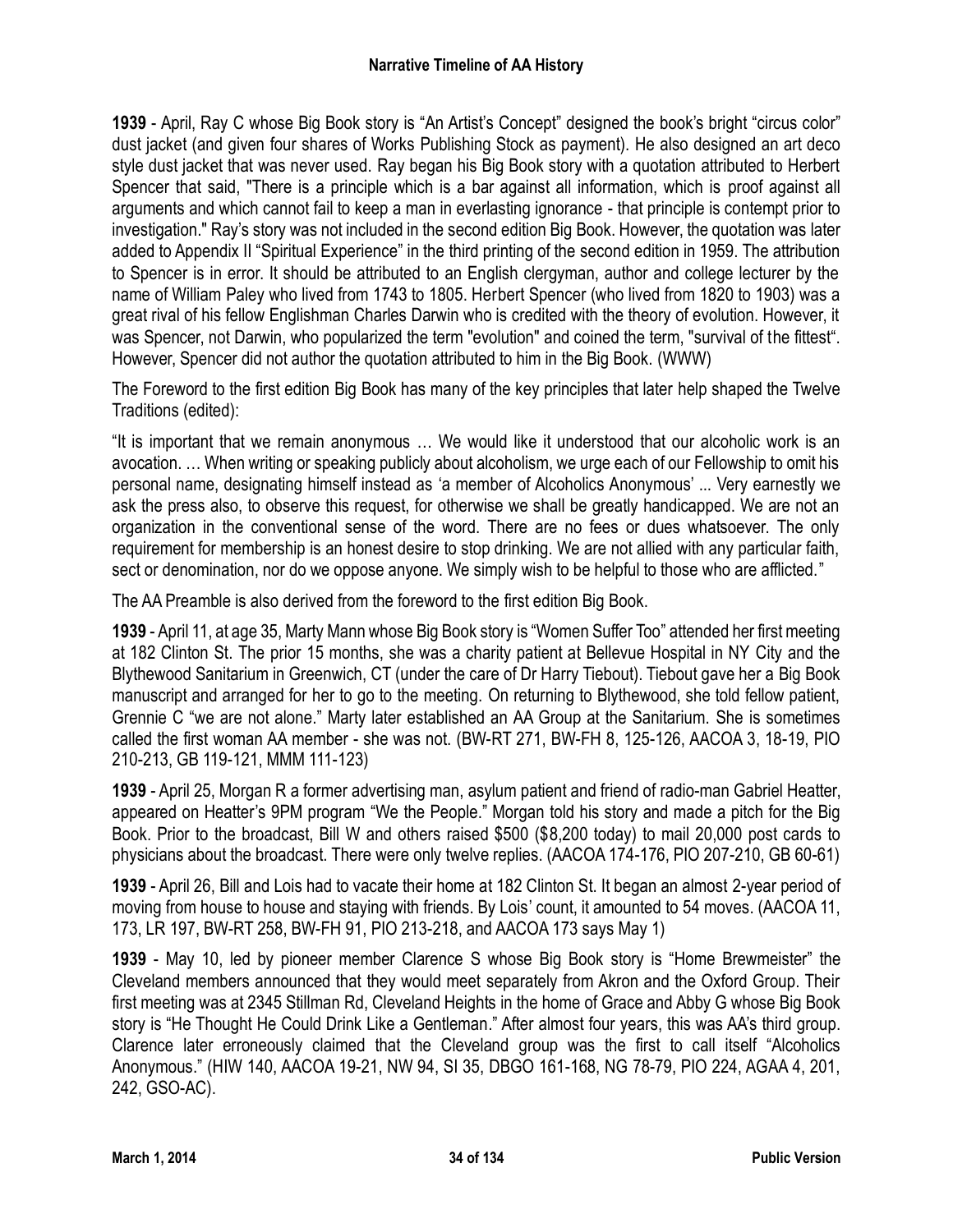**1939** - April, Ray C whose Big Book story is “An Artist’s Concept” designed the book’s bright “circus color” dust jacket (and given four shares of Works Publishing Stock as payment). He also designed an art deco style dust jacket that was never used. Ray began his Big Book story with a quotation attributed to Herbert Spencer that said, "There is a principle which is a bar against all information, which is proof against all arguments and which cannot fail to keep a man in everlasting ignorance - that principle is contempt prior to investigation." Ray’s story was not included in the second edition Big Book. However, the quotation was later added to Appendix II “Spiritual Experience” in the third printing of the second edition in 1959. The attribution to Spencer is in error. It should be attributed to an English clergyman, author and college lecturer by the name of William Paley who lived from 1743 to 1805. Herbert Spencer (who lived from 1820 to 1903) was a great rival of his fellow Englishman Charles Darwin who is credited with the theory of evolution. However, it was Spencer, not Darwin, who popularized the term "evolution" and coined the term, "survival of the fittest“. However, Spencer did not author the quotation attributed to him in the Big Book. (WWW)

The Foreword to the first edition Big Book has many of the key principles that later help shaped the Twelve Traditions (edited):

“It is important that we remain anonymous … We would like it understood that our alcoholic work is an avocation. … When writing or speaking publicly about alcoholism, we urge each of our Fellowship to omit his personal name, designating himself instead as ‘a member of Alcoholics Anonymous’ ... Very earnestly we ask the press also, to observe this request, for otherwise we shall be greatly handicapped. We are not an organization in the conventional sense of the word. There are no fees or dues whatsoever. The only requirement for membership is an honest desire to stop drinking. We are not allied with any particular faith, sect or denomination, nor do we oppose anyone. We simply wish to be helpful to those who are afflicted.”

The AA Preamble is also derived from the foreword to the first edition Big Book.

**1939** - April 11, at age 35, Marty Mann whose Big Book story is “Women Suffer Too” attended her first meeting at 182 Clinton St. The prior 15 months, she was a charity patient at Bellevue Hospital in NY City and the Blythewood Sanitarium in Greenwich, CT (under the care of Dr Harry Tiebout). Tiebout gave her a Big Book manuscript and arranged for her to go to the meeting. On returning to Blythewood, she told fellow patient, Grennie C “we are not alone.” Marty later established an AA Group at the Sanitarium. She is sometimes called the first woman AA member - she was not. (BW-RT 271, BW-FH 8, 125-126, AACOA 3, 18-19, PIO 210-213, GB 119-121, MMM 111-123)

**1939** - April 25, Morgan R a former advertising man, asylum patient and friend of radio-man Gabriel Heatter, appeared on Heatter’s 9PM program “We the People.” Morgan told his story and made a pitch for the Big Book. Prior to the broadcast, Bill W and others raised $500 ($8,200 today) to mail 20,000 post cards to physicians about the broadcast. There were only twelve replies. (AACOA 174-176, PIO 207-210, GB 60-61)

**1939** - April 26, Bill and Lois had to vacate their home at 182 Clinton St. It began an almost 2-year period of moving from house to house and staying with friends. By Lois’ count, it amounted to 54 moves. (AACOA 11, 173, LR 197, BW-RT 258, BW-FH 91, PIO 213-218, and AACOA 173 says May 1)

**1939** - May 10, led by pioneer member Clarence S whose Big Book story is “Home Brewmeister” the Cleveland members announced that they would meet separately from Akron and the Oxford Group. Their first meeting was at 2345 Stillman Rd, Cleveland Heights in the home of Grace and Abby G whose Big Book story is “He Thought He Could Drink Like a Gentleman.” After almost four years, this was AA’s third group. Clarence later erroneously claimed that the Cleveland group was the first to call itself “Alcoholics Anonymous.” (HIW 140, AACOA 19-21, NW 94, SI 35, DBGO 161-168, NG 78-79, PIO 224, AGAA 4, 201, 242, GSO-AC).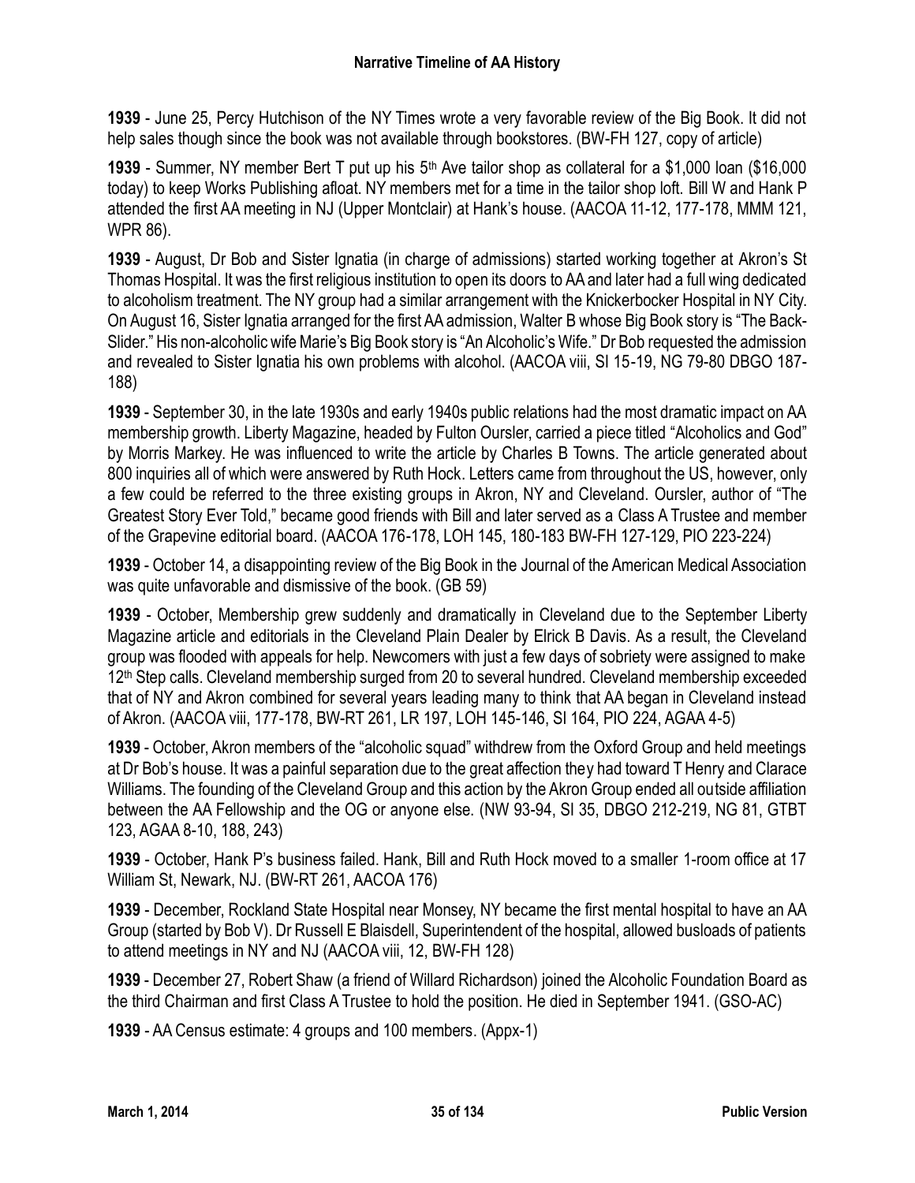**1939** - June 25, Percy Hutchison of the NY Times wrote a very favorable review of the Big Book. It did not help sales though since the book was not available through bookstores. (BW-FH 127, copy of article)

**1939** - Summer, NY member Bert T put up his 5th Ave tailor shop as collateral for a $1,000 loan ($16,000 today) to keep Works Publishing afloat. NY members met for a time in the tailor shop loft. Bill W and Hank P attended the first AA meeting in NJ (Upper Montclair) at Hank's house. (AACOA 11-12, 177-178, MMM 121, WPR 86).

**1939** - August, Dr Bob and Sister Ignatia (in charge of admissions) started working together at Akron's St Thomas Hospital. It was the first religious institution to open its doors to AA and later had a full wing dedicated to alcoholism treatment. The NY group had a similar arrangement with the Knickerbocker Hospital in NY City. On August 16, Sister Ignatia arranged for the first AA admission, Walter B whose Big Book story is "The Back-Slider." His non-alcoholic wife Marie's Big Book story is "An Alcoholic's Wife." Dr Bob requested the admission and revealed to Sister Ignatia his own problems with alcohol. (AACOA viii, SI 15-19, NG 79-80 DBGO 187-188)

**1939** - September 30, in the late 1930s and early 1940s public relations had the most dramatic impact on AA membership growth. Liberty Magazine, headed by Fulton Oursler, carried a piece titled "Alcoholics and God" by Morris Markey. He was influenced to write the article by Charles B Towns. The article generated about 800 inquiries all of which were answered by Ruth Hock. Letters came from throughout the US, however, only a few could be referred to the three existing groups in Akron, NY and Cleveland. Oursler, author of "The Greatest Story Ever Told," became good friends with Bill and later served as a Class A Trustee and member of the Grapevine editorial board. (AACOA 176-178, LOH 145, 180-183 BW-FH 127-129, PIO 223-224)

**1939** - October 14, a disappointing review of the Big Book in the Journal of the American Medical Association was quite unfavorable and dismissive of the book. (GB 59)

**1939** - October, Membership grew suddenly and dramatically in Cleveland due to the September Liberty Magazine article and editorials in the Cleveland Plain Dealer by Elrick B Davis. As a result, the Cleveland group was flooded with appeals for help. Newcomers with just a few days of sobriety were assigned to make 12th Step calls. Cleveland membership surged from 20 to several hundred. Cleveland membership exceeded that of NY and Akron combined for several years leading many to think that AA began in Cleveland instead of Akron. (AACOA viii, 177-178, BW-RT 261, LR 197, LOH 145-146, SI 164, PIO 224, AGAA 4-5)

**1939** - October, Akron members of the "alcoholic squad" withdrew from the Oxford Group and held meetings at Dr Bob's house. It was a painful separation due to the great affection they had toward T Henry and Clarace Williams. The founding of the Cleveland Group and this action by the Akron Group ended all outside affiliation between the AA Fellowship and the OG or anyone else. (NW 93-94, SI 35, DBGO 212-219, NG 81, GTBT 123, AGAA 8-10, 188, 243)

**1939** - October, Hank P's business failed. Hank, Bill and Ruth Hock moved to a smaller 1-room office at 17 William St, Newark, NJ. (BW-RT 261, AACOA 176)

**1939** - December, Rockland State Hospital near Monsey, NY became the first mental hospital to have an AA Group (started by Bob V). Dr Russell E Blaisdell, Superintendent of the hospital, allowed busloads of patients to attend meetings in NY and NJ (AACOA viii, 12, BW-FH 128)

**1939** - December 27, Robert Shaw (a friend of Willard Richardson) joined the Alcoholic Foundation Board as the third Chairman and first Class A Trustee to hold the position. He died in September 1941. (GSO-AC)

**1939** - AA Census estimate: 4 groups and 100 members. (Appx-1)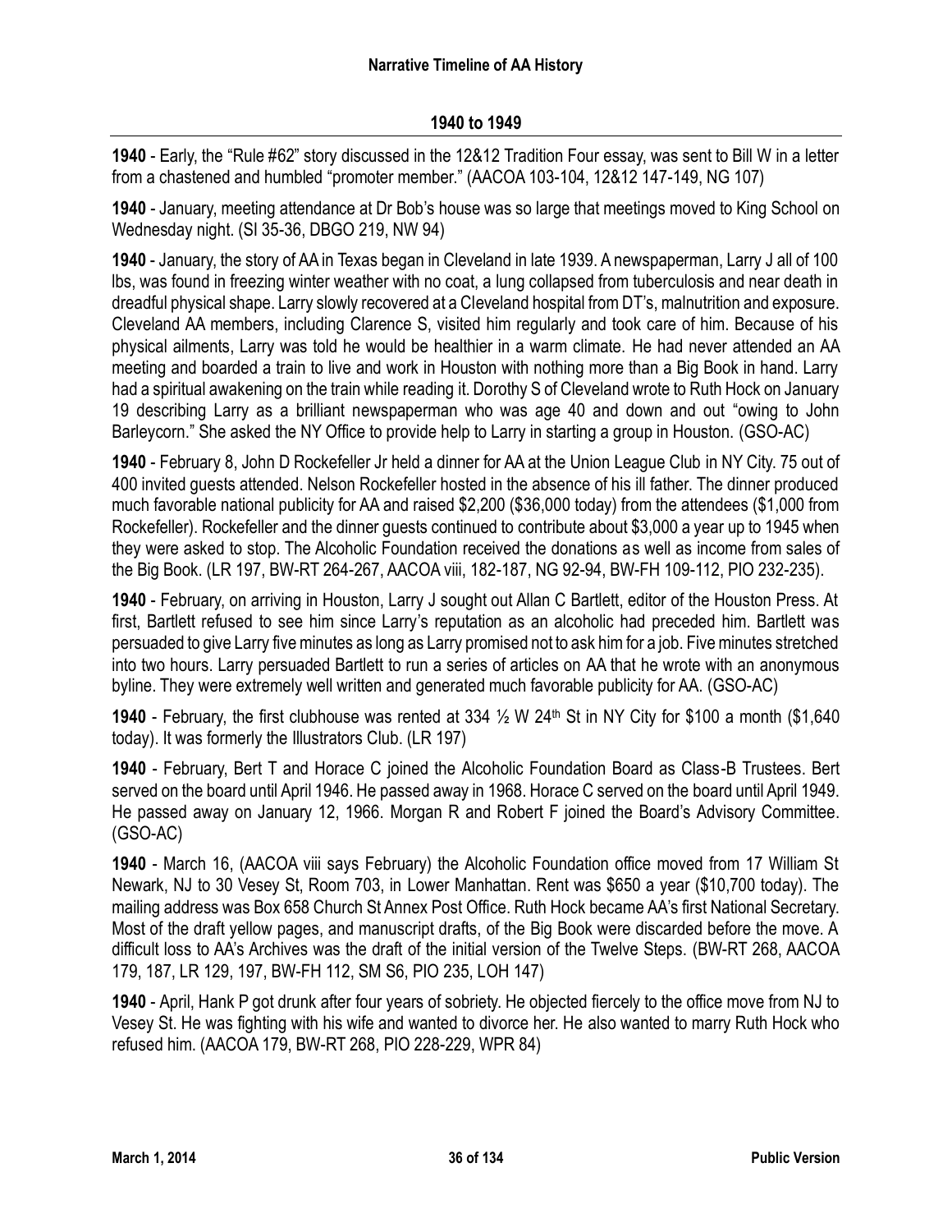## 1940 to 1949

**1940** - Early, the "Rule #62" story discussed in the 12&12 Tradition Four essay, was sent to Bill W in a letter from a chastened and humbled "promoter member." (AACOA 103-104, 12&12 147-149, NG 107)

**1940** - January, meeting attendance at Dr Bob's house was so large that meetings moved to King School on Wednesday night. (SI 35-36, DBGO 219, NW 94)

**1940** - January, the story of AA in Texas began in Cleveland in late 1939. A newspaperman, Larry J all of 100 lbs, was found in freezing winter weather with no coat, a lung collapsed from tuberculosis and near death in dreadful physical shape. Larry slowly recovered at a Cleveland hospital from DT's, malnutrition and exposure. Cleveland AA members, including Clarence S, visited him regularly and took care of him. Because of his physical ailments, Larry was told he would be healthier in a warm climate. He had never attended an AA meeting and boarded a train to live and work in Houston with nothing more than a Big Book in hand. Larry had a spiritual awakening on the train while reading it. Dorothy S of Cleveland wrote to Ruth Hock on January 19 describing Larry as a brilliant newspaperman who was age 40 and down and out "owing to John Barleycorn." She asked the NY Office to provide help to Larry in starting a group in Houston. (GSO-AC)

**1940** - February 8, John D Rockefeller Jr held a dinner for AA at the Union League Club in NY City. 75 out of 400 invited guests attended. Nelson Rockefeller hosted in the absence of his ill father. The dinner produced much favorable national publicity for AA and raised $2,200 ($36,000 today) from the attendees ($1,000 from Rockefeller). Rockefeller and the dinner guests continued to contribute about $3,000 a year up to 1945 when they were asked to stop. The Alcoholic Foundation received the donations as well as income from sales of the Big Book. (LR 197, BW-RT 264-267, AACOA viii, 182-187, NG 92-94, BW-FH 109-112, PIO 232-235).

**1940** - February, on arriving in Houston, Larry J sought out Allan C Bartlett, editor of the Houston Press. At first, Bartlett refused to see him since Larry's reputation as an alcoholic had preceded him. Bartlett was persuaded to give Larry five minutes as long as Larry promised not to ask him for a job. Five minutes stretched into two hours. Larry persuaded Bartlett to run a series of articles on AA that he wrote with an anonymous byline. They were extremely well written and generated much favorable publicity for AA. (GSO-AC)

**1940** - February, the first clubhouse was rented at 334 ½ W 24th St in NY City for $100 a month ($1,640 today). It was formerly the Illustrators Club. (LR 197)

**1940** - February, Bert T and Horace C joined the Alcoholic Foundation Board as Class-B Trustees. Bert served on the board until April 1946. He passed away in 1968. Horace C served on the board until April 1949. He passed away on January 12, 1966. Morgan R and Robert F joined the Board's Advisory Committee. (GSO-AC)

**1940** - March 16, (AACOA viii says February) the Alcoholic Foundation office moved from 17 William St Newark, NJ to 30 Vesey St, Room 703, in Lower Manhattan. Rent was $650 a year ($10,700 today). The mailing address was Box 658 Church St Annex Post Office. Ruth Hock became AA's first National Secretary. Most of the draft yellow pages, and manuscript drafts, of the Big Book were discarded before the move. A difficult loss to AA's Archives was the draft of the initial version of the Twelve Steps. (BW-RT 268, AACOA 179, 187, LR 129, 197, BW-FH 112, SM S6, PIO 235, LOH 147)

**1940** - April, Hank P got drunk after four years of sobriety. He objected fiercely to the office move from NJ to Vesey St. He was fighting with his wife and wanted to divorce her. He also wanted to marry Ruth Hock who refused him. (AACOA 179, BW-RT 268, PIO 228-229, WPR 84)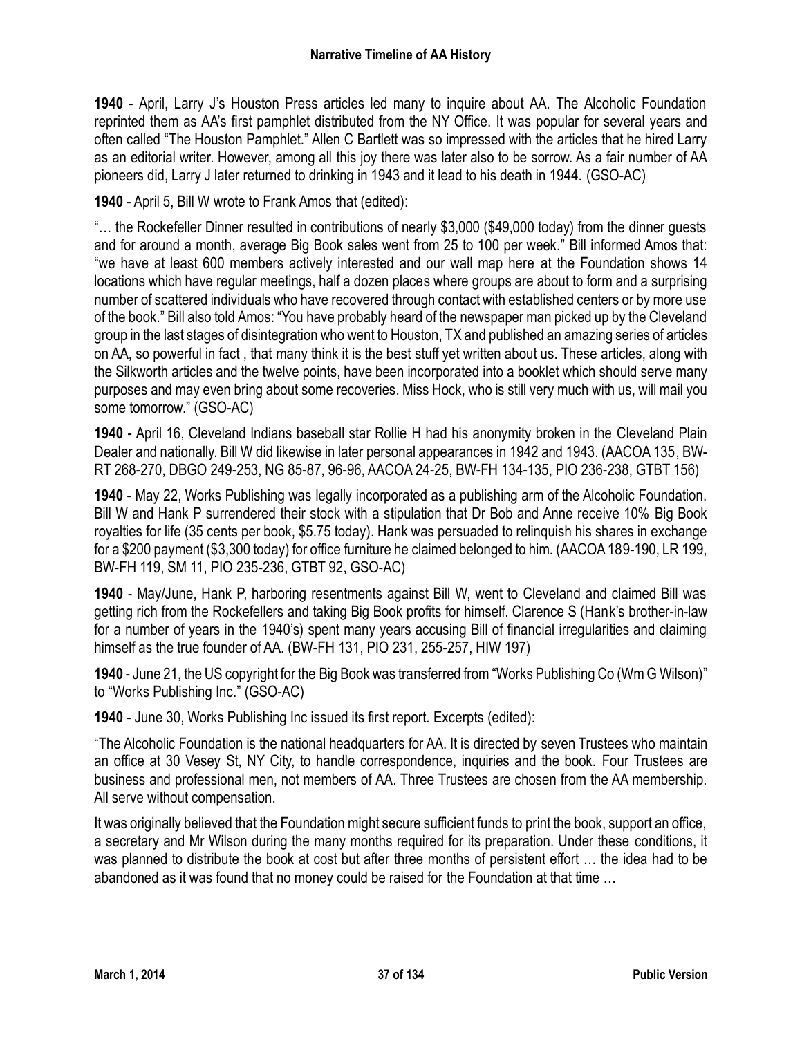**1940** - April, Larry J's Houston Press articles led many to inquire about AA. The Alcoholic Foundation reprinted them as AA's first pamphlet distributed from the NY Office. It was popular for several years and often called "The Houston Pamphlet." Allen C Bartlett was so impressed with the articles that he hired Larry as an editorial writer. However, among all this joy there was later also to be sorrow. As a fair number of AA pioneers did, Larry J later returned to drinking in 1943 and it lead to his death in 1944. (GSO-AC)

**1940** - April 5, Bill W wrote to Frank Amos that (edited):

"… the Rockefeller Dinner resulted in contributions of nearly $3,000 ($49,000 today) from the dinner guests and for around a month, average Big Book sales went from 25 to 100 per week." Bill informed Amos that: "we have at least 600 members actively interested and our wall map here at the Foundation shows 14 locations which have regular meetings, half a dozen places where groups are about to form and a surprising number of scattered individuals who have recovered through contact with established centers or by more use of the book." Bill also told Amos: "You have probably heard of the newspaper man picked up by the Cleveland group in the last stages of disintegration who went to Houston, TX and published an amazing series of articles on AA, so powerful in fact , that many think it is the best stuff yet written about us. These articles, along with the Silkworth articles and the twelve points, have been incorporated into a booklet which should serve many purposes and may even bring about some recoveries. Miss Hock, who is still very much with us, will mail you some tomorrow." (GSO-AC)

**1940** - April 16, Cleveland Indians baseball star Rollie H had his anonymity broken in the Cleveland Plain Dealer and nationally. Bill W did likewise in later personal appearances in 1942 and 1943. (AACOA 135, BW-RT 268-270, DBGO 249-253, NG 85-87, 96-96, AACOA 24-25, BW-FH 134-135, PIO 236-238, GTBT 156)

**1940** - May 22, Works Publishing was legally incorporated as a publishing arm of the Alcoholic Foundation. Bill W and Hank P surrendered their stock with a stipulation that Dr Bob and Anne receive 10% Big Book royalties for life (35 cents per book, $5.75 today). Hank was persuaded to relinquish his shares in exchange for a $200 payment ($3,300 today) for office furniture he claimed belonged to him. (AACOA 189-190, LR 199, BW-FH 119, SM 11, PIO 235-236, GTBT 92, GSO-AC)

**1940** - May/June, Hank P, harboring resentments against Bill W, went to Cleveland and claimed Bill was getting rich from the Rockefellers and taking Big Book profits for himself. Clarence S (Hank's brother-in-law for a number of years in the 1940's) spent many years accusing Bill of financial irregularities and claiming himself as the true founder of AA. (BW-FH 131, PIO 231, 255-257, HIW 197)

**1940** - June 21, the US copyright for the Big Book was transferred from "Works Publishing Co (Wm G Wilson)" to "Works Publishing Inc." (GSO-AC)

**1940** - June 30, Works Publishing Inc issued its first report. Excerpts (edited):

"The Alcoholic Foundation is the national headquarters for AA. It is directed by seven Trustees who maintain an office at 30 Vesey St, NY City, to handle correspondence, inquiries and the book. Four Trustees are business and professional men, not members of AA. Three Trustees are chosen from the AA membership. All serve without compensation.

It was originally believed that the Foundation might secure sufficient funds to print the book, support an office, a secretary and Mr Wilson during the many months required for its preparation. Under these conditions, it was planned to distribute the book at cost but after three months of persistent effort … the idea had to be abandoned as it was found that no money could be raised for the Foundation at that time …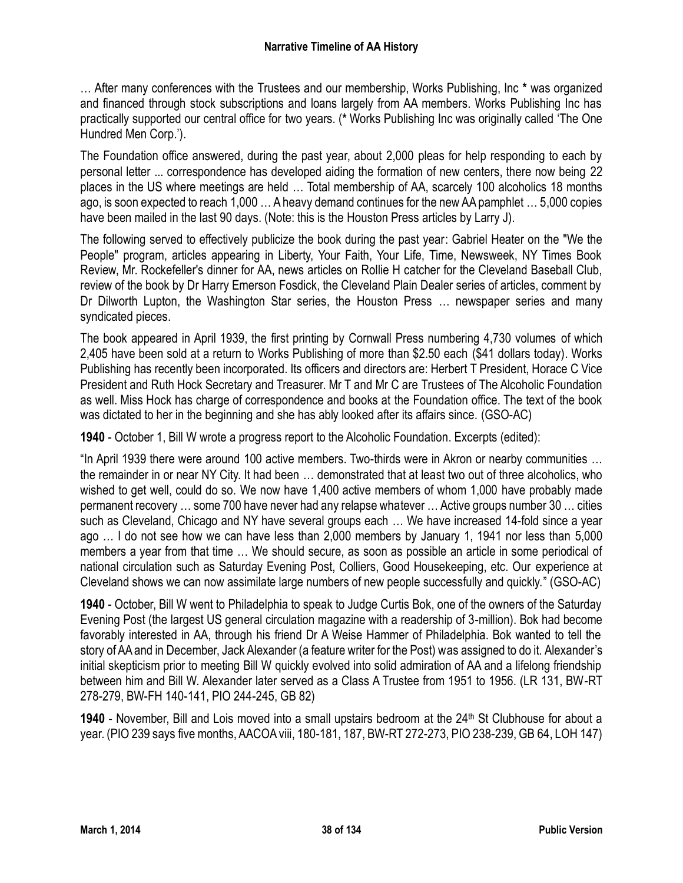… After many conferences with the Trustees and our membership, Works Publishing, Inc **\*** was organized and financed through stock subscriptions and loans largely from AA members. Works Publishing Inc has practically supported our central office for two years. (**\*** Works Publishing Inc was originally called 'The One Hundred Men Corp.').

The Foundation office answered, during the past year, about 2,000 pleas for help responding to each by personal letter ... correspondence has developed aiding the formation of new centers, there now being 22 places in the US where meetings are held … Total membership of AA, scarcely 100 alcoholics 18 months ago, is soon expected to reach 1,000 … A heavy demand continues for the new AA pamphlet … 5,000 copies have been mailed in the last 90 days. (Note: this is the Houston Press articles by Larry J).

The following served to effectively publicize the book during the past year: Gabriel Heater on the "We the People" program, articles appearing in Liberty, Your Faith, Your Life, Time, Newsweek, NY Times Book Review, Mr. Rockefeller's dinner for AA, news articles on Rollie H catcher for the Cleveland Baseball Club, review of the book by Dr Harry Emerson Fosdick, the Cleveland Plain Dealer series of articles, comment by Dr Dilworth Lupton, the Washington Star series, the Houston Press … newspaper series and many syndicated pieces.

The book appeared in April 1939, the first printing by Cornwall Press numbering 4,730 volumes of which 2,405 have been sold at a return to Works Publishing of more than $2.50 each ($41 dollars today). Works Publishing has recently been incorporated. Its officers and directors are: Herbert T President, Horace C Vice President and Ruth Hock Secretary and Treasurer. Mr T and Mr C are Trustees of The Alcoholic Foundation as well. Miss Hock has charge of correspondence and books at the Foundation office. The text of the book was dictated to her in the beginning and she has ably looked after its affairs since. (GSO-AC)

**1940** - October 1, Bill W wrote a progress report to the Alcoholic Foundation. Excerpts (edited):

"In April 1939 there were around 100 active members. Two-thirds were in Akron or nearby communities … the remainder in or near NY City. It had been … demonstrated that at least two out of three alcoholics, who wished to get well, could do so. We now have 1,400 active members of whom 1,000 have probably made permanent recovery … some 700 have never had any relapse whatever … Active groups number 30 … cities such as Cleveland, Chicago and NY have several groups each … We have increased 14-fold since a year ago … I do not see how we can have less than 2,000 members by January 1, 1941 nor less than 5,000 members a year from that time … We should secure, as soon as possible an article in some periodical of national circulation such as Saturday Evening Post, Colliers, Good Housekeeping, etc. Our experience at Cleveland shows we can now assimilate large numbers of new people successfully and quickly." (GSO-AC)

**1940** - October, Bill W went to Philadelphia to speak to Judge Curtis Bok, one of the owners of the Saturday Evening Post (the largest US general circulation magazine with a readership of 3-million). Bok had become favorably interested in AA, through his friend Dr A Weise Hammer of Philadelphia. Bok wanted to tell the story of AA and in December, Jack Alexander (a feature writer for the Post) was assigned to do it. Alexander's initial skepticism prior to meeting Bill W quickly evolved into solid admiration of AA and a lifelong friendship between him and Bill W. Alexander later served as a Class A Trustee from 1951 to 1956. (LR 131, BW-RT 278-279, BW-FH 140-141, PIO 244-245, GB 82)

**1940** - November, Bill and Lois moved into a small upstairs bedroom at the 24th St Clubhouse for about a year. (PIO 239 says five months, AACOA viii, 180-181, 187, BW-RT 272-273, PIO 238-239, GB 64, LOH 147)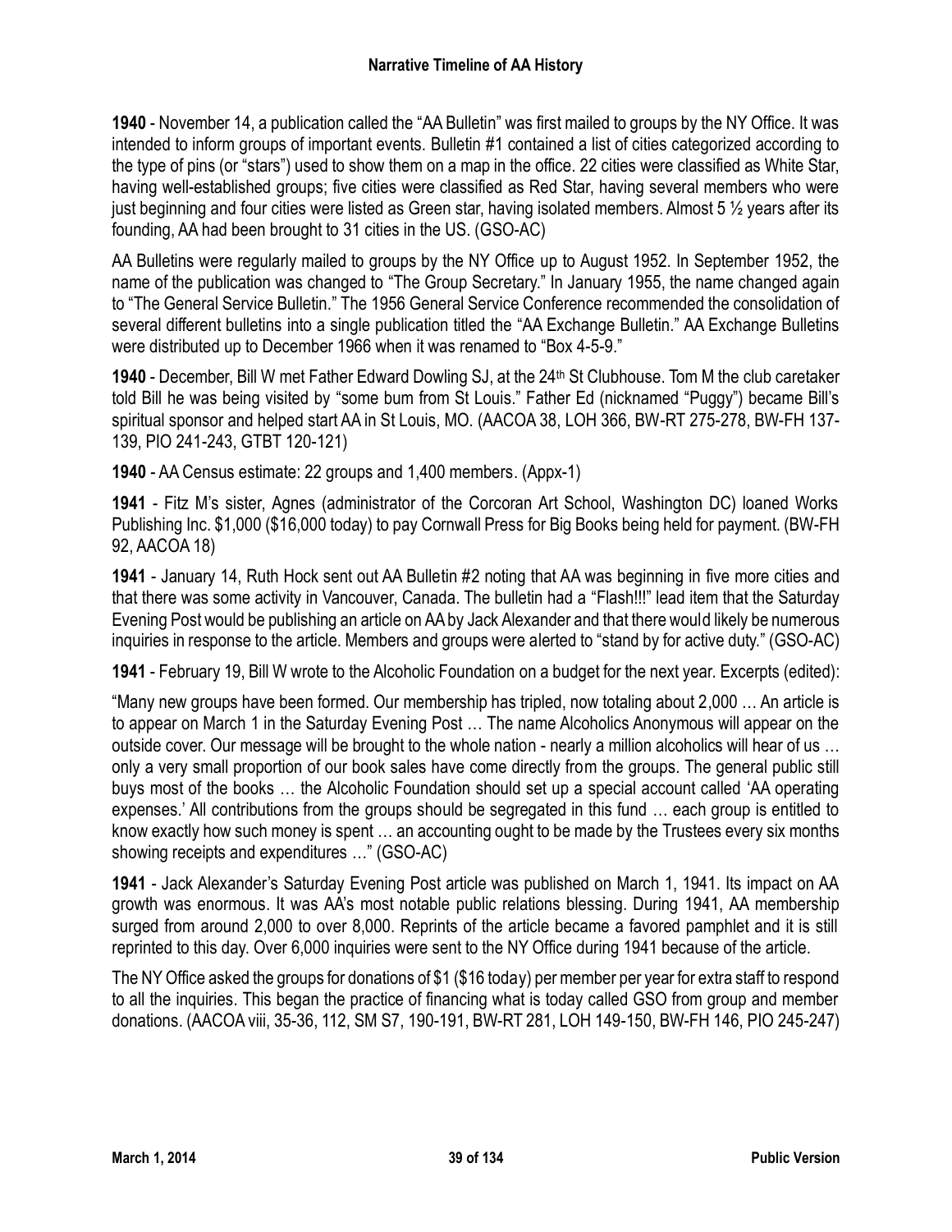**1940** - November 14, a publication called the "AA Bulletin" was first mailed to groups by the NY Office. It was intended to inform groups of important events. Bulletin #1 contained a list of cities categorized according to the type of pins (or "stars") used to show them on a map in the office. 22 cities were classified as White Star, having well-established groups; five cities were classified as Red Star, having several members who were just beginning and four cities were listed as Green star, having isolated members. Almost 5 ½ years after its founding, AA had been brought to 31 cities in the US. (GSO-AC)

AA Bulletins were regularly mailed to groups by the NY Office up to August 1952. In September 1952, the name of the publication was changed to "The Group Secretary." In January 1955, the name changed again to "The General Service Bulletin." The 1956 General Service Conference recommended the consolidation of several different bulletins into a single publication titled the "AA Exchange Bulletin." AA Exchange Bulletins were distributed up to December 1966 when it was renamed to "Box 4-5-9."

**1940** - December, Bill W met Father Edward Dowling SJ, at the 24th St Clubhouse. Tom M the club caretaker told Bill he was being visited by "some bum from St Louis." Father Ed (nicknamed "Puggy") became Bill's spiritual sponsor and helped start AA in St Louis, MO. (AACOA 38, LOH 366, BW-RT 275-278, BW-FH 137-139, PIO 241-243, GTBT 120-121)

**1940** - AA Census estimate: 22 groups and 1,400 members. (Appx-1)

**1941** - Fitz M's sister, Agnes (administrator of the Corcoran Art School, Washington DC) loaned Works Publishing Inc. $1,000 ($16,000 today) to pay Cornwall Press for Big Books being held for payment. (BW-FH 92, AACOA 18)

**1941** - January 14, Ruth Hock sent out AA Bulletin #2 noting that AA was beginning in five more cities and that there was some activity in Vancouver, Canada. The bulletin had a "Flash!!!" lead item that the Saturday Evening Post would be publishing an article on AA by Jack Alexander and that there would likely be numerous inquiries in response to the article. Members and groups were alerted to "stand by for active duty." (GSO-AC)

**1941** - February 19, Bill W wrote to the Alcoholic Foundation on a budget for the next year. Excerpts (edited):

"Many new groups have been formed. Our membership has tripled, now totaling about 2,000 … An article is to appear on March 1 in the Saturday Evening Post … The name Alcoholics Anonymous will appear on the outside cover. Our message will be brought to the whole nation - nearly a million alcoholics will hear of us … only a very small proportion of our book sales have come directly from the groups. The general public still buys most of the books … the Alcoholic Foundation should set up a special account called 'AA operating expenses.' All contributions from the groups should be segregated in this fund … each group is entitled to know exactly how such money is spent … an accounting ought to be made by the Trustees every six months showing receipts and expenditures …" (GSO-AC)

**1941** - Jack Alexander's Saturday Evening Post article was published on March 1, 1941. Its impact on AA growth was enormous. It was AA's most notable public relations blessing. During 1941, AA membership surged from around 2,000 to over 8,000. Reprints of the article became a favored pamphlet and it is still reprinted to this day. Over 6,000 inquiries were sent to the NY Office during 1941 because of the article.

The NY Office asked the groups for donations of $1 ($16 today) per member per year for extra staff to respond to all the inquiries. This began the practice of financing what is today called GSO from group and member donations. (AACOA viii, 35-36, 112, SM S7, 190-191, BW-RT 281, LOH 149-150, BW-FH 146, PIO 245-247)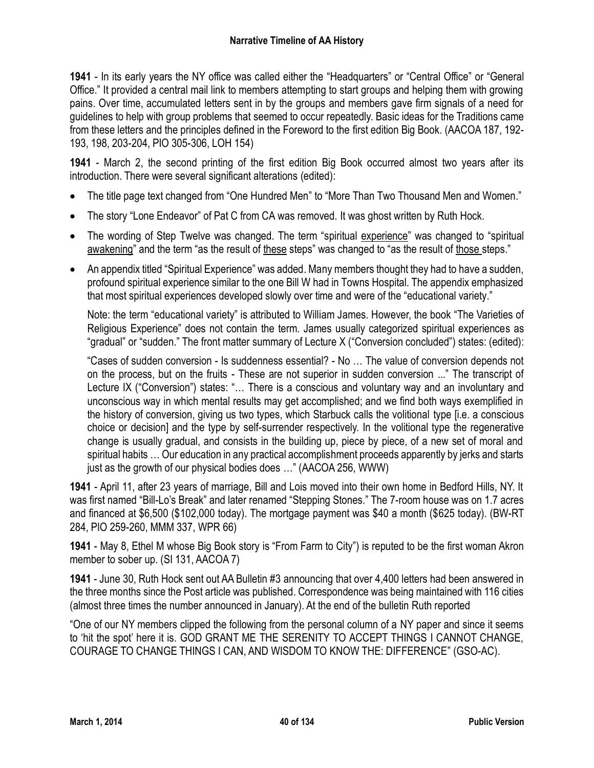**1941** - In its early years the NY office was called either the "Headquarters" or "Central Office" or "General Office." It provided a central mail link to members attempting to start groups and helping them with growing pains. Over time, accumulated letters sent in by the groups and members gave firm signals of a need for guidelines to help with group problems that seemed to occur repeatedly. Basic ideas for the Traditions came from these letters and the principles defined in the Foreword to the first edition Big Book. (AACOA 187, 192-193, 198, 203-204, PIO 305-306, LOH 154)

**1941** - March 2, the second printing of the first edition Big Book occurred almost two years after its introduction. There were several significant alterations (edited):

- The title page text changed from "One Hundred Men" to "More Than Two Thousand Men and Women."
- The story "Lone Endeavor" of Pat C from CA was removed. It was ghost written by Ruth Hock.
- The wording of Step Twelve was changed. The term "spiritual <u>experience</u>" was changed to "spiritual <u>awakening</u>" and the term "as the result of <u>these</u> steps" was changed to "as the result of <u>those</u> steps."
- An appendix titled "Spiritual Experience" was added. Many members thought they had to have a sudden, profound spiritual experience similar to the one Bill W had in Towns Hospital. The appendix emphasized that most spiritual experiences developed slowly over time and were of the "educational variety."

  Note: the term "educational variety" is attributed to William James. However, the book "The Varieties of Religious Experience" does not contain the term. James usually categorized spiritual experiences as "gradual" or "sudden." The front matter summary of Lecture X ("Conversion concluded") states: (edited):

  "Cases of sudden conversion - Is suddenness essential? - No … The value of conversion depends not on the process, but on the fruits - These are not superior in sudden conversion ..." The transcript of Lecture IX ("Conversion") states: "… There is a conscious and voluntary way and an involuntary and unconscious way in which mental results may get accomplished; and we find both ways exemplified in the history of conversion, giving us two types, which Starbuck calls the volitional type [i.e. a conscious choice or decision] and the type by self-surrender respectively. In the volitional type the regenerative change is usually gradual, and consists in the building up, piece by piece, of a new set of moral and spiritual habits … Our education in any practical accomplishment proceeds apparently by jerks and starts just as the growth of our physical bodies does …" (AACOA 256, WWW)

**1941** - April 11, after 23 years of marriage, Bill and Lois moved into their own home in Bedford Hills, NY. It was first named "Bill-Lo's Break" and later renamed "Stepping Stones." The 7-room house was on 1.7 acres and financed at $6,500 ($102,000 today). The mortgage payment was $40 a month ($625 today). (BW-RT 284, PIO 259-260, MMM 337, WPR 66)

**1941** - May 8, Ethel M whose Big Book story is "From Farm to City") is reputed to be the first woman Akron member to sober up. (SI 131, AACOA 7)

**1941** - June 30, Ruth Hock sent out AA Bulletin #3 announcing that over 4,400 letters had been answered in the three months since the Post article was published. Correspondence was being maintained with 116 cities (almost three times the number announced in January). At the end of the bulletin Ruth reported

"One of our NY members clipped the following from the personal column of a NY paper and since it seems to 'hit the spot' here it is. GOD GRANT ME THE SERENITY TO ACCEPT THINGS I CANNOT CHANGE, COURAGE TO CHANGE THINGS I CAN, AND WISDOM TO KNOW THE: DIFFERENCE" (GSO-AC).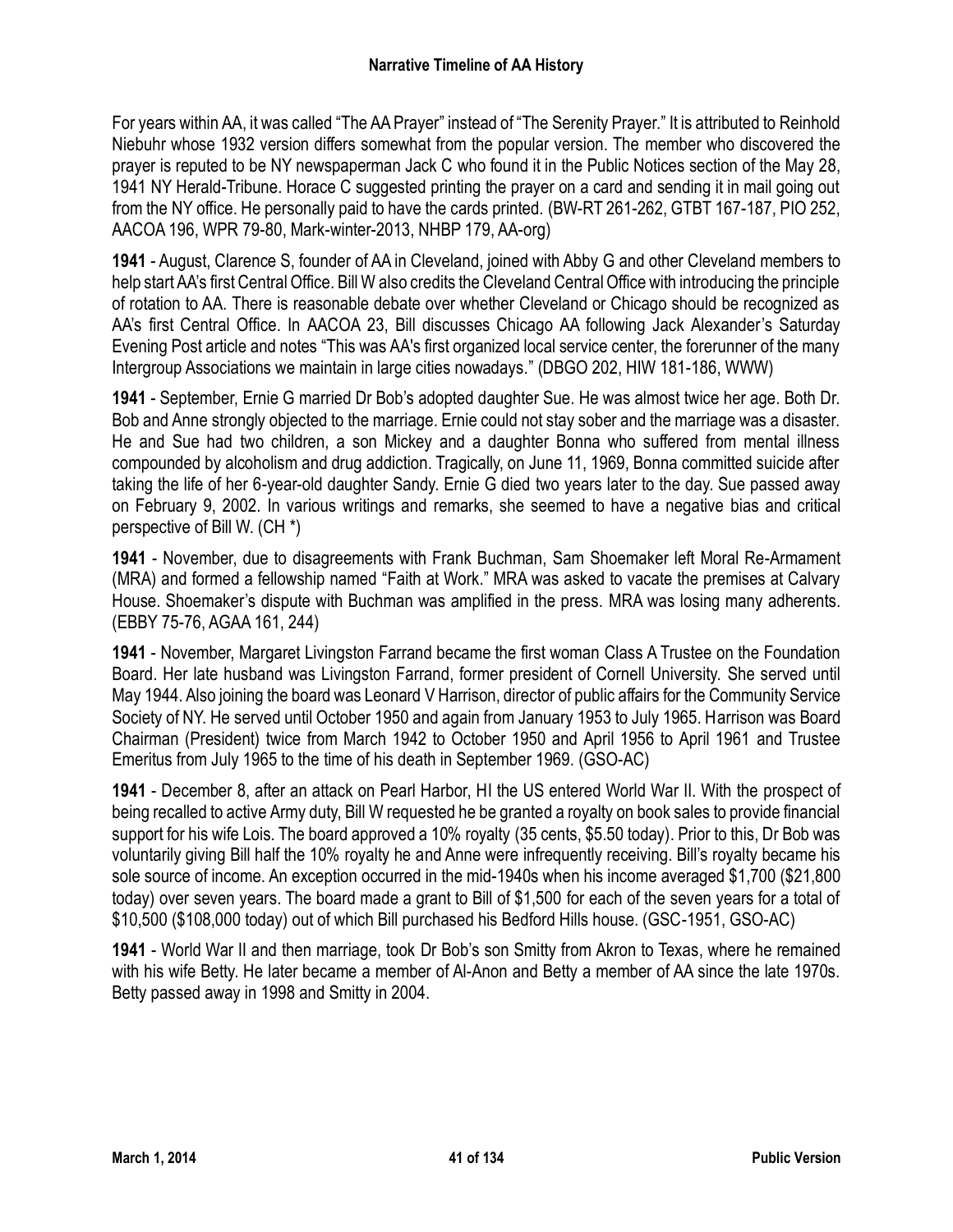For years within AA, it was called “The AA Prayer” instead of “The Serenity Prayer.” It is attributed to Reinhold Niebuhr whose 1932 version differs somewhat from the popular version. The member who discovered the prayer is reputed to be NY newspaperman Jack C who found it in the Public Notices section of the May 28, 1941 NY Herald-Tribune. Horace C suggested printing the prayer on a card and sending it in mail going out from the NY office. He personally paid to have the cards printed. (BW-RT 261-262, GTBT 167-187, PIO 252, AACOA 196, WPR 79-80, Mark-winter-2013, NHBP 179, AA-org)

**1941** - August, Clarence S, founder of AA in Cleveland, joined with Abby G and other Cleveland members to help start AA’s first Central Office. Bill W also credits the Cleveland Central Office with introducing the principle of rotation to AA. There is reasonable debate over whether Cleveland or Chicago should be recognized as AA’s first Central Office. In AACOA 23, Bill discusses Chicago AA following Jack Alexander’s Saturday Evening Post article and notes “This was AA's first organized local service center, the forerunner of the many Intergroup Associations we maintain in large cities nowadays.” (DBGO 202, HIW 181-186, WWW)

**1941** - September, Ernie G married Dr Bob’s adopted daughter Sue. He was almost twice her age. Both Dr. Bob and Anne strongly objected to the marriage. Ernie could not stay sober and the marriage was a disaster. He and Sue had two children, a son Mickey and a daughter Bonna who suffered from mental illness compounded by alcoholism and drug addiction. Tragically, on June 11, 1969, Bonna committed suicide after taking the life of her 6-year-old daughter Sandy. Ernie G died two years later to the day. Sue passed away on February 9, 2002. In various writings and remarks, she seemed to have a negative bias and critical perspective of Bill W. (CH *)

**1941** - November, due to disagreements with Frank Buchman, Sam Shoemaker left Moral Re-Armament (MRA) and formed a fellowship named “Faith at Work.” MRA was asked to vacate the premises at Calvary House. Shoemaker’s dispute with Buchman was amplified in the press. MRA was losing many adherents. (EBBY 75-76, AGAA 161, 244)

**1941** - November, Margaret Livingston Farrand became the first woman Class A Trustee on the Foundation Board. Her late husband was Livingston Farrand, former president of Cornell University. She served until May 1944. Also joining the board was Leonard V Harrison, director of public affairs for the Community Service Society of NY. He served until October 1950 and again from January 1953 to July 1965. Harrison was Board Chairman (President) twice from March 1942 to October 1950 and April 1956 to April 1961 and Trustee Emeritus from July 1965 to the time of his death in September 1969. (GSO-AC)

**1941** - December 8, after an attack on Pearl Harbor, HI the US entered World War II. With the prospect of being recalled to active Army duty, Bill W requested he be granted a royalty on book sales to provide financial support for his wife Lois. The board approved a 10% royalty (35 cents, $5.50 today). Prior to this, Dr Bob was voluntarily giving Bill half the 10% royalty he and Anne were infrequently receiving. Bill’s royalty became his sole source of income. An exception occurred in the mid-1940s when his income averaged $1,700 ($21,800 today) over seven years. The board made a grant to Bill of $1,500 for each of the seven years for a total of $10,500 ($108,000 today) out of which Bill purchased his Bedford Hills house. (GSC-1951, GSO-AC)

**1941** - World War II and then marriage, took Dr Bob’s son Smitty from Akron to Texas, where he remained with his wife Betty. He later became a member of Al-Anon and Betty a member of AA since the late 1970s. Betty passed away in 1998 and Smitty in 2004.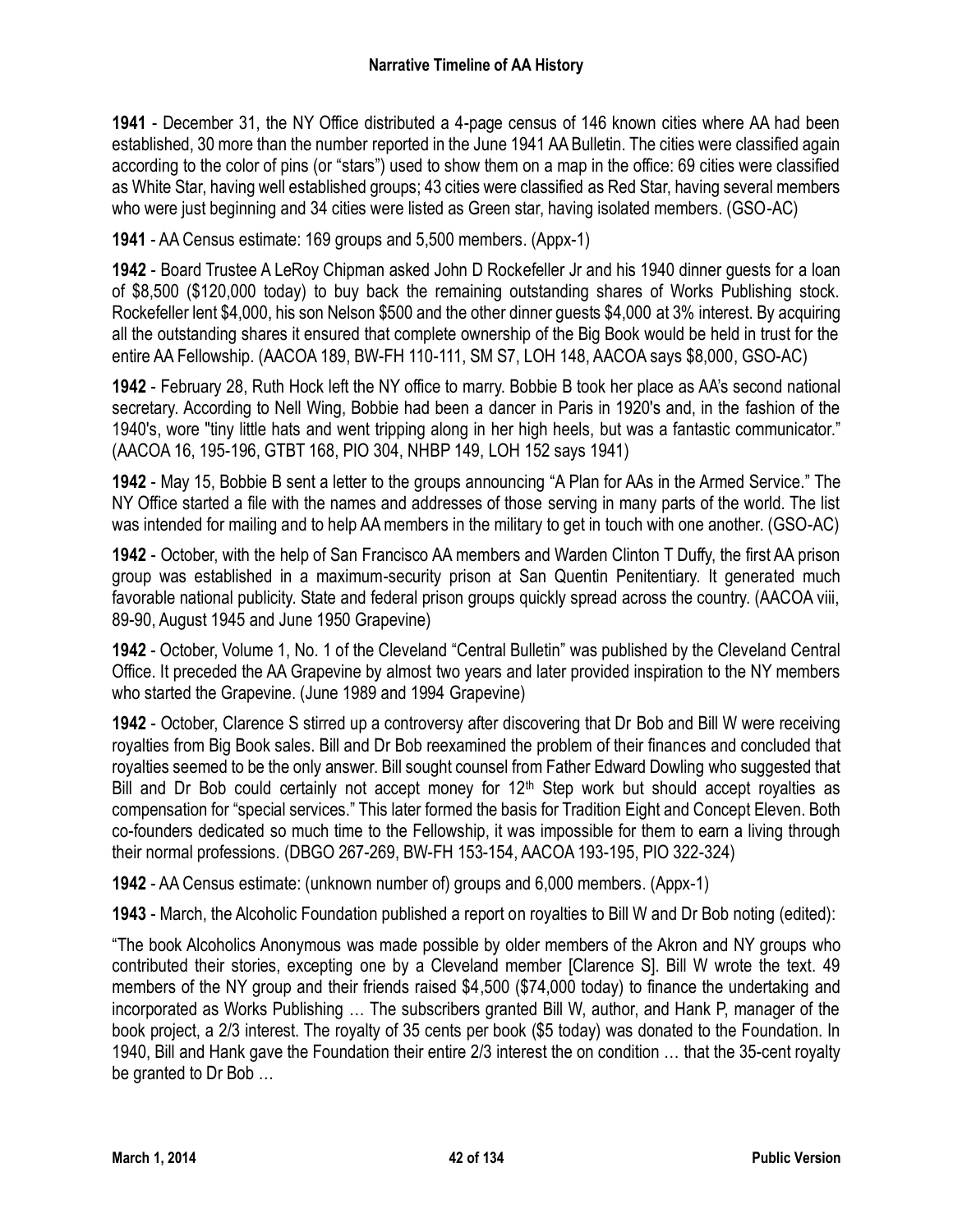**1941** - December 31, the NY Office distributed a 4-page census of 146 known cities where AA had been established, 30 more than the number reported in the June 1941 AA Bulletin. The cities were classified again according to the color of pins (or "stars") used to show them on a map in the office: 69 cities were classified as White Star, having well established groups; 43 cities were classified as Red Star, having several members who were just beginning and 34 cities were listed as Green star, having isolated members. (GSO-AC)

**1941** - AA Census estimate: 169 groups and 5,500 members. (Appx-1)

**1942** - Board Trustee A LeRoy Chipman asked John D Rockefeller Jr and his 1940 dinner guests for a loan of $8,500 ($120,000 today) to buy back the remaining outstanding shares of Works Publishing stock. Rockefeller lent $4,000, his son Nelson $500 and the other dinner guests $4,000 at 3% interest. By acquiring all the outstanding shares it ensured that complete ownership of the Big Book would be held in trust for the entire AA Fellowship. (AACOA 189, BW-FH 110-111, SM S7, LOH 148, AACOA says $8,000, GSO-AC)

**1942** - February 28, Ruth Hock left the NY office to marry. Bobbie B took her place as AA's second national secretary. According to Nell Wing, Bobbie had been a dancer in Paris in 1920's and, in the fashion of the 1940's, wore "tiny little hats and went tripping along in her high heels, but was a fantastic communicator." (AACOA 16, 195-196, GTBT 168, PIO 304, NHBP 149, LOH 152 says 1941)

**1942** - May 15, Bobbie B sent a letter to the groups announcing "A Plan for AAs in the Armed Service." The NY Office started a file with the names and addresses of those serving in many parts of the world. The list was intended for mailing and to help AA members in the military to get in touch with one another. (GSO-AC)

**1942** - October, with the help of San Francisco AA members and Warden Clinton T Duffy, the first AA prison group was established in a maximum-security prison at San Quentin Penitentiary. It generated much favorable national publicity. State and federal prison groups quickly spread across the country. (AACOA viii, 89-90, August 1945 and June 1950 Grapevine)

**1942** - October, Volume 1, No. 1 of the Cleveland "Central Bulletin" was published by the Cleveland Central Office. It preceded the AA Grapevine by almost two years and later provided inspiration to the NY members who started the Grapevine. (June 1989 and 1994 Grapevine)

**1942** - October, Clarence S stirred up a controversy after discovering that Dr Bob and Bill W were receiving royalties from Big Book sales. Bill and Dr Bob reexamined the problem of their finances and concluded that royalties seemed to be the only answer. Bill sought counsel from Father Edward Dowling who suggested that Bill and Dr Bob could certainly not accept money for 12th Step work but should accept royalties as compensation for "special services." This later formed the basis for Tradition Eight and Concept Eleven. Both co-founders dedicated so much time to the Fellowship, it was impossible for them to earn a living through their normal professions. (DBGO 267-269, BW-FH 153-154, AACOA 193-195, PIO 322-324)

**1942** - AA Census estimate: (unknown number of) groups and 6,000 members. (Appx-1)

**1943** - March, the Alcoholic Foundation published a report on royalties to Bill W and Dr Bob noting (edited):

"The book Alcoholics Anonymous was made possible by older members of the Akron and NY groups who contributed their stories, excepting one by a Cleveland member [Clarence S]. Bill W wrote the text. 49 members of the NY group and their friends raised $4,500 ($74,000 today) to finance the undertaking and incorporated as Works Publishing … The subscribers granted Bill W, author, and Hank P, manager of the book project, a 2/3 interest. The royalty of 35 cents per book ($5 today) was donated to the Foundation. In 1940, Bill and Hank gave the Foundation their entire 2/3 interest the on condition … that the 35-cent royalty be granted to Dr Bob …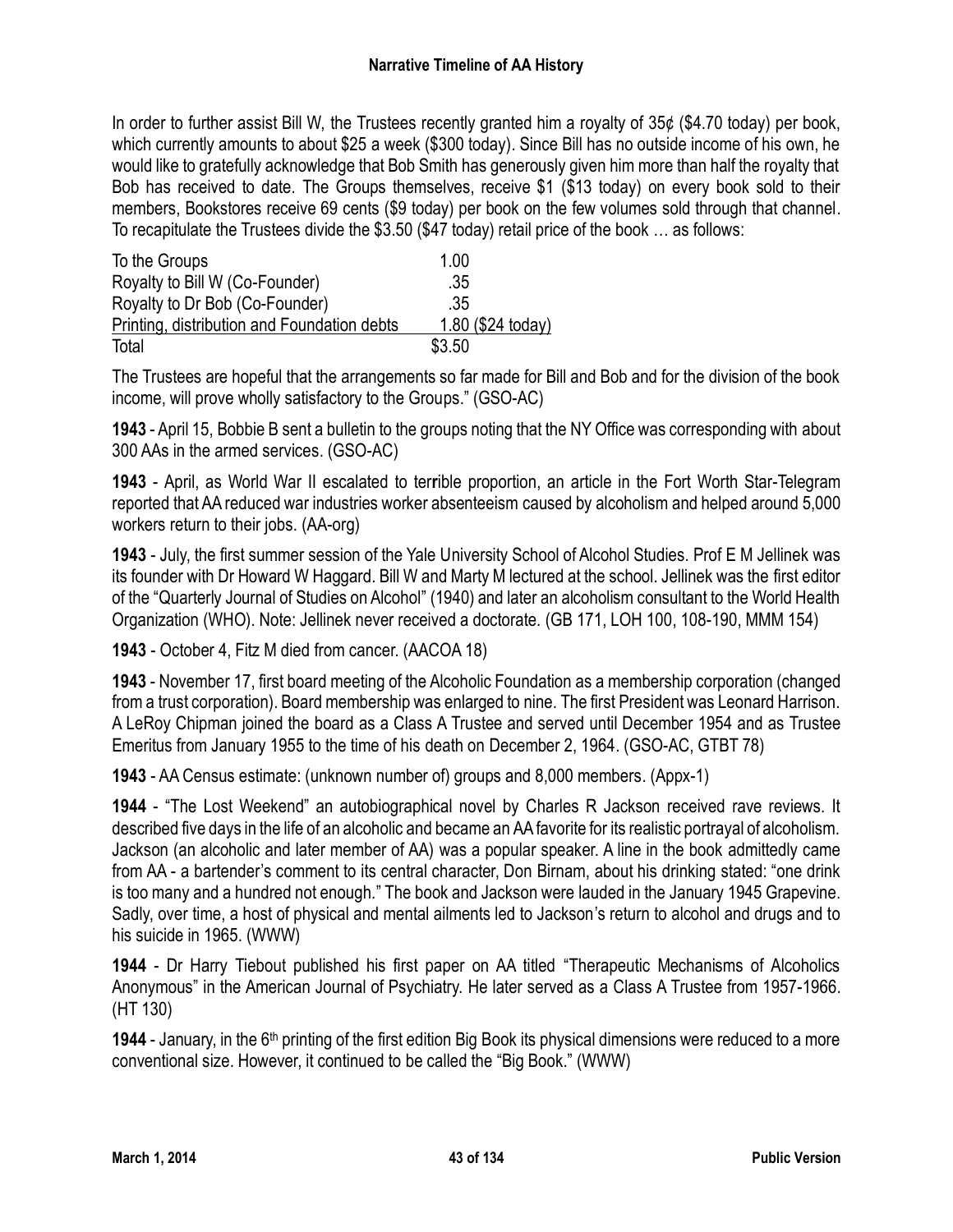In order to further assist Bill W, the Trustees recently granted him a royalty of 35¢ ($4.70 today) per book, which currently amounts to about $25 a week ($300 today). Since Bill has no outside income of his own, he would like to gratefully acknowledge that Bob Smith has generously given him more than half the royalty that Bob has received to date. The Groups themselves, receive $1 ($13 today) on every book sold to their members, Bookstores receive 69 cents ($9 today) per book on the few volumes sold through that channel. To recapitulate the Trustees divide the $3.50 ($47 today) retail price of the book … as follows:

| | |
|---|---|
| To the Groups | 1.00 |
| Royalty to Bill W (Co-Founder) | .35 |
| Royalty to Dr Bob (Co-Founder) | .35 |
| Printing, distribution and Foundation debts | 1.80 ($24 today) |
| Total | $3.50 |

The Trustees are hopeful that the arrangements so far made for Bill and Bob and for the division of the book income, will prove wholly satisfactory to the Groups." (GSO-AC)

**1943** - April 15, Bobbie B sent a bulletin to the groups noting that the NY Office was corresponding with about 300 AAs in the armed services. (GSO-AC)

**1943** - April, as World War II escalated to terrible proportion, an article in the Fort Worth Star-Telegram reported that AA reduced war industries worker absenteeism caused by alcoholism and helped around 5,000 workers return to their jobs. (AA-org)

**1943** - July, the first summer session of the Yale University School of Alcohol Studies. Prof E M Jellinek was its founder with Dr Howard W Haggard. Bill W and Marty M lectured at the school. Jellinek was the first editor of the "Quarterly Journal of Studies on Alcohol" (1940) and later an alcoholism consultant to the World Health Organization (WHO). Note: Jellinek never received a doctorate. (GB 171, LOH 100, 108-190, MMM 154)

**1943** - October 4, Fitz M died from cancer. (AACOA 18)

**1943** - November 17, first board meeting of the Alcoholic Foundation as a membership corporation (changed from a trust corporation). Board membership was enlarged to nine. The first President was Leonard Harrison. A LeRoy Chipman joined the board as a Class A Trustee and served until December 1954 and as Trustee Emeritus from January 1955 to the time of his death on December 2, 1964. (GSO-AC, GTBT 78)

**1943** - AA Census estimate: (unknown number of) groups and 8,000 members. (Appx-1)

**1944** - "The Lost Weekend" an autobiographical novel by Charles R Jackson received rave reviews. It described five days in the life of an alcoholic and became an AA favorite for its realistic portrayal of alcoholism. Jackson (an alcoholic and later member of AA) was a popular speaker. A line in the book admittedly came from AA - a bartender's comment to its central character, Don Birnam, about his drinking stated: "one drink is too many and a hundred not enough." The book and Jackson were lauded in the January 1945 Grapevine. Sadly, over time, a host of physical and mental ailments led to Jackson's return to alcohol and drugs and to his suicide in 1965. (WWW)

**1944** - Dr Harry Tiebout published his first paper on AA titled "Therapeutic Mechanisms of Alcoholics Anonymous" in the American Journal of Psychiatry. He later served as a Class A Trustee from 1957-1966. (HT 130)

**1944** - January, in the 6th printing of the first edition Big Book its physical dimensions were reduced to a more conventional size. However, it continued to be called the "Big Book." (WWW)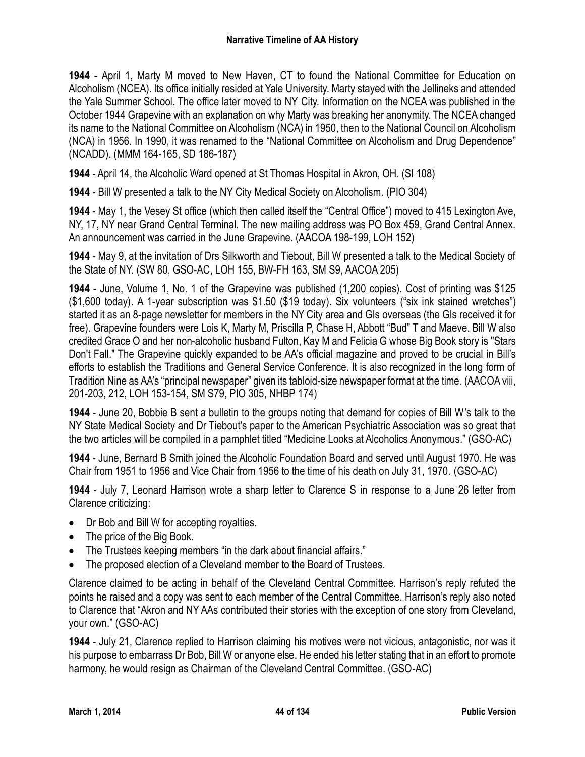**1944** - April 1, Marty M moved to New Haven, CT to found the National Committee for Education on Alcoholism (NCEA). Its office initially resided at Yale University. Marty stayed with the Jellineks and attended the Yale Summer School. The office later moved to NY City. Information on the NCEA was published in the October 1944 Grapevine with an explanation on why Marty was breaking her anonymity. The NCEA changed its name to the National Committee on Alcoholism (NCA) in 1950, then to the National Council on Alcoholism (NCA) in 1956. In 1990, it was renamed to the "National Committee on Alcoholism and Drug Dependence" (NCADD). (MMM 164-165, SD 186-187)

**1944** - April 14, the Alcoholic Ward opened at St Thomas Hospital in Akron, OH. (SI 108)

**1944** - Bill W presented a talk to the NY City Medical Society on Alcoholism. (PIO 304)

**1944** - May 1, the Vesey St office (which then called itself the "Central Office") moved to 415 Lexington Ave, NY, 17, NY near Grand Central Terminal. The new mailing address was PO Box 459, Grand Central Annex. An announcement was carried in the June Grapevine. (AACOA 198-199, LOH 152)

**1944** - May 9, at the invitation of Drs Silkworth and Tiebout, Bill W presented a talk to the Medical Society of the State of NY. (SW 80, GSO-AC, LOH 155, BW-FH 163, SM S9, AACOA 205)

**1944** - June, Volume 1, No. 1 of the Grapevine was published (1,200 copies). Cost of printing was $125 ($1,600 today). A 1-year subscription was $1.50 ($19 today). Six volunteers ("six ink stained wretches") started it as an 8-page newsletter for members in the NY City area and GIs overseas (the GIs received it for free). Grapevine founders were Lois K, Marty M, Priscilla P, Chase H, Abbott "Bud" T and Maeve. Bill W also credited Grace O and her non-alcoholic husband Fulton, Kay M and Felicia G whose Big Book story is "Stars Don't Fall." The Grapevine quickly expanded to be AA's official magazine and proved to be crucial in Bill's efforts to establish the Traditions and General Service Conference. It is also recognized in the long form of Tradition Nine as AA's "principal newspaper" given its tabloid-size newspaper format at the time. (AACOA viii, 201-203, 212, LOH 153-154, SM S79, PIO 305, NHBP 174)

**1944** - June 20, Bobbie B sent a bulletin to the groups noting that demand for copies of Bill W's talk to the NY State Medical Society and Dr Tiebout's paper to the American Psychiatric Association was so great that the two articles will be compiled in a pamphlet titled "Medicine Looks at Alcoholics Anonymous." (GSO-AC)

**1944** - June, Bernard B Smith joined the Alcoholic Foundation Board and served until August 1970. He was Chair from 1951 to 1956 and Vice Chair from 1956 to the time of his death on July 31, 1970. (GSO-AC)

**1944** - July 7, Leonard Harrison wrote a sharp letter to Clarence S in response to a June 26 letter from Clarence criticizing:

- Dr Bob and Bill W for accepting royalties.
- The price of the Big Book.
- The Trustees keeping members "in the dark about financial affairs."
- The proposed election of a Cleveland member to the Board of Trustees.

Clarence claimed to be acting in behalf of the Cleveland Central Committee. Harrison's reply refuted the points he raised and a copy was sent to each member of the Central Committee. Harrison's reply also noted to Clarence that "Akron and NY AAs contributed their stories with the exception of one story from Cleveland, your own." (GSO-AC)

**1944** - July 21, Clarence replied to Harrison claiming his motives were not vicious, antagonistic, nor was it his purpose to embarrass Dr Bob, Bill W or anyone else. He ended his letter stating that in an effort to promote harmony, he would resign as Chairman of the Cleveland Central Committee. (GSO-AC)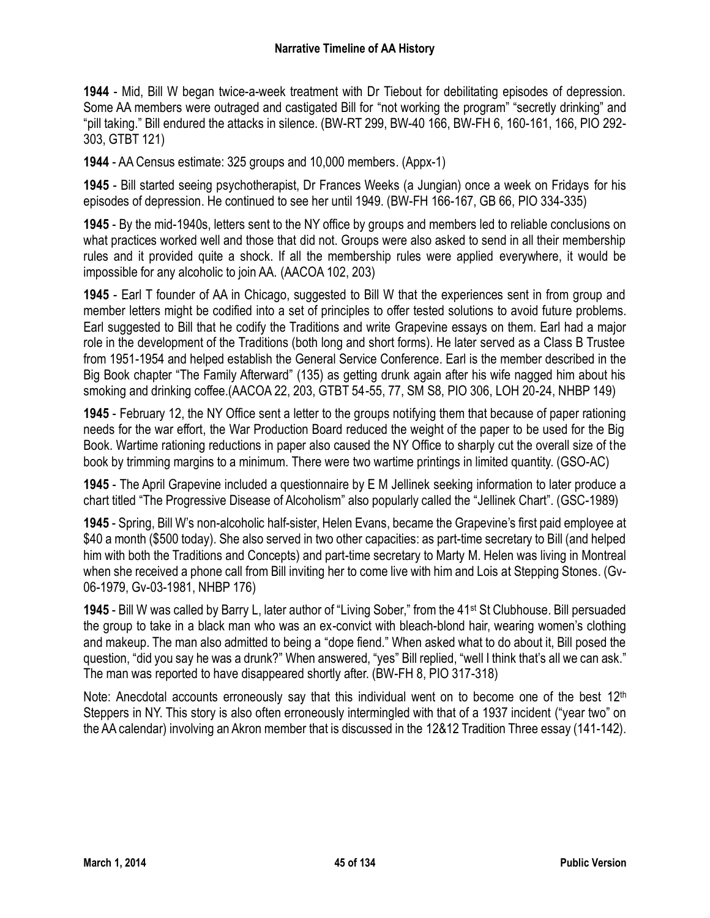**1944** - Mid, Bill W began twice-a-week treatment with Dr Tiebout for debilitating episodes of depression. Some AA members were outraged and castigated Bill for "not working the program" "secretly drinking" and "pill taking." Bill endured the attacks in silence. (BW-RT 299, BW-40 166, BW-FH 6, 160-161, 166, PIO 292-303, GTBT 121)

**1944** - AA Census estimate: 325 groups and 10,000 members. (Appx-1)

**1945** - Bill started seeing psychotherapist, Dr Frances Weeks (a Jungian) once a week on Fridays for his episodes of depression. He continued to see her until 1949. (BW-FH 166-167, GB 66, PIO 334-335)

**1945** - By the mid-1940s, letters sent to the NY office by groups and members led to reliable conclusions on what practices worked well and those that did not. Groups were also asked to send in all their membership rules and it provided quite a shock. If all the membership rules were applied everywhere, it would be impossible for any alcoholic to join AA. (AACOA 102, 203)

**1945** - Earl T founder of AA in Chicago, suggested to Bill W that the experiences sent in from group and member letters might be codified into a set of principles to offer tested solutions to avoid future problems. Earl suggested to Bill that he codify the Traditions and write Grapevine essays on them. Earl had a major role in the development of the Traditions (both long and short forms). He later served as a Class B Trustee from 1951-1954 and helped establish the General Service Conference. Earl is the member described in the Big Book chapter "The Family Afterward" (135) as getting drunk again after his wife nagged him about his smoking and drinking coffee.(AACOA 22, 203, GTBT 54-55, 77, SM S8, PIO 306, LOH 20-24, NHBP 149)

**1945** - February 12, the NY Office sent a letter to the groups notifying them that because of paper rationing needs for the war effort, the War Production Board reduced the weight of the paper to be used for the Big Book. Wartime rationing reductions in paper also caused the NY Office to sharply cut the overall size of the book by trimming margins to a minimum. There were two wartime printings in limited quantity. (GSO-AC)

**1945** - The April Grapevine included a questionnaire by E M Jellinek seeking information to later produce a chart titled "The Progressive Disease of Alcoholism" also popularly called the "Jellinek Chart". (GSC-1989)

**1945** - Spring, Bill W's non-alcoholic half-sister, Helen Evans, became the Grapevine's first paid employee at $40 a month ($500 today). She also served in two other capacities: as part-time secretary to Bill (and helped him with both the Traditions and Concepts) and part-time secretary to Marty M. Helen was living in Montreal when she received a phone call from Bill inviting her to come live with him and Lois at Stepping Stones. (Gv-06-1979, Gv-03-1981, NHBP 176)

**1945** - Bill W was called by Barry L, later author of "Living Sober," from the 41st St Clubhouse. Bill persuaded the group to take in a black man who was an ex-convict with bleach-blond hair, wearing women's clothing and makeup. The man also admitted to being a "dope fiend." When asked what to do about it, Bill posed the question, "did you say he was a drunk?" When answered, "yes" Bill replied, "well I think that's all we can ask." The man was reported to have disappeared shortly after. (BW-FH 8, PIO 317-318)

Note: Anecdotal accounts erroneously say that this individual went on to become one of the best 12th Steppers in NY. This story is also often erroneously intermingled with that of a 1937 incident ("year two" on the AA calendar) involving an Akron member that is discussed in the 12&12 Tradition Three essay (141-142).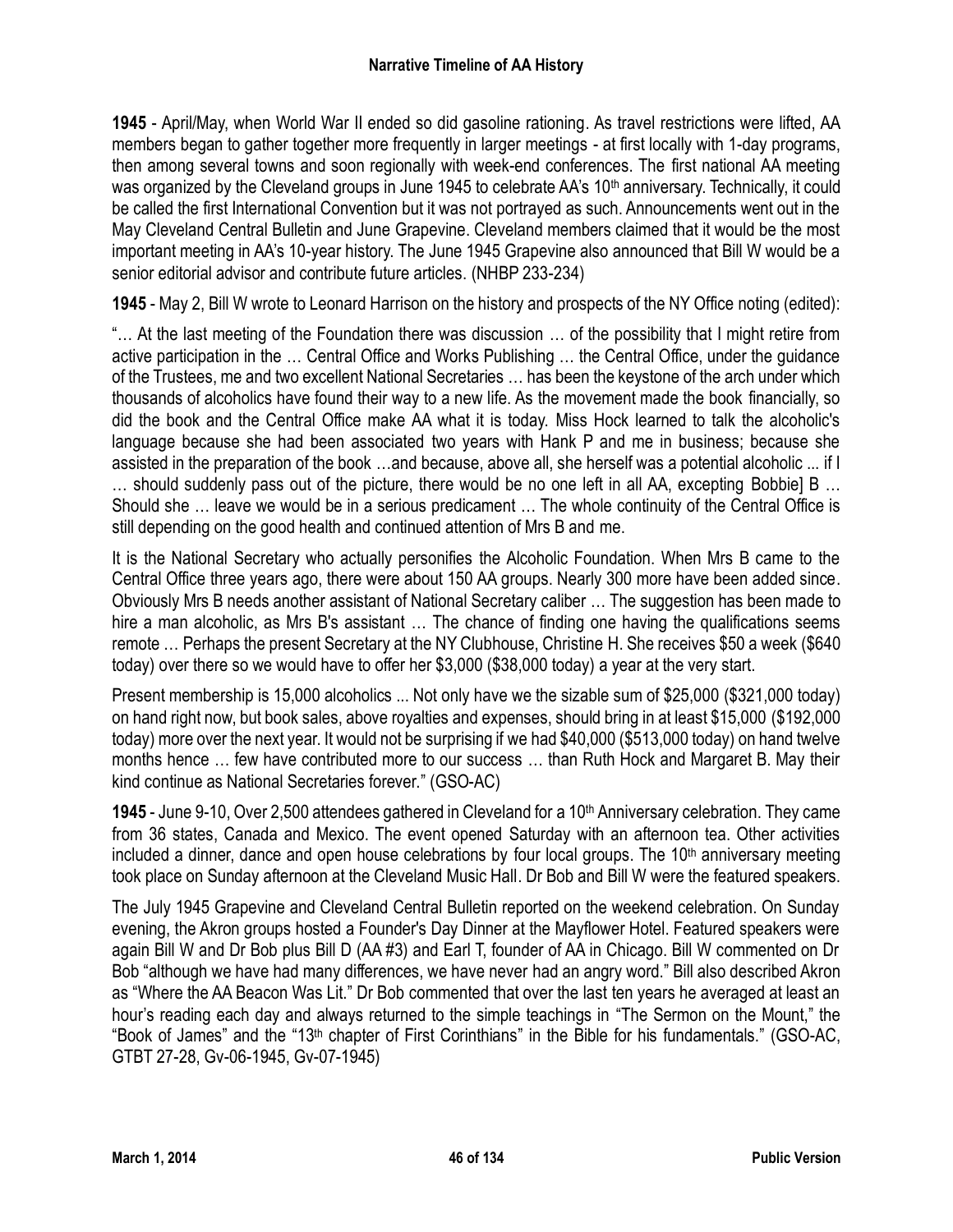**1945** - April/May, when World War II ended so did gasoline rationing. As travel restrictions were lifted, AA members began to gather together more frequently in larger meetings - at first locally with 1-day programs, then among several towns and soon regionally with week-end conferences. The first national AA meeting was organized by the Cleveland groups in June 1945 to celebrate AA's 10th anniversary. Technically, it could be called the first International Convention but it was not portrayed as such. Announcements went out in the May Cleveland Central Bulletin and June Grapevine. Cleveland members claimed that it would be the most important meeting in AA's 10-year history. The June 1945 Grapevine also announced that Bill W would be a senior editorial advisor and contribute future articles. (NHBP 233-234)

**1945** - May 2, Bill W wrote to Leonard Harrison on the history and prospects of the NY Office noting (edited):

"… At the last meeting of the Foundation there was discussion … of the possibility that I might retire from active participation in the … Central Office and Works Publishing … the Central Office, under the guidance of the Trustees, me and two excellent National Secretaries … has been the keystone of the arch under which thousands of alcoholics have found their way to a new life. As the movement made the book financially, so did the book and the Central Office make AA what it is today. Miss Hock learned to talk the alcoholic's language because she had been associated two years with Hank P and me in business; because she assisted in the preparation of the book …and because, above all, she herself was a potential alcoholic ... if I … should suddenly pass out of the picture, there would be no one left in all AA, excepting Bobbie] B … Should she … leave we would be in a serious predicament … The whole continuity of the Central Office is still depending on the good health and continued attention of Mrs B and me.

It is the National Secretary who actually personifies the Alcoholic Foundation. When Mrs B came to the Central Office three years ago, there were about 150 AA groups. Nearly 300 more have been added since. Obviously Mrs B needs another assistant of National Secretary caliber … The suggestion has been made to hire a man alcoholic, as Mrs B's assistant … The chance of finding one having the qualifications seems remote … Perhaps the present Secretary at the NY Clubhouse, Christine H. She receives $50 a week ($640 today) over there so we would have to offer her $3,000 ($38,000 today) a year at the very start.

Present membership is 15,000 alcoholics ... Not only have we the sizable sum of $25,000 ($321,000 today) on hand right now, but book sales, above royalties and expenses, should bring in at least $15,000 ($192,000 today) more over the next year. It would not be surprising if we had $40,000 ($513,000 today) on hand twelve months hence … few have contributed more to our success … than Ruth Hock and Margaret B. May their kind continue as National Secretaries forever." (GSO-AC)

**1945** - June 9-10, Over 2,500 attendees gathered in Cleveland for a 10th Anniversary celebration. They came from 36 states, Canada and Mexico. The event opened Saturday with an afternoon tea. Other activities included a dinner, dance and open house celebrations by four local groups. The 10th anniversary meeting took place on Sunday afternoon at the Cleveland Music Hall. Dr Bob and Bill W were the featured speakers.

The July 1945 Grapevine and Cleveland Central Bulletin reported on the weekend celebration. On Sunday evening, the Akron groups hosted a Founder's Day Dinner at the Mayflower Hotel. Featured speakers were again Bill W and Dr Bob plus Bill D (AA #3) and Earl T, founder of AA in Chicago. Bill W commented on Dr Bob "although we have had many differences, we have never had an angry word." Bill also described Akron as "Where the AA Beacon Was Lit." Dr Bob commented that over the last ten years he averaged at least an hour's reading each day and always returned to the simple teachings in "The Sermon on the Mount," the "Book of James" and the "13th chapter of First Corinthians" in the Bible for his fundamentals." (GSO-AC, GTBT 27-28, Gv-06-1945, Gv-07-1945)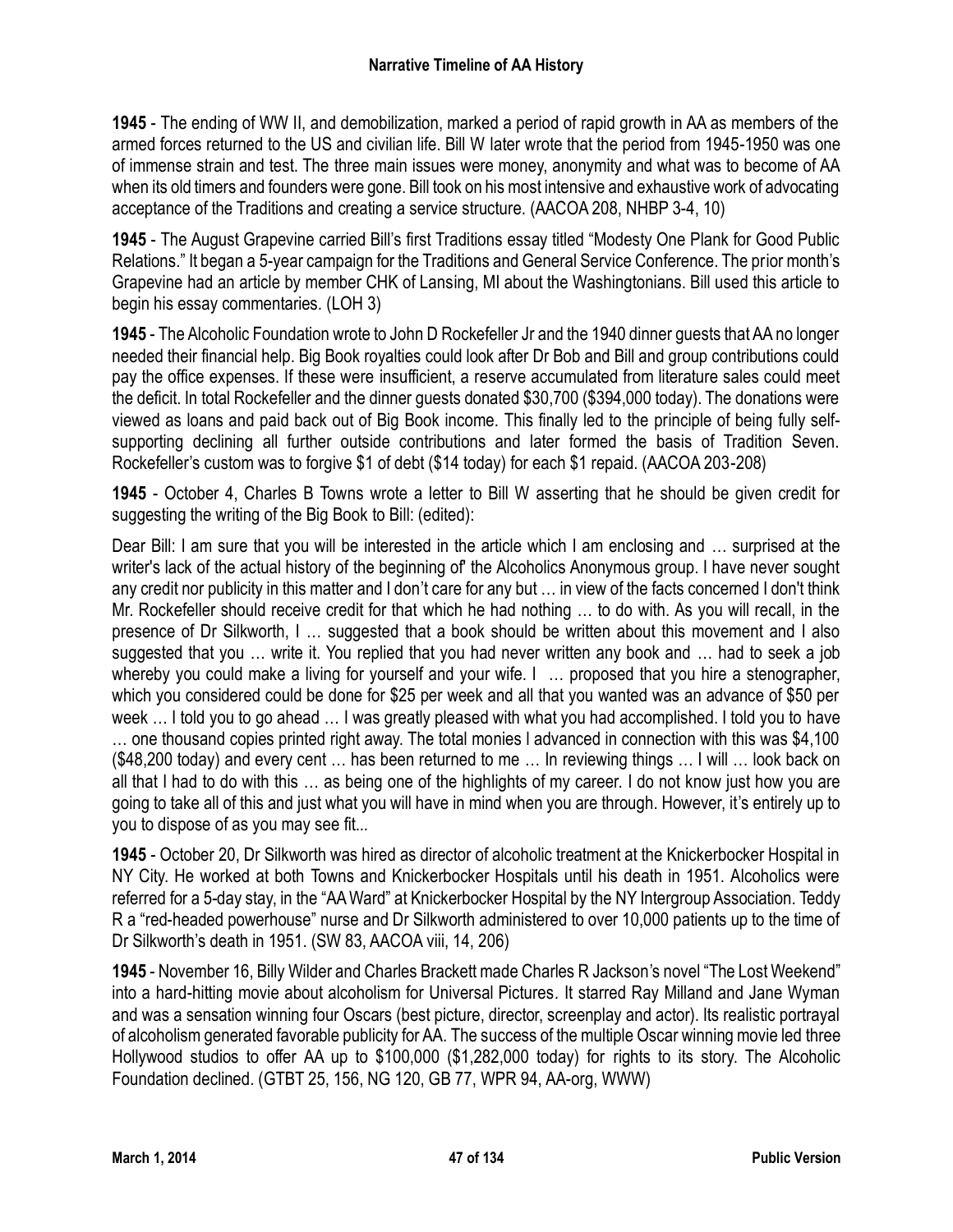**1945** - The ending of WW II, and demobilization, marked a period of rapid growth in AA as members of the armed forces returned to the US and civilian life. Bill W later wrote that the period from 1945-1950 was one of immense strain and test. The three main issues were money, anonymity and what was to become of AA when its old timers and founders were gone. Bill took on his most intensive and exhaustive work of advocating acceptance of the Traditions and creating a service structure. (AACOA 208, NHBP 3-4, 10)

**1945** - The August Grapevine carried Bill's first Traditions essay titled "Modesty One Plank for Good Public Relations." It began a 5-year campaign for the Traditions and General Service Conference. The prior month's Grapevine had an article by member CHK of Lansing, MI about the Washingtonians. Bill used this article to begin his essay commentaries. (LOH 3)

**1945** - The Alcoholic Foundation wrote to John D Rockefeller Jr and the 1940 dinner guests that AA no longer needed their financial help. Big Book royalties could look after Dr Bob and Bill and group contributions could pay the office expenses. If these were insufficient, a reserve accumulated from literature sales could meet the deficit. In total Rockefeller and the dinner guests donated $30,700 ($394,000 today). The donations were viewed as loans and paid back out of Big Book income. This finally led to the principle of being fully self-supporting declining all further outside contributions and later formed the basis of Tradition Seven. Rockefeller's custom was to forgive $1 of debt ($14 today) for each $1 repaid. (AACOA 203-208)

**1945** - October 4, Charles B Towns wrote a letter to Bill W asserting that he should be given credit for suggesting the writing of the Big Book to Bill: (edited):

Dear Bill: I am sure that you will be interested in the article which I am enclosing and … surprised at the writer's lack of the actual history of the beginning of' the Alcoholics Anonymous group. I have never sought any credit nor publicity in this matter and I don't care for any but … in view of the facts concerned I don't think Mr. Rockefeller should receive credit for that which he had nothing … to do with. As you will recall, in the presence of Dr Silkworth, I … suggested that a book should be written about this movement and I also suggested that you … write it. You replied that you had never written any book and … had to seek a job whereby you could make a living for yourself and your wife. I … proposed that you hire a stenographer, which you considered could be done for $25 per week and all that you wanted was an advance of $50 per week … I told you to go ahead … I was greatly pleased with what you had accomplished. I told you to have … one thousand copies printed right away. The total monies I advanced in connection with this was $4,100 ($48,200 today) and every cent … has been returned to me … In reviewing things … I will … look back on all that I had to do with this … as being one of the highlights of my career. I do not know just how you are going to take all of this and just what you will have in mind when you are through. However, it's entirely up to you to dispose of as you may see fit...

**1945** - October 20, Dr Silkworth was hired as director of alcoholic treatment at the Knickerbocker Hospital in NY City. He worked at both Towns and Knickerbocker Hospitals until his death in 1951. Alcoholics were referred for a 5-day stay, in the "AA Ward" at Knickerbocker Hospital by the NY Intergroup Association. Teddy R a "red-headed powerhouse" nurse and Dr Silkworth administered to over 10,000 patients up to the time of Dr Silkworth's death in 1951. (SW 83, AACOA viii, 14, 206)

**1945** - November 16, Billy Wilder and Charles Brackett made Charles R Jackson's novel "The Lost Weekend" into a hard-hitting movie about alcoholism for Universal Pictures. It starred Ray Milland and Jane Wyman and was a sensation winning four Oscars (best picture, director, screenplay and actor). Its realistic portrayal of alcoholism generated favorable publicity for AA. The success of the multiple Oscar winning movie led three Hollywood studios to offer AA up to $100,000 ($1,282,000 today) for rights to its story. The Alcoholic Foundation declined. (GTBT 25, 156, NG 120, GB 77, WPR 94, AA-org, WWW)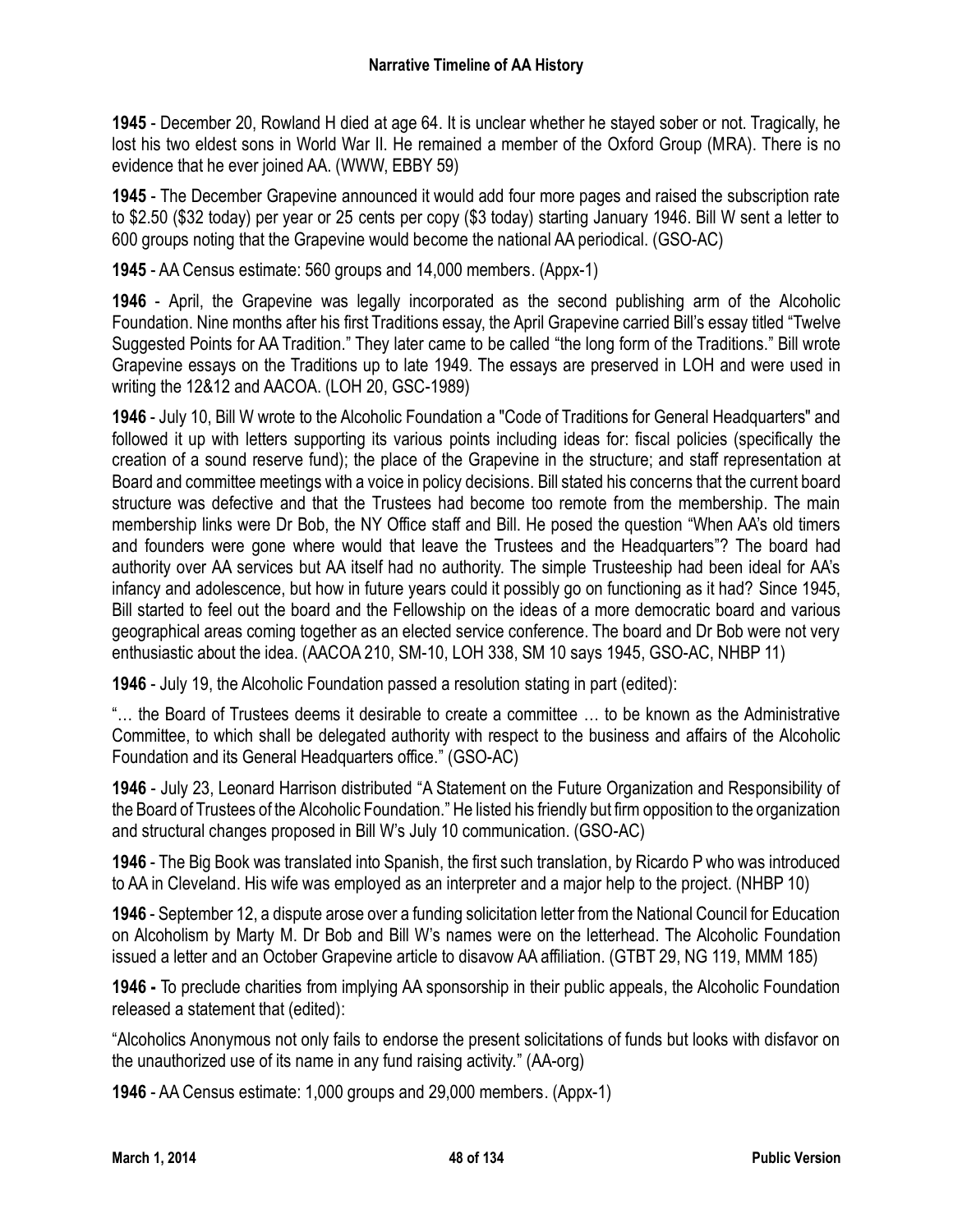**1945** - December 20, Rowland H died at age 64. It is unclear whether he stayed sober or not. Tragically, he lost his two eldest sons in World War II. He remained a member of the Oxford Group (MRA). There is no evidence that he ever joined AA. (WWW, EBBY 59)

**1945** - The December Grapevine announced it would add four more pages and raised the subscription rate to $2.50 ($32 today) per year or 25 cents per copy ($3 today) starting January 1946. Bill W sent a letter to 600 groups noting that the Grapevine would become the national AA periodical. (GSO-AC)

**1945** - AA Census estimate: 560 groups and 14,000 members. (Appx-1)

**1946** - April, the Grapevine was legally incorporated as the second publishing arm of the Alcoholic Foundation. Nine months after his first Traditions essay, the April Grapevine carried Bill's essay titled "Twelve Suggested Points for AA Tradition." They later came to be called "the long form of the Traditions." Bill wrote Grapevine essays on the Traditions up to late 1949. The essays are preserved in LOH and were used in writing the 12&12 and AACOA. (LOH 20, GSC-1989)

**1946** - July 10, Bill W wrote to the Alcoholic Foundation a "Code of Traditions for General Headquarters" and followed it up with letters supporting its various points including ideas for: fiscal policies (specifically the creation of a sound reserve fund); the place of the Grapevine in the structure; and staff representation at Board and committee meetings with a voice in policy decisions. Bill stated his concerns that the current board structure was defective and that the Trustees had become too remote from the membership. The main membership links were Dr Bob, the NY Office staff and Bill. He posed the question "When AA's old timers and founders were gone where would that leave the Trustees and the Headquarters"? The board had authority over AA services but AA itself had no authority. The simple Trusteeship had been ideal for AA's infancy and adolescence, but how in future years could it possibly go on functioning as it had? Since 1945, Bill started to feel out the board and the Fellowship on the ideas of a more democratic board and various geographical areas coming together as an elected service conference. The board and Dr Bob were not very enthusiastic about the idea. (AACOA 210, SM-10, LOH 338, SM 10 says 1945, GSO-AC, NHBP 11)

**1946** - July 19, the Alcoholic Foundation passed a resolution stating in part (edited):

"… the Board of Trustees deems it desirable to create a committee … to be known as the Administrative Committee, to which shall be delegated authority with respect to the business and affairs of the Alcoholic Foundation and its General Headquarters office." (GSO-AC)

**1946** - July 23, Leonard Harrison distributed "A Statement on the Future Organization and Responsibility of the Board of Trustees of the Alcoholic Foundation." He listed his friendly but firm opposition to the organization and structural changes proposed in Bill W's July 10 communication. (GSO-AC)

**1946** - The Big Book was translated into Spanish, the first such translation, by Ricardo P who was introduced to AA in Cleveland. His wife was employed as an interpreter and a major help to the project. (NHBP 10)

**1946** - September 12, a dispute arose over a funding solicitation letter from the National Council for Education on Alcoholism by Marty M. Dr Bob and Bill W's names were on the letterhead. The Alcoholic Foundation issued a letter and an October Grapevine article to disavow AA affiliation. (GTBT 29, NG 119, MMM 185)

**1946 -** To preclude charities from implying AA sponsorship in their public appeals, the Alcoholic Foundation released a statement that (edited):

"Alcoholics Anonymous not only fails to endorse the present solicitations of funds but looks with disfavor on the unauthorized use of its name in any fund raising activity." (AA-org)

**1946** - AA Census estimate: 1,000 groups and 29,000 members. (Appx-1)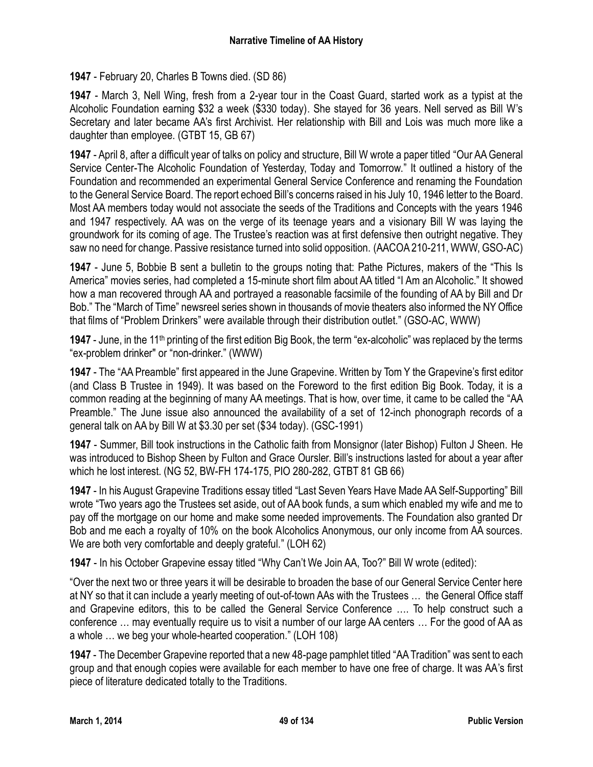**1947** - February 20, Charles B Towns died. (SD 86)

**1947** - March 3, Nell Wing, fresh from a 2-year tour in the Coast Guard, started work as a typist at the Alcoholic Foundation earning $32 a week ($330 today). She stayed for 36 years. Nell served as Bill W's Secretary and later became AA's first Archivist. Her relationship with Bill and Lois was much more like a daughter than employee. (GTBT 15, GB 67)

**1947** - April 8, after a difficult year of talks on policy and structure, Bill W wrote a paper titled "Our AA General Service Center-The Alcoholic Foundation of Yesterday, Today and Tomorrow." It outlined a history of the Foundation and recommended an experimental General Service Conference and renaming the Foundation to the General Service Board. The report echoed Bill's concerns raised in his July 10, 1946 letter to the Board. Most AA members today would not associate the seeds of the Traditions and Concepts with the years 1946 and 1947 respectively. AA was on the verge of its teenage years and a visionary Bill W was laying the groundwork for its coming of age. The Trustee's reaction was at first defensive then outright negative. They saw no need for change. Passive resistance turned into solid opposition. (AACOA 210-211, WWW, GSO-AC)

**1947** - June 5, Bobbie B sent a bulletin to the groups noting that: Pathe Pictures, makers of the "This Is America" movies series, had completed a 15-minute short film about AA titled "I Am an Alcoholic." It showed how a man recovered through AA and portrayed a reasonable facsimile of the founding of AA by Bill and Dr Bob." The "March of Time" newsreel series shown in thousands of movie theaters also informed the NY Office that films of "Problem Drinkers" were available through their distribution outlet." (GSO-AC, WWW)

**1947** - June, in the 11th printing of the first edition Big Book, the term "ex-alcoholic" was replaced by the terms "ex-problem drinker" or "non-drinker." (WWW)

**1947** - The "AA Preamble" first appeared in the June Grapevine. Written by Tom Y the Grapevine's first editor (and Class B Trustee in 1949). It was based on the Foreword to the first edition Big Book. Today, it is a common reading at the beginning of many AA meetings. That is how, over time, it came to be called the "AA Preamble." The June issue also announced the availability of a set of 12-inch phonograph records of a general talk on AA by Bill W at $3.30 per set ($34 today). (GSC-1991)

**1947** - Summer, Bill took instructions in the Catholic faith from Monsignor (later Bishop) Fulton J Sheen. He was introduced to Bishop Sheen by Fulton and Grace Oursler. Bill's instructions lasted for about a year after which he lost interest. (NG 52, BW-FH 174-175, PIO 280-282, GTBT 81 GB 66)

**1947** - In his August Grapevine Traditions essay titled "Last Seven Years Have Made AA Self-Supporting" Bill wrote "Two years ago the Trustees set aside, out of AA book funds, a sum which enabled my wife and me to pay off the mortgage on our home and make some needed improvements. The Foundation also granted Dr Bob and me each a royalty of 10% on the book Alcoholics Anonymous, our only income from AA sources. We are both very comfortable and deeply grateful." (LOH 62)

**1947** - In his October Grapevine essay titled "Why Can't We Join AA, Too?" Bill W wrote (edited):

"Over the next two or three years it will be desirable to broaden the base of our General Service Center here at NY so that it can include a yearly meeting of out-of-town AAs with the Trustees … the General Office staff and Grapevine editors, this to be called the General Service Conference …. To help construct such a conference … may eventually require us to visit a number of our large AA centers … For the good of AA as a whole … we beg your whole-hearted cooperation." (LOH 108)

**1947** - The December Grapevine reported that a new 48-page pamphlet titled "AA Tradition" was sent to each group and that enough copies were available for each member to have one free of charge. It was AA's first piece of literature dedicated totally to the Traditions.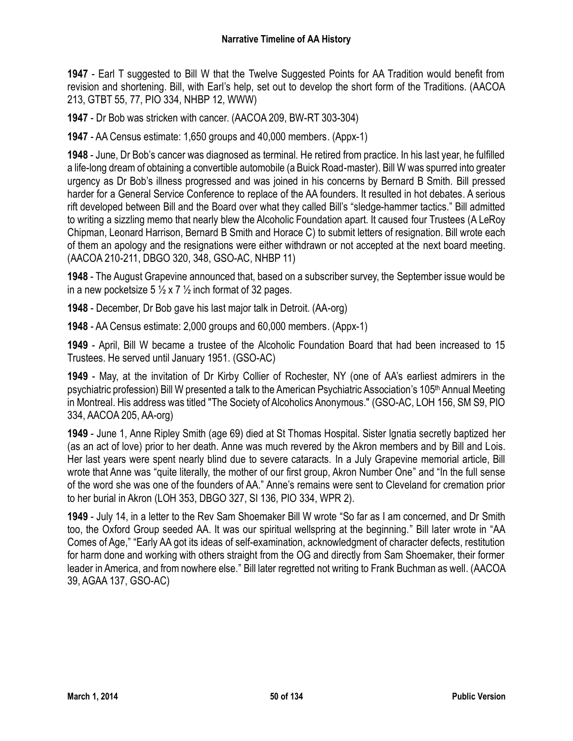**1947** - Earl T suggested to Bill W that the Twelve Suggested Points for AA Tradition would benefit from revision and shortening. Bill, with Earl's help, set out to develop the short form of the Traditions. (AACOA 213, GTBT 55, 77, PIO 334, NHBP 12, WWW)

**1947** - Dr Bob was stricken with cancer. (AACOA 209, BW-RT 303-304)

**1947** - AA Census estimate: 1,650 groups and 40,000 members. (Appx-1)

**1948** - June, Dr Bob's cancer was diagnosed as terminal. He retired from practice. In his last year, he fulfilled a life-long dream of obtaining a convertible automobile (a Buick Road-master). Bill W was spurred into greater urgency as Dr Bob's illness progressed and was joined in his concerns by Bernard B Smith. Bill pressed harder for a General Service Conference to replace of the AA founders. It resulted in hot debates. A serious rift developed between Bill and the Board over what they called Bill's "sledge-hammer tactics." Bill admitted to writing a sizzling memo that nearly blew the Alcoholic Foundation apart. It caused four Trustees (A LeRoy Chipman, Leonard Harrison, Bernard B Smith and Horace C) to submit letters of resignation. Bill wrote each of them an apology and the resignations were either withdrawn or not accepted at the next board meeting. (AACOA 210-211, DBGO 320, 348, GSO-AC, NHBP 11)

**1948** - The August Grapevine announced that, based on a subscriber survey, the September issue would be in a new pocketsize 5 ½ x 7 ½ inch format of 32 pages.

**1948** - December, Dr Bob gave his last major talk in Detroit. (AA-org)

**1948** - AA Census estimate: 2,000 groups and 60,000 members. (Appx-1)

**1949** - April, Bill W became a trustee of the Alcoholic Foundation Board that had been increased to 15 Trustees. He served until January 1951. (GSO-AC)

**1949** - May, at the invitation of Dr Kirby Collier of Rochester, NY (one of AA's earliest admirers in the psychiatric profession) Bill W presented a talk to the American Psychiatric Association's 105th Annual Meeting in Montreal. His address was titled "The Society of Alcoholics Anonymous." (GSO-AC, LOH 156, SM S9, PIO 334, AACOA 205, AA-org)

**1949** - June 1, Anne Ripley Smith (age 69) died at St Thomas Hospital. Sister Ignatia secretly baptized her (as an act of love) prior to her death. Anne was much revered by the Akron members and by Bill and Lois. Her last years were spent nearly blind due to severe cataracts. In a July Grapevine memorial article, Bill wrote that Anne was "quite literally, the mother of our first group, Akron Number One" and "In the full sense of the word she was one of the founders of AA." Anne's remains were sent to Cleveland for cremation prior to her burial in Akron (LOH 353, DBGO 327, SI 136, PIO 334, WPR 2).

**1949** - July 14, in a letter to the Rev Sam Shoemaker Bill W wrote "So far as I am concerned, and Dr Smith too, the Oxford Group seeded AA. It was our spiritual wellspring at the beginning." Bill later wrote in "AA Comes of Age," "Early AA got its ideas of self-examination, acknowledgment of character defects, restitution for harm done and working with others straight from the OG and directly from Sam Shoemaker, their former leader in America, and from nowhere else." Bill later regretted not writing to Frank Buchman as well. (AACOA 39, AGAA 137, GSO-AC)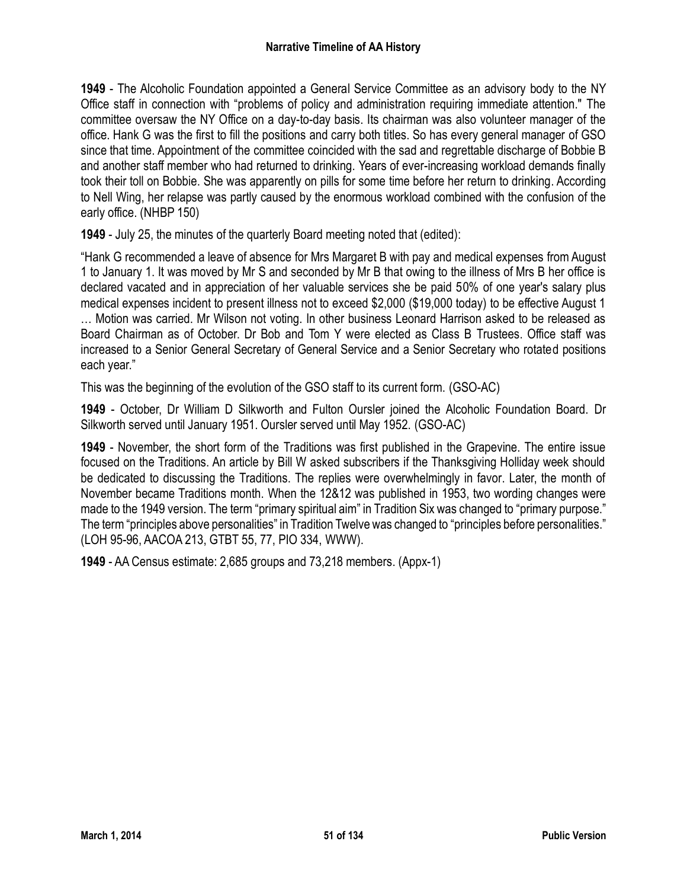**1949** - The Alcoholic Foundation appointed a General Service Committee as an advisory body to the NY Office staff in connection with "problems of policy and administration requiring immediate attention." The committee oversaw the NY Office on a day-to-day basis. Its chairman was also volunteer manager of the office. Hank G was the first to fill the positions and carry both titles. So has every general manager of GSO since that time. Appointment of the committee coincided with the sad and regrettable discharge of Bobbie B and another staff member who had returned to drinking. Years of ever-increasing workload demands finally took their toll on Bobbie. She was apparently on pills for some time before her return to drinking. According to Nell Wing, her relapse was partly caused by the enormous workload combined with the confusion of the early office. (NHBP 150)

**1949** - July 25, the minutes of the quarterly Board meeting noted that (edited):

"Hank G recommended a leave of absence for Mrs Margaret B with pay and medical expenses from August 1 to January 1. It was moved by Mr S and seconded by Mr B that owing to the illness of Mrs B her office is declared vacated and in appreciation of her valuable services she be paid 50% of one year's salary plus medical expenses incident to present illness not to exceed $2,000 ($19,000 today) to be effective August 1 … Motion was carried. Mr Wilson not voting. In other business Leonard Harrison asked to be released as Board Chairman as of October. Dr Bob and Tom Y were elected as Class B Trustees. Office staff was increased to a Senior General Secretary of General Service and a Senior Secretary who rotated positions each year."

This was the beginning of the evolution of the GSO staff to its current form. (GSO-AC)

**1949** - October, Dr William D Silkworth and Fulton Oursler joined the Alcoholic Foundation Board. Dr Silkworth served until January 1951. Oursler served until May 1952. (GSO-AC)

**1949** - November, the short form of the Traditions was first published in the Grapevine. The entire issue focused on the Traditions. An article by Bill W asked subscribers if the Thanksgiving Holliday week should be dedicated to discussing the Traditions. The replies were overwhelmingly in favor. Later, the month of November became Traditions month. When the 12&12 was published in 1953, two wording changes were made to the 1949 version. The term "primary spiritual aim" in Tradition Six was changed to "primary purpose." The term "principles above personalities" in Tradition Twelve was changed to "principles before personalities." (LOH 95-96, AACOA 213, GTBT 55, 77, PIO 334, WWW).

**1949** - AA Census estimate: 2,685 groups and 73,218 members. (Appx-1)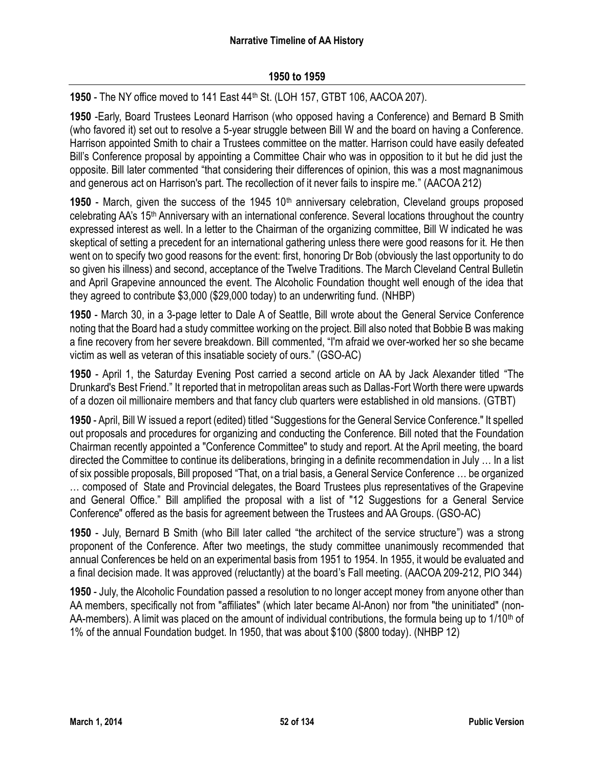## 1950 to 1959

**1950** - The NY office moved to 141 East 44th St. (LOH 157, GTBT 106, AACOA 207).

**1950** -Early, Board Trustees Leonard Harrison (who opposed having a Conference) and Bernard B Smith (who favored it) set out to resolve a 5-year struggle between Bill W and the board on having a Conference. Harrison appointed Smith to chair a Trustees committee on the matter. Harrison could have easily defeated Bill's Conference proposal by appointing a Committee Chair who was in opposition to it but he did just the opposite. Bill later commented "that considering their differences of opinion, this was a most magnanimous and generous act on Harrison's part. The recollection of it never fails to inspire me." (AACOA 212)

**1950** - March, given the success of the 1945 10th anniversary celebration, Cleveland groups proposed celebrating AA's 15th Anniversary with an international conference. Several locations throughout the country expressed interest as well. In a letter to the Chairman of the organizing committee, Bill W indicated he was skeptical of setting a precedent for an international gathering unless there were good reasons for it. He then went on to specify two good reasons for the event: first, honoring Dr Bob (obviously the last opportunity to do so given his illness) and second, acceptance of the Twelve Traditions. The March Cleveland Central Bulletin and April Grapevine announced the event. The Alcoholic Foundation thought well enough of the idea that they agreed to contribute $3,000 ($29,000 today) to an underwriting fund. (NHBP)

**1950** - March 30, in a 3-page letter to Dale A of Seattle, Bill wrote about the General Service Conference noting that the Board had a study committee working on the project. Bill also noted that Bobbie B was making a fine recovery from her severe breakdown. Bill commented, "I'm afraid we over-worked her so she became victim as well as veteran of this insatiable society of ours." (GSO-AC)

**1950** - April 1, the Saturday Evening Post carried a second article on AA by Jack Alexander titled "The Drunkard's Best Friend." It reported that in metropolitan areas such as Dallas-Fort Worth there were upwards of a dozen oil millionaire members and that fancy club quarters were established in old mansions. (GTBT)

**1950** - April, Bill W issued a report (edited) titled "Suggestions for the General Service Conference." It spelled out proposals and procedures for organizing and conducting the Conference. Bill noted that the Foundation Chairman recently appointed a "Conference Committee" to study and report. At the April meeting, the board directed the Committee to continue its deliberations, bringing in a definite recommendation in July … In a list of six possible proposals, Bill proposed "That, on a trial basis, a General Service Conference … be organized … composed of State and Provincial delegates, the Board Trustees plus representatives of the Grapevine and General Office." Bill amplified the proposal with a list of "12 Suggestions for a General Service Conference" offered as the basis for agreement between the Trustees and AA Groups. (GSO-AC)

**1950** - July, Bernard B Smith (who Bill later called "the architect of the service structure") was a strong proponent of the Conference. After two meetings, the study committee unanimously recommended that annual Conferences be held on an experimental basis from 1951 to 1954. In 1955, it would be evaluated and a final decision made. It was approved (reluctantly) at the board's Fall meeting. (AACOA 209-212, PIO 344)

**1950** - July, the Alcoholic Foundation passed a resolution to no longer accept money from anyone other than AA members, specifically not from "affiliates" (which later became Al-Anon) nor from "the uninitiated" (non-AA-members). A limit was placed on the amount of individual contributions, the formula being up to 1/10th of 1% of the annual Foundation budget. In 1950, that was about $100 ($800 today). (NHBP 12)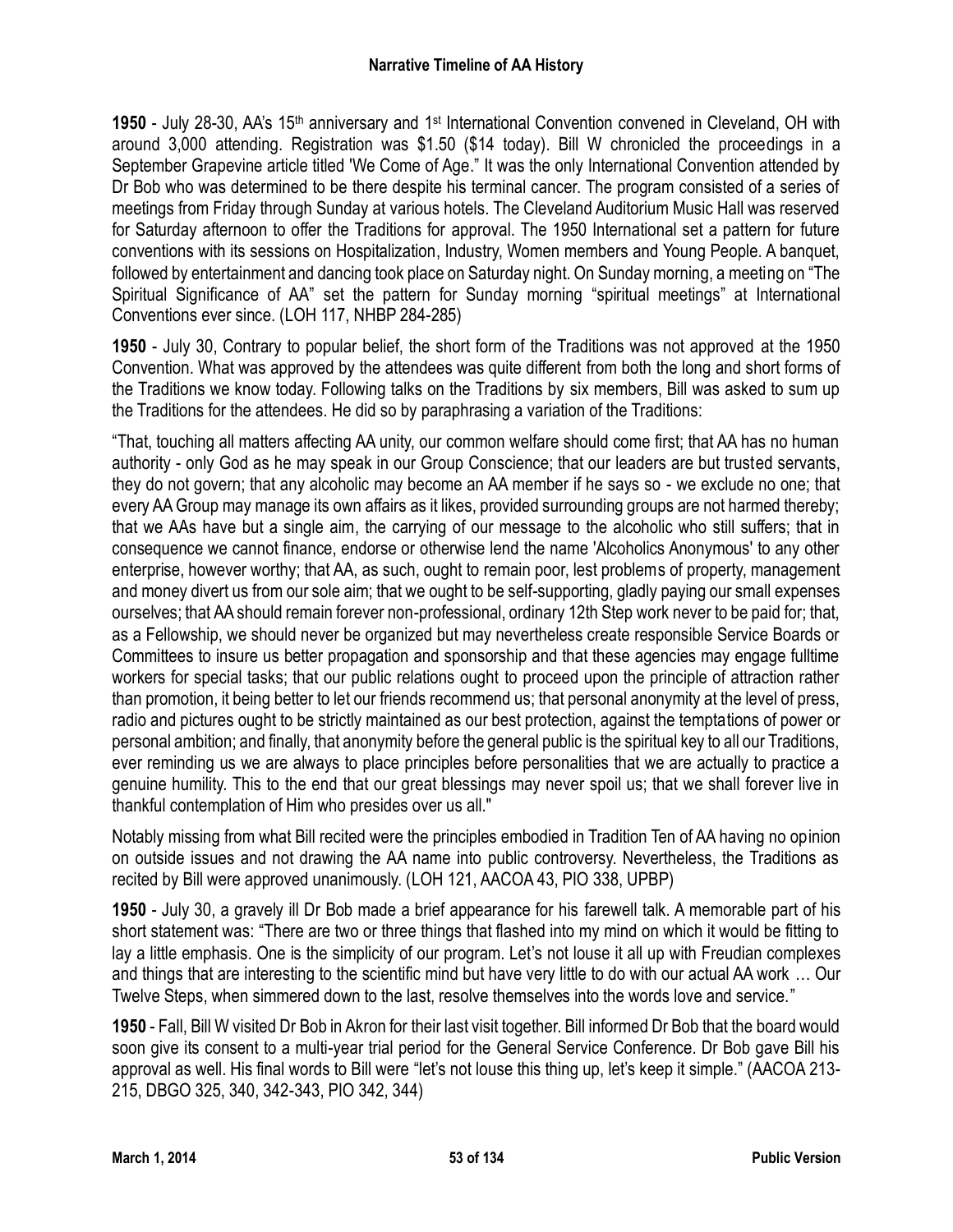**1950** - July 28-30, AA's 15th anniversary and 1st International Convention convened in Cleveland, OH with around 3,000 attending. Registration was $1.50 ($14 today). Bill W chronicled the proceedings in a September Grapevine article titled 'We Come of Age." It was the only International Convention attended by Dr Bob who was determined to be there despite his terminal cancer. The program consisted of a series of meetings from Friday through Sunday at various hotels. The Cleveland Auditorium Music Hall was reserved for Saturday afternoon to offer the Traditions for approval. The 1950 International set a pattern for future conventions with its sessions on Hospitalization, Industry, Women members and Young People. A banquet, followed by entertainment and dancing took place on Saturday night. On Sunday morning, a meeting on "The Spiritual Significance of AA" set the pattern for Sunday morning "spiritual meetings" at International Conventions ever since. (LOH 117, NHBP 284-285)

**1950** - July 30, Contrary to popular belief, the short form of the Traditions was not approved at the 1950 Convention. What was approved by the attendees was quite different from both the long and short forms of the Traditions we know today. Following talks on the Traditions by six members, Bill was asked to sum up the Traditions for the attendees. He did so by paraphrasing a variation of the Traditions:

"That, touching all matters affecting AA unity, our common welfare should come first; that AA has no human authority - only God as he may speak in our Group Conscience; that our leaders are but trusted servants, they do not govern; that any alcoholic may become an AA member if he says so - we exclude no one; that every AA Group may manage its own affairs as it likes, provided surrounding groups are not harmed thereby; that we AAs have but a single aim, the carrying of our message to the alcoholic who still suffers; that in consequence we cannot finance, endorse or otherwise lend the name 'Alcoholics Anonymous' to any other enterprise, however worthy; that AA, as such, ought to remain poor, lest problems of property, management and money divert us from our sole aim; that we ought to be self-supporting, gladly paying our small expenses ourselves; that AA should remain forever non-professional, ordinary 12th Step work never to be paid for; that, as a Fellowship, we should never be organized but may nevertheless create responsible Service Boards or Committees to insure us better propagation and sponsorship and that these agencies may engage fulltime workers for special tasks; that our public relations ought to proceed upon the principle of attraction rather than promotion, it being better to let our friends recommend us; that personal anonymity at the level of press, radio and pictures ought to be strictly maintained as our best protection, against the temptations of power or personal ambition; and finally, that anonymity before the general public is the spiritual key to all our Traditions, ever reminding us we are always to place principles before personalities that we are actually to practice a genuine humility. This to the end that our great blessings may never spoil us; that we shall forever live in thankful contemplation of Him who presides over us all."

Notably missing from what Bill recited were the principles embodied in Tradition Ten of AA having no opinion on outside issues and not drawing the AA name into public controversy. Nevertheless, the Traditions as recited by Bill were approved unanimously. (LOH 121, AACOA 43, PIO 338, UPBP)

**1950** - July 30, a gravely ill Dr Bob made a brief appearance for his farewell talk. A memorable part of his short statement was: "There are two or three things that flashed into my mind on which it would be fitting to lay a little emphasis. One is the simplicity of our program. Let's not louse it all up with Freudian complexes and things that are interesting to the scientific mind but have very little to do with our actual AA work … Our Twelve Steps, when simmered down to the last, resolve themselves into the words love and service."

**1950** - Fall, Bill W visited Dr Bob in Akron for their last visit together. Bill informed Dr Bob that the board would soon give its consent to a multi-year trial period for the General Service Conference. Dr Bob gave Bill his approval as well. His final words to Bill were "let's not louse this thing up, let's keep it simple." (AACOA 213-215, DBGO 325, 340, 342-343, PIO 342, 344)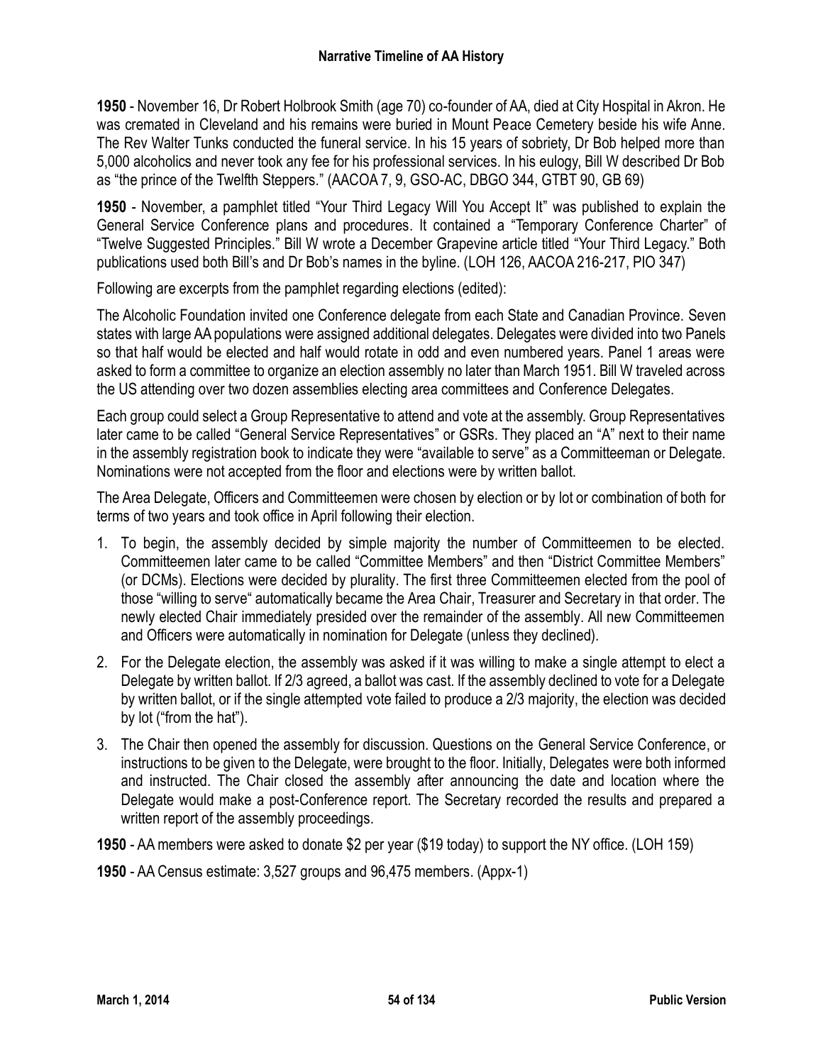**1950** - November 16, Dr Robert Holbrook Smith (age 70) co-founder of AA, died at City Hospital in Akron. He was cremated in Cleveland and his remains were buried in Mount Peace Cemetery beside his wife Anne. The Rev Walter Tunks conducted the funeral service. In his 15 years of sobriety, Dr Bob helped more than 5,000 alcoholics and never took any fee for his professional services. In his eulogy, Bill W described Dr Bob as "the prince of the Twelfth Steppers." (AACOA 7, 9, GSO-AC, DBGO 344, GTBT 90, GB 69)

**1950** - November, a pamphlet titled "Your Third Legacy Will You Accept It" was published to explain the General Service Conference plans and procedures. It contained a "Temporary Conference Charter" of "Twelve Suggested Principles." Bill W wrote a December Grapevine article titled "Your Third Legacy." Both publications used both Bill's and Dr Bob's names in the byline. (LOH 126, AACOA 216-217, PIO 347)

Following are excerpts from the pamphlet regarding elections (edited):

The Alcoholic Foundation invited one Conference delegate from each State and Canadian Province. Seven states with large AA populations were assigned additional delegates. Delegates were divided into two Panels so that half would be elected and half would rotate in odd and even numbered years. Panel 1 areas were asked to form a committee to organize an election assembly no later than March 1951. Bill W traveled across the US attending over two dozen assemblies electing area committees and Conference Delegates.

Each group could select a Group Representative to attend and vote at the assembly. Group Representatives later came to be called "General Service Representatives" or GSRs. They placed an "A" next to their name in the assembly registration book to indicate they were "available to serve" as a Committeeman or Delegate. Nominations were not accepted from the floor and elections were by written ballot.

The Area Delegate, Officers and Committeemen were chosen by election or by lot or combination of both for terms of two years and took office in April following their election.

1. To begin, the assembly decided by simple majority the number of Committeemen to be elected. Committeemen later came to be called "Committee Members" and then "District Committee Members" (or DCMs). Elections were decided by plurality. The first three Committeemen elected from the pool of those "willing to serve" automatically became the Area Chair, Treasurer and Secretary in that order. The newly elected Chair immediately presided over the remainder of the assembly. All new Committeemen and Officers were automatically in nomination for Delegate (unless they declined).
2. For the Delegate election, the assembly was asked if it was willing to make a single attempt to elect a Delegate by written ballot. If 2/3 agreed, a ballot was cast. If the assembly declined to vote for a Delegate by written ballot, or if the single attempted vote failed to produce a 2/3 majority, the election was decided by lot ("from the hat").
3. The Chair then opened the assembly for discussion. Questions on the General Service Conference, or instructions to be given to the Delegate, were brought to the floor. Initially, Delegates were both informed and instructed. The Chair closed the assembly after announcing the date and location where the Delegate would make a post-Conference report. The Secretary recorded the results and prepared a written report of the assembly proceedings.

**1950** - AA members were asked to donate $2 per year ($19 today) to support the NY office. (LOH 159)

**1950** - AA Census estimate: 3,527 groups and 96,475 members. (Appx-1)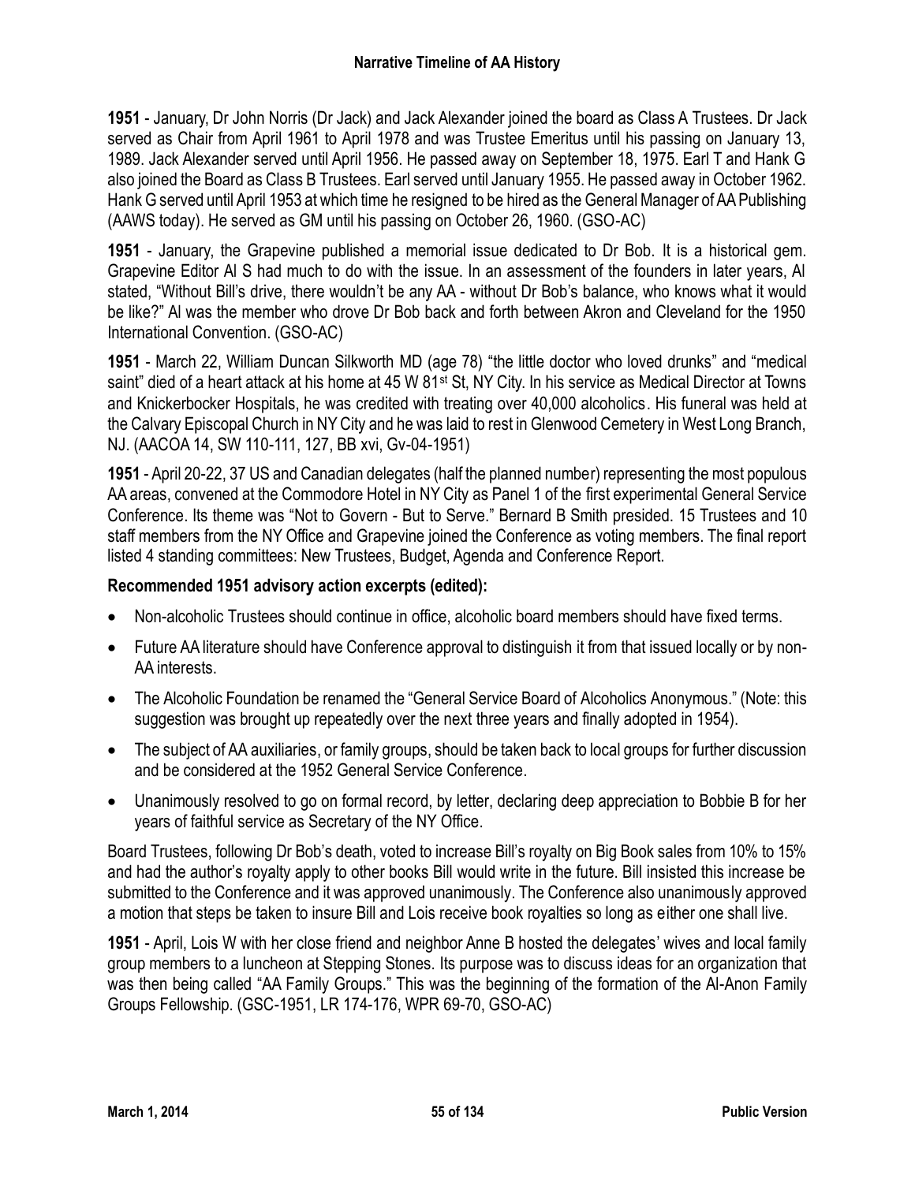**1951** - January, Dr John Norris (Dr Jack) and Jack Alexander joined the board as Class A Trustees. Dr Jack served as Chair from April 1961 to April 1978 and was Trustee Emeritus until his passing on January 13, 1989. Jack Alexander served until April 1956. He passed away on September 18, 1975. Earl T and Hank G also joined the Board as Class B Trustees. Earl served until January 1955. He passed away in October 1962. Hank G served until April 1953 at which time he resigned to be hired as the General Manager of AA Publishing (AAWS today). He served as GM until his passing on October 26, 1960. (GSO-AC)

**1951** - January, the Grapevine published a memorial issue dedicated to Dr Bob. It is a historical gem. Grapevine Editor Al S had much to do with the issue. In an assessment of the founders in later years, Al stated, "Without Bill's drive, there wouldn't be any AA - without Dr Bob's balance, who knows what it would be like?" Al was the member who drove Dr Bob back and forth between Akron and Cleveland for the 1950 International Convention. (GSO-AC)

**1951** - March 22, William Duncan Silkworth MD (age 78) "the little doctor who loved drunks" and "medical saint" died of a heart attack at his home at 45 W 81st St, NY City. In his service as Medical Director at Towns and Knickerbocker Hospitals, he was credited with treating over 40,000 alcoholics. His funeral was held at the Calvary Episcopal Church in NY City and he was laid to rest in Glenwood Cemetery in West Long Branch, NJ. (AACOA 14, SW 110-111, 127, BB xvi, Gv-04-1951)

**1951** - April 20-22, 37 US and Canadian delegates (half the planned number) representing the most populous AA areas, convened at the Commodore Hotel in NY City as Panel 1 of the first experimental General Service Conference. Its theme was "Not to Govern - But to Serve." Bernard B Smith presided. 15 Trustees and 10 staff members from the NY Office and Grapevine joined the Conference as voting members. The final report listed 4 standing committees: New Trustees, Budget, Agenda and Conference Report.

### Recommended 1951 advisory action excerpts (edited):

- Non-alcoholic Trustees should continue in office, alcoholic board members should have fixed terms.
- Future AA literature should have Conference approval to distinguish it from that issued locally or by non-AA interests.
- The Alcoholic Foundation be renamed the "General Service Board of Alcoholics Anonymous." (Note: this suggestion was brought up repeatedly over the next three years and finally adopted in 1954).
- The subject of AA auxiliaries, or family groups, should be taken back to local groups for further discussion and be considered at the 1952 General Service Conference.
- Unanimously resolved to go on formal record, by letter, declaring deep appreciation to Bobbie B for her years of faithful service as Secretary of the NY Office.

Board Trustees, following Dr Bob's death, voted to increase Bill's royalty on Big Book sales from 10% to 15% and had the author's royalty apply to other books Bill would write in the future. Bill insisted this increase be submitted to the Conference and it was approved unanimously. The Conference also unanimously approved a motion that steps be taken to insure Bill and Lois receive book royalties so long as either one shall live.

**1951** - April, Lois W with her close friend and neighbor Anne B hosted the delegates' wives and local family group members to a luncheon at Stepping Stones. Its purpose was to discuss ideas for an organization that was then being called "AA Family Groups." This was the beginning of the formation of the Al-Anon Family Groups Fellowship. (GSC-1951, LR 174-176, WPR 69-70, GSO-AC)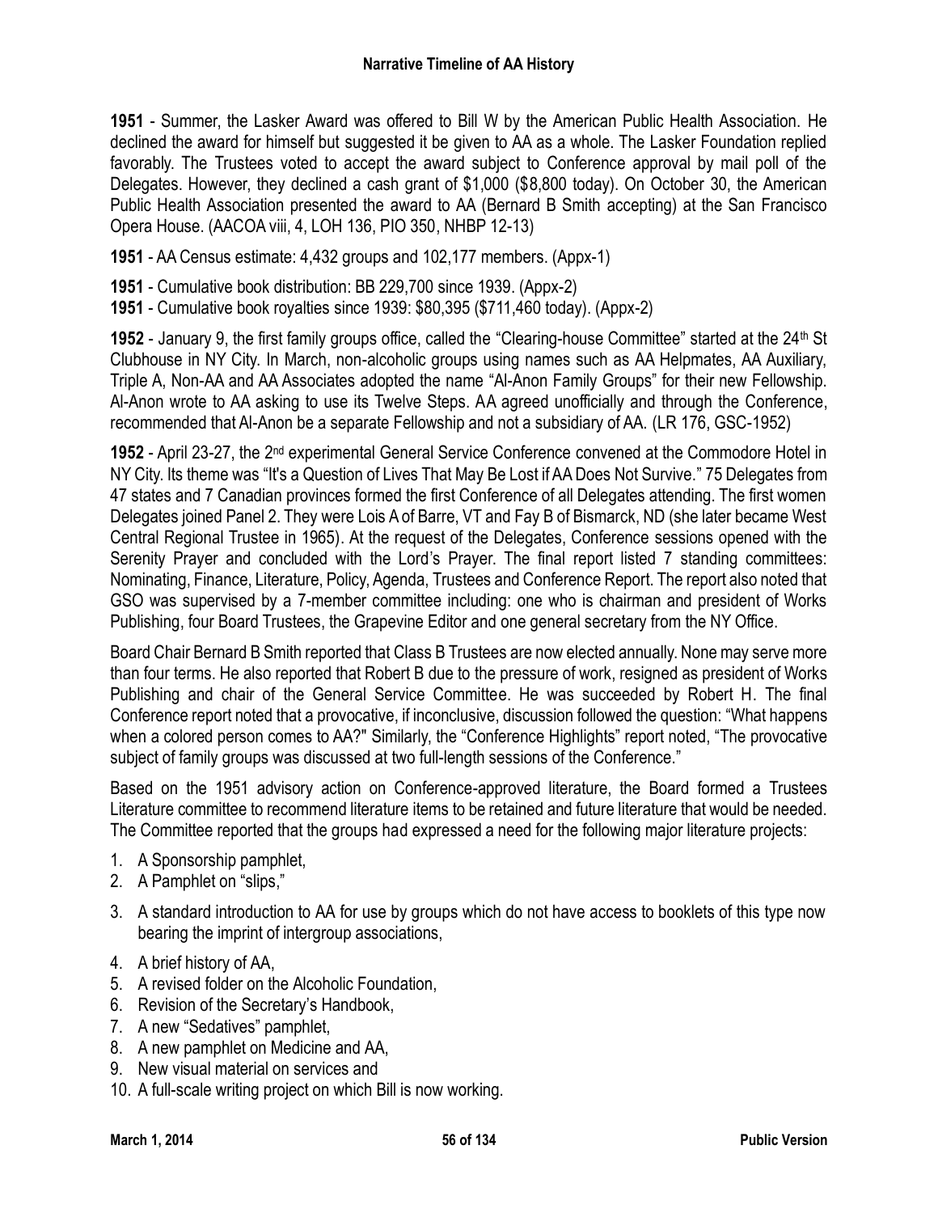**1951** - Summer, the Lasker Award was offered to Bill W by the American Public Health Association. He declined the award for himself but suggested it be given to AA as a whole. The Lasker Foundation replied favorably. The Trustees voted to accept the award subject to Conference approval by mail poll of the Delegates. However, they declined a cash grant of $1,000 ($8,800 today). On October 30, the American Public Health Association presented the award to AA (Bernard B Smith accepting) at the San Francisco Opera House. (AACOA viii, 4, LOH 136, PIO 350, NHBP 12-13)

**1951** - AA Census estimate: 4,432 groups and 102,177 members. (Appx-1)

**1951** - Cumulative book distribution: BB 229,700 since 1939. (Appx-2)

**1951** - Cumulative book royalties since 1939: $80,395 ($711,460 today). (Appx-2)

**1952** - January 9, the first family groups office, called the "Clearing-house Committee" started at the 24th St Clubhouse in NY City. In March, non-alcoholic groups using names such as AA Helpmates, AA Auxiliary, Triple A, Non-AA and AA Associates adopted the name "Al-Anon Family Groups" for their new Fellowship. Al-Anon wrote to AA asking to use its Twelve Steps. AA agreed unofficially and through the Conference, recommended that Al-Anon be a separate Fellowship and not a subsidiary of AA. (LR 176, GSC-1952)

**1952** - April 23-27, the 2nd experimental General Service Conference convened at the Commodore Hotel in NY City. Its theme was "It's a Question of Lives That May Be Lost if AA Does Not Survive." 75 Delegates from 47 states and 7 Canadian provinces formed the first Conference of all Delegates attending. The first women Delegates joined Panel 2. They were Lois A of Barre, VT and Fay B of Bismarck, ND (she later became West Central Regional Trustee in 1965). At the request of the Delegates, Conference sessions opened with the Serenity Prayer and concluded with the Lord's Prayer. The final report listed 7 standing committees: Nominating, Finance, Literature, Policy, Agenda, Trustees and Conference Report. The report also noted that GSO was supervised by a 7-member committee including: one who is chairman and president of Works Publishing, four Board Trustees, the Grapevine Editor and one general secretary from the NY Office.

Board Chair Bernard B Smith reported that Class B Trustees are now elected annually. None may serve more than four terms. He also reported that Robert B due to the pressure of work, resigned as president of Works Publishing and chair of the General Service Committee. He was succeeded by Robert H. The final Conference report noted that a provocative, if inconclusive, discussion followed the question: "What happens when a colored person comes to AA?" Similarly, the "Conference Highlights" report noted, "The provocative subject of family groups was discussed at two full-length sessions of the Conference."

Based on the 1951 advisory action on Conference-approved literature, the Board formed a Trustees Literature committee to recommend literature items to be retained and future literature that would be needed. The Committee reported that the groups had expressed a need for the following major literature projects:

1. A Sponsorship pamphlet,
2. A Pamphlet on "slips,"
3. A standard introduction to AA for use by groups which do not have access to booklets of this type now bearing the imprint of intergroup associations,
4. A brief history of AA,
5. A revised folder on the Alcoholic Foundation,
6. Revision of the Secretary's Handbook,
7. A new "Sedatives" pamphlet,
8. A new pamphlet on Medicine and AA,
9. New visual material on services and
10. A full-scale writing project on which Bill is now working.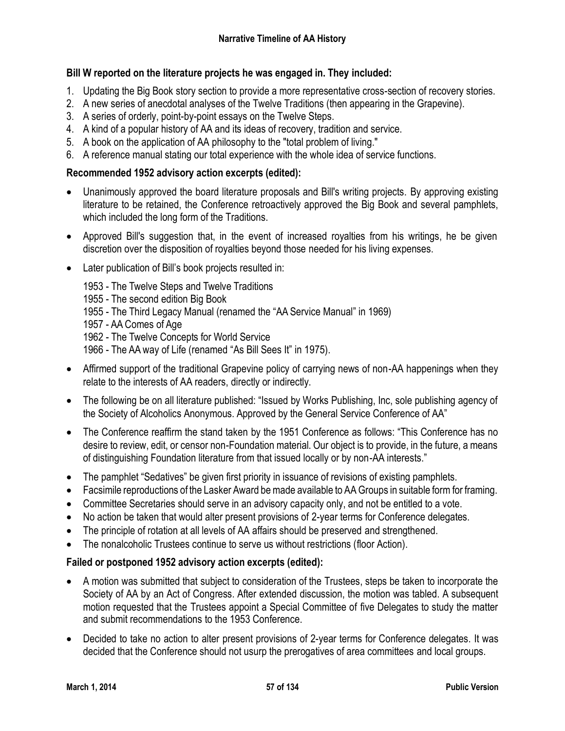**Bill W reported on the literature projects he was engaged in. They included:**

1. Updating the Big Book story section to provide a more representative cross-section of recovery stories.
2. A new series of anecdotal analyses of the Twelve Traditions (then appearing in the Grapevine).
3. A series of orderly, point-by-point essays on the Twelve Steps.
4. A kind of a popular history of AA and its ideas of recovery, tradition and service.
5. A book on the application of AA philosophy to the "total problem of living."
6. A reference manual stating our total experience with the whole idea of service functions.

**Recommended 1952 advisory action excerpts (edited):**

- Unanimously approved the board literature proposals and Bill's writing projects. By approving existing literature to be retained, the Conference retroactively approved the Big Book and several pamphlets, which included the long form of the Traditions.
- Approved Bill's suggestion that, in the event of increased royalties from his writings, he be given discretion over the disposition of royalties beyond those needed for his living expenses.
- Later publication of Bill's book projects resulted in:

  1953 - The Twelve Steps and Twelve Traditions
  1955 - The second edition Big Book
  1955 - The Third Legacy Manual (renamed the "AA Service Manual" in 1969)
  1957 - AA Comes of Age
  1962 - The Twelve Concepts for World Service
  1966 - The AA way of Life (renamed "As Bill Sees It" in 1975).

- Affirmed support of the traditional Grapevine policy of carrying news of non-AA happenings when they relate to the interests of AA readers, directly or indirectly.
- The following be on all literature published: "Issued by Works Publishing, Inc, sole publishing agency of the Society of Alcoholics Anonymous. Approved by the General Service Conference of AA"
- The Conference reaffirm the stand taken by the 1951 Conference as follows: "This Conference has no desire to review, edit, or censor non-Foundation material. Our object is to provide, in the future, a means of distinguishing Foundation literature from that issued locally or by non-AA interests."
- The pamphlet "Sedatives" be given first priority in issuance of revisions of existing pamphlets.
- Facsimile reproductions of the Lasker Award be made available to AA Groups in suitable form for framing.
- Committee Secretaries should serve in an advisory capacity only, and not be entitled to a vote.
- No action be taken that would alter present provisions of 2-year terms for Conference delegates.
- The principle of rotation at all levels of AA affairs should be preserved and strengthened.
- The nonalcoholic Trustees continue to serve us without restrictions (floor Action).

**Failed or postponed 1952 advisory action excerpts (edited):**

- A motion was submitted that subject to consideration of the Trustees, steps be taken to incorporate the Society of AA by an Act of Congress. After extended discussion, the motion was tabled. A subsequent motion requested that the Trustees appoint a Special Committee of five Delegates to study the matter and submit recommendations to the 1953 Conference.
- Decided to take no action to alter present provisions of 2-year terms for Conference delegates. It was decided that the Conference should not usurp the prerogatives of area committees and local groups.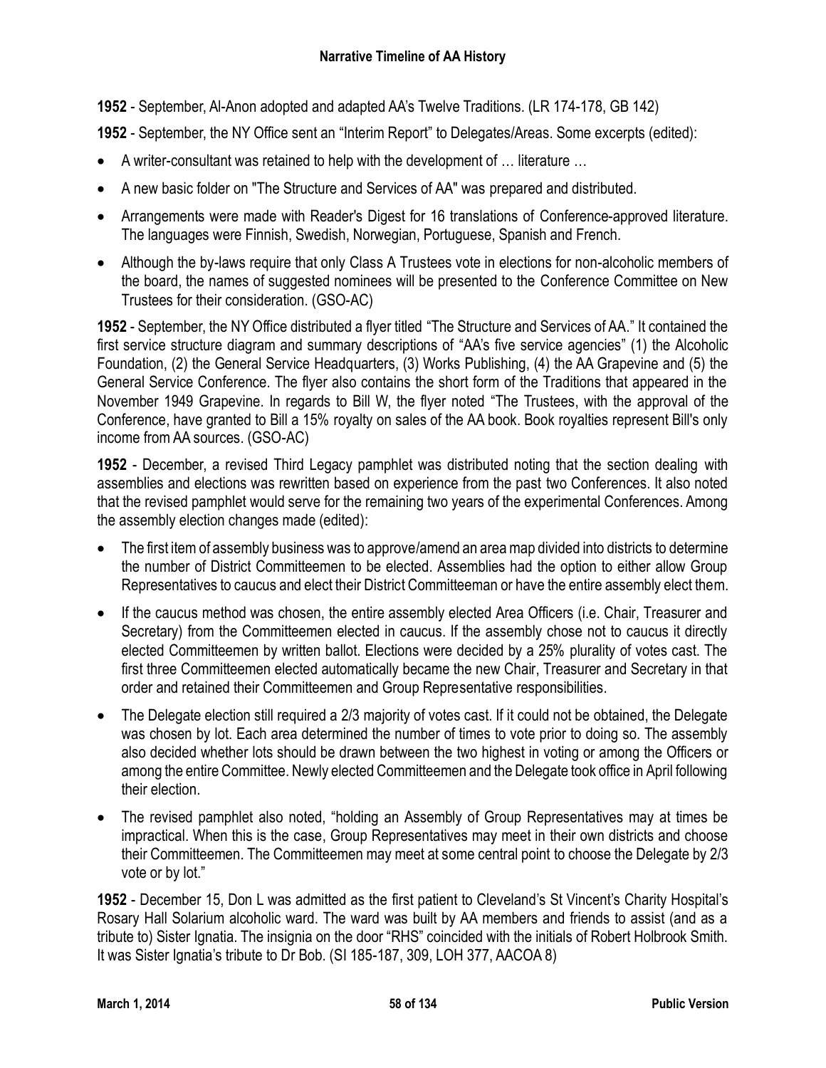**1952** - September, Al-Anon adopted and adapted AA's Twelve Traditions. (LR 174-178, GB 142)

**1952** - September, the NY Office sent an "Interim Report" to Delegates/Areas. Some excerpts (edited):

- A writer-consultant was retained to help with the development of … literature …
- A new basic folder on "The Structure and Services of AA" was prepared and distributed.
- Arrangements were made with Reader's Digest for 16 translations of Conference-approved literature. The languages were Finnish, Swedish, Norwegian, Portuguese, Spanish and French.
- Although the by-laws require that only Class A Trustees vote in elections for non-alcoholic members of the board, the names of suggested nominees will be presented to the Conference Committee on New Trustees for their consideration. (GSO-AC)

**1952** - September, the NY Office distributed a flyer titled "The Structure and Services of AA." It contained the first service structure diagram and summary descriptions of "AA's five service agencies" (1) the Alcoholic Foundation, (2) the General Service Headquarters, (3) Works Publishing, (4) the AA Grapevine and (5) the General Service Conference. The flyer also contains the short form of the Traditions that appeared in the November 1949 Grapevine. In regards to Bill W, the flyer noted "The Trustees, with the approval of the Conference, have granted to Bill a 15% royalty on sales of the AA book. Book royalties represent Bill's only income from AA sources. (GSO-AC)

**1952** - December, a revised Third Legacy pamphlet was distributed noting that the section dealing with assemblies and elections was rewritten based on experience from the past two Conferences. It also noted that the revised pamphlet would serve for the remaining two years of the experimental Conferences. Among the assembly election changes made (edited):

- The first item of assembly business was to approve/amend an area map divided into districts to determine the number of District Committeemen to be elected. Assemblies had the option to either allow Group Representatives to caucus and elect their District Committeeman or have the entire assembly elect them.
- If the caucus method was chosen, the entire assembly elected Area Officers (i.e. Chair, Treasurer and Secretary) from the Committeemen elected in caucus. If the assembly chose not to caucus it directly elected Committeemen by written ballot. Elections were decided by a 25% plurality of votes cast. The first three Committeemen elected automatically became the new Chair, Treasurer and Secretary in that order and retained their Committeemen and Group Representative responsibilities.
- The Delegate election still required a 2/3 majority of votes cast. If it could not be obtained, the Delegate was chosen by lot. Each area determined the number of times to vote prior to doing so. The assembly also decided whether lots should be drawn between the two highest in voting or among the Officers or among the entire Committee. Newly elected Committeemen and the Delegate took office in April following their election.
- The revised pamphlet also noted, "holding an Assembly of Group Representatives may at times be impractical. When this is the case, Group Representatives may meet in their own districts and choose their Committeemen. The Committeemen may meet at some central point to choose the Delegate by 2/3 vote or by lot."

**1952** - December 15, Don L was admitted as the first patient to Cleveland's St Vincent's Charity Hospital's Rosary Hall Solarium alcoholic ward. The ward was built by AA members and friends to assist (and as a tribute to) Sister Ignatia. The insignia on the door "RHS" coincided with the initials of Robert Holbrook Smith. It was Sister Ignatia's tribute to Dr Bob. (SI 185-187, 309, LOH 377, AACOA 8)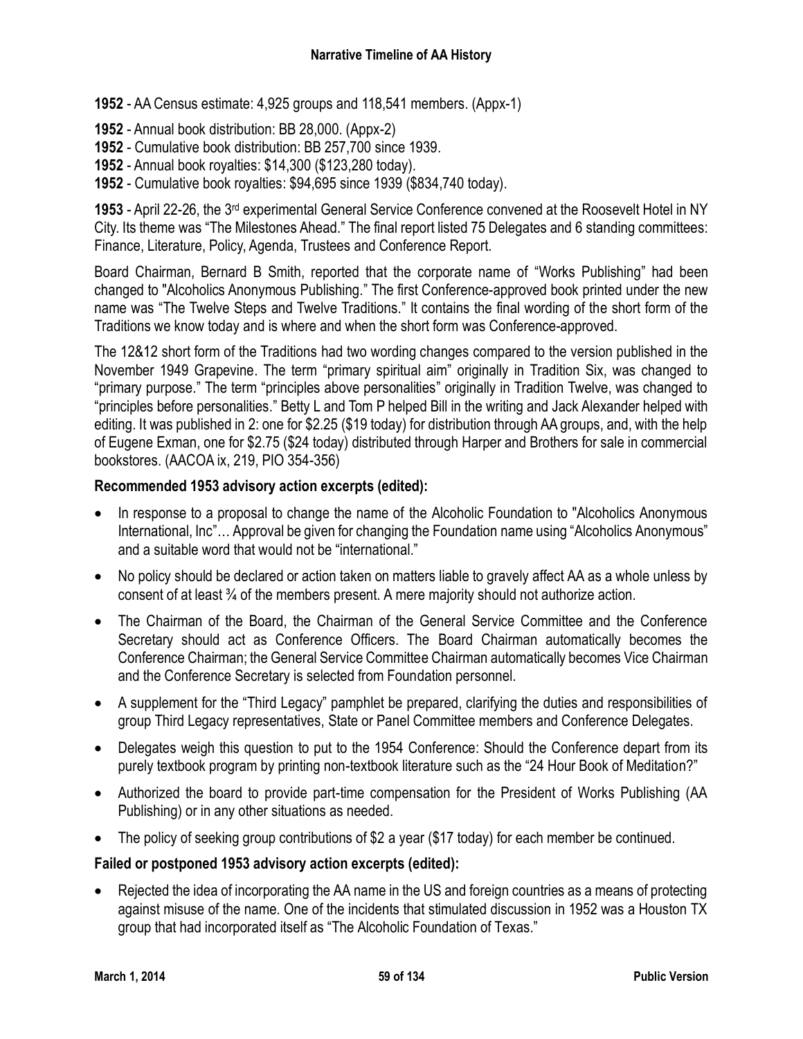**1952** - AA Census estimate: 4,925 groups and 118,541 members. (Appx-1)

**1952** - Annual book distribution: BB 28,000. (Appx-2)
**1952** - Cumulative book distribution: BB 257,700 since 1939.
**1952** - Annual book royalties: $14,300 ($123,280 today).
**1952** - Cumulative book royalties: $94,695 since 1939 ($834,740 today).

**1953** - April 22-26, the 3rd experimental General Service Conference convened at the Roosevelt Hotel in NY City. Its theme was "The Milestones Ahead." The final report listed 75 Delegates and 6 standing committees: Finance, Literature, Policy, Agenda, Trustees and Conference Report.

Board Chairman, Bernard B Smith, reported that the corporate name of "Works Publishing" had been changed to "Alcoholics Anonymous Publishing." The first Conference-approved book printed under the new name was "The Twelve Steps and Twelve Traditions." It contains the final wording of the short form of the Traditions we know today and is where and when the short form was Conference-approved.

The 12&12 short form of the Traditions had two wording changes compared to the version published in the November 1949 Grapevine. The term "primary spiritual aim" originally in Tradition Six, was changed to "primary purpose." The term "principles above personalities" originally in Tradition Twelve, was changed to "principles before personalities." Betty L and Tom P helped Bill in the writing and Jack Alexander helped with editing. It was published in 2: one for $2.25 ($19 today) for distribution through AA groups, and, with the help of Eugene Exman, one for $2.75 ($24 today) distributed through Harper and Brothers for sale in commercial bookstores. (AACOA ix, 219, PIO 354-356)

**Recommended 1953 advisory action excerpts (edited):**

- In response to a proposal to change the name of the Alcoholic Foundation to "Alcoholics Anonymous International, Inc"… Approval be given for changing the Foundation name using "Alcoholics Anonymous" and a suitable word that would not be "international."
- No policy should be declared or action taken on matters liable to gravely affect AA as a whole unless by consent of at least ¾ of the members present. A mere majority should not authorize action.
- The Chairman of the Board, the Chairman of the General Service Committee and the Conference Secretary should act as Conference Officers. The Board Chairman automatically becomes the Conference Chairman; the General Service Committee Chairman automatically becomes Vice Chairman and the Conference Secretary is selected from Foundation personnel.
- A supplement for the "Third Legacy" pamphlet be prepared, clarifying the duties and responsibilities of group Third Legacy representatives, State or Panel Committee members and Conference Delegates.
- Delegates weigh this question to put to the 1954 Conference: Should the Conference depart from its purely textbook program by printing non-textbook literature such as the "24 Hour Book of Meditation?"
- Authorized the board to provide part-time compensation for the President of Works Publishing (AA Publishing) or in any other situations as needed.
- The policy of seeking group contributions of $2 a year ($17 today) for each member be continued.

**Failed or postponed 1953 advisory action excerpts (edited):**

- Rejected the idea of incorporating the AA name in the US and foreign countries as a means of protecting against misuse of the name. One of the incidents that stimulated discussion in 1952 was a Houston TX group that had incorporated itself as "The Alcoholic Foundation of Texas."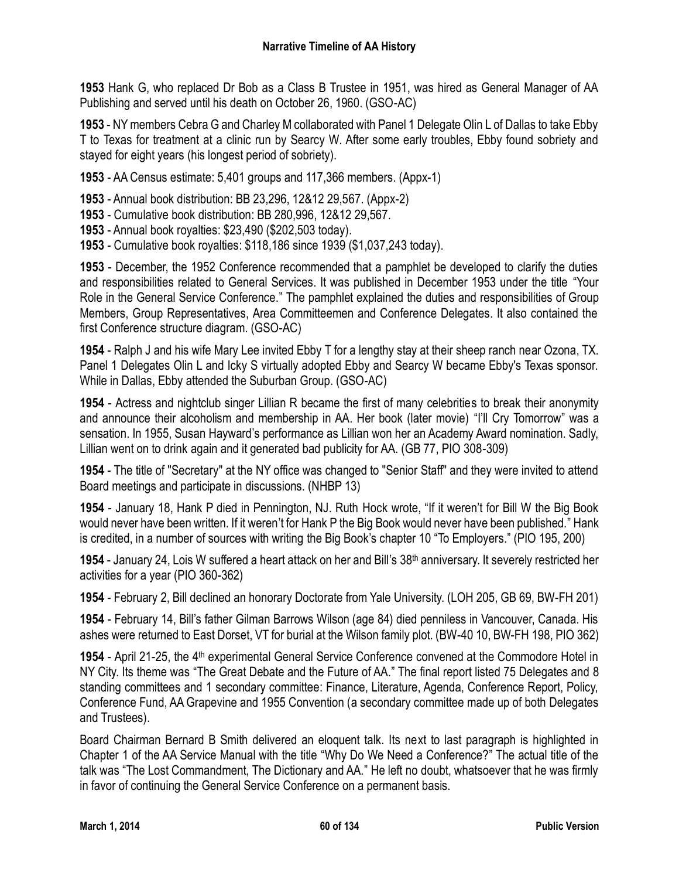**1953** Hank G, who replaced Dr Bob as a Class B Trustee in 1951, was hired as General Manager of AA Publishing and served until his death on October 26, 1960. (GSO-AC)

**1953** - NY members Cebra G and Charley M collaborated with Panel 1 Delegate Olin L of Dallas to take Ebby T to Texas for treatment at a clinic run by Searcy W. After some early troubles, Ebby found sobriety and stayed for eight years (his longest period of sobriety).

**1953** - AA Census estimate: 5,401 groups and 117,366 members. (Appx-1)

**1953** - Annual book distribution: BB 23,296, 12&12 29,567. (Appx-2)
**1953** - Cumulative book distribution: BB 280,996, 12&12 29,567.
**1953** - Annual book royalties: $23,490 ($202,503 today).
**1953** - Cumulative book royalties: $118,186 since 1939 ($1,037,243 today).

**1953** - December, the 1952 Conference recommended that a pamphlet be developed to clarify the duties and responsibilities related to General Services. It was published in December 1953 under the title "Your Role in the General Service Conference." The pamphlet explained the duties and responsibilities of Group Members, Group Representatives, Area Committeemen and Conference Delegates. It also contained the first Conference structure diagram. (GSO-AC)

**1954** - Ralph J and his wife Mary Lee invited Ebby T for a lengthy stay at their sheep ranch near Ozona, TX. Panel 1 Delegates Olin L and Icky S virtually adopted Ebby and Searcy W became Ebby's Texas sponsor. While in Dallas, Ebby attended the Suburban Group. (GSO-AC)

**1954** - Actress and nightclub singer Lillian R became the first of many celebrities to break their anonymity and announce their alcoholism and membership in AA. Her book (later movie) "I'll Cry Tomorrow" was a sensation. In 1955, Susan Hayward's performance as Lillian won her an Academy Award nomination. Sadly, Lillian went on to drink again and it generated bad publicity for AA. (GB 77, PIO 308-309)

**1954** - The title of "Secretary" at the NY office was changed to "Senior Staff" and they were invited to attend Board meetings and participate in discussions. (NHBP 13)

**1954** - January 18, Hank P died in Pennington, NJ. Ruth Hock wrote, "If it weren't for Bill W the Big Book would never have been written. If it weren't for Hank P the Big Book would never have been published." Hank is credited, in a number of sources with writing the Big Book's chapter 10 "To Employers." (PIO 195, 200)

**1954** - January 24, Lois W suffered a heart attack on her and Bill's 38th anniversary. It severely restricted her activities for a year (PIO 360-362)

**1954** - February 2, Bill declined an honorary Doctorate from Yale University. (LOH 205, GB 69, BW-FH 201)

**1954** - February 14, Bill's father Gilman Barrows Wilson (age 84) died penniless in Vancouver, Canada. His ashes were returned to East Dorset, VT for burial at the Wilson family plot. (BW-40 10, BW-FH 198, PIO 362)

**1954** - April 21-25, the 4th experimental General Service Conference convened at the Commodore Hotel in NY City. Its theme was "The Great Debate and the Future of AA." The final report listed 75 Delegates and 8 standing committees and 1 secondary committee: Finance, Literature, Agenda, Conference Report, Policy, Conference Fund, AA Grapevine and 1955 Convention (a secondary committee made up of both Delegates and Trustees).

Board Chairman Bernard B Smith delivered an eloquent talk. Its next to last paragraph is highlighted in Chapter 1 of the AA Service Manual with the title "Why Do We Need a Conference?" The actual title of the talk was "The Lost Commandment, The Dictionary and AA." He left no doubt, whatsoever that he was firmly in favor of continuing the General Service Conference on a permanent basis.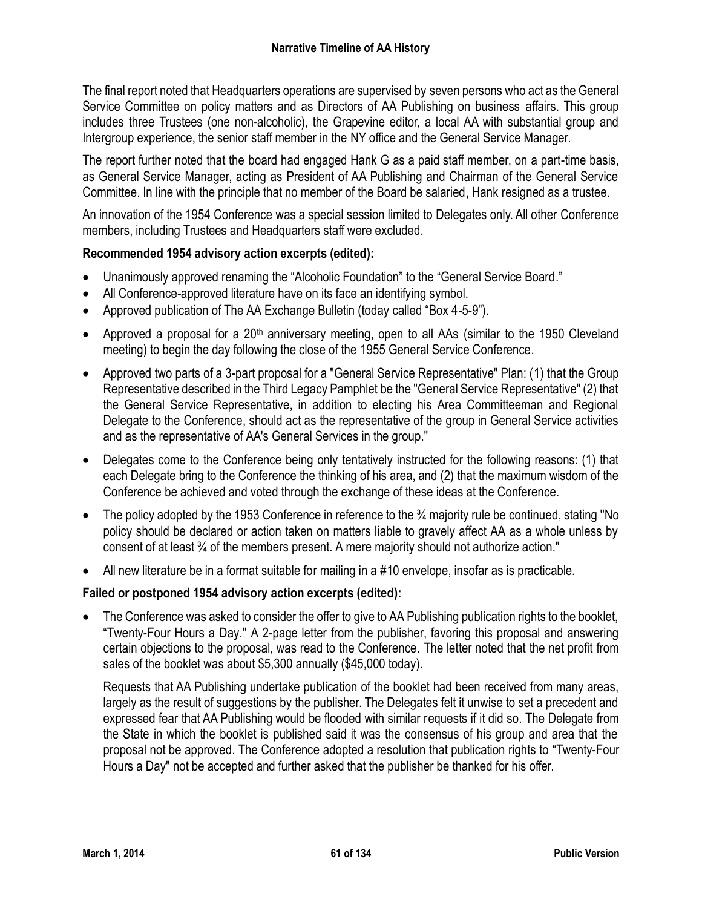The final report noted that Headquarters operations are supervised by seven persons who act as the General Service Committee on policy matters and as Directors of AA Publishing on business affairs. This group includes three Trustees (one non-alcoholic), the Grapevine editor, a local AA with substantial group and Intergroup experience, the senior staff member in the NY office and the General Service Manager.

The report further noted that the board had engaged Hank G as a paid staff member, on a part-time basis, as General Service Manager, acting as President of AA Publishing and Chairman of the General Service Committee. In line with the principle that no member of the Board be salaried, Hank resigned as a trustee.

An innovation of the 1954 Conference was a special session limited to Delegates only. All other Conference members, including Trustees and Headquarters staff were excluded.

**Recommended 1954 advisory action excerpts (edited):**

- Unanimously approved renaming the "Alcoholic Foundation" to the "General Service Board."
- All Conference-approved literature have on its face an identifying symbol.
- Approved publication of The AA Exchange Bulletin (today called "Box 4-5-9").
- Approved a proposal for a 20th anniversary meeting, open to all AAs (similar to the 1950 Cleveland meeting) to begin the day following the close of the 1955 General Service Conference.
- Approved two parts of a 3-part proposal for a "General Service Representative" Plan: (1) that the Group Representative described in the Third Legacy Pamphlet be the "General Service Representative" (2) that the General Service Representative, in addition to electing his Area Committeeman and Regional Delegate to the Conference, should act as the representative of the group in General Service activities and as the representative of AA's General Services in the group."
- Delegates come to the Conference being only tentatively instructed for the following reasons: (1) that each Delegate bring to the Conference the thinking of his area, and (2) that the maximum wisdom of the Conference be achieved and voted through the exchange of these ideas at the Conference.
- The policy adopted by the 1953 Conference in reference to the ¾ majority rule be continued, stating "No policy should be declared or action taken on matters liable to gravely affect AA as a whole unless by consent of at least ¾ of the members present. A mere majority should not authorize action."
- All new literature be in a format suitable for mailing in a #10 envelope, insofar as is practicable.

**Failed or postponed 1954 advisory action excerpts (edited):**

- The Conference was asked to consider the offer to give to AA Publishing publication rights to the booklet, "Twenty-Four Hours a Day." A 2-page letter from the publisher, favoring this proposal and answering certain objections to the proposal, was read to the Conference. The letter noted that the net profit from sales of the booklet was about $5,300 annually ($45,000 today).

  Requests that AA Publishing undertake publication of the booklet had been received from many areas, largely as the result of suggestions by the publisher. The Delegates felt it unwise to set a precedent and expressed fear that AA Publishing would be flooded with similar requests if it did so. The Delegate from the State in which the booklet is published said it was the consensus of his group and area that the proposal not be approved. The Conference adopted a resolution that publication rights to "Twenty-Four Hours a Day" not be accepted and further asked that the publisher be thanked for his offer.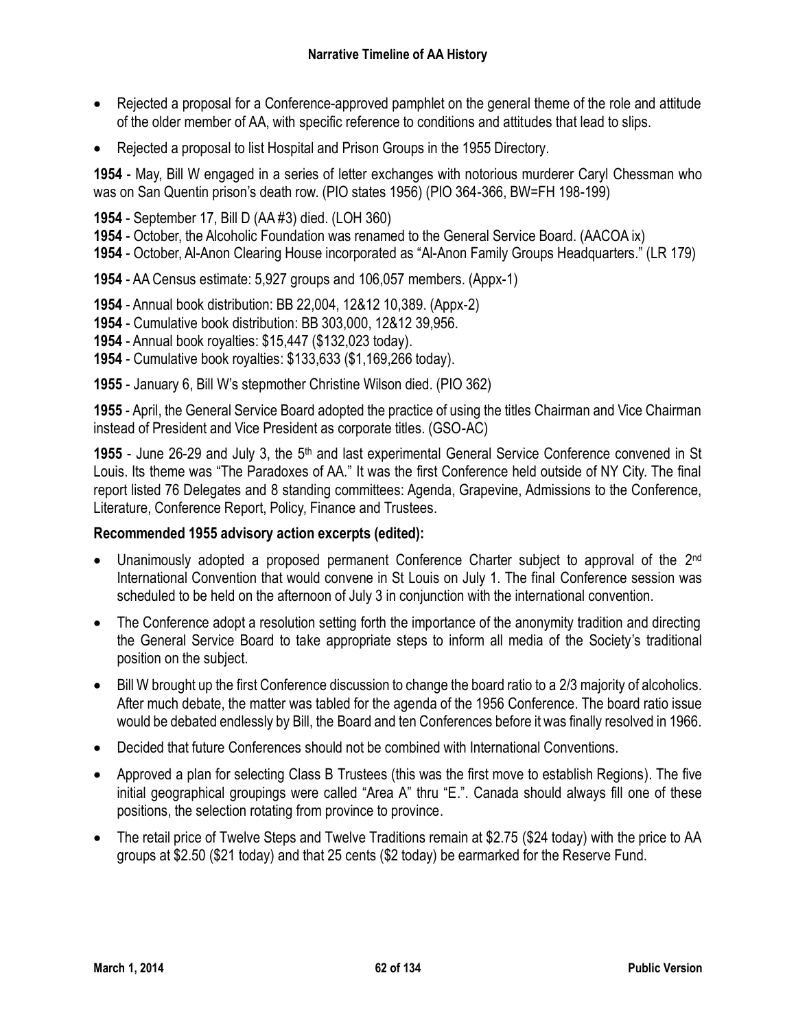- Rejected a proposal for a Conference-approved pamphlet on the general theme of the role and attitude of the older member of AA, with specific reference to conditions and attitudes that lead to slips.
- Rejected a proposal to list Hospital and Prison Groups in the 1955 Directory.

**1954** - May, Bill W engaged in a series of letter exchanges with notorious murderer Caryl Chessman who was on San Quentin prison's death row. (PIO states 1956) (PIO 364-366, BW=FH 198-199)

**1954** - September 17, Bill D (AA #3) died. (LOH 360)
**1954** - October, the Alcoholic Foundation was renamed to the General Service Board. (AACOA ix)
**1954** - October, Al-Anon Clearing House incorporated as "Al-Anon Family Groups Headquarters." (LR 179)

**1954** - AA Census estimate: 5,927 groups and 106,057 members. (Appx-1)

**1954** - Annual book distribution: BB 22,004, 12&12 10,389. (Appx-2)
**1954** - Cumulative book distribution: BB 303,000, 12&12 39,956.
**1954** - Annual book royalties: $15,447 ($132,023 today).
**1954** - Cumulative book royalties: $133,633 ($1,169,266 today).

**1955** - January 6, Bill W's stepmother Christine Wilson died. (PIO 362)

**1955** - April, the General Service Board adopted the practice of using the titles Chairman and Vice Chairman instead of President and Vice President as corporate titles. (GSO-AC)

**1955** - June 26-29 and July 3, the 5th and last experimental General Service Conference convened in St Louis. Its theme was "The Paradoxes of AA." It was the first Conference held outside of NY City. The final report listed 76 Delegates and 8 standing committees: Agenda, Grapevine, Admissions to the Conference, Literature, Conference Report, Policy, Finance and Trustees.

**Recommended 1955 advisory action excerpts (edited):**

- Unanimously adopted a proposed permanent Conference Charter subject to approval of the 2nd International Convention that would convene in St Louis on July 1. The final Conference session was scheduled to be held on the afternoon of July 3 in conjunction with the international convention.
- The Conference adopt a resolution setting forth the importance of the anonymity tradition and directing the General Service Board to take appropriate steps to inform all media of the Society's traditional position on the subject.
- Bill W brought up the first Conference discussion to change the board ratio to a 2/3 majority of alcoholics. After much debate, the matter was tabled for the agenda of the 1956 Conference. The board ratio issue would be debated endlessly by Bill, the Board and ten Conferences before it was finally resolved in 1966.
- Decided that future Conferences should not be combined with International Conventions.
- Approved a plan for selecting Class B Trustees (this was the first move to establish Regions). The five initial geographical groupings were called "Area A" thru "E.". Canada should always fill one of these positions, the selection rotating from province to province.
- The retail price of Twelve Steps and Twelve Traditions remain at $2.75 ($24 today) with the price to AA groups at $2.50 ($21 today) and that 25 cents ($2 today) be earmarked for the Reserve Fund.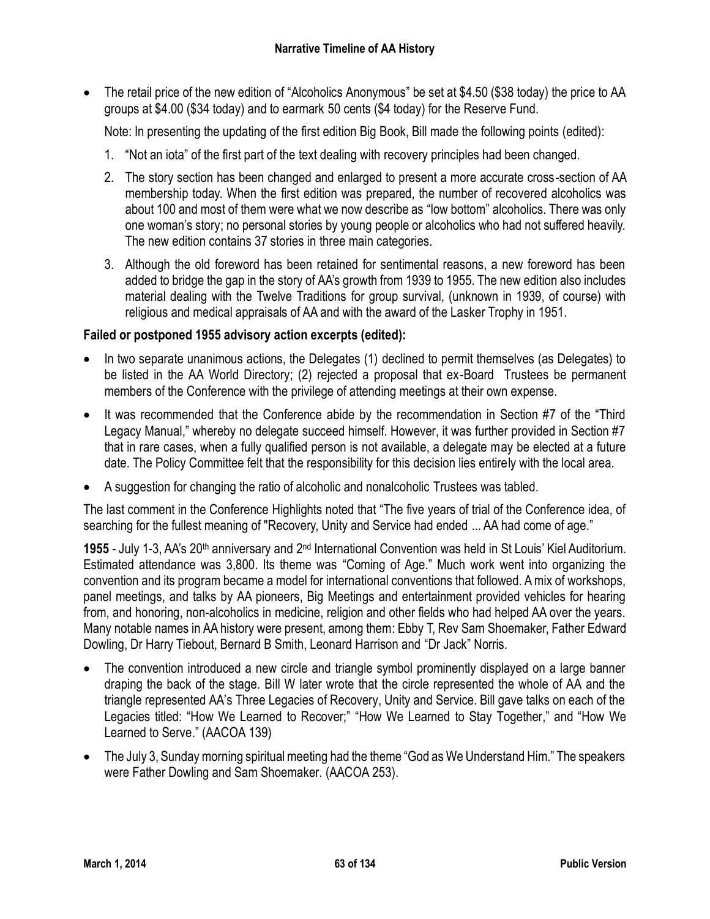- The retail price of the new edition of "Alcoholics Anonymous" be set at $4.50 ($38 today) the price to AA groups at $4.00 ($34 today) and to earmark 50 cents ($4 today) for the Reserve Fund.

  Note: In presenting the updating of the first edition Big Book, Bill made the following points (edited):

  1. "Not an iota" of the first part of the text dealing with recovery principles had been changed.
  2. The story section has been changed and enlarged to present a more accurate cross-section of AA membership today. When the first edition was prepared, the number of recovered alcoholics was about 100 and most of them were what we now describe as "low bottom" alcoholics. There was only one woman's story; no personal stories by young people or alcoholics who had not suffered heavily. The new edition contains 37 stories in three main categories.
  3. Although the old foreword has been retained for sentimental reasons, a new foreword has been added to bridge the gap in the story of AA's growth from 1939 to 1955. The new edition also includes material dealing with the Twelve Traditions for group survival, (unknown in 1939, of course) with religious and medical appraisals of AA and with the award of the Lasker Trophy in 1951.

**Failed or postponed 1955 advisory action excerpts (edited):**

- In two separate unanimous actions, the Delegates (1) declined to permit themselves (as Delegates) to be listed in the AA World Directory; (2) rejected a proposal that ex-Board Trustees be permanent members of the Conference with the privilege of attending meetings at their own expense.
- It was recommended that the Conference abide by the recommendation in Section #7 of the "Third Legacy Manual," whereby no delegate succeed himself. However, it was further provided in Section #7 that in rare cases, when a fully qualified person is not available, a delegate may be elected at a future date. The Policy Committee felt that the responsibility for this decision lies entirely with the local area.
- A suggestion for changing the ratio of alcoholic and nonalcoholic Trustees was tabled.

The last comment in the Conference Highlights noted that "The five years of trial of the Conference idea, of searching for the fullest meaning of "Recovery, Unity and Service had ended ... AA had come of age."

**1955** - July 1-3, AA's 20th anniversary and 2nd International Convention was held in St Louis' Kiel Auditorium. Estimated attendance was 3,800. Its theme was "Coming of Age." Much work went into organizing the convention and its program became a model for international conventions that followed. A mix of workshops, panel meetings, and talks by AA pioneers, Big Meetings and entertainment provided vehicles for hearing from, and honoring, non-alcoholics in medicine, religion and other fields who had helped AA over the years. Many notable names in AA history were present, among them: Ebby T, Rev Sam Shoemaker, Father Edward Dowling, Dr Harry Tiebout, Bernard B Smith, Leonard Harrison and "Dr Jack" Norris.

- The convention introduced a new circle and triangle symbol prominently displayed on a large banner draping the back of the stage. Bill W later wrote that the circle represented the whole of AA and the triangle represented AA's Three Legacies of Recovery, Unity and Service. Bill gave talks on each of the Legacies titled: "How We Learned to Recover;" "How We Learned to Stay Together," and "How We Learned to Serve." (AACOA 139)
- The July 3, Sunday morning spiritual meeting had the theme "God as We Understand Him." The speakers were Father Dowling and Sam Shoemaker. (AACOA 253).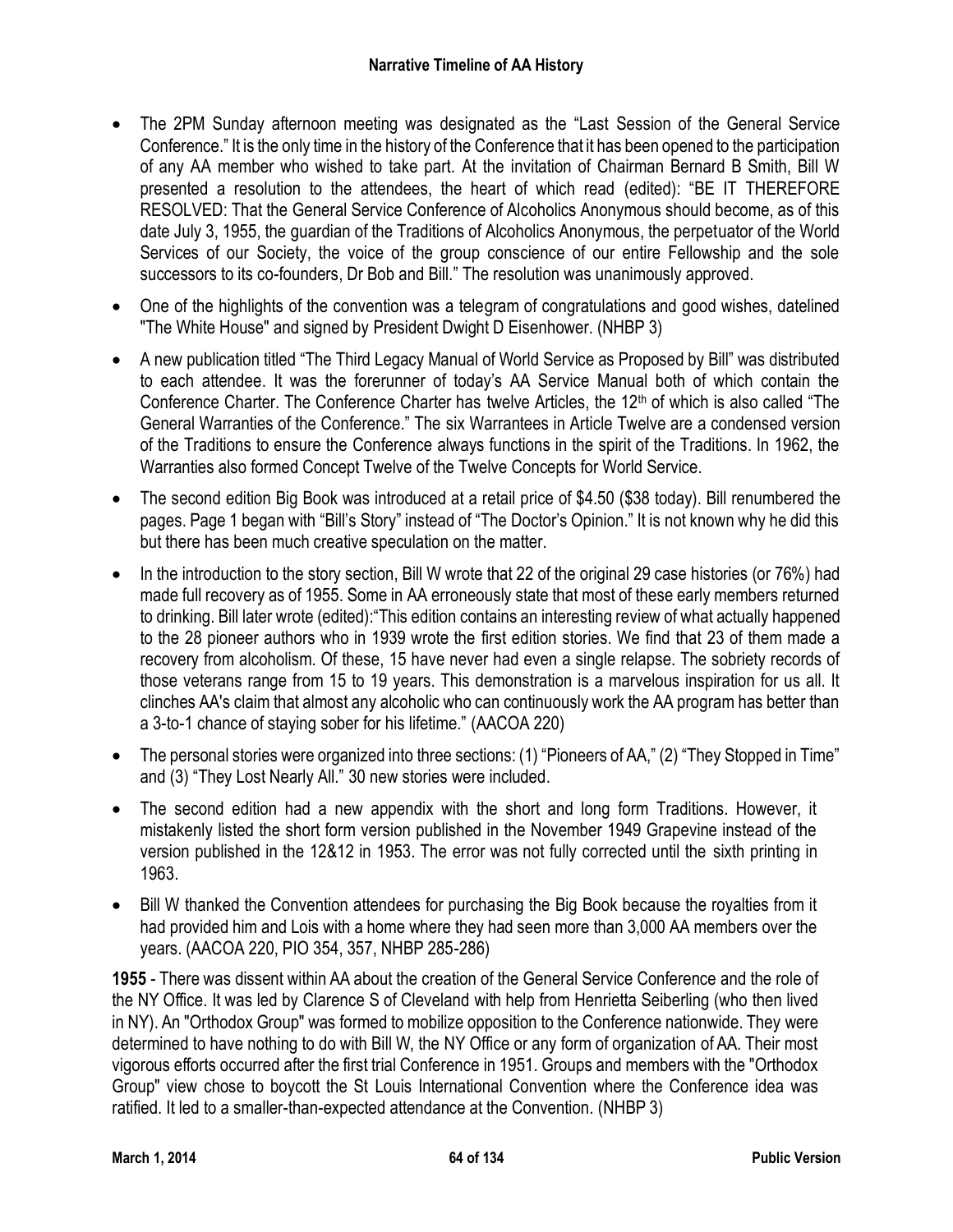- The 2PM Sunday afternoon meeting was designated as the "Last Session of the General Service Conference." It is the only time in the history of the Conference that it has been opened to the participation of any AA member who wished to take part. At the invitation of Chairman Bernard B Smith, Bill W presented a resolution to the attendees, the heart of which read (edited): "BE IT THEREFORE RESOLVED: That the General Service Conference of Alcoholics Anonymous should become, as of this date July 3, 1955, the guardian of the Traditions of Alcoholics Anonymous, the perpetuator of the World Services of our Society, the voice of the group conscience of our entire Fellowship and the sole successors to its co-founders, Dr Bob and Bill." The resolution was unanimously approved.
- One of the highlights of the convention was a telegram of congratulations and good wishes, datelined "The White House" and signed by President Dwight D Eisenhower. (NHBP 3)
- A new publication titled "The Third Legacy Manual of World Service as Proposed by Bill" was distributed to each attendee. It was the forerunner of today's AA Service Manual both of which contain the Conference Charter. The Conference Charter has twelve Articles, the 12th of which is also called "The General Warranties of the Conference." The six Warrantees in Article Twelve are a condensed version of the Traditions to ensure the Conference always functions in the spirit of the Traditions. In 1962, the Warranties also formed Concept Twelve of the Twelve Concepts for World Service.
- The second edition Big Book was introduced at a retail price of $4.50 ($38 today). Bill renumbered the pages. Page 1 began with "Bill's Story" instead of "The Doctor's Opinion." It is not known why he did this but there has been much creative speculation on the matter.
- In the introduction to the story section, Bill W wrote that 22 of the original 29 case histories (or 76%) had made full recovery as of 1955. Some in AA erroneously state that most of these early members returned to drinking. Bill later wrote (edited):"This edition contains an interesting review of what actually happened to the 28 pioneer authors who in 1939 wrote the first edition stories. We find that 23 of them made a recovery from alcoholism. Of these, 15 have never had even a single relapse. The sobriety records of those veterans range from 15 to 19 years. This demonstration is a marvelous inspiration for us all. It clinches AA's claim that almost any alcoholic who can continuously work the AA program has better than a 3-to-1 chance of staying sober for his lifetime." (AACOA 220)
- The personal stories were organized into three sections: (1) "Pioneers of AA," (2) "They Stopped in Time" and (3) "They Lost Nearly All." 30 new stories were included.
- The second edition had a new appendix with the short and long form Traditions. However, it mistakenly listed the short form version published in the November 1949 Grapevine instead of the version published in the 12&12 in 1953. The error was not fully corrected until the sixth printing in 1963.
- Bill W thanked the Convention attendees for purchasing the Big Book because the royalties from it had provided him and Lois with a home where they had seen more than 3,000 AA members over the years. (AACOA 220, PIO 354, 357, NHBP 285-286)

**1955** - There was dissent within AA about the creation of the General Service Conference and the role of the NY Office. It was led by Clarence S of Cleveland with help from Henrietta Seiberling (who then lived in NY). An "Orthodox Group" was formed to mobilize opposition to the Conference nationwide. They were determined to have nothing to do with Bill W, the NY Office or any form of organization of AA. Their most vigorous efforts occurred after the first trial Conference in 1951. Groups and members with the "Orthodox Group" view chose to boycott the St Louis International Convention where the Conference idea was ratified. It led to a smaller-than-expected attendance at the Convention. (NHBP 3)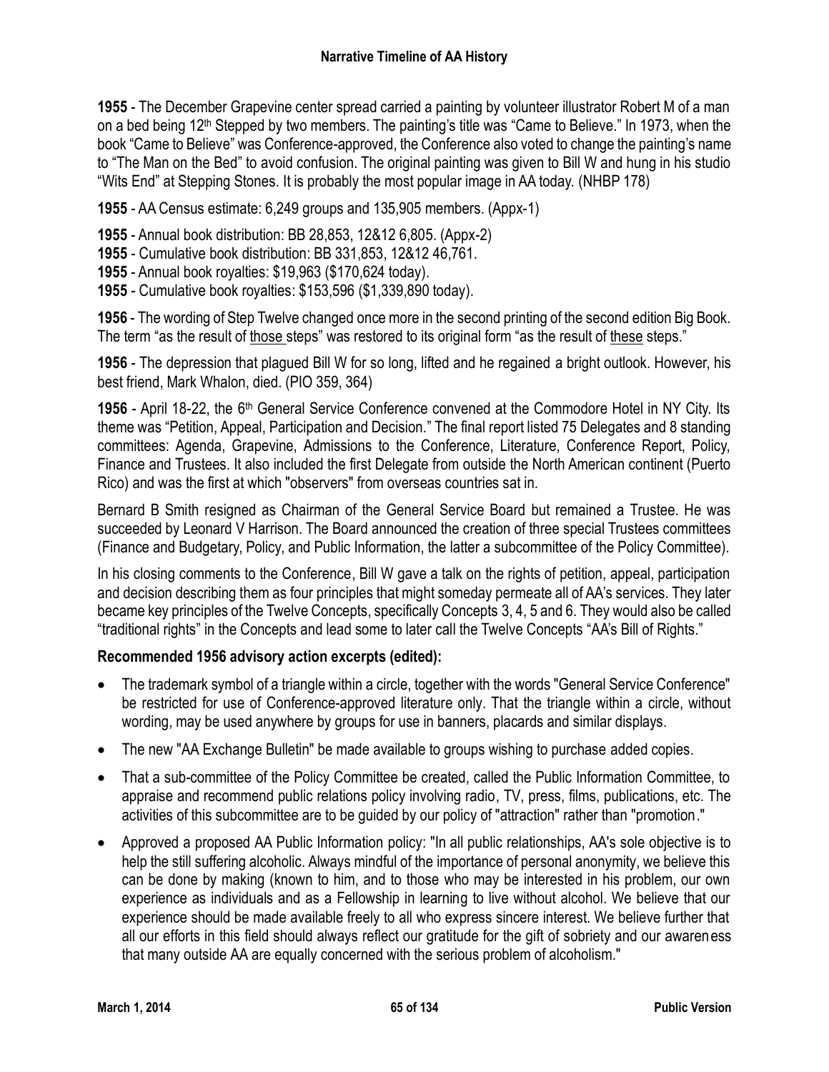**1955** - The December Grapevine center spread carried a painting by volunteer illustrator Robert M of a man on a bed being 12th Stepped by two members. The painting's title was "Came to Believe." In 1973, when the book "Came to Believe" was Conference-approved, the Conference also voted to change the painting's name to "The Man on the Bed" to avoid confusion. The original painting was given to Bill W and hung in his studio "Wits End" at Stepping Stones. It is probably the most popular image in AA today. (NHBP 178)

**1955** - AA Census estimate: 6,249 groups and 135,905 members. (Appx-1)

**1955** - Annual book distribution: BB 28,853, 12&12 6,805. (Appx-2)
**1955** - Cumulative book distribution: BB 331,853, 12&12 46,761.
**1955** - Annual book royalties: $19,963 ($170,624 today).
**1955** - Cumulative book royalties: $153,596 ($1,339,890 today).

**1956** - The wording of Step Twelve changed once more in the second printing of the second edition Big Book. The term "as the result of <u>those</u> steps" was restored to its original form "as the result of <u>these</u> steps."

**1956** - The depression that plagued Bill W for so long, lifted and he regained a bright outlook. However, his best friend, Mark Whalon, died. (PIO 359, 364)

**1956** - April 18-22, the 6th General Service Conference convened at the Commodore Hotel in NY City. Its theme was "Petition, Appeal, Participation and Decision." The final report listed 75 Delegates and 8 standing committees: Agenda, Grapevine, Admissions to the Conference, Literature, Conference Report, Policy, Finance and Trustees. It also included the first Delegate from outside the North American continent (Puerto Rico) and was the first at which "observers" from overseas countries sat in.

Bernard B Smith resigned as Chairman of the General Service Board but remained a Trustee. He was succeeded by Leonard V Harrison. The Board announced the creation of three special Trustees committees (Finance and Budgetary, Policy, and Public Information, the latter a subcommittee of the Policy Committee).

In his closing comments to the Conference, Bill W gave a talk on the rights of petition, appeal, participation and decision describing them as four principles that might someday permeate all of AA's services. They later became key principles of the Twelve Concepts, specifically Concepts 3, 4, 5 and 6. They would also be called "traditional rights" in the Concepts and lead some to later call the Twelve Concepts "AA's Bill of Rights."

**Recommended 1956 advisory action excerpts (edited):**

- The trademark symbol of a triangle within a circle, together with the words "General Service Conference" be restricted for use of Conference-approved literature only. That the triangle within a circle, without wording, may be used anywhere by groups for use in banners, placards and similar displays.
- The new "AA Exchange Bulletin" be made available to groups wishing to purchase added copies.
- That a sub-committee of the Policy Committee be created, called the Public Information Committee, to appraise and recommend public relations policy involving radio, TV, press, films, publications, etc. The activities of this subcommittee are to be guided by our policy of "attraction" rather than "promotion."
- Approved a proposed AA Public Information policy: "In all public relationships, AA's sole objective is to help the still suffering alcoholic. Always mindful of the importance of personal anonymity, we believe this can be done by making (known to him, and to those who may be interested in his problem, our own experience as individuals and as a Fellowship in learning to live without alcohol. We believe that our experience should be made available freely to all who express sincere interest. We believe further that all our efforts in this field should always reflect our gratitude for the gift of sobriety and our awareness that many outside AA are equally concerned with the serious problem of alcoholism."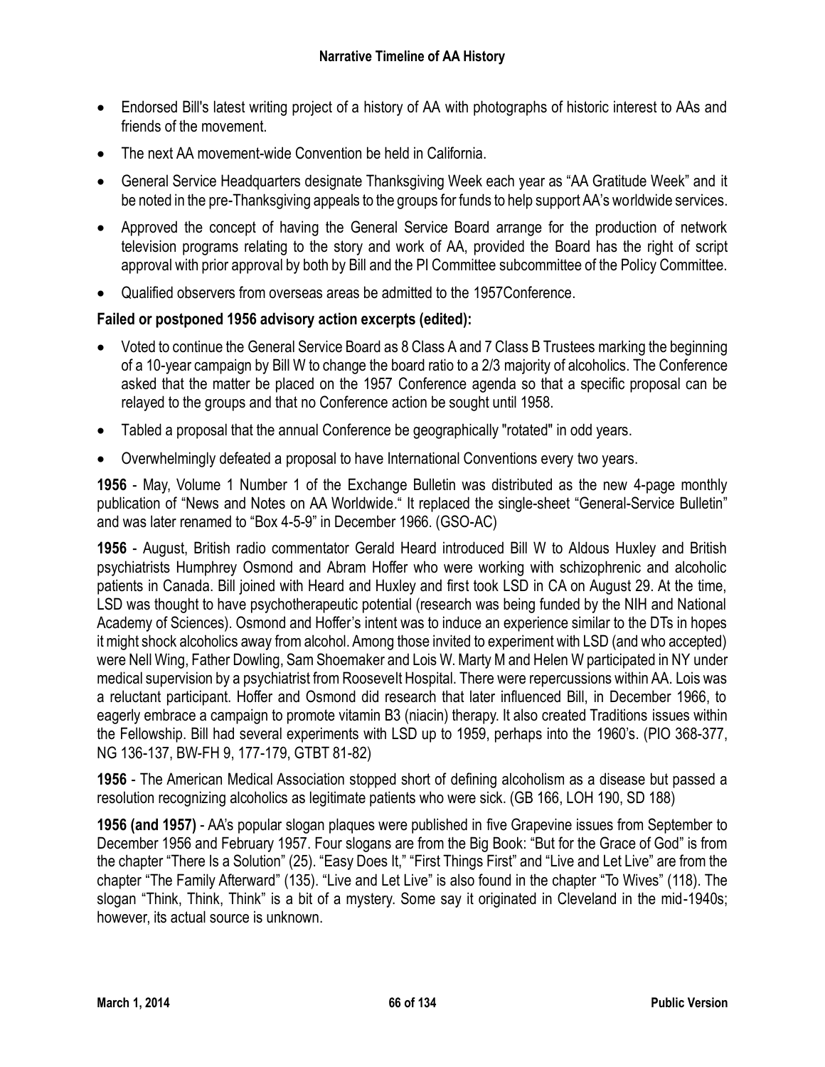- Endorsed Bill's latest writing project of a history of AA with photographs of historic interest to AAs and friends of the movement.
- The next AA movement-wide Convention be held in California.
- General Service Headquarters designate Thanksgiving Week each year as "AA Gratitude Week" and it be noted in the pre-Thanksgiving appeals to the groups for funds to help support AA's worldwide services.
- Approved the concept of having the General Service Board arrange for the production of network television programs relating to the story and work of AA, provided the Board has the right of script approval with prior approval by both by Bill and the PI Committee subcommittee of the Policy Committee.
- Qualified observers from overseas areas be admitted to the 1957Conference.

**Failed or postponed 1956 advisory action excerpts (edited):**

- Voted to continue the General Service Board as 8 Class A and 7 Class B Trustees marking the beginning of a 10-year campaign by Bill W to change the board ratio to a 2/3 majority of alcoholics. The Conference asked that the matter be placed on the 1957 Conference agenda so that a specific proposal can be relayed to the groups and that no Conference action be sought until 1958.
- Tabled a proposal that the annual Conference be geographically "rotated" in odd years.
- Overwhelmingly defeated a proposal to have International Conventions every two years.

**1956** - May, Volume 1 Number 1 of the Exchange Bulletin was distributed as the new 4-page monthly publication of "News and Notes on AA Worldwide." It replaced the single-sheet "General-Service Bulletin" and was later renamed to "Box 4-5-9" in December 1966. (GSO-AC)

**1956** - August, British radio commentator Gerald Heard introduced Bill W to Aldous Huxley and British psychiatrists Humphrey Osmond and Abram Hoffer who were working with schizophrenic and alcoholic patients in Canada. Bill joined with Heard and Huxley and first took LSD in CA on August 29. At the time, LSD was thought to have psychotherapeutic potential (research was being funded by the NIH and National Academy of Sciences). Osmond and Hoffer's intent was to induce an experience similar to the DTs in hopes it might shock alcoholics away from alcohol. Among those invited to experiment with LSD (and who accepted) were Nell Wing, Father Dowling, Sam Shoemaker and Lois W. Marty M and Helen W participated in NY under medical supervision by a psychiatrist from Roosevelt Hospital. There were repercussions within AA. Lois was a reluctant participant. Hoffer and Osmond did research that later influenced Bill, in December 1966, to eagerly embrace a campaign to promote vitamin B3 (niacin) therapy. It also created Traditions issues within the Fellowship. Bill had several experiments with LSD up to 1959, perhaps into the 1960's. (PIO 368-377, NG 136-137, BW-FH 9, 177-179, GTBT 81-82)

**1956** - The American Medical Association stopped short of defining alcoholism as a disease but passed a resolution recognizing alcoholics as legitimate patients who were sick. (GB 166, LOH 190, SD 188)

**1956 (and 1957)** - AA's popular slogan plaques were published in five Grapevine issues from September to December 1956 and February 1957. Four slogans are from the Big Book: "But for the Grace of God" is from the chapter "There Is a Solution" (25). "Easy Does It," "First Things First" and "Live and Let Live" are from the chapter "The Family Afterward" (135). "Live and Let Live" is also found in the chapter "To Wives" (118). The slogan "Think, Think, Think" is a bit of a mystery. Some say it originated in Cleveland in the mid-1940s; however, its actual source is unknown.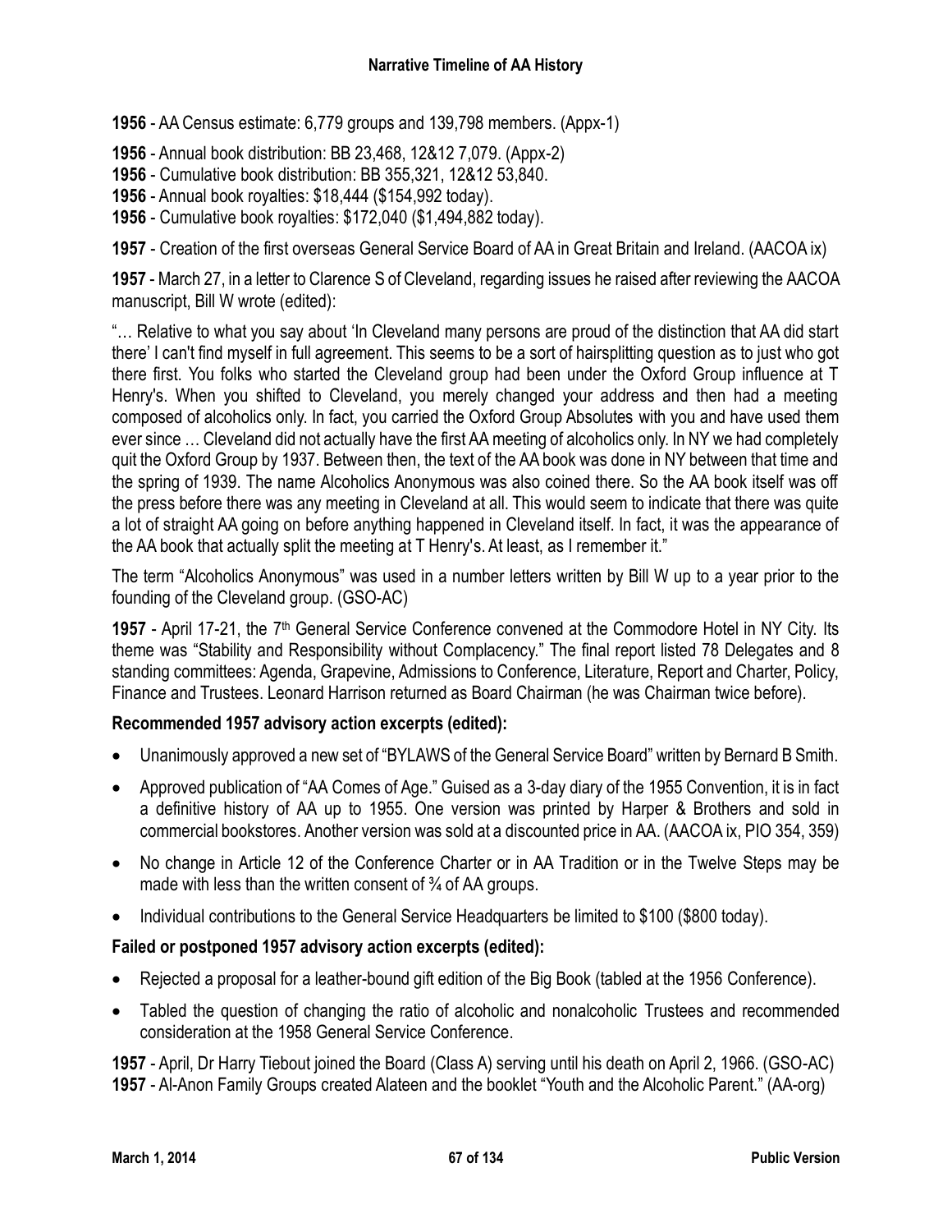**1956** - AA Census estimate: 6,779 groups and 139,798 members. (Appx-1)

**1956** - Annual book distribution: BB 23,468, 12&12 7,079. (Appx-2)
**1956** - Cumulative book distribution: BB 355,321, 12&12 53,840.
**1956** - Annual book royalties: $18,444 ($154,992 today).
**1956** - Cumulative book royalties: $172,040 ($1,494,882 today).

**1957** - Creation of the first overseas General Service Board of AA in Great Britain and Ireland. (AACOA ix)

**1957** - March 27, in a letter to Clarence S of Cleveland, regarding issues he raised after reviewing the AACOA manuscript, Bill W wrote (edited):

"… Relative to what you say about 'In Cleveland many persons are proud of the distinction that AA did start there' I can't find myself in full agreement. This seems to be a sort of hairsplitting question as to just who got there first. You folks who started the Cleveland group had been under the Oxford Group influence at T Henry's. When you shifted to Cleveland, you merely changed your address and then had a meeting composed of alcoholics only. In fact, you carried the Oxford Group Absolutes with you and have used them ever since … Cleveland did not actually have the first AA meeting of alcoholics only. In NY we had completely quit the Oxford Group by 1937. Between then, the text of the AA book was done in NY between that time and the spring of 1939. The name Alcoholics Anonymous was also coined there. So the AA book itself was off the press before there was any meeting in Cleveland at all. This would seem to indicate that there was quite a lot of straight AA going on before anything happened in Cleveland itself. In fact, it was the appearance of the AA book that actually split the meeting at T Henry's. At least, as I remember it."

The term "Alcoholics Anonymous" was used in a number letters written by Bill W up to a year prior to the founding of the Cleveland group. (GSO-AC)

**1957** - April 17-21, the 7th General Service Conference convened at the Commodore Hotel in NY City. Its theme was "Stability and Responsibility without Complacency." The final report listed 78 Delegates and 8 standing committees: Agenda, Grapevine, Admissions to Conference, Literature, Report and Charter, Policy, Finance and Trustees. Leonard Harrison returned as Board Chairman (he was Chairman twice before).

**Recommended 1957 advisory action excerpts (edited):**

- Unanimously approved a new set of "BYLAWS of the General Service Board" written by Bernard B Smith.
- Approved publication of "AA Comes of Age." Guised as a 3-day diary of the 1955 Convention, it is in fact a definitive history of AA up to 1955. One version was printed by Harper & Brothers and sold in commercial bookstores. Another version was sold at a discounted price in AA. (AACOA ix, PIO 354, 359)
- No change in Article 12 of the Conference Charter or in AA Tradition or in the Twelve Steps may be made with less than the written consent of ¾ of AA groups.
- Individual contributions to the General Service Headquarters be limited to $100 ($800 today).

**Failed or postponed 1957 advisory action excerpts (edited):**

- Rejected a proposal for a leather-bound gift edition of the Big Book (tabled at the 1956 Conference).
- Tabled the question of changing the ratio of alcoholic and nonalcoholic Trustees and recommended consideration at the 1958 General Service Conference.

**1957** - April, Dr Harry Tiebout joined the Board (Class A) serving until his death on April 2, 1966. (GSO-AC)
**1957** - Al-Anon Family Groups created Alateen and the booklet "Youth and the Alcoholic Parent." (AA-org)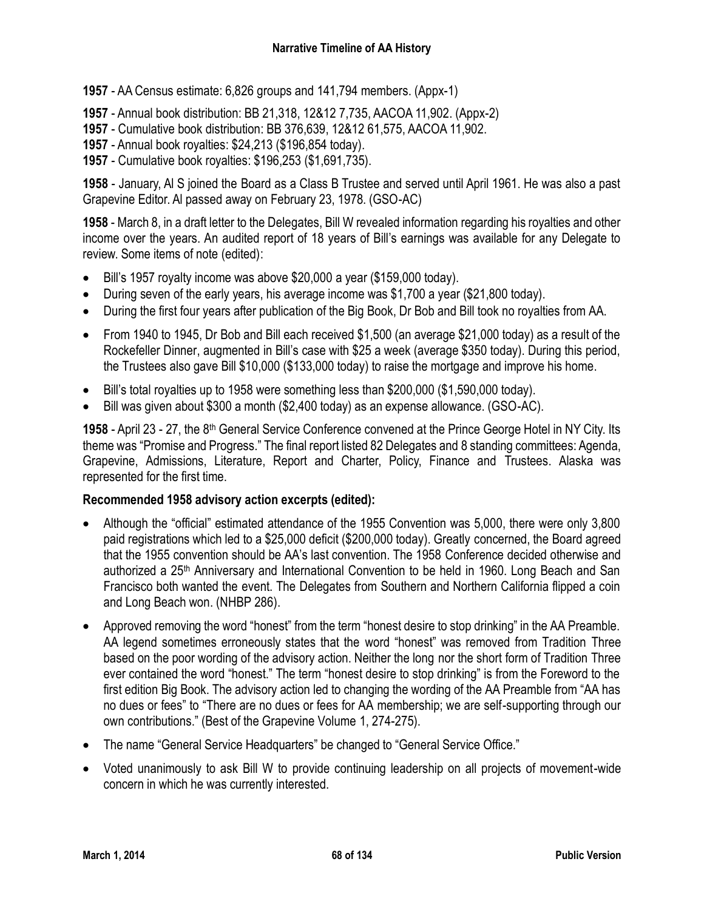**1957** - AA Census estimate: 6,826 groups and 141,794 members. (Appx-1)

**1957** - Annual book distribution: BB 21,318, 12&12 7,735, AACOA 11,902. (Appx-2)

**1957** - Cumulative book distribution: BB 376,639, 12&12 61,575, AACOA 11,902.

**1957** - Annual book royalties: $24,213 ($196,854 today).

**1957** - Cumulative book royalties: $196,253 ($1,691,735).

**1958** - January, Al S joined the Board as a Class B Trustee and served until April 1961. He was also a past Grapevine Editor. Al passed away on February 23, 1978. (GSO-AC)

**1958** - March 8, in a draft letter to the Delegates, Bill W revealed information regarding his royalties and other income over the years. An audited report of 18 years of Bill's earnings was available for any Delegate to review. Some items of note (edited):

- Bill's 1957 royalty income was above $20,000 a year ($159,000 today).
- During seven of the early years, his average income was $1,700 a year ($21,800 today).
- During the first four years after publication of the Big Book, Dr Bob and Bill took no royalties from AA.
- From 1940 to 1945, Dr Bob and Bill each received $1,500 (an average $21,000 today) as a result of the Rockefeller Dinner, augmented in Bill's case with $25 a week (average $350 today). During this period, the Trustees also gave Bill $10,000 ($133,000 today) to raise the mortgage and improve his home.
- Bill's total royalties up to 1958 were something less than $200,000 ($1,590,000 today).
- Bill was given about $300 a month ($2,400 today) as an expense allowance. (GSO-AC).

**1958** - April 23 - 27, the 8th General Service Conference convened at the Prince George Hotel in NY City. Its theme was "Promise and Progress." The final report listed 82 Delegates and 8 standing committees: Agenda, Grapevine, Admissions, Literature, Report and Charter, Policy, Finance and Trustees. Alaska was represented for the first time.

**Recommended 1958 advisory action excerpts (edited):**

- Although the "official" estimated attendance of the 1955 Convention was 5,000, there were only 3,800 paid registrations which led to a $25,000 deficit ($200,000 today). Greatly concerned, the Board agreed that the 1955 convention should be AA's last convention. The 1958 Conference decided otherwise and authorized a 25th Anniversary and International Convention to be held in 1960. Long Beach and San Francisco both wanted the event. The Delegates from Southern and Northern California flipped a coin and Long Beach won. (NHBP 286).
- Approved removing the word "honest" from the term "honest desire to stop drinking" in the AA Preamble. AA legend sometimes erroneously states that the word "honest" was removed from Tradition Three based on the poor wording of the advisory action. Neither the long nor the short form of Tradition Three ever contained the word "honest." The term "honest desire to stop drinking" is from the Foreword to the first edition Big Book. The advisory action led to changing the wording of the AA Preamble from "AA has no dues or fees" to "There are no dues or fees for AA membership; we are self-supporting through our own contributions." (Best of the Grapevine Volume 1, 274-275).
- The name "General Service Headquarters" be changed to "General Service Office."
- Voted unanimously to ask Bill W to provide continuing leadership on all projects of movement-wide concern in which he was currently interested.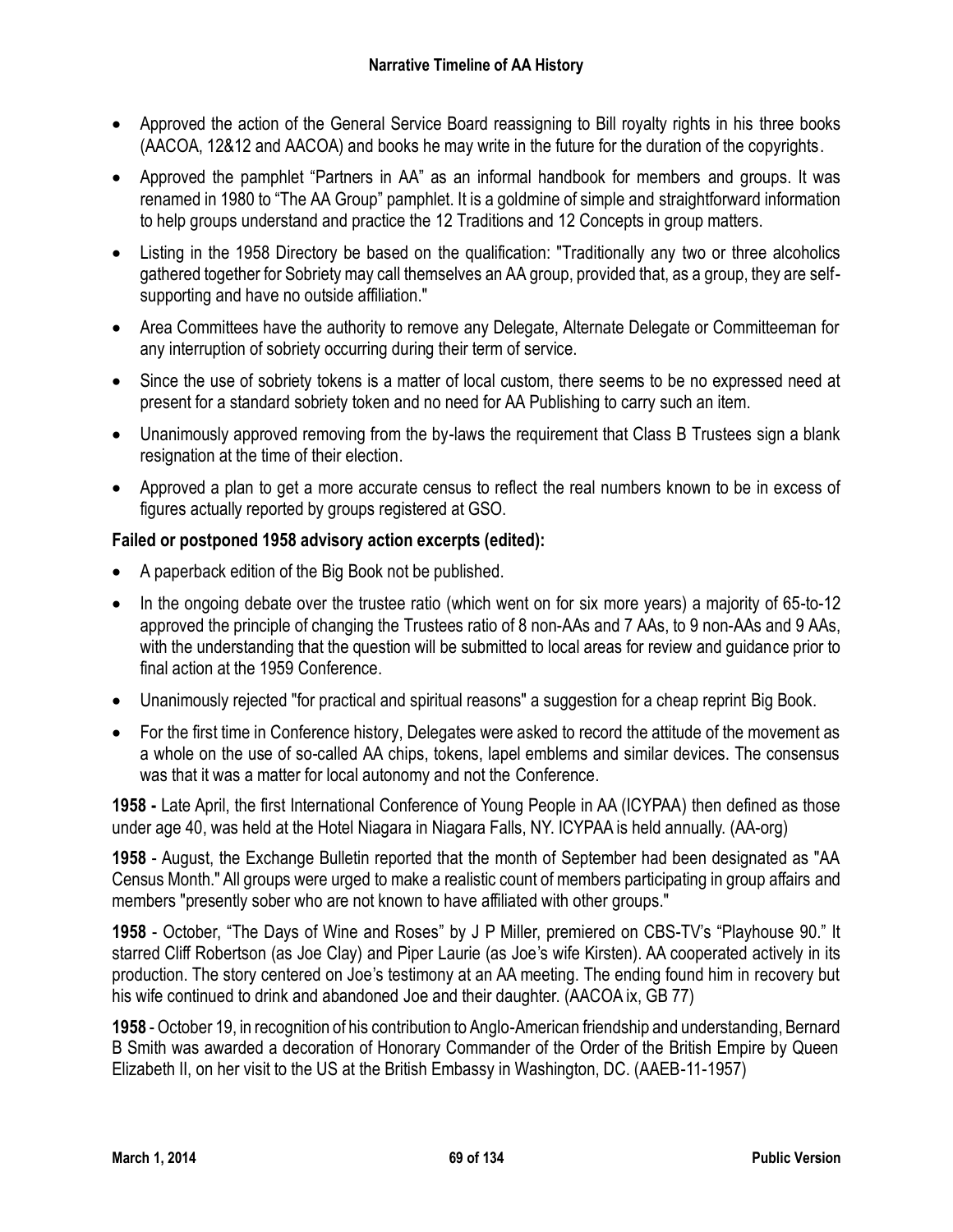- Approved the action of the General Service Board reassigning to Bill royalty rights in his three books (AACOA, 12&12 and AACOA) and books he may write in the future for the duration of the copyrights.
- Approved the pamphlet "Partners in AA" as an informal handbook for members and groups. It was renamed in 1980 to "The AA Group" pamphlet. It is a goldmine of simple and straightforward information to help groups understand and practice the 12 Traditions and 12 Concepts in group matters.
- Listing in the 1958 Directory be based on the qualification: "Traditionally any two or three alcoholics gathered together for Sobriety may call themselves an AA group, provided that, as a group, they are self-supporting and have no outside affiliation."
- Area Committees have the authority to remove any Delegate, Alternate Delegate or Committeeman for any interruption of sobriety occurring during their term of service.
- Since the use of sobriety tokens is a matter of local custom, there seems to be no expressed need at present for a standard sobriety token and no need for AA Publishing to carry such an item.
- Unanimously approved removing from the by-laws the requirement that Class B Trustees sign a blank resignation at the time of their election.
- Approved a plan to get a more accurate census to reflect the real numbers known to be in excess of figures actually reported by groups registered at GSO.

**Failed or postponed 1958 advisory action excerpts (edited):**

- A paperback edition of the Big Book not be published.
- In the ongoing debate over the trustee ratio (which went on for six more years) a majority of 65-to-12 approved the principle of changing the Trustees ratio of 8 non-AAs and 7 AAs, to 9 non-AAs and 9 AAs, with the understanding that the question will be submitted to local areas for review and guidance prior to final action at the 1959 Conference.
- Unanimously rejected "for practical and spiritual reasons" a suggestion for a cheap reprint Big Book.
- For the first time in Conference history, Delegates were asked to record the attitude of the movement as a whole on the use of so-called AA chips, tokens, lapel emblems and similar devices. The consensus was that it was a matter for local autonomy and not the Conference.

**1958 -** Late April, the first International Conference of Young People in AA (ICYPAA) then defined as those under age 40, was held at the Hotel Niagara in Niagara Falls, NY. ICYPAA is held annually. (AA-org)

**1958** - August, the Exchange Bulletin reported that the month of September had been designated as "AA Census Month." All groups were urged to make a realistic count of members participating in group affairs and members "presently sober who are not known to have affiliated with other groups."

**1958** - October, "The Days of Wine and Roses" by J P Miller, premiered on CBS-TV's "Playhouse 90." It starred Cliff Robertson (as Joe Clay) and Piper Laurie (as Joe's wife Kirsten). AA cooperated actively in its production. The story centered on Joe's testimony at an AA meeting. The ending found him in recovery but his wife continued to drink and abandoned Joe and their daughter. (AACOA ix, GB 77)

**1958** - October 19, in recognition of his contribution to Anglo-American friendship and understanding, Bernard B Smith was awarded a decoration of Honorary Commander of the Order of the British Empire by Queen Elizabeth II, on her visit to the US at the British Embassy in Washington, DC. (AAEB-11-1957)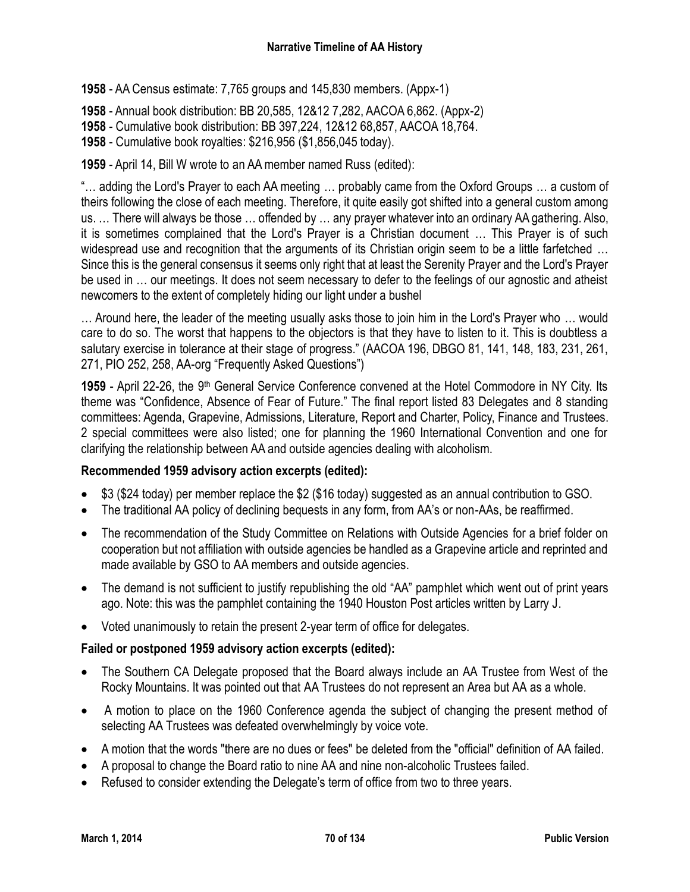**1958** - AA Census estimate: 7,765 groups and 145,830 members. (Appx-1)

**1958** - Annual book distribution: BB 20,585, 12&12 7,282, AACOA 6,862. (Appx-2)

**1958** - Cumulative book distribution: BB 397,224, 12&12 68,857, AACOA 18,764.

**1958** - Cumulative book royalties: $216,956 ($1,856,045 today).

**1959** - April 14, Bill W wrote to an AA member named Russ (edited):

"… adding the Lord's Prayer to each AA meeting … probably came from the Oxford Groups … a custom of theirs following the close of each meeting. Therefore, it quite easily got shifted into a general custom among us. … There will always be those … offended by … any prayer whatever into an ordinary AA gathering. Also, it is sometimes complained that the Lord's Prayer is a Christian document … This Prayer is of such widespread use and recognition that the arguments of its Christian origin seem to be a little farfetched … Since this is the general consensus it seems only right that at least the Serenity Prayer and the Lord's Prayer be used in … our meetings. It does not seem necessary to defer to the feelings of our agnostic and atheist newcomers to the extent of completely hiding our light under a bushel

… Around here, the leader of the meeting usually asks those to join him in the Lord's Prayer who … would care to do so. The worst that happens to the objectors is that they have to listen to it. This is doubtless a salutary exercise in tolerance at their stage of progress." (AACOA 196, DBGO 81, 141, 148, 183, 231, 261, 271, PIO 252, 258, AA-org "Frequently Asked Questions")

**1959** - April 22-26, the 9th General Service Conference convened at the Hotel Commodore in NY City. Its theme was "Confidence, Absence of Fear of Future." The final report listed 83 Delegates and 8 standing committees: Agenda, Grapevine, Admissions, Literature, Report and Charter, Policy, Finance and Trustees. 2 special committees were also listed; one for planning the 1960 International Convention and one for clarifying the relationship between AA and outside agencies dealing with alcoholism.

**Recommended 1959 advisory action excerpts (edited):**

- $3 ($24 today) per member replace the $2 ($16 today) suggested as an annual contribution to GSO.
- The traditional AA policy of declining bequests in any form, from AA's or non-AAs, be reaffirmed.
- The recommendation of the Study Committee on Relations with Outside Agencies for a brief folder on cooperation but not affiliation with outside agencies be handled as a Grapevine article and reprinted and made available by GSO to AA members and outside agencies.
- The demand is not sufficient to justify republishing the old "AA" pamphlet which went out of print years ago. Note: this was the pamphlet containing the 1940 Houston Post articles written by Larry J.
- Voted unanimously to retain the present 2-year term of office for delegates.

**Failed or postponed 1959 advisory action excerpts (edited):**

- The Southern CA Delegate proposed that the Board always include an AA Trustee from West of the Rocky Mountains. It was pointed out that AA Trustees do not represent an Area but AA as a whole.
- A motion to place on the 1960 Conference agenda the subject of changing the present method of selecting AA Trustees was defeated overwhelmingly by voice vote.
- A motion that the words "there are no dues or fees" be deleted from the "official" definition of AA failed.
- A proposal to change the Board ratio to nine AA and nine non-alcoholic Trustees failed.
- Refused to consider extending the Delegate's term of office from two to three years.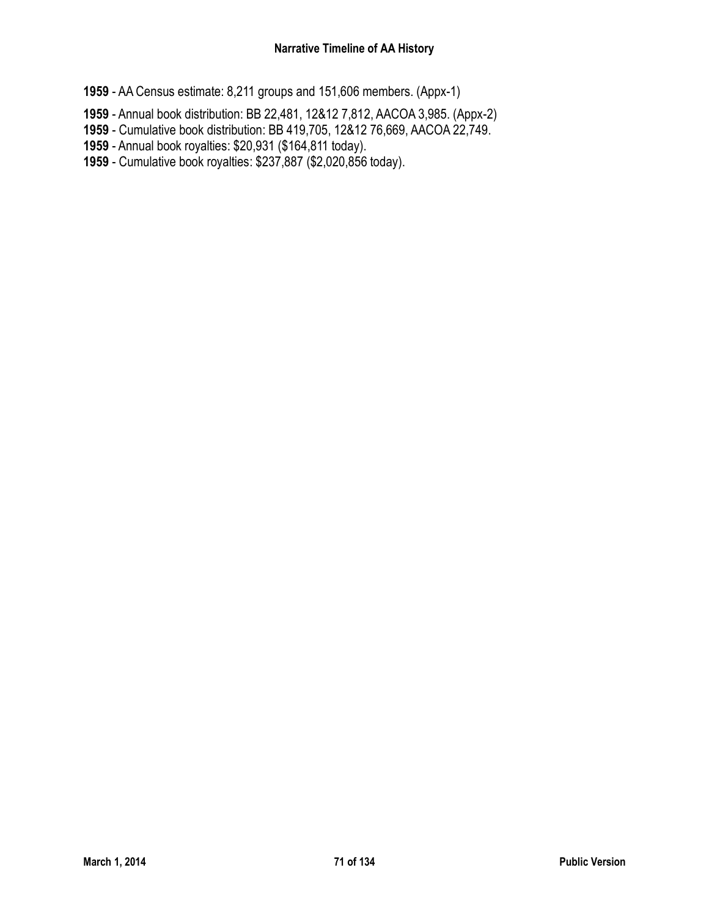**1959** - AA Census estimate: 8,211 groups and 151,606 members. (Appx-1)

**1959** - Annual book distribution: BB 22,481, 12&12 7,812, AACOA 3,985. (Appx-2)
**1959** - Cumulative book distribution: BB 419,705, 12&12 76,669, AACOA 22,749.
**1959** - Annual book royalties: $20,931 ($164,811 today).
**1959** - Cumulative book royalties: $237,887 ($2,020,856 today).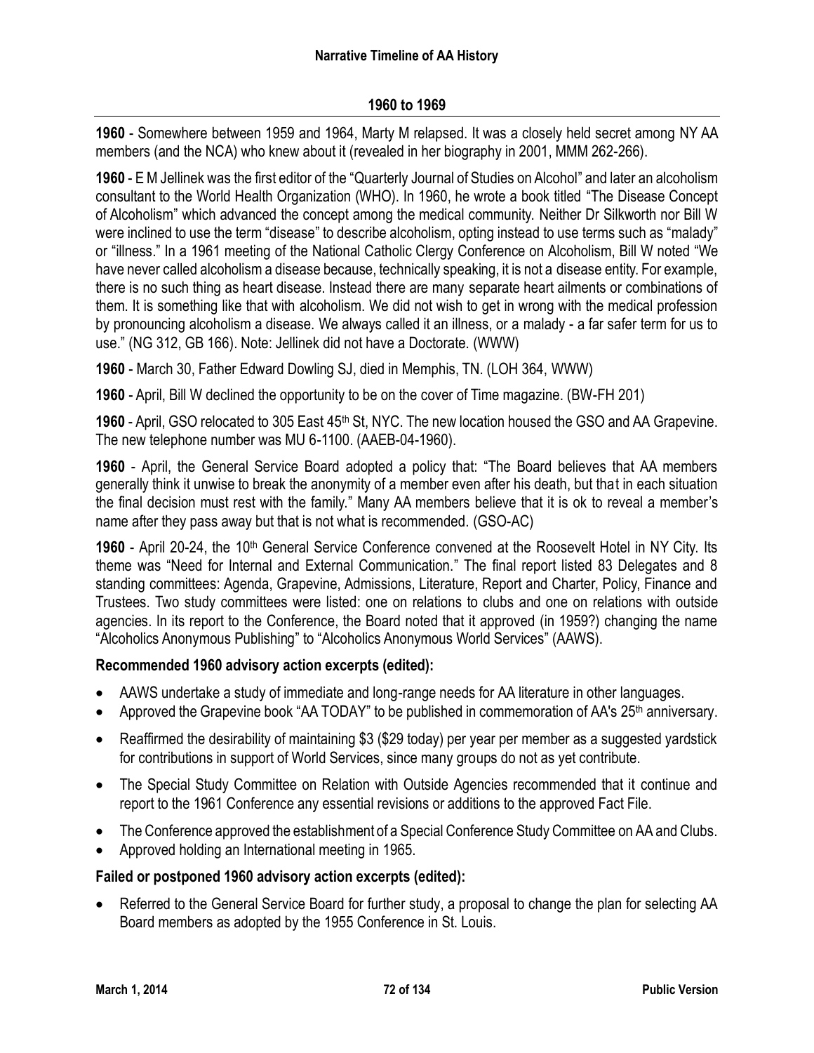## 1960 to 1969

**1960** - Somewhere between 1959 and 1964, Marty M relapsed. It was a closely held secret among NY AA members (and the NCA) who knew about it (revealed in her biography in 2001, MMM 262-266).

**1960** - E M Jellinek was the first editor of the "Quarterly Journal of Studies on Alcohol" and later an alcoholism consultant to the World Health Organization (WHO). In 1960, he wrote a book titled "The Disease Concept of Alcoholism" which advanced the concept among the medical community. Neither Dr Silkworth nor Bill W were inclined to use the term "disease" to describe alcoholism, opting instead to use terms such as "malady" or "illness." In a 1961 meeting of the National Catholic Clergy Conference on Alcoholism, Bill W noted "We have never called alcoholism a disease because, technically speaking, it is not a disease entity. For example, there is no such thing as heart disease. Instead there are many separate heart ailments or combinations of them. It is something like that with alcoholism. We did not wish to get in wrong with the medical profession by pronouncing alcoholism a disease. We always called it an illness, or a malady - a far safer term for us to use." (NG 312, GB 166). Note: Jellinek did not have a Doctorate. (WWW)

**1960** - March 30, Father Edward Dowling SJ, died in Memphis, TN. (LOH 364, WWW)

**1960** - April, Bill W declined the opportunity to be on the cover of Time magazine. (BW-FH 201)

**1960** - April, GSO relocated to 305 East 45th St, NYC. The new location housed the GSO and AA Grapevine. The new telephone number was MU 6-1100. (AAEB-04-1960).

**1960** - April, the General Service Board adopted a policy that: "The Board believes that AA members generally think it unwise to break the anonymity of a member even after his death, but that in each situation the final decision must rest with the family." Many AA members believe that it is ok to reveal a member's name after they pass away but that is not what is recommended. (GSO-AC)

**1960** - April 20-24, the 10th General Service Conference convened at the Roosevelt Hotel in NY City. Its theme was "Need for Internal and External Communication." The final report listed 83 Delegates and 8 standing committees: Agenda, Grapevine, Admissions, Literature, Report and Charter, Policy, Finance and Trustees. Two study committees were listed: one on relations to clubs and one on relations with outside agencies. In its report to the Conference, the Board noted that it approved (in 1959?) changing the name "Alcoholics Anonymous Publishing" to "Alcoholics Anonymous World Services" (AAWS).

### Recommended 1960 advisory action excerpts (edited):

- AAWS undertake a study of immediate and long-range needs for AA literature in other languages.
- Approved the Grapevine book "AA TODAY" to be published in commemoration of AA's 25th anniversary.
- Reaffirmed the desirability of maintaining $3 ($29 today) per year per member as a suggested yardstick for contributions in support of World Services, since many groups do not as yet contribute.
- The Special Study Committee on Relation with Outside Agencies recommended that it continue and report to the 1961 Conference any essential revisions or additions to the approved Fact File.
- The Conference approved the establishment of a Special Conference Study Committee on AA and Clubs.
- Approved holding an International meeting in 1965.

### Failed or postponed 1960 advisory action excerpts (edited):

- Referred to the General Service Board for further study, a proposal to change the plan for selecting AA Board members as adopted by the 1955 Conference in St. Louis.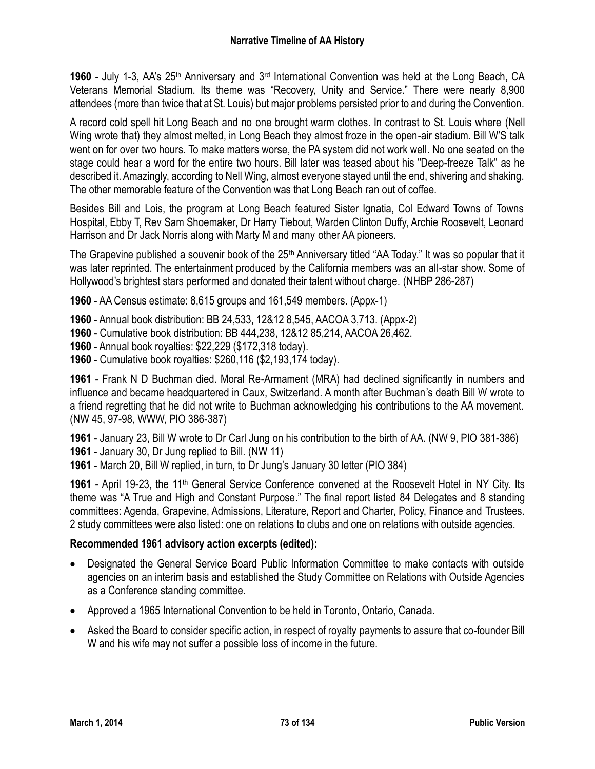**1960** - July 1-3, AA's 25th Anniversary and 3rd International Convention was held at the Long Beach, CA Veterans Memorial Stadium. Its theme was "Recovery, Unity and Service." There were nearly 8,900 attendees (more than twice that at St. Louis) but major problems persisted prior to and during the Convention.

A record cold spell hit Long Beach and no one brought warm clothes. In contrast to St. Louis where (Nell Wing wrote that) they almost melted, in Long Beach they almost froze in the open-air stadium. Bill W'S talk went on for over two hours. To make matters worse, the PA system did not work well. No one seated on the stage could hear a word for the entire two hours. Bill later was teased about his "Deep-freeze Talk" as he described it. Amazingly, according to Nell Wing, almost everyone stayed until the end, shivering and shaking. The other memorable feature of the Convention was that Long Beach ran out of coffee.

Besides Bill and Lois, the program at Long Beach featured Sister Ignatia, Col Edward Towns of Towns Hospital, Ebby T, Rev Sam Shoemaker, Dr Harry Tiebout, Warden Clinton Duffy, Archie Roosevelt, Leonard Harrison and Dr Jack Norris along with Marty M and many other AA pioneers.

The Grapevine published a souvenir book of the 25th Anniversary titled "AA Today." It was so popular that it was later reprinted. The entertainment produced by the California members was an all-star show. Some of Hollywood's brightest stars performed and donated their talent without charge. (NHBP 286-287)

**1960** - AA Census estimate: 8,615 groups and 161,549 members. (Appx-1)

**1960** - Annual book distribution: BB 24,533, 12&12 8,545, AACOA 3,713. (Appx-2)
**1960** - Cumulative book distribution: BB 444,238, 12&12 85,214, AACOA 26,462.
**1960** - Annual book royalties: $22,229 ($172,318 today).
**1960** - Cumulative book royalties: $260,116 ($2,193,174 today).

**1961** - Frank N D Buchman died. Moral Re-Armament (MRA) had declined significantly in numbers and influence and became headquartered in Caux, Switzerland. A month after Buchman's death Bill W wrote to a friend regretting that he did not write to Buchman acknowledging his contributions to the AA movement. (NW 45, 97-98, WWW, PIO 386-387)

**1961** - January 23, Bill W wrote to Dr Carl Jung on his contribution to the birth of AA. (NW 9, PIO 381-386)
**1961** - January 30, Dr Jung replied to Bill. (NW 11)
**1961** - March 20, Bill W replied, in turn, to Dr Jung's January 30 letter (PIO 384)

**1961** - April 19-23, the 11th General Service Conference convened at the Roosevelt Hotel in NY City. Its theme was "A True and High and Constant Purpose." The final report listed 84 Delegates and 8 standing committees: Agenda, Grapevine, Admissions, Literature, Report and Charter, Policy, Finance and Trustees. 2 study committees were also listed: one on relations to clubs and one on relations with outside agencies.

**Recommended 1961 advisory action excerpts (edited):**

- Designated the General Service Board Public Information Committee to make contacts with outside agencies on an interim basis and established the Study Committee on Relations with Outside Agencies as a Conference standing committee.
- Approved a 1965 International Convention to be held in Toronto, Ontario, Canada.
- Asked the Board to consider specific action, in respect of royalty payments to assure that co-founder Bill W and his wife may not suffer a possible loss of income in the future.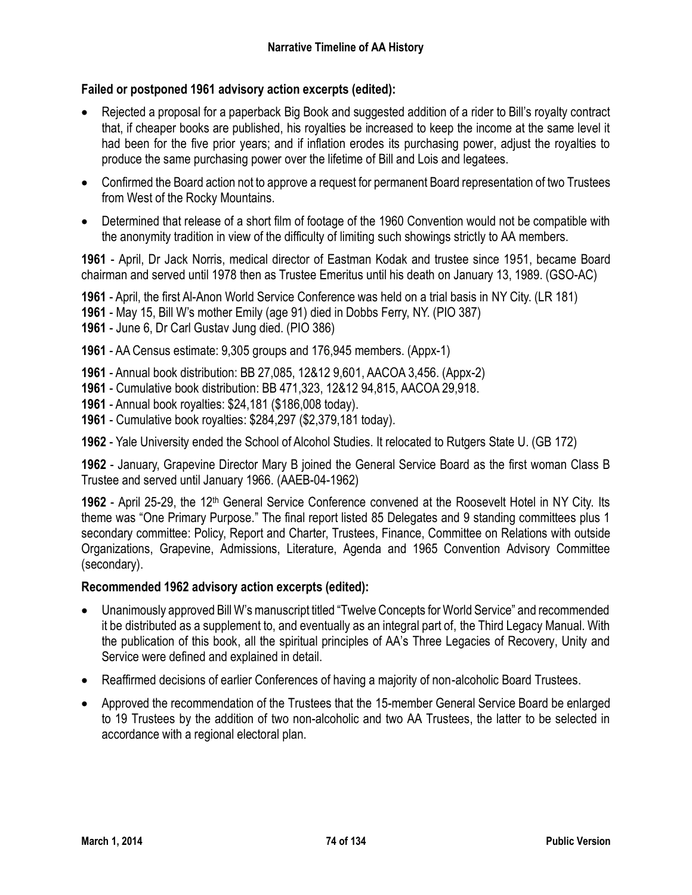**Failed or postponed 1961 advisory action excerpts (edited):**

- Rejected a proposal for a paperback Big Book and suggested addition of a rider to Bill's royalty contract that, if cheaper books are published, his royalties be increased to keep the income at the same level it had been for the five prior years; and if inflation erodes its purchasing power, adjust the royalties to produce the same purchasing power over the lifetime of Bill and Lois and legatees.
- Confirmed the Board action not to approve a request for permanent Board representation of two Trustees from West of the Rocky Mountains.
- Determined that release of a short film of footage of the 1960 Convention would not be compatible with the anonymity tradition in view of the difficulty of limiting such showings strictly to AA members.

**1961** - April, Dr Jack Norris, medical director of Eastman Kodak and trustee since 1951, became Board chairman and served until 1978 then as Trustee Emeritus until his death on January 13, 1989. (GSO-AC)

**1961** - April, the first Al-Anon World Service Conference was held on a trial basis in NY City. (LR 181)
**1961** - May 15, Bill W's mother Emily (age 91) died in Dobbs Ferry, NY. (PIO 387)
**1961** - June 6, Dr Carl Gustav Jung died. (PIO 386)

**1961** - AA Census estimate: 9,305 groups and 176,945 members. (Appx-1)

**1961** - Annual book distribution: BB 27,085, 12&12 9,601, AACOA 3,456. (Appx-2)
**1961** - Cumulative book distribution: BB 471,323, 12&12 94,815, AACOA 29,918.
**1961** - Annual book royalties: $24,181 ($186,008 today).
**1961** - Cumulative book royalties: $284,297 ($2,379,181 today).

**1962** - Yale University ended the School of Alcohol Studies. It relocated to Rutgers State U. (GB 172)

**1962** - January, Grapevine Director Mary B joined the General Service Board as the first woman Class B Trustee and served until January 1966. (AAEB-04-1962)

**1962** - April 25-29, the 12th General Service Conference convened at the Roosevelt Hotel in NY City. Its theme was "One Primary Purpose." The final report listed 85 Delegates and 9 standing committees plus 1 secondary committee: Policy, Report and Charter, Trustees, Finance, Committee on Relations with outside Organizations, Grapevine, Admissions, Literature, Agenda and 1965 Convention Advisory Committee (secondary).

**Recommended 1962 advisory action excerpts (edited):**

- Unanimously approved Bill W's manuscript titled "Twelve Concepts for World Service" and recommended it be distributed as a supplement to, and eventually as an integral part of, the Third Legacy Manual. With the publication of this book, all the spiritual principles of AA's Three Legacies of Recovery, Unity and Service were defined and explained in detail.
- Reaffirmed decisions of earlier Conferences of having a majority of non-alcoholic Board Trustees.
- Approved the recommendation of the Trustees that the 15-member General Service Board be enlarged to 19 Trustees by the addition of two non-alcoholic and two AA Trustees, the latter to be selected in accordance with a regional electoral plan.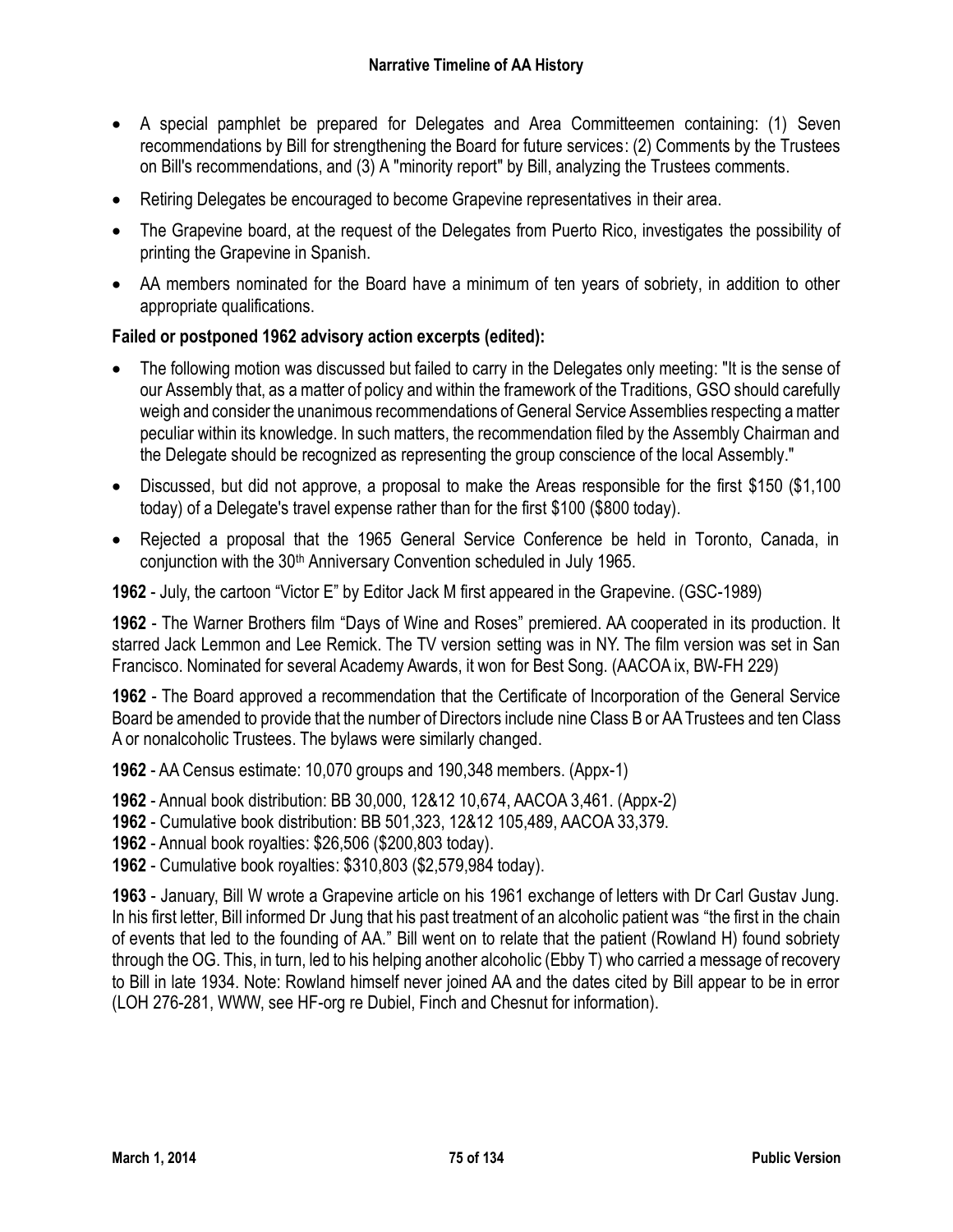- A special pamphlet be prepared for Delegates and Area Committeemen containing: (1) Seven recommendations by Bill for strengthening the Board for future services: (2) Comments by the Trustees on Bill's recommendations, and (3) A "minority report" by Bill, analyzing the Trustees comments.
- Retiring Delegates be encouraged to become Grapevine representatives in their area.
- The Grapevine board, at the request of the Delegates from Puerto Rico, investigates the possibility of printing the Grapevine in Spanish.
- AA members nominated for the Board have a minimum of ten years of sobriety, in addition to other appropriate qualifications.

**Failed or postponed 1962 advisory action excerpts (edited):**

- The following motion was discussed but failed to carry in the Delegates only meeting: "It is the sense of our Assembly that, as a matter of policy and within the framework of the Traditions, GSO should carefully weigh and consider the unanimous recommendations of General Service Assemblies respecting a matter peculiar within its knowledge. In such matters, the recommendation filed by the Assembly Chairman and the Delegate should be recognized as representing the group conscience of the local Assembly."
- Discussed, but did not approve, a proposal to make the Areas responsible for the first $150 ($1,100 today) of a Delegate's travel expense rather than for the first $100 ($800 today).
- Rejected a proposal that the 1965 General Service Conference be held in Toronto, Canada, in conjunction with the 30th Anniversary Convention scheduled in July 1965.

**1962** - July, the cartoon "Victor E" by Editor Jack M first appeared in the Grapevine. (GSC-1989)

**1962** - The Warner Brothers film "Days of Wine and Roses" premiered. AA cooperated in its production. It starred Jack Lemmon and Lee Remick. The TV version setting was in NY. The film version was set in San Francisco. Nominated for several Academy Awards, it won for Best Song. (AACOA ix, BW-FH 229)

**1962** - The Board approved a recommendation that the Certificate of Incorporation of the General Service Board be amended to provide that the number of Directors include nine Class B or AA Trustees and ten Class A or nonalcoholic Trustees. The bylaws were similarly changed.

**1962** - AA Census estimate: 10,070 groups and 190,348 members. (Appx-1)

**1962** - Annual book distribution: BB 30,000, 12&12 10,674, AACOA 3,461. (Appx-2)
**1962** - Cumulative book distribution: BB 501,323, 12&12 105,489, AACOA 33,379.
**1962** - Annual book royalties: $26,506 ($200,803 today).
**1962** - Cumulative book royalties: $310,803 ($2,579,984 today).

**1963** - January, Bill W wrote a Grapevine article on his 1961 exchange of letters with Dr Carl Gustav Jung. In his first letter, Bill informed Dr Jung that his past treatment of an alcoholic patient was "the first in the chain of events that led to the founding of AA." Bill went on to relate that the patient (Rowland H) found sobriety through the OG. This, in turn, led to his helping another alcoholic (Ebby T) who carried a message of recovery to Bill in late 1934. Note: Rowland himself never joined AA and the dates cited by Bill appear to be in error (LOH 276-281, WWW, see HF-org re Dubiel, Finch and Chesnut for information).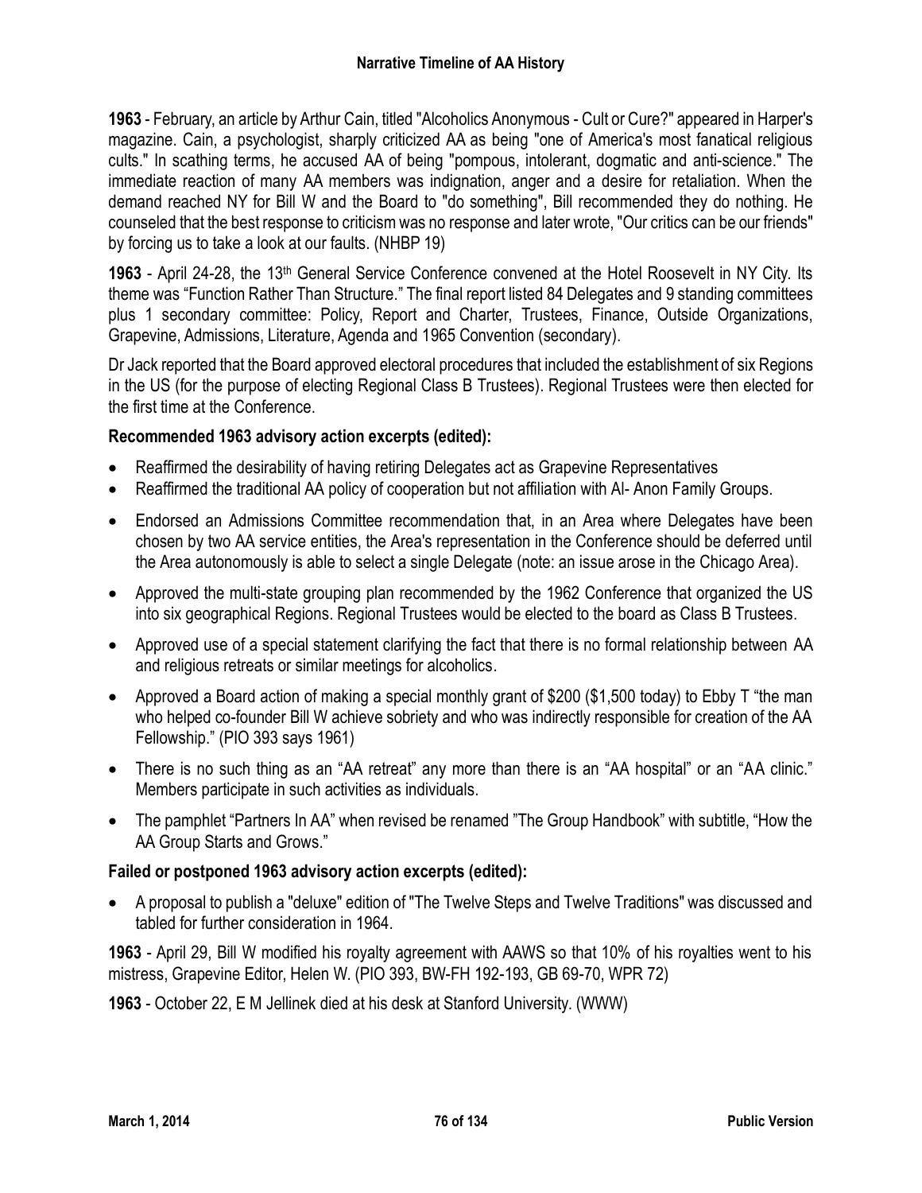**1963** - February, an article by Arthur Cain, titled "Alcoholics Anonymous - Cult or Cure?" appeared in Harper's magazine. Cain, a psychologist, sharply criticized AA as being "one of America's most fanatical religious cults." In scathing terms, he accused AA of being "pompous, intolerant, dogmatic and anti-science." The immediate reaction of many AA members was indignation, anger and a desire for retaliation. When the demand reached NY for Bill W and the Board to "do something", Bill recommended they do nothing. He counseled that the best response to criticism was no response and later wrote, "Our critics can be our friends" by forcing us to take a look at our faults. (NHBP 19)

**1963** - April 24-28, the 13th General Service Conference convened at the Hotel Roosevelt in NY City. Its theme was "Function Rather Than Structure." The final report listed 84 Delegates and 9 standing committees plus 1 secondary committee: Policy, Report and Charter, Trustees, Finance, Outside Organizations, Grapevine, Admissions, Literature, Agenda and 1965 Convention (secondary).

Dr Jack reported that the Board approved electoral procedures that included the establishment of six Regions in the US (for the purpose of electing Regional Class B Trustees). Regional Trustees were then elected for the first time at the Conference.

**Recommended 1963 advisory action excerpts (edited):**

- Reaffirmed the desirability of having retiring Delegates act as Grapevine Representatives
- Reaffirmed the traditional AA policy of cooperation but not affiliation with Al- Anon Family Groups.
- Endorsed an Admissions Committee recommendation that, in an Area where Delegates have been chosen by two AA service entities, the Area's representation in the Conference should be deferred until the Area autonomously is able to select a single Delegate (note: an issue arose in the Chicago Area).
- Approved the multi-state grouping plan recommended by the 1962 Conference that organized the US into six geographical Regions. Regional Trustees would be elected to the board as Class B Trustees.
- Approved use of a special statement clarifying the fact that there is no formal relationship between AA and religious retreats or similar meetings for alcoholics.
- Approved a Board action of making a special monthly grant of $200 ($1,500 today) to Ebby T "the man who helped co-founder Bill W achieve sobriety and who was indirectly responsible for creation of the AA Fellowship." (PIO 393 says 1961)
- There is no such thing as an "AA retreat" any more than there is an "AA hospital" or an "AA clinic." Members participate in such activities as individuals.
- The pamphlet "Partners In AA" when revised be renamed "The Group Handbook" with subtitle, "How the AA Group Starts and Grows."

**Failed or postponed 1963 advisory action excerpts (edited):**

- A proposal to publish a "deluxe" edition of "The Twelve Steps and Twelve Traditions" was discussed and tabled for further consideration in 1964.

**1963** - April 29, Bill W modified his royalty agreement with AAWS so that 10% of his royalties went to his mistress, Grapevine Editor, Helen W. (PIO 393, BW-FH 192-193, GB 69-70, WPR 72)

**1963** - October 22, E M Jellinek died at his desk at Stanford University. (WWW)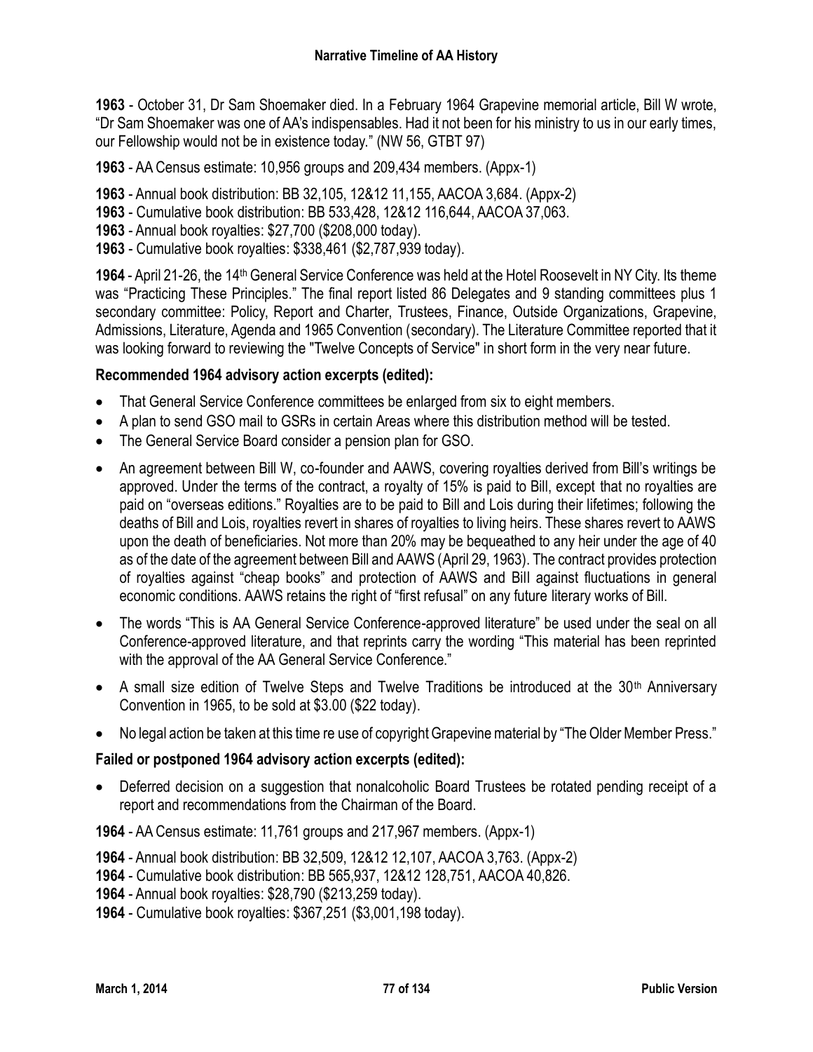**1963** - October 31, Dr Sam Shoemaker died. In a February 1964 Grapevine memorial article, Bill W wrote, "Dr Sam Shoemaker was one of AA's indispensables. Had it not been for his ministry to us in our early times, our Fellowship would not be in existence today." (NW 56, GTBT 97)

**1963** - AA Census estimate: 10,956 groups and 209,434 members. (Appx-1)

**1963** - Annual book distribution: BB 32,105, 12&12 11,155, AACOA 3,684. (Appx-2)
**1963** - Cumulative book distribution: BB 533,428, 12&12 116,644, AACOA 37,063.
**1963** - Annual book royalties: $27,700 ($208,000 today).
**1963** - Cumulative book royalties: $338,461 ($2,787,939 today).

**1964** - April 21-26, the 14th General Service Conference was held at the Hotel Roosevelt in NY City. Its theme was "Practicing These Principles." The final report listed 86 Delegates and 9 standing committees plus 1 secondary committee: Policy, Report and Charter, Trustees, Finance, Outside Organizations, Grapevine, Admissions, Literature, Agenda and 1965 Convention (secondary). The Literature Committee reported that it was looking forward to reviewing the "Twelve Concepts of Service" in short form in the very near future.

**Recommended 1964 advisory action excerpts (edited):**

- That General Service Conference committees be enlarged from six to eight members.
- A plan to send GSO mail to GSRs in certain Areas where this distribution method will be tested.
- The General Service Board consider a pension plan for GSO.
- An agreement between Bill W, co-founder and AAWS, covering royalties derived from Bill's writings be approved. Under the terms of the contract, a royalty of 15% is paid to Bill, except that no royalties are paid on "overseas editions." Royalties are to be paid to Bill and Lois during their lifetimes; following the deaths of Bill and Lois, royalties revert in shares of royalties to living heirs. These shares revert to AAWS upon the death of beneficiaries. Not more than 20% may be bequeathed to any heir under the age of 40 as of the date of the agreement between Bill and AAWS (April 29, 1963). The contract provides protection of royalties against "cheap books" and protection of AAWS and Bill against fluctuations in general economic conditions. AAWS retains the right of "first refusal" on any future literary works of Bill.
- The words "This is AA General Service Conference-approved literature" be used under the seal on all Conference-approved literature, and that reprints carry the wording "This material has been reprinted with the approval of the AA General Service Conference."
- A small size edition of Twelve Steps and Twelve Traditions be introduced at the 30th Anniversary Convention in 1965, to be sold at $3.00 ($22 today).
- No legal action be taken at this time re use of copyright Grapevine material by "The Older Member Press."

**Failed or postponed 1964 advisory action excerpts (edited):**

- Deferred decision on a suggestion that nonalcoholic Board Trustees be rotated pending receipt of a report and recommendations from the Chairman of the Board.

**1964** - AA Census estimate: 11,761 groups and 217,967 members. (Appx-1)

**1964** - Annual book distribution: BB 32,509, 12&12 12,107, AACOA 3,763. (Appx-2)
**1964** - Cumulative book distribution: BB 565,937, 12&12 128,751, AACOA 40,826.
**1964** - Annual book royalties: $28,790 ($213,259 today).
**1964** - Cumulative book royalties: $367,251 ($3,001,198 today).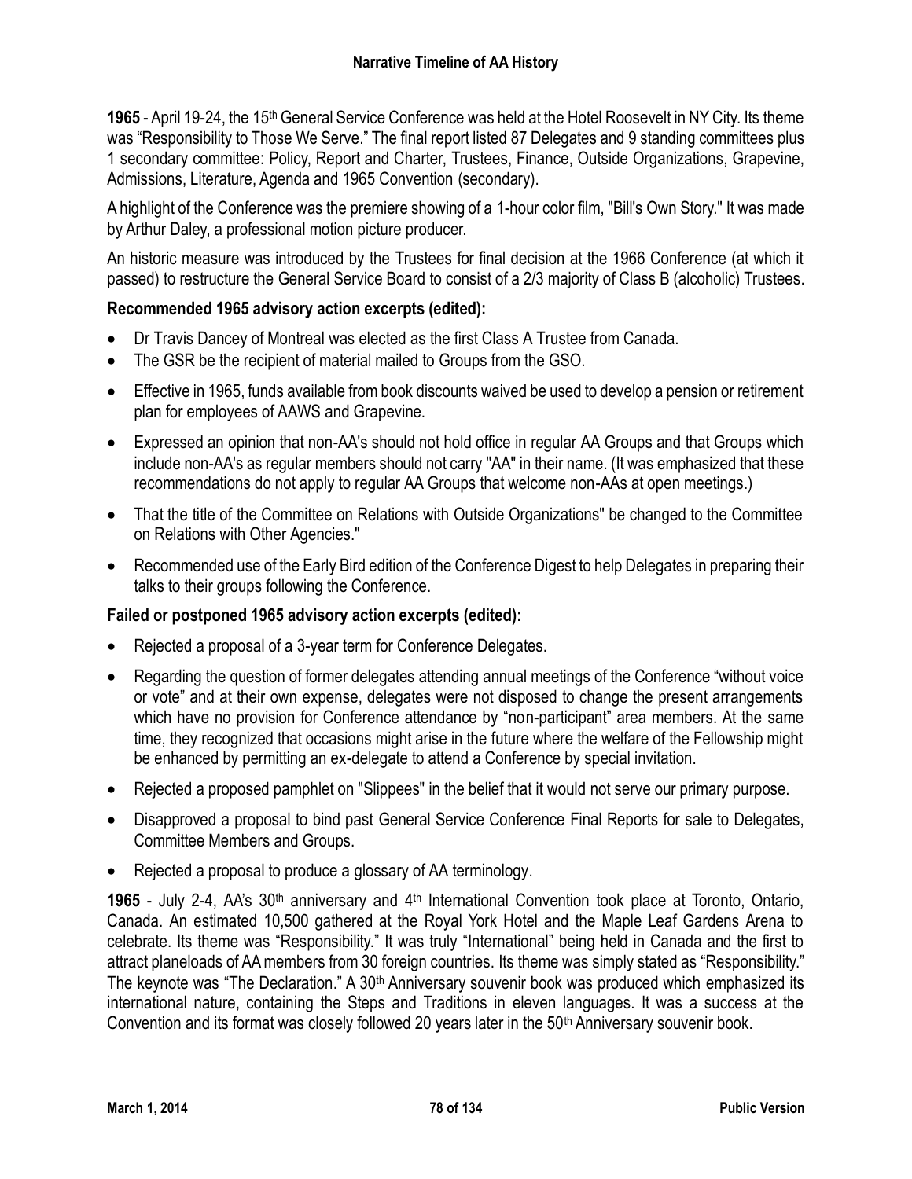**1965** - April 19-24, the 15th General Service Conference was held at the Hotel Roosevelt in NY City. Its theme was "Responsibility to Those We Serve." The final report listed 87 Delegates and 9 standing committees plus 1 secondary committee: Policy, Report and Charter, Trustees, Finance, Outside Organizations, Grapevine, Admissions, Literature, Agenda and 1965 Convention (secondary).

A highlight of the Conference was the premiere showing of a 1-hour color film, "Bill's Own Story." It was made by Arthur Daley, a professional motion picture producer.

An historic measure was introduced by the Trustees for final decision at the 1966 Conference (at which it passed) to restructure the General Service Board to consist of a 2/3 majority of Class B (alcoholic) Trustees.

### Recommended 1965 advisory action excerpts (edited):

- Dr Travis Dancey of Montreal was elected as the first Class A Trustee from Canada.
- The GSR be the recipient of material mailed to Groups from the GSO.
- Effective in 1965, funds available from book discounts waived be used to develop a pension or retirement plan for employees of AAWS and Grapevine.
- Expressed an opinion that non-AA's should not hold office in regular AA Groups and that Groups which include non-AA's as regular members should not carry "AA" in their name. (It was emphasized that these recommendations do not apply to regular AA Groups that welcome non-AAs at open meetings.)
- That the title of the Committee on Relations with Outside Organizations" be changed to the Committee on Relations with Other Agencies."
- Recommended use of the Early Bird edition of the Conference Digest to help Delegates in preparing their talks to their groups following the Conference.

### Failed or postponed 1965 advisory action excerpts (edited):

- Rejected a proposal of a 3-year term for Conference Delegates.
- Regarding the question of former delegates attending annual meetings of the Conference "without voice or vote" and at their own expense, delegates were not disposed to change the present arrangements which have no provision for Conference attendance by "non-participant" area members. At the same time, they recognized that occasions might arise in the future where the welfare of the Fellowship might be enhanced by permitting an ex-delegate to attend a Conference by special invitation.
- Rejected a proposed pamphlet on "Slippees" in the belief that it would not serve our primary purpose.
- Disapproved a proposal to bind past General Service Conference Final Reports for sale to Delegates, Committee Members and Groups.
- Rejected a proposal to produce a glossary of AA terminology.

**1965** - July 2-4, AA's 30th anniversary and 4th International Convention took place at Toronto, Ontario, Canada. An estimated 10,500 gathered at the Royal York Hotel and the Maple Leaf Gardens Arena to celebrate. Its theme was "Responsibility." It was truly "International" being held in Canada and the first to attract planeloads of AA members from 30 foreign countries. Its theme was simply stated as "Responsibility." The keynote was "The Declaration." A 30th Anniversary souvenir book was produced which emphasized its international nature, containing the Steps and Traditions in eleven languages. It was a success at the Convention and its format was closely followed 20 years later in the 50th Anniversary souvenir book.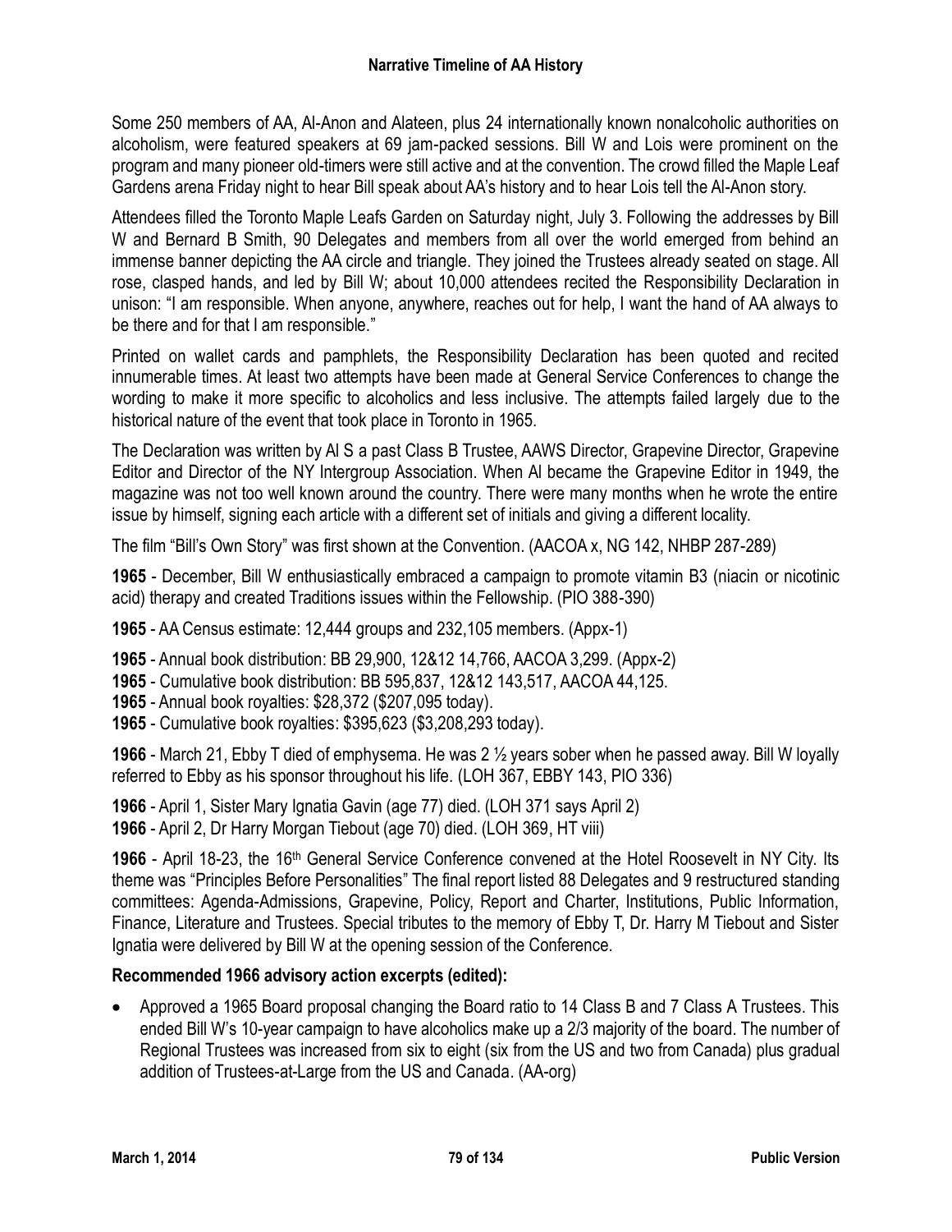Some 250 members of AA, Al-Anon and Alateen, plus 24 internationally known nonalcoholic authorities on alcoholism, were featured speakers at 69 jam-packed sessions. Bill W and Lois were prominent on the program and many pioneer old-timers were still active and at the convention. The crowd filled the Maple Leaf Gardens arena Friday night to hear Bill speak about AA's history and to hear Lois tell the Al-Anon story.

Attendees filled the Toronto Maple Leafs Garden on Saturday night, July 3. Following the addresses by Bill W and Bernard B Smith, 90 Delegates and members from all over the world emerged from behind an immense banner depicting the AA circle and triangle. They joined the Trustees already seated on stage. All rose, clasped hands, and led by Bill W; about 10,000 attendees recited the Responsibility Declaration in unison: "I am responsible. When anyone, anywhere, reaches out for help, I want the hand of AA always to be there and for that I am responsible."

Printed on wallet cards and pamphlets, the Responsibility Declaration has been quoted and recited innumerable times. At least two attempts have been made at General Service Conferences to change the wording to make it more specific to alcoholics and less inclusive. The attempts failed largely due to the historical nature of the event that took place in Toronto in 1965.

The Declaration was written by Al S a past Class B Trustee, AAWS Director, Grapevine Director, Grapevine Editor and Director of the NY Intergroup Association. When Al became the Grapevine Editor in 1949, the magazine was not too well known around the country. There were many months when he wrote the entire issue by himself, signing each article with a different set of initials and giving a different locality.

The film "Bill's Own Story" was first shown at the Convention. (AACOA x, NG 142, NHBP 287-289)

**1965** - December, Bill W enthusiastically embraced a campaign to promote vitamin B3 (niacin or nicotinic acid) therapy and created Traditions issues within the Fellowship. (PIO 388-390)

**1965** - AA Census estimate: 12,444 groups and 232,105 members. (Appx-1)

**1965** - Annual book distribution: BB 29,900, 12&12 14,766, AACOA 3,299. (Appx-2)
**1965** - Cumulative book distribution: BB 595,837, 12&12 143,517, AACOA 44,125.
**1965** - Annual book royalties: $28,372 ($207,095 today).
**1965** - Cumulative book royalties: $395,623 ($3,208,293 today).

**1966** - March 21, Ebby T died of emphysema. He was 2 ½ years sober when he passed away. Bill W loyally referred to Ebby as his sponsor throughout his life. (LOH 367, EBBY 143, PIO 336)

**1966** - April 1, Sister Mary Ignatia Gavin (age 77) died. (LOH 371 says April 2)
**1966** - April 2, Dr Harry Morgan Tiebout (age 70) died. (LOH 369, HT viii)

**1966** - April 18-23, the 16th General Service Conference convened at the Hotel Roosevelt in NY City. Its theme was "Principles Before Personalities" The final report listed 88 Delegates and 9 restructured standing committees: Agenda-Admissions, Grapevine, Policy, Report and Charter, Institutions, Public Information, Finance, Literature and Trustees. Special tributes to the memory of Ebby T, Dr. Harry M Tiebout and Sister Ignatia were delivered by Bill W at the opening session of the Conference.

**Recommended 1966 advisory action excerpts (edited):**

- Approved a 1965 Board proposal changing the Board ratio to 14 Class B and 7 Class A Trustees. This ended Bill W's 10-year campaign to have alcoholics make up a 2/3 majority of the board. The number of Regional Trustees was increased from six to eight (six from the US and two from Canada) plus gradual addition of Trustees-at-Large from the US and Canada. (AA-org)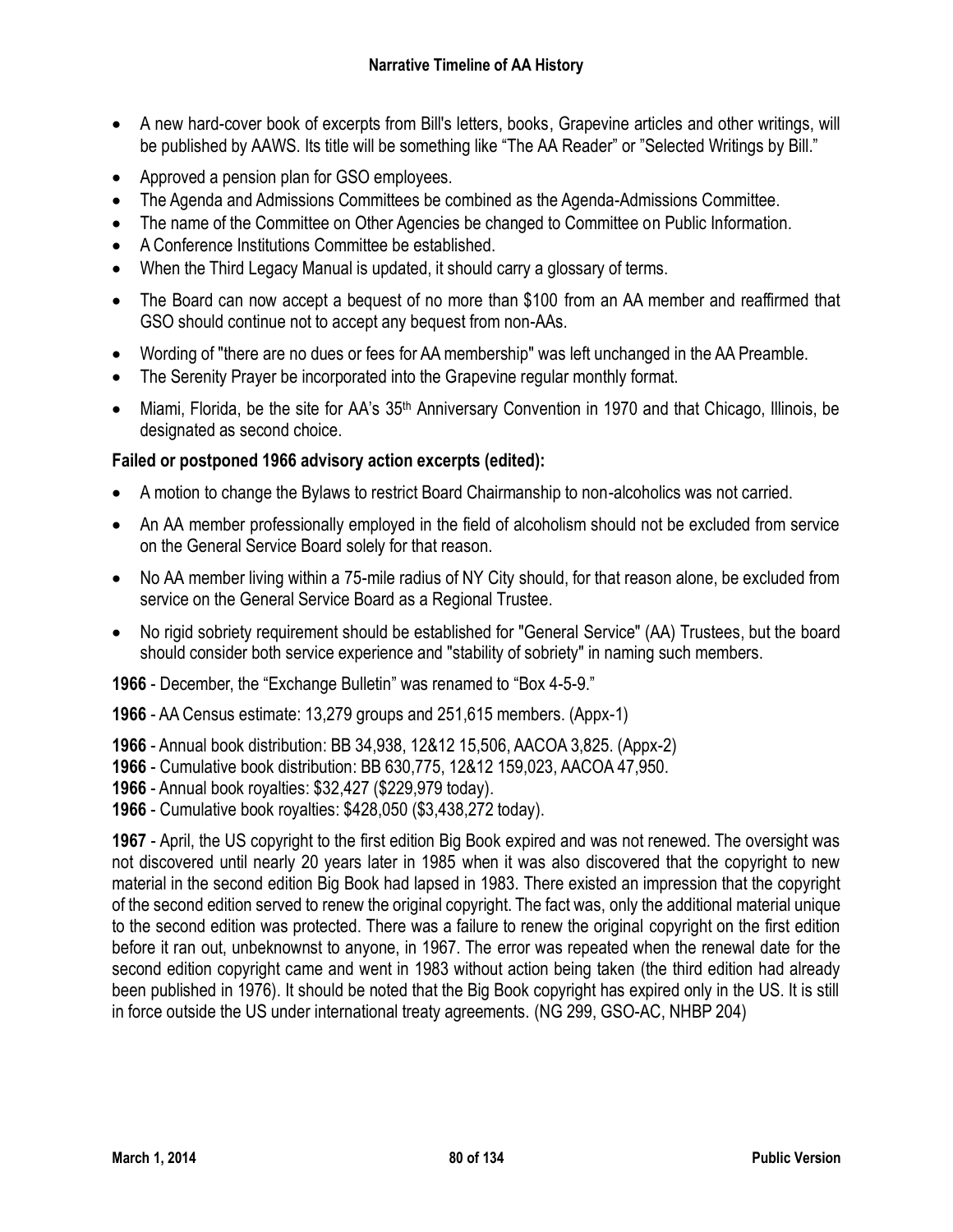- A new hard-cover book of excerpts from Bill's letters, books, Grapevine articles and other writings, will be published by AAWS. Its title will be something like "The AA Reader" or "Selected Writings by Bill."
- Approved a pension plan for GSO employees.
- The Agenda and Admissions Committees be combined as the Agenda-Admissions Committee.
- The name of the Committee on Other Agencies be changed to Committee on Public Information.
- A Conference Institutions Committee be established.
- When the Third Legacy Manual is updated, it should carry a glossary of terms.
- The Board can now accept a bequest of no more than $100 from an AA member and reaffirmed that GSO should continue not to accept any bequest from non-AAs.
- Wording of "there are no dues or fees for AA membership" was left unchanged in the AA Preamble.
- The Serenity Prayer be incorporated into the Grapevine regular monthly format.
- Miami, Florida, be the site for AA's 35th Anniversary Convention in 1970 and that Chicago, Illinois, be designated as second choice.

**Failed or postponed 1966 advisory action excerpts (edited):**

- A motion to change the Bylaws to restrict Board Chairmanship to non-alcoholics was not carried.
- An AA member professionally employed in the field of alcoholism should not be excluded from service on the General Service Board solely for that reason.
- No AA member living within a 75-mile radius of NY City should, for that reason alone, be excluded from service on the General Service Board as a Regional Trustee.
- No rigid sobriety requirement should be established for "General Service" (AA) Trustees, but the board should consider both service experience and "stability of sobriety" in naming such members.

**1966** - December, the "Exchange Bulletin" was renamed to "Box 4-5-9."

**1966** - AA Census estimate: 13,279 groups and 251,615 members. (Appx-1)

**1966** - Annual book distribution: BB 34,938, 12&12 15,506, AACOA 3,825. (Appx-2)
**1966** - Cumulative book distribution: BB 630,775, 12&12 159,023, AACOA 47,950.
**1966** - Annual book royalties: $32,427 ($229,979 today).
**1966** - Cumulative book royalties: $428,050 ($3,438,272 today).

**1967** - April, the US copyright to the first edition Big Book expired and was not renewed. The oversight was not discovered until nearly 20 years later in 1985 when it was also discovered that the copyright to new material in the second edition Big Book had lapsed in 1983. There existed an impression that the copyright of the second edition served to renew the original copyright. The fact was, only the additional material unique to the second edition was protected. There was a failure to renew the original copyright on the first edition before it ran out, unbeknownst to anyone, in 1967. The error was repeated when the renewal date for the second edition copyright came and went in 1983 without action being taken (the third edition had already been published in 1976). It should be noted that the Big Book copyright has expired only in the US. It is still in force outside the US under international treaty agreements. (NG 299, GSO-AC, NHBP 204)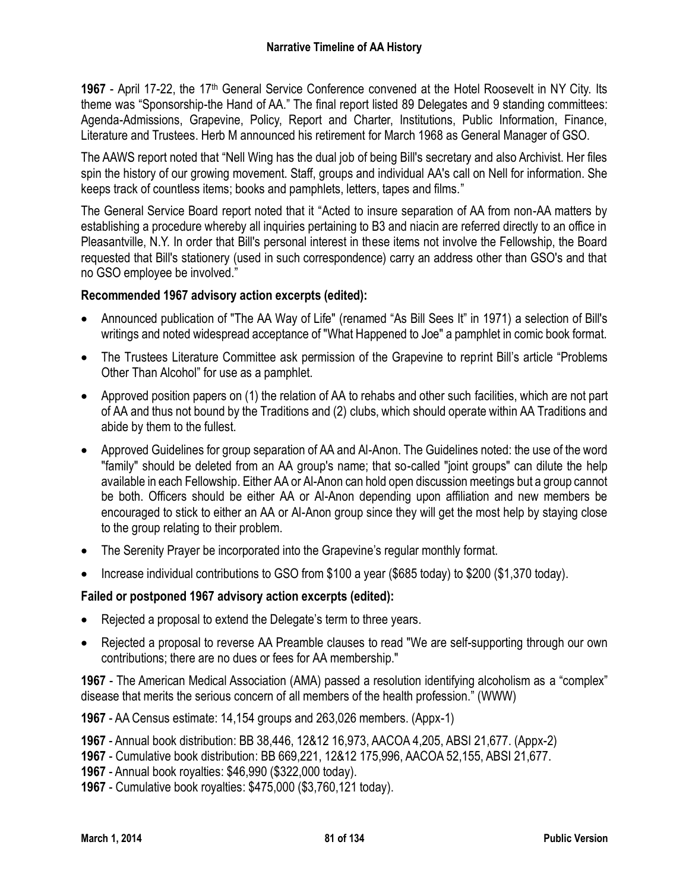**1967** - April 17-22, the 17th General Service Conference convened at the Hotel Roosevelt in NY City. Its theme was "Sponsorship-the Hand of AA." The final report listed 89 Delegates and 9 standing committees: Agenda-Admissions, Grapevine, Policy, Report and Charter, Institutions, Public Information, Finance, Literature and Trustees. Herb M announced his retirement for March 1968 as General Manager of GSO.

The AAWS report noted that "Nell Wing has the dual job of being Bill's secretary and also Archivist. Her files spin the history of our growing movement. Staff, groups and individual AA's call on Nell for information. She keeps track of countless items; books and pamphlets, letters, tapes and films."

The General Service Board report noted that it "Acted to insure separation of AA from non-AA matters by establishing a procedure whereby all inquiries pertaining to B3 and niacin are referred directly to an office in Pleasantville, N.Y. In order that Bill's personal interest in these items not involve the Fellowship, the Board requested that Bill's stationery (used in such correspondence) carry an address other than GSO's and that no GSO employee be involved."

**Recommended 1967 advisory action excerpts (edited):**

- Announced publication of "The AA Way of Life" (renamed "As Bill Sees It" in 1971) a selection of Bill's writings and noted widespread acceptance of "What Happened to Joe" a pamphlet in comic book format.
- The Trustees Literature Committee ask permission of the Grapevine to reprint Bill's article "Problems Other Than Alcohol" for use as a pamphlet.
- Approved position papers on (1) the relation of AA to rehabs and other such facilities, which are not part of AA and thus not bound by the Traditions and (2) clubs, which should operate within AA Traditions and abide by them to the fullest.
- Approved Guidelines for group separation of AA and Al-Anon. The Guidelines noted: the use of the word "family" should be deleted from an AA group's name; that so-called "joint groups" can dilute the help available in each Fellowship. Either AA or Al-Anon can hold open discussion meetings but a group cannot be both. Officers should be either AA or Al-Anon depending upon affiliation and new members be encouraged to stick to either an AA or Al-Anon group since they will get the most help by staying close to the group relating to their problem.
- The Serenity Prayer be incorporated into the Grapevine's regular monthly format.
- Increase individual contributions to GSO from $100 a year ($685 today) to $200 ($1,370 today).

**Failed or postponed 1967 advisory action excerpts (edited):**

- Rejected a proposal to extend the Delegate's term to three years.
- Rejected a proposal to reverse AA Preamble clauses to read "We are self-supporting through our own contributions; there are no dues or fees for AA membership."

**1967** - The American Medical Association (AMA) passed a resolution identifying alcoholism as a "complex" disease that merits the serious concern of all members of the health profession." (WWW)

**1967** - AA Census estimate: 14,154 groups and 263,026 members. (Appx-1)

**1967** - Annual book distribution: BB 38,446, 12&12 16,973, AACOA 4,205, ABSI 21,677. (Appx-2)
**1967** - Cumulative book distribution: BB 669,221, 12&12 175,996, AACOA 52,155, ABSI 21,677.
**1967** - Annual book royalties: $46,990 ($322,000 today).
**1967** - Cumulative book royalties: $475,000 ($3,760,121 today).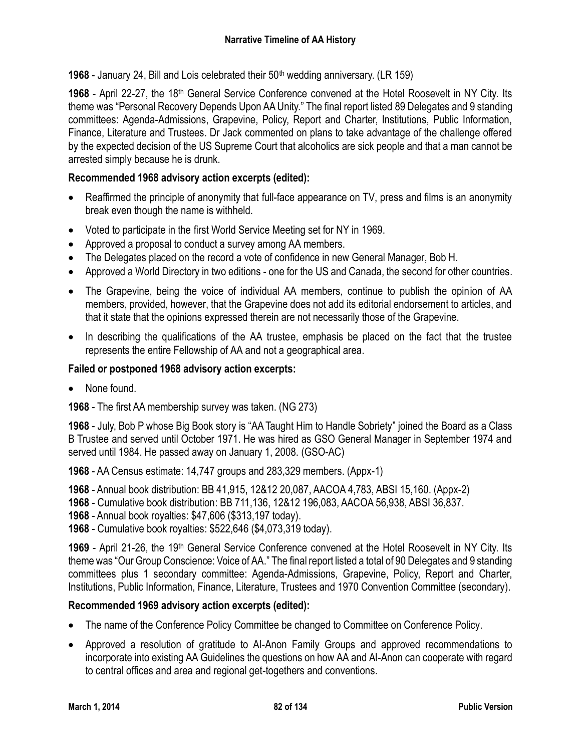**1968** - January 24, Bill and Lois celebrated their 50th wedding anniversary. (LR 159)

**1968** - April 22-27, the 18th General Service Conference convened at the Hotel Roosevelt in NY City. Its theme was "Personal Recovery Depends Upon AA Unity." The final report listed 89 Delegates and 9 standing committees: Agenda-Admissions, Grapevine, Policy, Report and Charter, Institutions, Public Information, Finance, Literature and Trustees. Dr Jack commented on plans to take advantage of the challenge offered by the expected decision of the US Supreme Court that alcoholics are sick people and that a man cannot be arrested simply because he is drunk.

**Recommended 1968 advisory action excerpts (edited):**

- Reaffirmed the principle of anonymity that full-face appearance on TV, press and films is an anonymity break even though the name is withheld.
- Voted to participate in the first World Service Meeting set for NY in 1969.
- Approved a proposal to conduct a survey among AA members.
- The Delegates placed on the record a vote of confidence in new General Manager, Bob H.
- Approved a World Directory in two editions - one for the US and Canada, the second for other countries.
- The Grapevine, being the voice of individual AA members, continue to publish the opinion of AA members, provided, however, that the Grapevine does not add its editorial endorsement to articles, and that it state that the opinions expressed therein are not necessarily those of the Grapevine.
- In describing the qualifications of the AA trustee, emphasis be placed on the fact that the trustee represents the entire Fellowship of AA and not a geographical area.

**Failed or postponed 1968 advisory action excerpts:**

- None found.

**1968** - The first AA membership survey was taken. (NG 273)

**1968** - July, Bob P whose Big Book story is "AA Taught Him to Handle Sobriety" joined the Board as a Class B Trustee and served until October 1971. He was hired as GSO General Manager in September 1974 and served until 1984. He passed away on January 1, 2008. (GSO-AC)

**1968** - AA Census estimate: 14,747 groups and 283,329 members. (Appx-1)

**1968** - Annual book distribution: BB 41,915, 12&12 20,087, AACOA 4,783, ABSI 15,160. (Appx-2)
**1968** - Cumulative book distribution: BB 711,136, 12&12 196,083, AACOA 56,938, ABSI 36,837.
**1968** - Annual book royalties: $47,606 ($313,197 today).
**1968** - Cumulative book royalties: $522,646 ($4,073,319 today).

**1969** - April 21-26, the 19th General Service Conference convened at the Hotel Roosevelt in NY City. Its theme was "Our Group Conscience: Voice of AA." The final report listed a total of 90 Delegates and 9 standing committees plus 1 secondary committee: Agenda-Admissions, Grapevine, Policy, Report and Charter, Institutions, Public Information, Finance, Literature, Trustees and 1970 Convention Committee (secondary).

**Recommended 1969 advisory action excerpts (edited):**

- The name of the Conference Policy Committee be changed to Committee on Conference Policy.
- Approved a resolution of gratitude to Al-Anon Family Groups and approved recommendations to incorporate into existing AA Guidelines the questions on how AA and Al-Anon can cooperate with regard to central offices and area and regional get-togethers and conventions.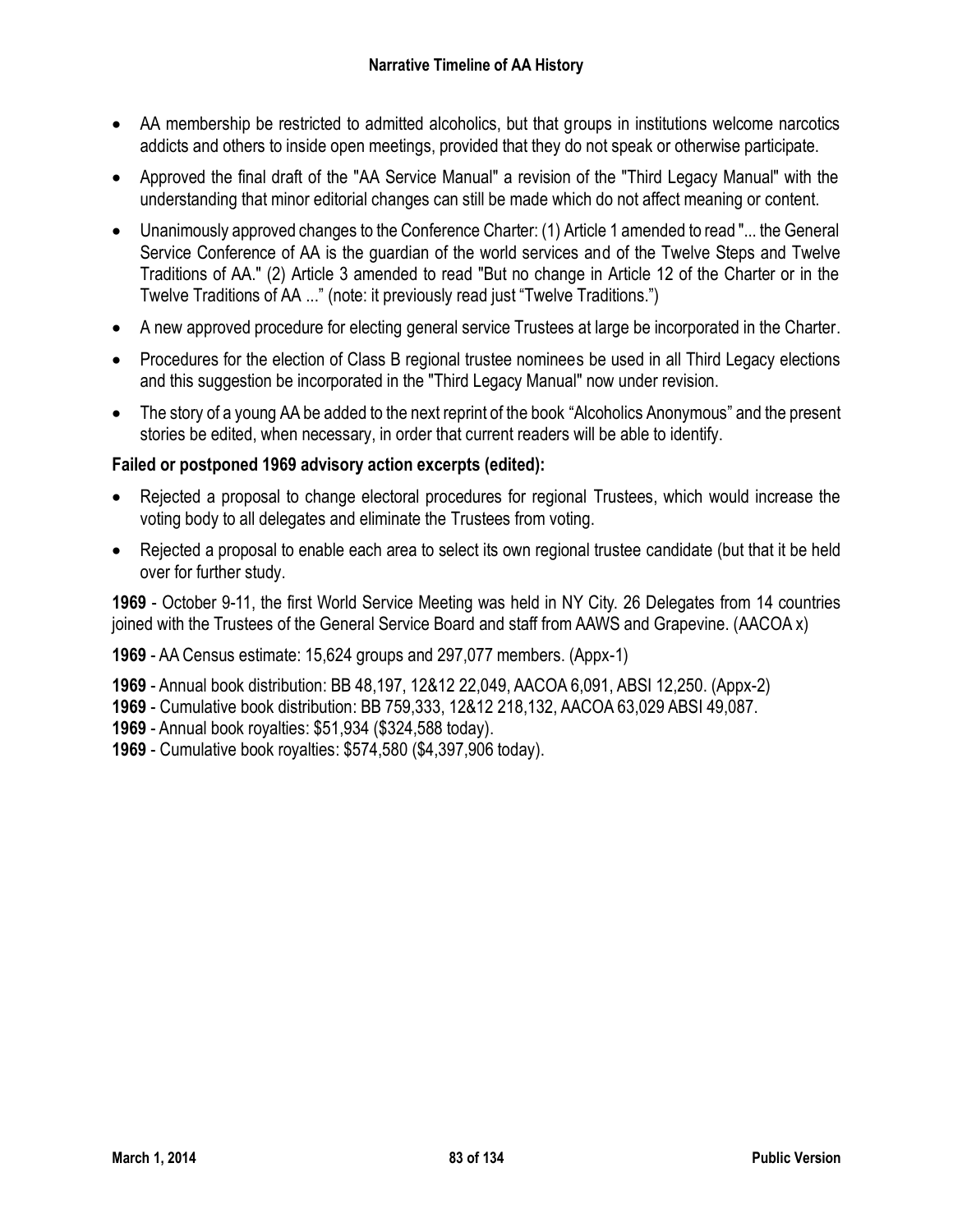- AA membership be restricted to admitted alcoholics, but that groups in institutions welcome narcotics addicts and others to inside open meetings, provided that they do not speak or otherwise participate.
- Approved the final draft of the "AA Service Manual" a revision of the "Third Legacy Manual" with the understanding that minor editorial changes can still be made which do not affect meaning or content.
- Unanimously approved changes to the Conference Charter: (1) Article 1 amended to read "... the General Service Conference of AA is the guardian of the world services and of the Twelve Steps and Twelve Traditions of AA." (2) Article 3 amended to read "But no change in Article 12 of the Charter or in the Twelve Traditions of AA ..." (note: it previously read just "Twelve Traditions.")
- A new approved procedure for electing general service Trustees at large be incorporated in the Charter.
- Procedures for the election of Class B regional trustee nominees be used in all Third Legacy elections and this suggestion be incorporated in the "Third Legacy Manual" now under revision.
- The story of a young AA be added to the next reprint of the book "Alcoholics Anonymous" and the present stories be edited, when necessary, in order that current readers will be able to identify.

**Failed or postponed 1969 advisory action excerpts (edited):**

- Rejected a proposal to change electoral procedures for regional Trustees, which would increase the voting body to all delegates and eliminate the Trustees from voting.
- Rejected a proposal to enable each area to select its own regional trustee candidate (but that it be held over for further study.

**1969** - October 9-11, the first World Service Meeting was held in NY City. 26 Delegates from 14 countries joined with the Trustees of the General Service Board and staff from AAWS and Grapevine. (AACOA x)

**1969** - AA Census estimate: 15,624 groups and 297,077 members. (Appx-1)

**1969** - Annual book distribution: BB 48,197, 12&12 22,049, AACOA 6,091, ABSI 12,250. (Appx-2)
**1969** - Cumulative book distribution: BB 759,333, 12&12 218,132, AACOA 63,029 ABSI 49,087.
**1969** - Annual book royalties: $51,934 ($324,588 today).
**1969** - Cumulative book royalties: $574,580 ($4,397,906 today).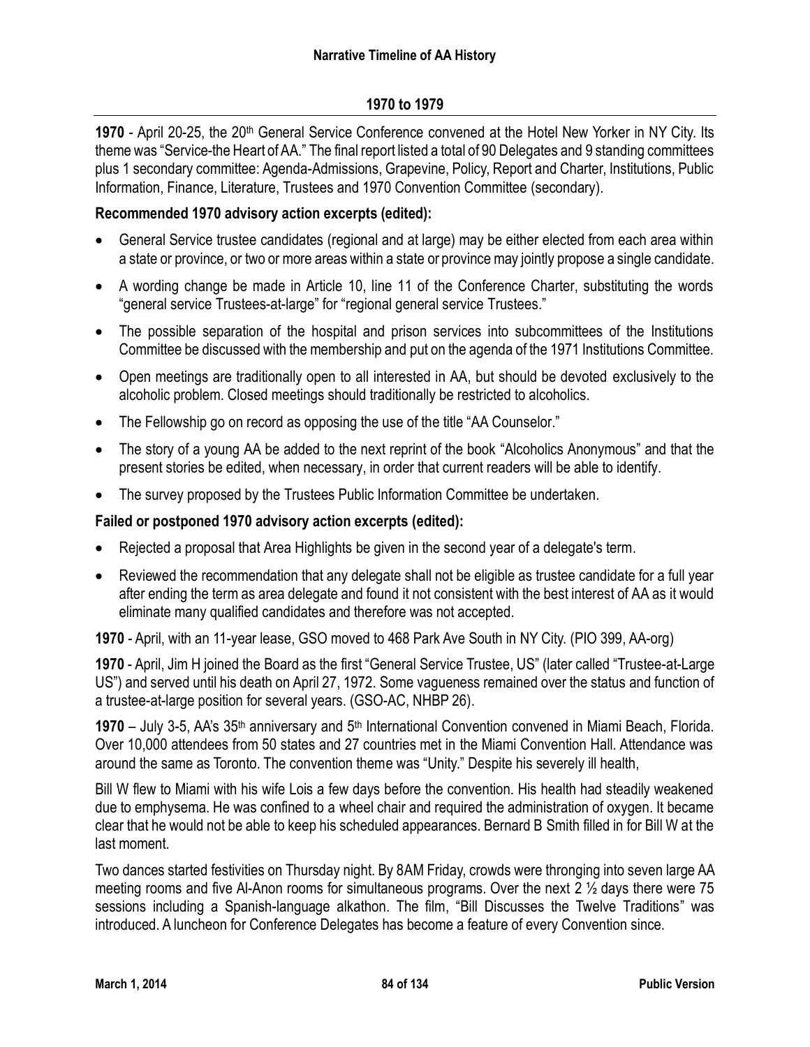## 1970 to 1979

**1970** - April 20-25, the 20th General Service Conference convened at the Hotel New Yorker in NY City. Its theme was "Service-the Heart of AA." The final report listed a total of 90 Delegates and 9 standing committees plus 1 secondary committee: Agenda-Admissions, Grapevine, Policy, Report and Charter, Institutions, Public Information, Finance, Literature, Trustees and 1970 Convention Committee (secondary).

**Recommended 1970 advisory action excerpts (edited):**

- General Service trustee candidates (regional and at large) may be either elected from each area within a state or province, or two or more areas within a state or province may jointly propose a single candidate.
- A wording change be made in Article 10, line 11 of the Conference Charter, substituting the words "general service Trustees-at-large" for "regional general service Trustees."
- The possible separation of the hospital and prison services into subcommittees of the Institutions Committee be discussed with the membership and put on the agenda of the 1971 Institutions Committee.
- Open meetings are traditionally open to all interested in AA, but should be devoted exclusively to the alcoholic problem. Closed meetings should traditionally be restricted to alcoholics.
- The Fellowship go on record as opposing the use of the title "AA Counselor."
- The story of a young AA be added to the next reprint of the book "Alcoholics Anonymous" and that the present stories be edited, when necessary, in order that current readers will be able to identify.
- The survey proposed by the Trustees Public Information Committee be undertaken.

**Failed or postponed 1970 advisory action excerpts (edited):**

- Rejected a proposal that Area Highlights be given in the second year of a delegate's term.
- Reviewed the recommendation that any delegate shall not be eligible as trustee candidate for a full year after ending the term as area delegate and found it not consistent with the best interest of AA as it would eliminate many qualified candidates and therefore was not accepted.

**1970** - April, with an 11-year lease, GSO moved to 468 Park Ave South in NY City. (PIO 399, AA-org)

**1970** - April, Jim H joined the Board as the first "General Service Trustee, US" (later called "Trustee-at-Large US") and served until his death on April 27, 1972. Some vagueness remained over the status and function of a trustee-at-large position for several years. (GSO-AC, NHBP 26).

**1970** – July 3-5, AA's 35th anniversary and 5th International Convention convened in Miami Beach, Florida. Over 10,000 attendees from 50 states and 27 countries met in the Miami Convention Hall. Attendance was around the same as Toronto. The convention theme was "Unity." Despite his severely ill health,

Bill W flew to Miami with his wife Lois a few days before the convention. His health had steadily weakened due to emphysema. He was confined to a wheel chair and required the administration of oxygen. It became clear that he would not be able to keep his scheduled appearances. Bernard B Smith filled in for Bill W at the last moment.

Two dances started festivities on Thursday night. By 8AM Friday, crowds were thronging into seven large AA meeting rooms and five Al-Anon rooms for simultaneous programs. Over the next 2 ½ days there were 75 sessions including a Spanish-language alkathon. The film, "Bill Discusses the Twelve Traditions" was introduced. A luncheon for Conference Delegates has become a feature of every Convention since.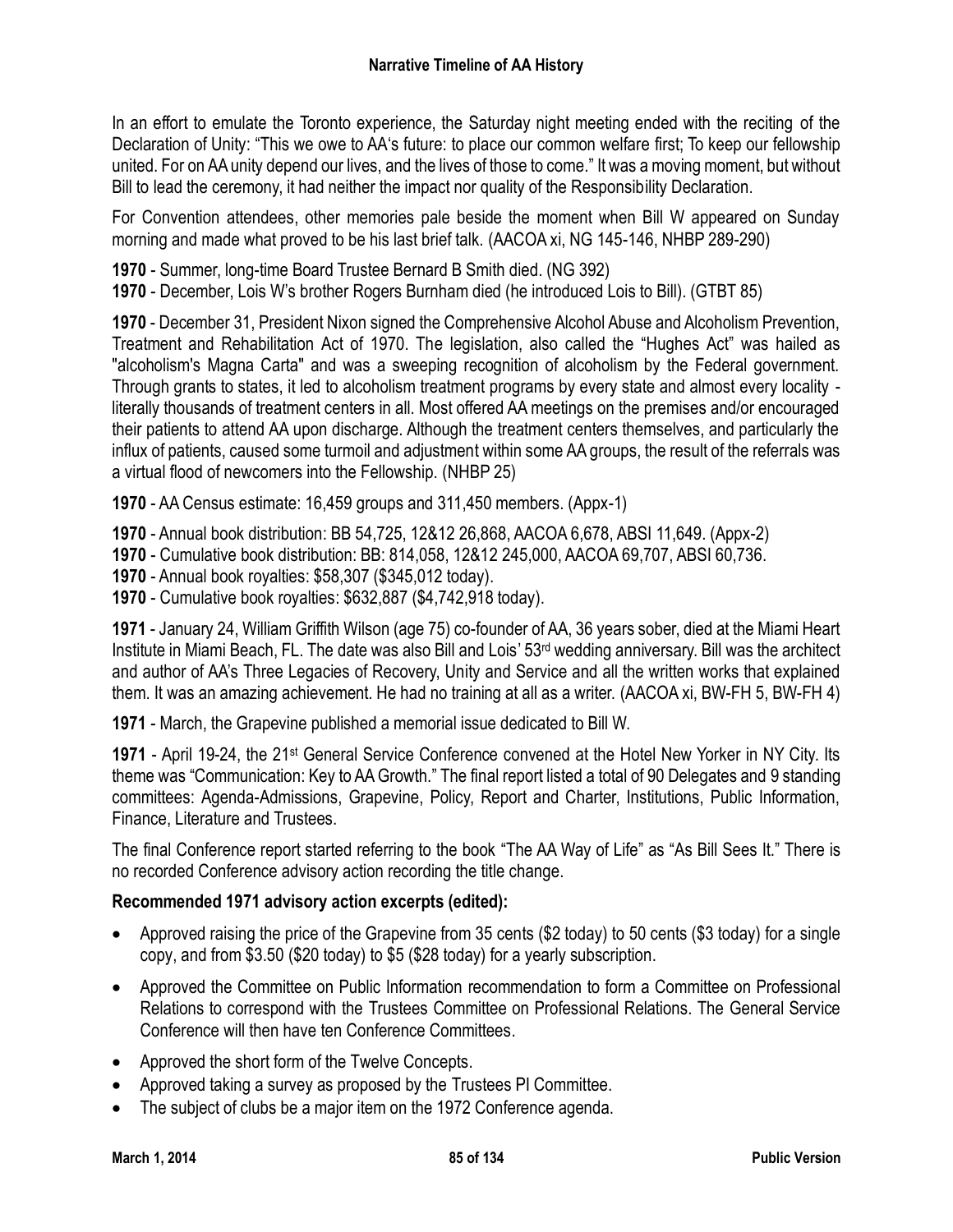In an effort to emulate the Toronto experience, the Saturday night meeting ended with the reciting of the Declaration of Unity: "This we owe to AA's future: to place our common welfare first; To keep our fellowship united. For on AA unity depend our lives, and the lives of those to come." It was a moving moment, but without Bill to lead the ceremony, it had neither the impact nor quality of the Responsibility Declaration.

For Convention attendees, other memories pale beside the moment when Bill W appeared on Sunday morning and made what proved to be his last brief talk. (AACOA xi, NG 145-146, NHBP 289-290)

**1970** - Summer, long-time Board Trustee Bernard B Smith died. (NG 392)

**1970** - December, Lois W's brother Rogers Burnham died (he introduced Lois to Bill). (GTBT 85)

**1970** - December 31, President Nixon signed the Comprehensive Alcohol Abuse and Alcoholism Prevention, Treatment and Rehabilitation Act of 1970. The legislation, also called the "Hughes Act" was hailed as "alcoholism's Magna Carta" and was a sweeping recognition of alcoholism by the Federal government. Through grants to states, it led to alcoholism treatment programs by every state and almost every locality - literally thousands of treatment centers in all. Most offered AA meetings on the premises and/or encouraged their patients to attend AA upon discharge. Although the treatment centers themselves, and particularly the influx of patients, caused some turmoil and adjustment within some AA groups, the result of the referrals was a virtual flood of newcomers into the Fellowship. (NHBP 25)

**1970** - AA Census estimate: 16,459 groups and 311,450 members. (Appx-1)

**1970** - Annual book distribution: BB 54,725, 12&12 26,868, AACOA 6,678, ABSI 11,649. (Appx-2)

**1970** - Cumulative book distribution: BB: 814,058, 12&12 245,000, AACOA 69,707, ABSI 60,736.

**1970** - Annual book royalties: $58,307 ($345,012 today).

**1970** - Cumulative book royalties: $632,887 ($4,742,918 today).

**1971** - January 24, William Griffith Wilson (age 75) co-founder of AA, 36 years sober, died at the Miami Heart Institute in Miami Beach, FL. The date was also Bill and Lois' 53rd wedding anniversary. Bill was the architect and author of AA's Three Legacies of Recovery, Unity and Service and all the written works that explained them. It was an amazing achievement. He had no training at all as a writer. (AACOA xi, BW-FH 5, BW-FH 4)

**1971** - March, the Grapevine published a memorial issue dedicated to Bill W.

**1971** - April 19-24, the 21st General Service Conference convened at the Hotel New Yorker in NY City. Its theme was "Communication: Key to AA Growth." The final report listed a total of 90 Delegates and 9 standing committees: Agenda-Admissions, Grapevine, Policy, Report and Charter, Institutions, Public Information, Finance, Literature and Trustees.

The final Conference report started referring to the book "The AA Way of Life" as "As Bill Sees It." There is no recorded Conference advisory action recording the title change.

**Recommended 1971 advisory action excerpts (edited):**

- Approved raising the price of the Grapevine from 35 cents ($2 today) to 50 cents ($3 today) for a single copy, and from $3.50 ($20 today) to $5 ($28 today) for a yearly subscription.
- Approved the Committee on Public Information recommendation to form a Committee on Professional Relations to correspond with the Trustees Committee on Professional Relations. The General Service Conference will then have ten Conference Committees.
- Approved the short form of the Twelve Concepts.
- Approved taking a survey as proposed by the Trustees PI Committee.
- The subject of clubs be a major item on the 1972 Conference agenda.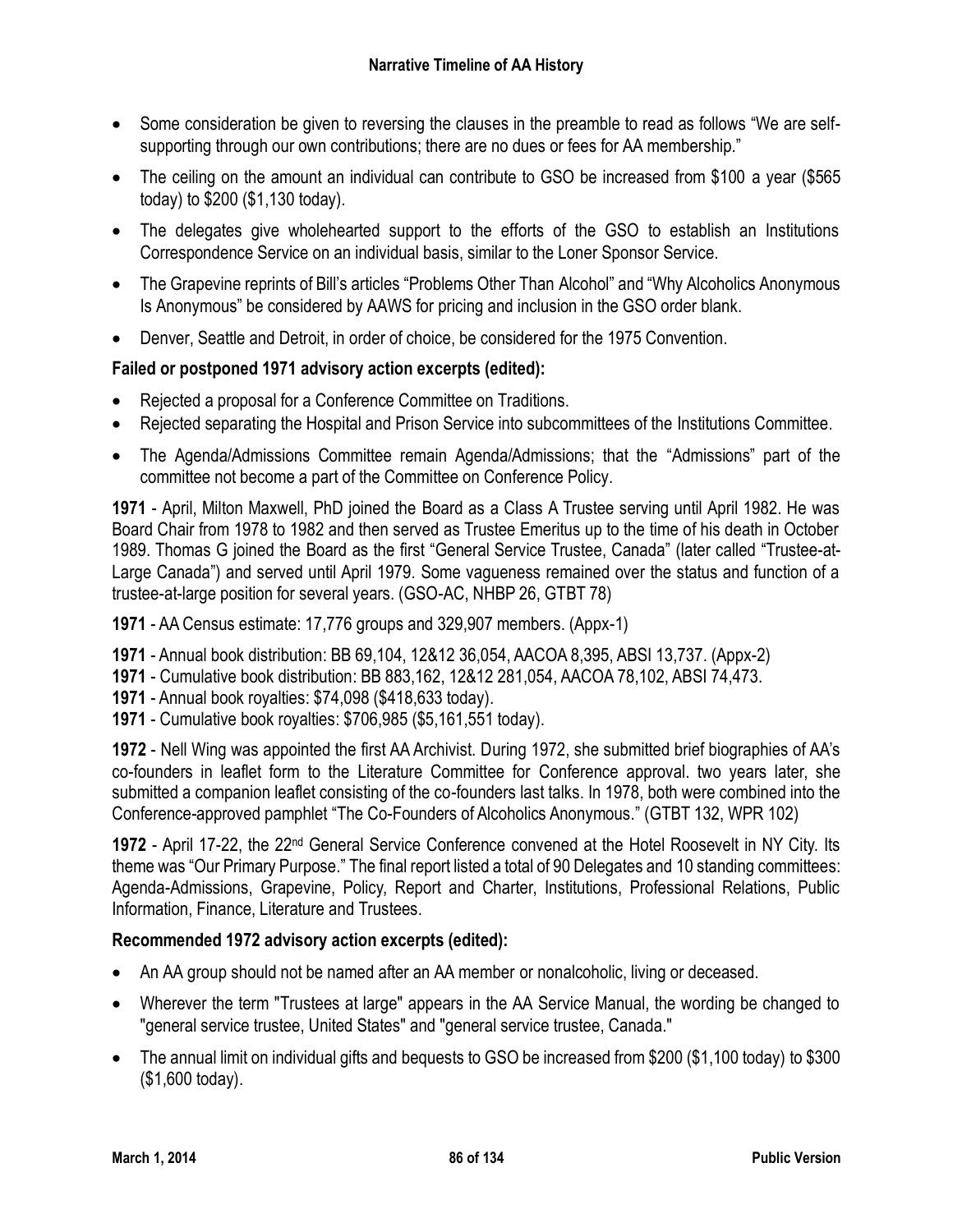- Some consideration be given to reversing the clauses in the preamble to read as follows "We are self-supporting through our own contributions; there are no dues or fees for AA membership."
- The ceiling on the amount an individual can contribute to GSO be increased from $100 a year ($565 today) to $200 ($1,130 today).
- The delegates give wholehearted support to the efforts of the GSO to establish an Institutions Correspondence Service on an individual basis, similar to the Loner Sponsor Service.
- The Grapevine reprints of Bill's articles "Problems Other Than Alcohol" and "Why Alcoholics Anonymous Is Anonymous" be considered by AAWS for pricing and inclusion in the GSO order blank.
- Denver, Seattle and Detroit, in order of choice, be considered for the 1975 Convention.

**Failed or postponed 1971 advisory action excerpts (edited):**

- Rejected a proposal for a Conference Committee on Traditions.
- Rejected separating the Hospital and Prison Service into subcommittees of the Institutions Committee.
- The Agenda/Admissions Committee remain Agenda/Admissions; that the "Admissions" part of the committee not become a part of the Committee on Conference Policy.

**1971** - April, Milton Maxwell, PhD joined the Board as a Class A Trustee serving until April 1982. He was Board Chair from 1978 to 1982 and then served as Trustee Emeritus up to the time of his death in October 1989. Thomas G joined the Board as the first "General Service Trustee, Canada" (later called "Trustee-at-Large Canada") and served until April 1979. Some vagueness remained over the status and function of a trustee-at-large position for several years. (GSO-AC, NHBP 26, GTBT 78)

**1971** - AA Census estimate: 17,776 groups and 329,907 members. (Appx-1)

**1971** - Annual book distribution: BB 69,104, 12&12 36,054, AACOA 8,395, ABSI 13,737. (Appx-2)
**1971** - Cumulative book distribution: BB 883,162, 12&12 281,054, AACOA 78,102, ABSI 74,473.
**1971** - Annual book royalties: $74,098 ($418,633 today).
**1971** - Cumulative book royalties: $706,985 ($5,161,551 today).

**1972** - Nell Wing was appointed the first AA Archivist. During 1972, she submitted brief biographies of AA's co-founders in leaflet form to the Literature Committee for Conference approval. two years later, she submitted a companion leaflet consisting of the co-founders last talks. In 1978, both were combined into the Conference-approved pamphlet "The Co-Founders of Alcoholics Anonymous." (GTBT 132, WPR 102)

**1972** - April 17-22, the 22nd General Service Conference convened at the Hotel Roosevelt in NY City. Its theme was "Our Primary Purpose." The final report listed a total of 90 Delegates and 10 standing committees: Agenda-Admissions, Grapevine, Policy, Report and Charter, Institutions, Professional Relations, Public Information, Finance, Literature and Trustees.

**Recommended 1972 advisory action excerpts (edited):**

- An AA group should not be named after an AA member or nonalcoholic, living or deceased.
- Wherever the term "Trustees at large" appears in the AA Service Manual, the wording be changed to "general service trustee, United States" and "general service trustee, Canada."
- The annual limit on individual gifts and bequests to GSO be increased from $200 ($1,100 today) to $300 ($1,600 today).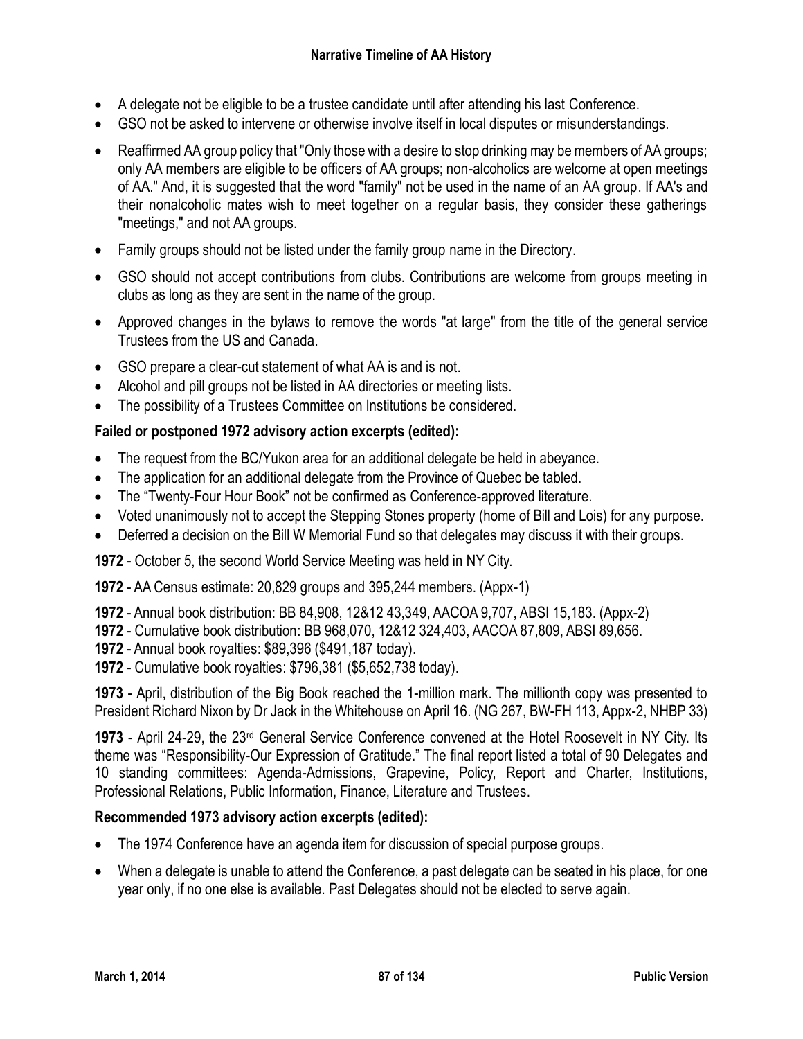- A delegate not be eligible to be a trustee candidate until after attending his last Conference.
- GSO not be asked to intervene or otherwise involve itself in local disputes or misunderstandings.
- Reaffirmed AA group policy that "Only those with a desire to stop drinking may be members of AA groups; only AA members are eligible to be officers of AA groups; non-alcoholics are welcome at open meetings of AA." And, it is suggested that the word "family" not be used in the name of an AA group. If AA's and their nonalcoholic mates wish to meet together on a regular basis, they consider these gatherings "meetings," and not AA groups.
- Family groups should not be listed under the family group name in the Directory.
- GSO should not accept contributions from clubs. Contributions are welcome from groups meeting in clubs as long as they are sent in the name of the group.
- Approved changes in the bylaws to remove the words "at large" from the title of the general service Trustees from the US and Canada.
- GSO prepare a clear-cut statement of what AA is and is not.
- Alcohol and pill groups not be listed in AA directories or meeting lists.
- The possibility of a Trustees Committee on Institutions be considered.

**Failed or postponed 1972 advisory action excerpts (edited):**

- The request from the BC/Yukon area for an additional delegate be held in abeyance.
- The application for an additional delegate from the Province of Quebec be tabled.
- The "Twenty-Four Hour Book" not be confirmed as Conference-approved literature.
- Voted unanimously not to accept the Stepping Stones property (home of Bill and Lois) for any purpose.
- Deferred a decision on the Bill W Memorial Fund so that delegates may discuss it with their groups.

**1972** - October 5, the second World Service Meeting was held in NY City.

**1972** - AA Census estimate: 20,829 groups and 395,244 members. (Appx-1)

**1972** - Annual book distribution: BB 84,908, 12&12 43,349, AACOA 9,707, ABSI 15,183. (Appx-2)
**1972** - Cumulative book distribution: BB 968,070, 12&12 324,403, AACOA 87,809, ABSI 89,656.
**1972** - Annual book royalties: $89,396 ($491,187 today).
**1972** - Cumulative book royalties: $796,381 ($5,652,738 today).

**1973** - April, distribution of the Big Book reached the 1-million mark. The millionth copy was presented to President Richard Nixon by Dr Jack in the Whitehouse on April 16. (NG 267, BW-FH 113, Appx-2, NHBP 33)

**1973** - April 24-29, the 23rd General Service Conference convened at the Hotel Roosevelt in NY City. Its theme was "Responsibility-Our Expression of Gratitude." The final report listed a total of 90 Delegates and 10 standing committees: Agenda-Admissions, Grapevine, Policy, Report and Charter, Institutions, Professional Relations, Public Information, Finance, Literature and Trustees.

**Recommended 1973 advisory action excerpts (edited):**

- The 1974 Conference have an agenda item for discussion of special purpose groups.
- When a delegate is unable to attend the Conference, a past delegate can be seated in his place, for one year only, if no one else is available. Past Delegates should not be elected to serve again.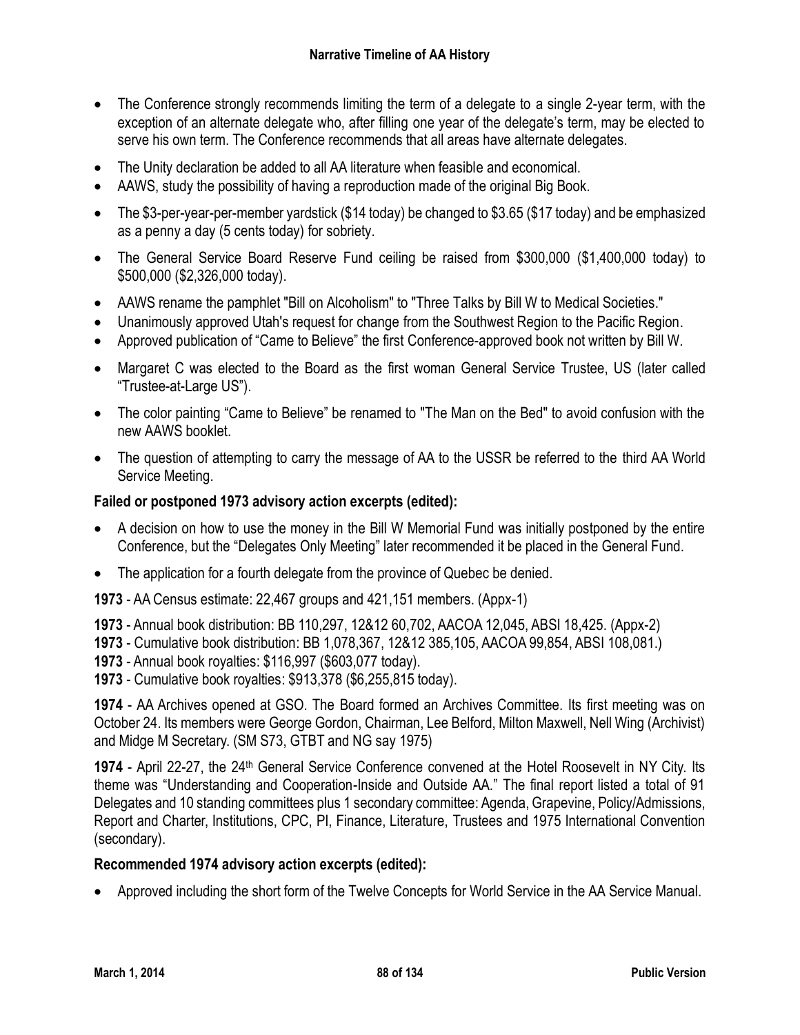- The Conference strongly recommends limiting the term of a delegate to a single 2-year term, with the exception of an alternate delegate who, after filling one year of the delegate's term, may be elected to serve his own term. The Conference recommends that all areas have alternate delegates.
- The Unity declaration be added to all AA literature when feasible and economical.
- AAWS, study the possibility of having a reproduction made of the original Big Book.
- The $3-per-year-per-member yardstick ($14 today) be changed to $3.65 ($17 today) and be emphasized as a penny a day (5 cents today) for sobriety.
- The General Service Board Reserve Fund ceiling be raised from $300,000 ($1,400,000 today) to $500,000 ($2,326,000 today).
- AAWS rename the pamphlet "Bill on Alcoholism" to "Three Talks by Bill W to Medical Societies."
- Unanimously approved Utah's request for change from the Southwest Region to the Pacific Region.
- Approved publication of "Came to Believe" the first Conference-approved book not written by Bill W.
- Margaret C was elected to the Board as the first woman General Service Trustee, US (later called "Trustee-at-Large US").
- The color painting "Came to Believe" be renamed to "The Man on the Bed" to avoid confusion with the new AAWS booklet.
- The question of attempting to carry the message of AA to the USSR be referred to the third AA World Service Meeting.

**Failed or postponed 1973 advisory action excerpts (edited):**

- A decision on how to use the money in the Bill W Memorial Fund was initially postponed by the entire Conference, but the "Delegates Only Meeting" later recommended it be placed in the General Fund.
- The application for a fourth delegate from the province of Quebec be denied.

**1973** - AA Census estimate: 22,467 groups and 421,151 members. (Appx-1)

**1973** - Annual book distribution: BB 110,297, 12&12 60,702, AACOA 12,045, ABSI 18,425. (Appx-2)
**1973** - Cumulative book distribution: BB 1,078,367, 12&12 385,105, AACOA 99,854, ABSI 108,081.)
**1973** - Annual book royalties: $116,997 ($603,077 today).
**1973** - Cumulative book royalties: $913,378 ($6,255,815 today).

**1974** - AA Archives opened at GSO. The Board formed an Archives Committee. Its first meeting was on October 24. Its members were George Gordon, Chairman, Lee Belford, Milton Maxwell, Nell Wing (Archivist) and Midge M Secretary. (SM S73, GTBT and NG say 1975)

**1974** - April 22-27, the 24th General Service Conference convened at the Hotel Roosevelt in NY City. Its theme was "Understanding and Cooperation-Inside and Outside AA." The final report listed a total of 91 Delegates and 10 standing committees plus 1 secondary committee: Agenda, Grapevine, Policy/Admissions, Report and Charter, Institutions, CPC, PI, Finance, Literature, Trustees and 1975 International Convention (secondary).

**Recommended 1974 advisory action excerpts (edited):**

- Approved including the short form of the Twelve Concepts for World Service in the AA Service Manual.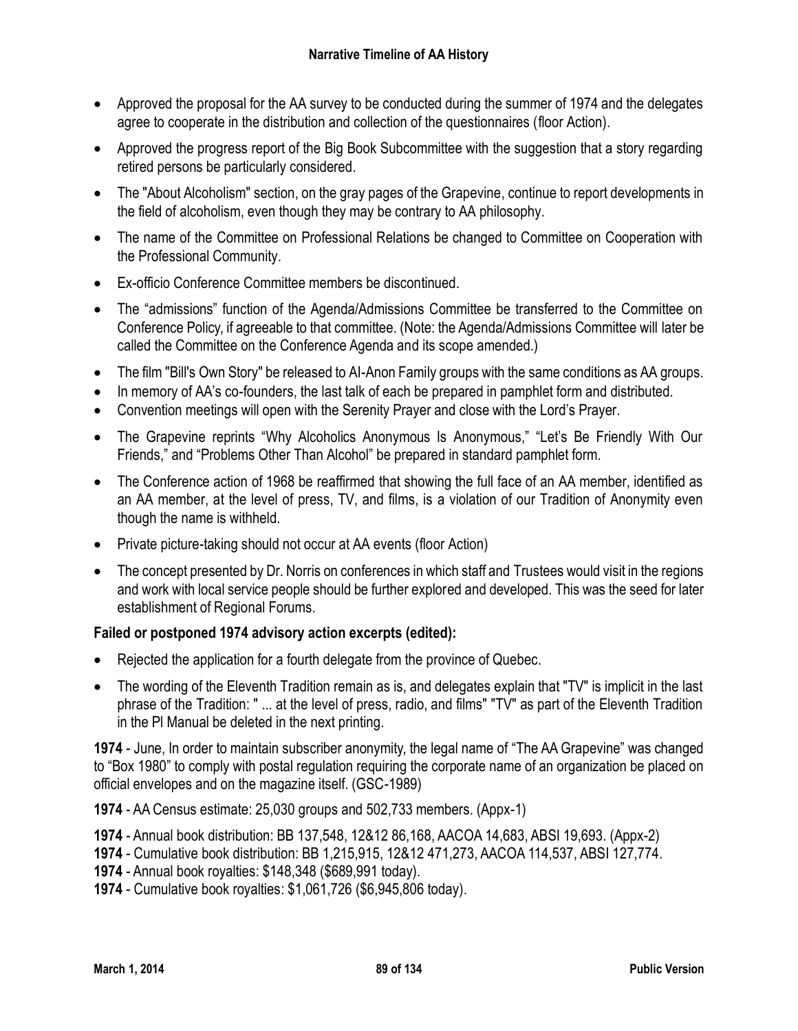- Approved the proposal for the AA survey to be conducted during the summer of 1974 and the delegates agree to cooperate in the distribution and collection of the questionnaires (floor Action).
- Approved the progress report of the Big Book Subcommittee with the suggestion that a story regarding retired persons be particularly considered.
- The "About Alcoholism" section, on the gray pages of the Grapevine, continue to report developments in the field of alcoholism, even though they may be contrary to AA philosophy.
- The name of the Committee on Professional Relations be changed to Committee on Cooperation with the Professional Community.
- Ex-officio Conference Committee members be discontinued.
- The "admissions" function of the Agenda/Admissions Committee be transferred to the Committee on Conference Policy, if agreeable to that committee. (Note: the Agenda/Admissions Committee will later be called the Committee on the Conference Agenda and its scope amended.)
- The film "Bill's Own Story" be released to Al-Anon Family groups with the same conditions as AA groups.
- In memory of AA's co-founders, the last talk of each be prepared in pamphlet form and distributed.
- Convention meetings will open with the Serenity Prayer and close with the Lord's Prayer.
- The Grapevine reprints "Why Alcoholics Anonymous Is Anonymous," "Let's Be Friendly With Our Friends," and "Problems Other Than Alcohol" be prepared in standard pamphlet form.
- The Conference action of 1968 be reaffirmed that showing the full face of an AA member, identified as an AA member, at the level of press, TV, and films, is a violation of our Tradition of Anonymity even though the name is withheld.
- Private picture-taking should not occur at AA events (floor Action)
- The concept presented by Dr. Norris on conferences in which staff and Trustees would visit in the regions and work with local service people should be further explored and developed. This was the seed for later establishment of Regional Forums.

**Failed or postponed 1974 advisory action excerpts (edited):**

- Rejected the application for a fourth delegate from the province of Quebec.
- The wording of the Eleventh Tradition remain as is, and delegates explain that "TV" is implicit in the last phrase of the Tradition: " ... at the level of press, radio, and films" "TV" as part of the Eleventh Tradition in the PI Manual be deleted in the next printing.

**1974** - June, In order to maintain subscriber anonymity, the legal name of "The AA Grapevine" was changed to "Box 1980" to comply with postal regulation requiring the corporate name of an organization be placed on official envelopes and on the magazine itself. (GSC-1989)

**1974** - AA Census estimate: 25,030 groups and 502,733 members. (Appx-1)

**1974** - Annual book distribution: BB 137,548, 12&12 86,168, AACOA 14,683, ABSI 19,693. (Appx-2)
**1974** - Cumulative book distribution: BB 1,215,915, 12&12 471,273, AACOA 114,537, ABSI 127,774.
**1974** - Annual book royalties: $148,348 ($689,991 today).
**1974** - Cumulative book royalties: $1,061,726 ($6,945,806 today).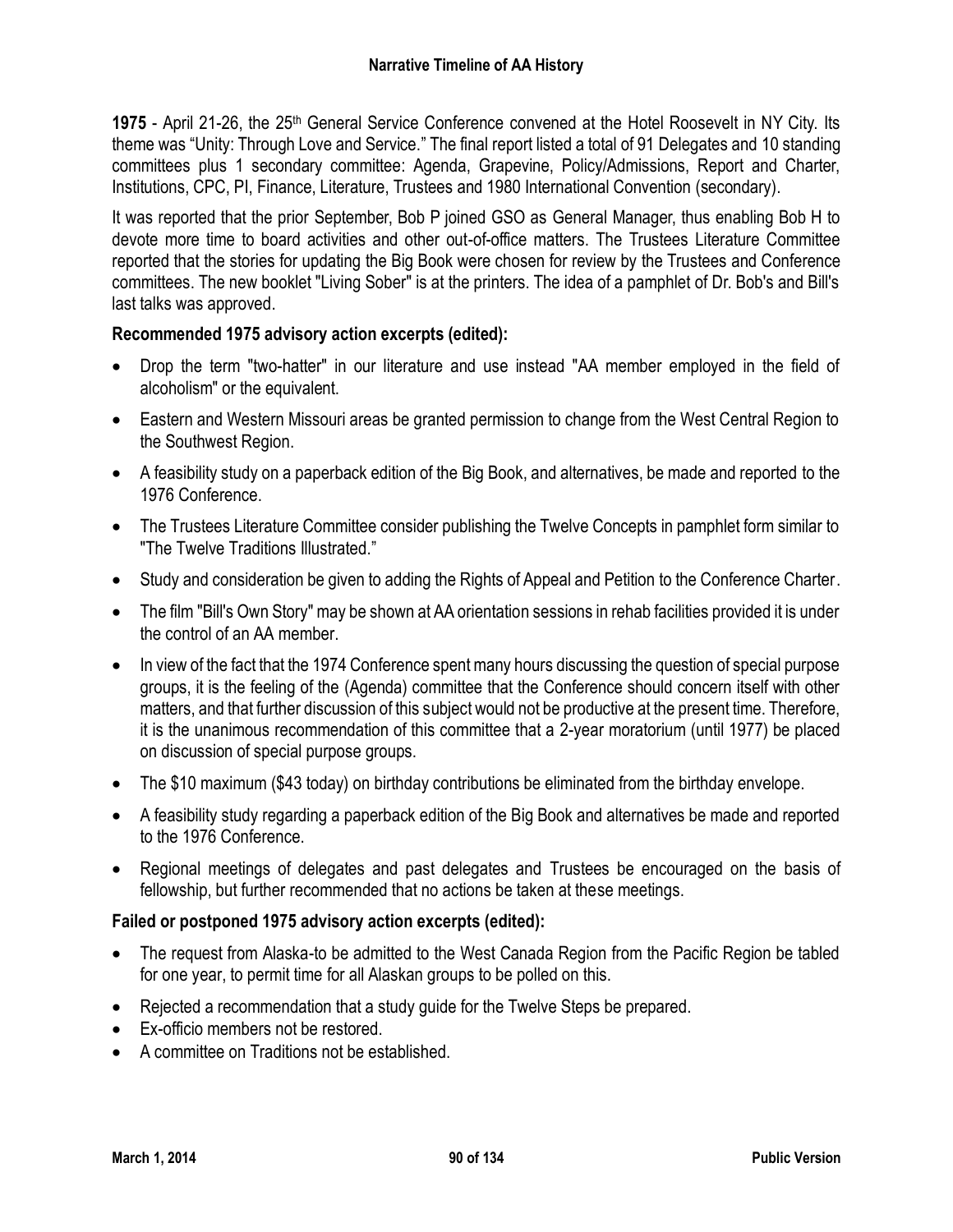**1975** - April 21-26, the 25th General Service Conference convened at the Hotel Roosevelt in NY City. Its theme was "Unity: Through Love and Service." The final report listed a total of 91 Delegates and 10 standing committees plus 1 secondary committee: Agenda, Grapevine, Policy/Admissions, Report and Charter, Institutions, CPC, PI, Finance, Literature, Trustees and 1980 International Convention (secondary).

It was reported that the prior September, Bob P joined GSO as General Manager, thus enabling Bob H to devote more time to board activities and other out-of-office matters. The Trustees Literature Committee reported that the stories for updating the Big Book were chosen for review by the Trustees and Conference committees. The new booklet "Living Sober" is at the printers. The idea of a pamphlet of Dr. Bob's and Bill's last talks was approved.

**Recommended 1975 advisory action excerpts (edited):**

- Drop the term "two-hatter" in our literature and use instead "AA member employed in the field of alcoholism" or the equivalent.
- Eastern and Western Missouri areas be granted permission to change from the West Central Region to the Southwest Region.
- A feasibility study on a paperback edition of the Big Book, and alternatives, be made and reported to the 1976 Conference.
- The Trustees Literature Committee consider publishing the Twelve Concepts in pamphlet form similar to "The Twelve Traditions Illustrated."
- Study and consideration be given to adding the Rights of Appeal and Petition to the Conference Charter.
- The film "Bill's Own Story" may be shown at AA orientation sessions in rehab facilities provided it is under the control of an AA member.
- In view of the fact that the 1974 Conference spent many hours discussing the question of special purpose groups, it is the feeling of the (Agenda) committee that the Conference should concern itself with other matters, and that further discussion of this subject would not be productive at the present time. Therefore, it is the unanimous recommendation of this committee that a 2-year moratorium (until 1977) be placed on discussion of special purpose groups.
- The $10 maximum ($43 today) on birthday contributions be eliminated from the birthday envelope.
- A feasibility study regarding a paperback edition of the Big Book and alternatives be made and reported to the 1976 Conference.
- Regional meetings of delegates and past delegates and Trustees be encouraged on the basis of fellowship, but further recommended that no actions be taken at these meetings.

**Failed or postponed 1975 advisory action excerpts (edited):**

- The request from Alaska-to be admitted to the West Canada Region from the Pacific Region be tabled for one year, to permit time for all Alaskan groups to be polled on this.
- Rejected a recommendation that a study guide for the Twelve Steps be prepared.
- Ex-officio members not be restored.
- A committee on Traditions not be established.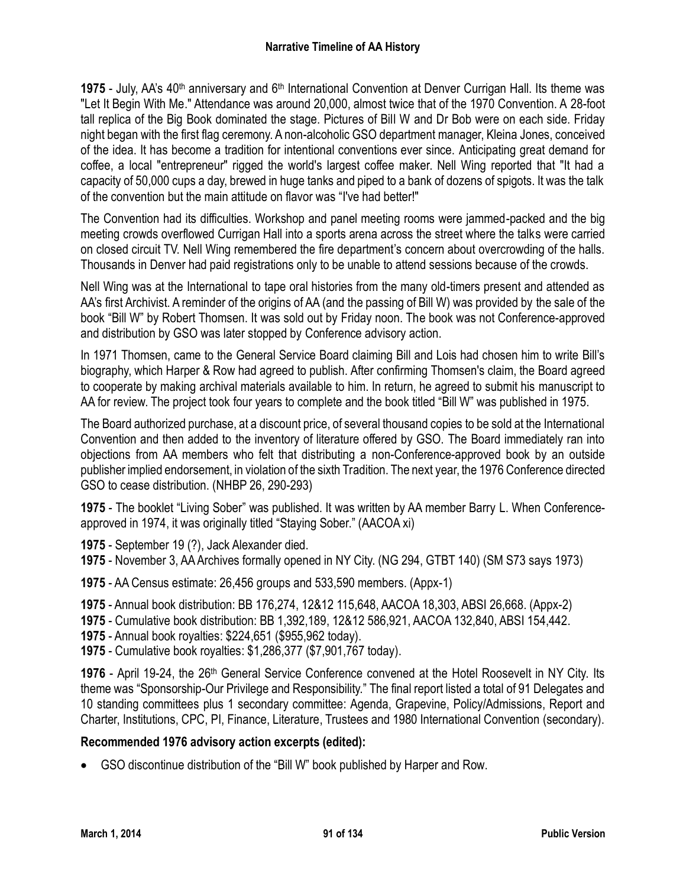**1975** - July, AA's 40th anniversary and 6th International Convention at Denver Currigan Hall. Its theme was "Let It Begin With Me." Attendance was around 20,000, almost twice that of the 1970 Convention. A 28-foot tall replica of the Big Book dominated the stage. Pictures of Bill W and Dr Bob were on each side. Friday night began with the first flag ceremony. A non-alcoholic GSO department manager, Kleina Jones, conceived of the idea. It has become a tradition for intentional conventions ever since. Anticipating great demand for coffee, a local "entrepreneur" rigged the world's largest coffee maker. Nell Wing reported that "It had a capacity of 50,000 cups a day, brewed in huge tanks and piped to a bank of dozens of spigots. It was the talk of the convention but the main attitude on flavor was "I've had better!"

The Convention had its difficulties. Workshop and panel meeting rooms were jammed-packed and the big meeting crowds overflowed Currigan Hall into a sports arena across the street where the talks were carried on closed circuit TV. Nell Wing remembered the fire department's concern about overcrowding of the halls. Thousands in Denver had paid registrations only to be unable to attend sessions because of the crowds.

Nell Wing was at the International to tape oral histories from the many old-timers present and attended as AA's first Archivist. A reminder of the origins of AA (and the passing of Bill W) was provided by the sale of the book "Bill W" by Robert Thomsen. It was sold out by Friday noon. The book was not Conference-approved and distribution by GSO was later stopped by Conference advisory action.

In 1971 Thomsen, came to the General Service Board claiming Bill and Lois had chosen him to write Bill's biography, which Harper & Row had agreed to publish. After confirming Thomsen's claim, the Board agreed to cooperate by making archival materials available to him. In return, he agreed to submit his manuscript to AA for review. The project took four years to complete and the book titled "Bill W" was published in 1975.

The Board authorized purchase, at a discount price, of several thousand copies to be sold at the International Convention and then added to the inventory of literature offered by GSO. The Board immediately ran into objections from AA members who felt that distributing a non-Conference-approved book by an outside publisher implied endorsement, in violation of the sixth Tradition. The next year, the 1976 Conference directed GSO to cease distribution. (NHBP 26, 290-293)

**1975** - The booklet "Living Sober" was published. It was written by AA member Barry L. When Conference-approved in 1974, it was originally titled "Staying Sober." (AACOA xi)

**1975** - September 19 (?), Jack Alexander died.

**1975** - November 3, AA Archives formally opened in NY City. (NG 294, GTBT 140) (SM S73 says 1973)

**1975** - AA Census estimate: 26,456 groups and 533,590 members. (Appx-1)

**1975** - Annual book distribution: BB 176,274, 12&12 115,648, AACOA 18,303, ABSI 26,668. (Appx-2)

**1975** - Cumulative book distribution: BB 1,392,189, 12&12 586,921, AACOA 132,840, ABSI 154,442.

**1975** - Annual book royalties: $224,651 ($955,962 today).

**1975** - Cumulative book royalties: $1,286,377 ($7,901,767 today).

**1976** - April 19-24, the 26th General Service Conference convened at the Hotel Roosevelt in NY City. Its theme was "Sponsorship-Our Privilege and Responsibility." The final report listed a total of 91 Delegates and 10 standing committees plus 1 secondary committee: Agenda, Grapevine, Policy/Admissions, Report and Charter, Institutions, CPC, PI, Finance, Literature, Trustees and 1980 International Convention (secondary).

### Recommended 1976 advisory action excerpts (edited):

- GSO discontinue distribution of the "Bill W" book published by Harper and Row.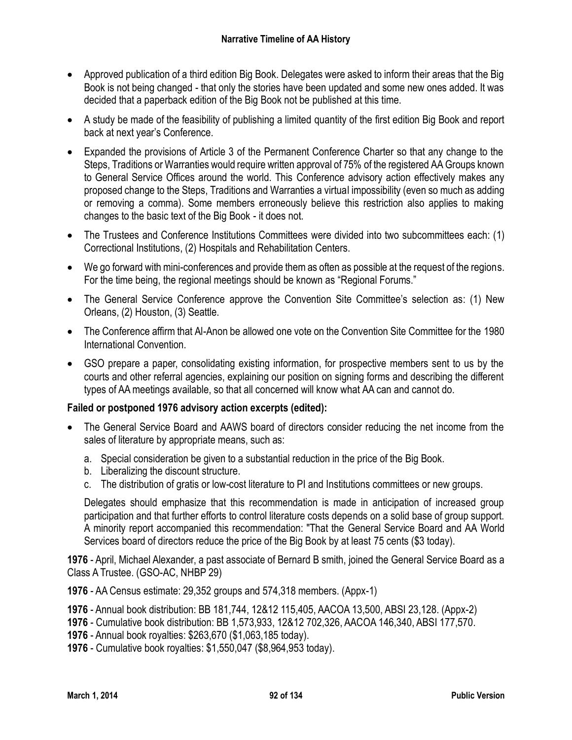- Approved publication of a third edition Big Book. Delegates were asked to inform their areas that the Big Book is not being changed - that only the stories have been updated and some new ones added. It was decided that a paperback edition of the Big Book not be published at this time.
- A study be made of the feasibility of publishing a limited quantity of the first edition Big Book and report back at next year's Conference.
- Expanded the provisions of Article 3 of the Permanent Conference Charter so that any change to the Steps, Traditions or Warranties would require written approval of 75% of the registered AA Groups known to General Service Offices around the world. This Conference advisory action effectively makes any proposed change to the Steps, Traditions and Warranties a virtual impossibility (even so much as adding or removing a comma). Some members erroneously believe this restriction also applies to making changes to the basic text of the Big Book - it does not.
- The Trustees and Conference Institutions Committees were divided into two subcommittees each: (1) Correctional Institutions, (2) Hospitals and Rehabilitation Centers.
- We go forward with mini-conferences and provide them as often as possible at the request of the regions. For the time being, the regional meetings should be known as "Regional Forums."
- The General Service Conference approve the Convention Site Committee's selection as: (1) New Orleans, (2) Houston, (3) Seattle.
- The Conference affirm that Al-Anon be allowed one vote on the Convention Site Committee for the 1980 International Convention.
- GSO prepare a paper, consolidating existing information, for prospective members sent to us by the courts and other referral agencies, explaining our position on signing forms and describing the different types of AA meetings available, so that all concerned will know what AA can and cannot do.

**Failed or postponed 1976 advisory action excerpts (edited):**

- The General Service Board and AAWS board of directors consider reducing the net income from the sales of literature by appropriate means, such as:
  a. Special consideration be given to a substantial reduction in the price of the Big Book.
  b. Liberalizing the discount structure.
  c. The distribution of gratis or low-cost literature to PI and Institutions committees or new groups.

  Delegates should emphasize that this recommendation is made in anticipation of increased group participation and that further efforts to control literature costs depends on a solid base of group support. A minority report accompanied this recommendation: "That the General Service Board and AA World Services board of directors reduce the price of the Big Book by at least 75 cents ($3 today).

**1976** - April, Michael Alexander, a past associate of Bernard B smith, joined the General Service Board as a Class A Trustee. (GSO-AC, NHBP 29)

**1976** - AA Census estimate: 29,352 groups and 574,318 members. (Appx-1)

**1976** - Annual book distribution: BB 181,744, 12&12 115,405, AACOA 13,500, ABSI 23,128. (Appx-2)
**1976** - Cumulative book distribution: BB 1,573,933, 12&12 702,326, AACOA 146,340, ABSI 177,570.
**1976** - Annual book royalties: $263,670 ($1,063,185 today).
**1976** - Cumulative book royalties: $1,550,047 ($8,964,953 today).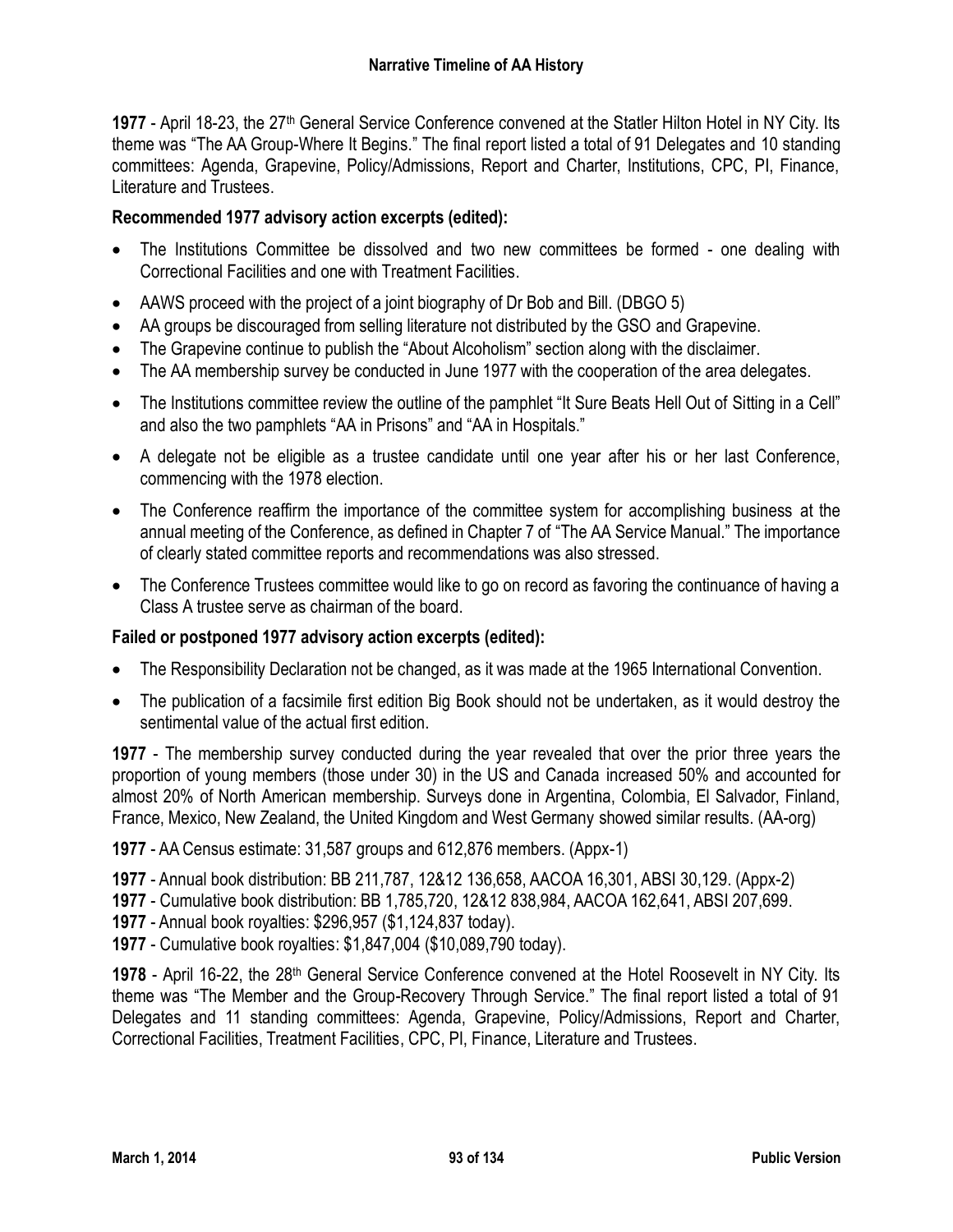**1977** - April 18-23, the 27th General Service Conference convened at the Statler Hilton Hotel in NY City. Its theme was "The AA Group-Where It Begins." The final report listed a total of 91 Delegates and 10 standing committees: Agenda, Grapevine, Policy/Admissions, Report and Charter, Institutions, CPC, PI, Finance, Literature and Trustees.

**Recommended 1977 advisory action excerpts (edited):**

- The Institutions Committee be dissolved and two new committees be formed - one dealing with Correctional Facilities and one with Treatment Facilities.
- AAWS proceed with the project of a joint biography of Dr Bob and Bill. (DBGO 5)
- AA groups be discouraged from selling literature not distributed by the GSO and Grapevine.
- The Grapevine continue to publish the "About Alcoholism" section along with the disclaimer.
- The AA membership survey be conducted in June 1977 with the cooperation of the area delegates.
- The Institutions committee review the outline of the pamphlet "It Sure Beats Hell Out of Sitting in a Cell" and also the two pamphlets "AA in Prisons" and "AA in Hospitals."
- A delegate not be eligible as a trustee candidate until one year after his or her last Conference, commencing with the 1978 election.
- The Conference reaffirm the importance of the committee system for accomplishing business at the annual meeting of the Conference, as defined in Chapter 7 of "The AA Service Manual." The importance of clearly stated committee reports and recommendations was also stressed.
- The Conference Trustees committee would like to go on record as favoring the continuance of having a Class A trustee serve as chairman of the board.

**Failed or postponed 1977 advisory action excerpts (edited):**

- The Responsibility Declaration not be changed, as it was made at the 1965 International Convention.
- The publication of a facsimile first edition Big Book should not be undertaken, as it would destroy the sentimental value of the actual first edition.

**1977** - The membership survey conducted during the year revealed that over the prior three years the proportion of young members (those under 30) in the US and Canada increased 50% and accounted for almost 20% of North American membership. Surveys done in Argentina, Colombia, El Salvador, Finland, France, Mexico, New Zealand, the United Kingdom and West Germany showed similar results. (AA-org)

**1977** - AA Census estimate: 31,587 groups and 612,876 members. (Appx-1)

**1977** - Annual book distribution: BB 211,787, 12&12 136,658, AACOA 16,301, ABSI 30,129. (Appx-2)
**1977** - Cumulative book distribution: BB 1,785,720, 12&12 838,984, AACOA 162,641, ABSI 207,699.
**1977** - Annual book royalties: $296,957 ($1,124,837 today).
**1977** - Cumulative book royalties: $1,847,004 ($10,089,790 today).

**1978** - April 16-22, the 28th General Service Conference convened at the Hotel Roosevelt in NY City. Its theme was "The Member and the Group-Recovery Through Service." The final report listed a total of 91 Delegates and 11 standing committees: Agenda, Grapevine, Policy/Admissions, Report and Charter, Correctional Facilities, Treatment Facilities, CPC, PI, Finance, Literature and Trustees.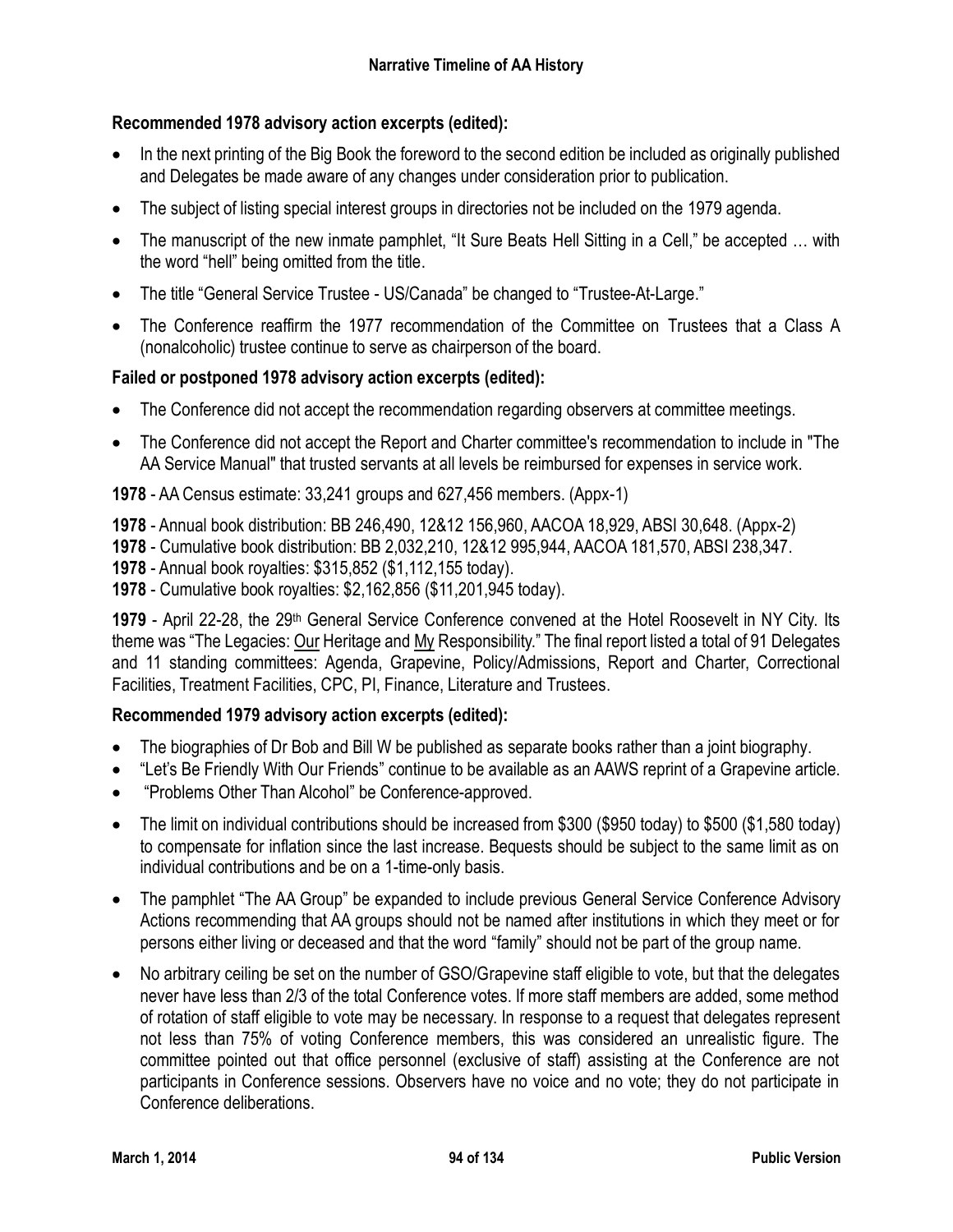**Recommended 1978 advisory action excerpts (edited):**

- In the next printing of the Big Book the foreword to the second edition be included as originally published and Delegates be made aware of any changes under consideration prior to publication.
- The subject of listing special interest groups in directories not be included on the 1979 agenda.
- The manuscript of the new inmate pamphlet, "It Sure Beats Hell Sitting in a Cell," be accepted … with the word "hell" being omitted from the title.
- The title "General Service Trustee - US/Canada" be changed to "Trustee-At-Large."
- The Conference reaffirm the 1977 recommendation of the Committee on Trustees that a Class A (nonalcoholic) trustee continue to serve as chairperson of the board.

**Failed or postponed 1978 advisory action excerpts (edited):**

- The Conference did not accept the recommendation regarding observers at committee meetings.
- The Conference did not accept the Report and Charter committee's recommendation to include in "The AA Service Manual" that trusted servants at all levels be reimbursed for expenses in service work.

**1978** - AA Census estimate: 33,241 groups and 627,456 members. (Appx-1)

**1978** - Annual book distribution: BB 246,490, 12&12 156,960, AACOA 18,929, ABSI 30,648. (Appx-2)
**1978** - Cumulative book distribution: BB 2,032,210, 12&12 995,944, AACOA 181,570, ABSI 238,347.
**1978** - Annual book royalties: $315,852 ($1,112,155 today).
**1978** - Cumulative book royalties: $2,162,856 ($11,201,945 today).

**1979** - April 22-28, the 29th General Service Conference convened at the Hotel Roosevelt in NY City. Its theme was "The Legacies: Our Heritage and My Responsibility." The final report listed a total of 91 Delegates and 11 standing committees: Agenda, Grapevine, Policy/Admissions, Report and Charter, Correctional Facilities, Treatment Facilities, CPC, PI, Finance, Literature and Trustees.

**Recommended 1979 advisory action excerpts (edited):**

- The biographies of Dr Bob and Bill W be published as separate books rather than a joint biography.
- "Let's Be Friendly With Our Friends" continue to be available as an AAWS reprint of a Grapevine article.
- "Problems Other Than Alcohol" be Conference-approved.
- The limit on individual contributions should be increased from $300 ($950 today) to $500 ($1,580 today) to compensate for inflation since the last increase. Bequests should be subject to the same limit as on individual contributions and be on a 1-time-only basis.
- The pamphlet "The AA Group" be expanded to include previous General Service Conference Advisory Actions recommending that AA groups should not be named after institutions in which they meet or for persons either living or deceased and that the word "family" should not be part of the group name.
- No arbitrary ceiling be set on the number of GSO/Grapevine staff eligible to vote, but that the delegates never have less than 2/3 of the total Conference votes. If more staff members are added, some method of rotation of staff eligible to vote may be necessary. In response to a request that delegates represent not less than 75% of voting Conference members, this was considered an unrealistic figure. The committee pointed out that office personnel (exclusive of staff) assisting at the Conference are not participants in Conference sessions. Observers have no voice and no vote; they do not participate in Conference deliberations.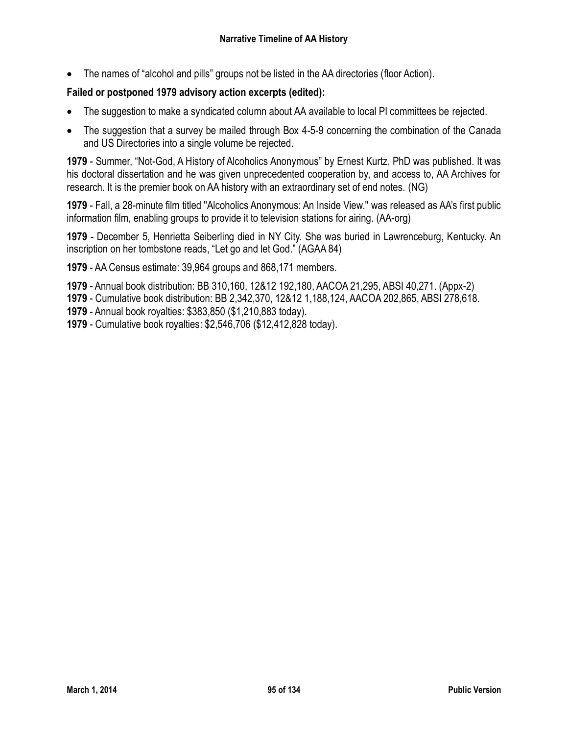- The names of "alcohol and pills" groups not be listed in the AA directories (floor Action).

**Failed or postponed 1979 advisory action excerpts (edited):**

- The suggestion to make a syndicated column about AA available to local PI committees be rejected.
- The suggestion that a survey be mailed through Box 4-5-9 concerning the combination of the Canada and US Directories into a single volume be rejected.

**1979** - Summer, "Not-God, A History of Alcoholics Anonymous" by Ernest Kurtz, PhD was published. It was his doctoral dissertation and he was given unprecedented cooperation by, and access to, AA Archives for research. It is the premier book on AA history with an extraordinary set of end notes. (NG)

**1979** - Fall, a 28-minute film titled "Alcoholics Anonymous: An Inside View." was released as AA's first public information film, enabling groups to provide it to television stations for airing. (AA-org)

**1979** - December 5, Henrietta Seiberling died in NY City. She was buried in Lawrenceburg, Kentucky. An inscription on her tombstone reads, "Let go and let God." (AGAA 84)

**1979** - AA Census estimate: 39,964 groups and 868,171 members.

**1979** - Annual book distribution: BB 310,160, 12&12 192,180, AACOA 21,295, ABSI 40,271. (Appx-2)
**1979** - Cumulative book distribution: BB 2,342,370, 12&12 1,188,124, AACOA 202,865, ABSI 278,618.
**1979** - Annual book royalties: $383,850 ($1,210,883 today).
**1979** - Cumulative book royalties: $2,546,706 ($12,412,828 today).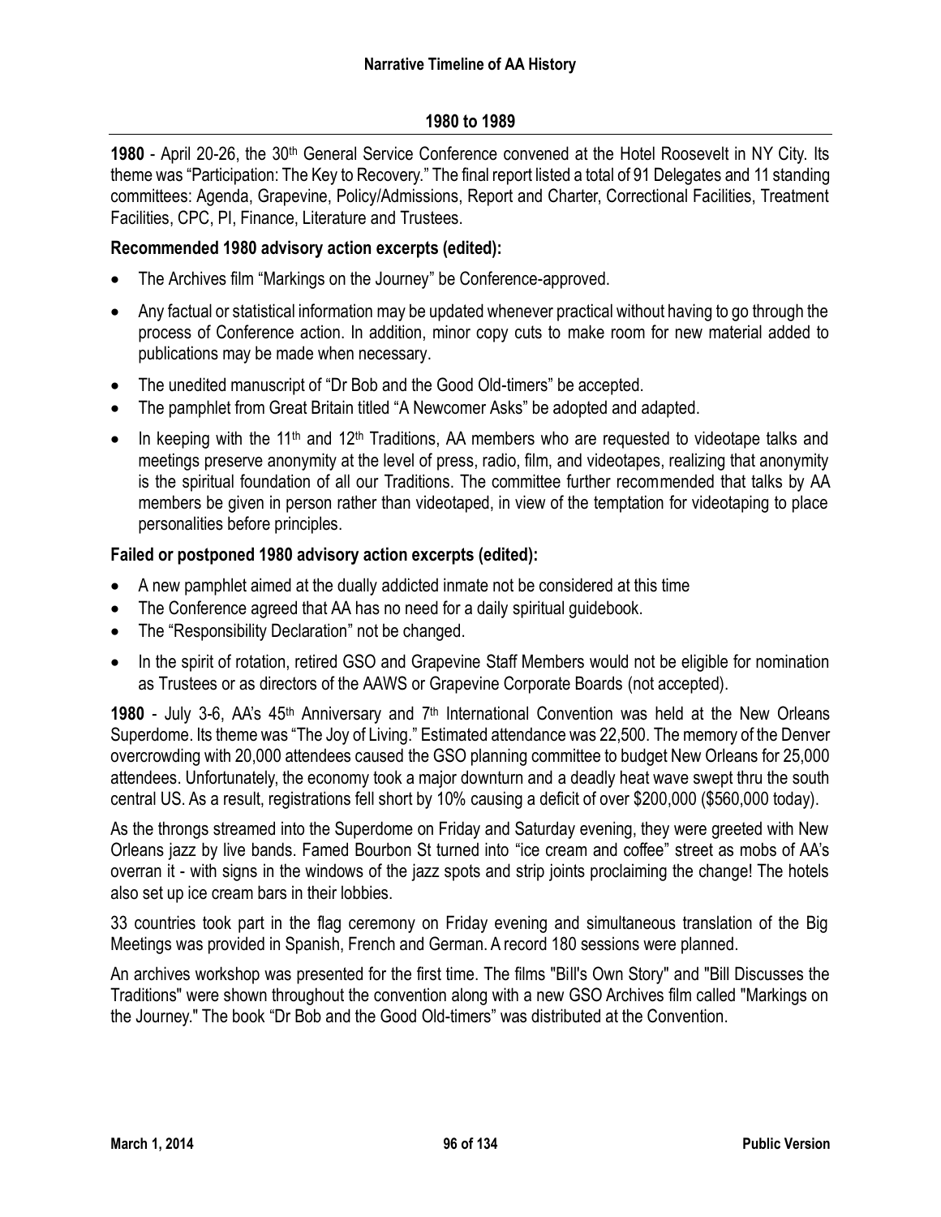## 1980 to 1989

**1980** - April 20-26, the 30th General Service Conference convened at the Hotel Roosevelt in NY City. Its theme was "Participation: The Key to Recovery." The final report listed a total of 91 Delegates and 11 standing committees: Agenda, Grapevine, Policy/Admissions, Report and Charter, Correctional Facilities, Treatment Facilities, CPC, PI, Finance, Literature and Trustees.

**Recommended 1980 advisory action excerpts (edited):**

- The Archives film "Markings on the Journey" be Conference-approved.
- Any factual or statistical information may be updated whenever practical without having to go through the process of Conference action. In addition, minor copy cuts to make room for new material added to publications may be made when necessary.
- The unedited manuscript of "Dr Bob and the Good Old-timers" be accepted.
- The pamphlet from Great Britain titled "A Newcomer Asks" be adopted and adapted.
- In keeping with the 11th and 12th Traditions, AA members who are requested to videotape talks and meetings preserve anonymity at the level of press, radio, film, and videotapes, realizing that anonymity is the spiritual foundation of all our Traditions. The committee further recommended that talks by AA members be given in person rather than videotaped, in view of the temptation for videotaping to place personalities before principles.

**Failed or postponed 1980 advisory action excerpts (edited):**

- A new pamphlet aimed at the dually addicted inmate not be considered at this time
- The Conference agreed that AA has no need for a daily spiritual guidebook.
- The "Responsibility Declaration" not be changed.
- In the spirit of rotation, retired GSO and Grapevine Staff Members would not be eligible for nomination as Trustees or as directors of the AAWS or Grapevine Corporate Boards (not accepted).

**1980** - July 3-6, AA's 45th Anniversary and 7th International Convention was held at the New Orleans Superdome. Its theme was "The Joy of Living." Estimated attendance was 22,500. The memory of the Denver overcrowding with 20,000 attendees caused the GSO planning committee to budget New Orleans for 25,000 attendees. Unfortunately, the economy took a major downturn and a deadly heat wave swept thru the south central US. As a result, registrations fell short by 10% causing a deficit of over $200,000 ($560,000 today).

As the throngs streamed into the Superdome on Friday and Saturday evening, they were greeted with New Orleans jazz by live bands. Famed Bourbon St turned into "ice cream and coffee" street as mobs of AA's overran it - with signs in the windows of the jazz spots and strip joints proclaiming the change! The hotels also set up ice cream bars in their lobbies.

33 countries took part in the flag ceremony on Friday evening and simultaneous translation of the Big Meetings was provided in Spanish, French and German. A record 180 sessions were planned.

An archives workshop was presented for the first time. The films "Bill's Own Story" and "Bill Discusses the Traditions" were shown throughout the convention along with a new GSO Archives film called "Markings on the Journey." The book "Dr Bob and the Good Old-timers" was distributed at the Convention.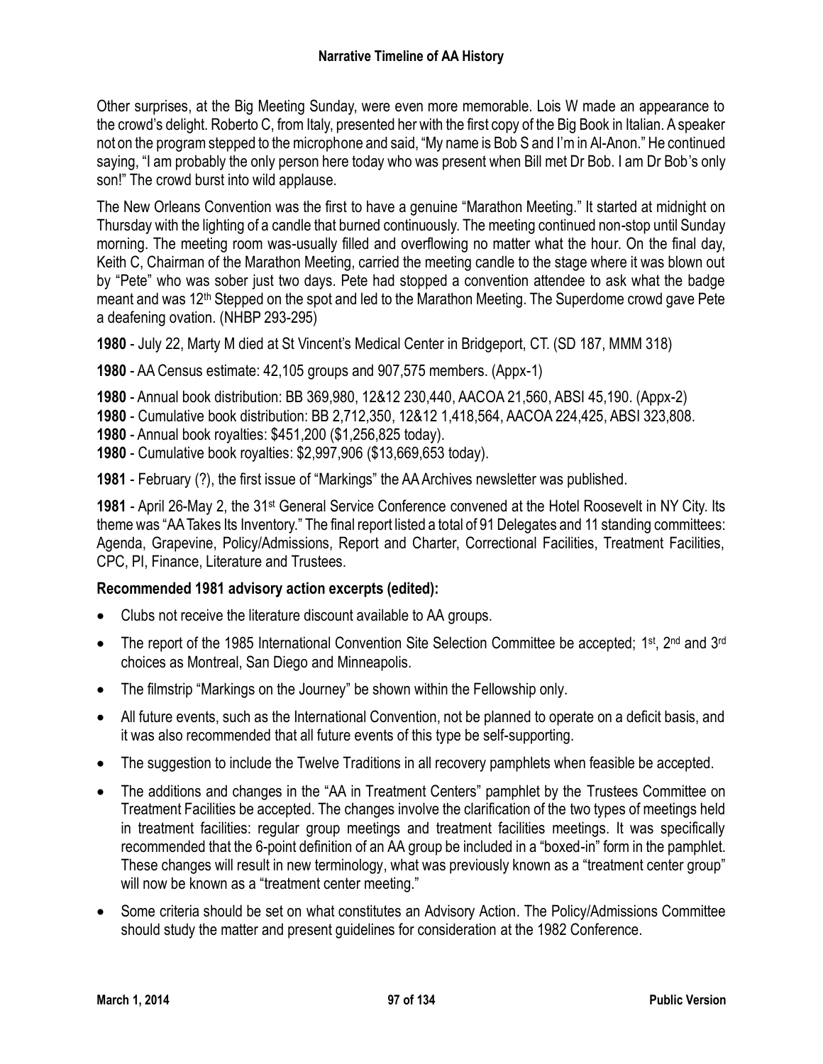Other surprises, at the Big Meeting Sunday, were even more memorable. Lois W made an appearance to the crowd's delight. Roberto C, from Italy, presented her with the first copy of the Big Book in Italian. A speaker not on the program stepped to the microphone and said, "My name is Bob S and I'm in Al-Anon." He continued saying, "I am probably the only person here today who was present when Bill met Dr Bob. I am Dr Bob's only son!" The crowd burst into wild applause.

The New Orleans Convention was the first to have a genuine "Marathon Meeting." It started at midnight on Thursday with the lighting of a candle that burned continuously. The meeting continued non-stop until Sunday morning. The meeting room was-usually filled and overflowing no matter what the hour. On the final day, Keith C, Chairman of the Marathon Meeting, carried the meeting candle to the stage where it was blown out by "Pete" who was sober just two days. Pete had stopped a convention attendee to ask what the badge meant and was 12th Stepped on the spot and led to the Marathon Meeting. The Superdome crowd gave Pete a deafening ovation. (NHBP 293-295)

**1980** - July 22, Marty M died at St Vincent's Medical Center in Bridgeport, CT. (SD 187, MMM 318)

**1980** - AA Census estimate: 42,105 groups and 907,575 members. (Appx-1)

**1980** - Annual book distribution: BB 369,980, 12&12 230,440, AACOA 21,560, ABSI 45,190. (Appx-2)
**1980** - Cumulative book distribution: BB 2,712,350, 12&12 1,418,564, AACOA 224,425, ABSI 323,808.
**1980** - Annual book royalties: $451,200 ($1,256,825 today).
**1980** - Cumulative book royalties: $2,997,906 ($13,669,653 today).

**1981** - February (?), the first issue of "Markings" the AA Archives newsletter was published.

**1981** - April 26-May 2, the 31st General Service Conference convened at the Hotel Roosevelt in NY City. Its theme was "AA Takes Its Inventory." The final report listed a total of 91 Delegates and 11 standing committees: Agenda, Grapevine, Policy/Admissions, Report and Charter, Correctional Facilities, Treatment Facilities, CPC, PI, Finance, Literature and Trustees.

**Recommended 1981 advisory action excerpts (edited):**

- Clubs not receive the literature discount available to AA groups.
- The report of the 1985 International Convention Site Selection Committee be accepted; 1st, 2nd and 3rd choices as Montreal, San Diego and Minneapolis.
- The filmstrip "Markings on the Journey" be shown within the Fellowship only.
- All future events, such as the International Convention, not be planned to operate on a deficit basis, and it was also recommended that all future events of this type be self-supporting.
- The suggestion to include the Twelve Traditions in all recovery pamphlets when feasible be accepted.
- The additions and changes in the "AA in Treatment Centers" pamphlet by the Trustees Committee on Treatment Facilities be accepted. The changes involve the clarification of the two types of meetings held in treatment facilities: regular group meetings and treatment facilities meetings. It was specifically recommended that the 6-point definition of an AA group be included in a "boxed-in" form in the pamphlet. These changes will result in new terminology, what was previously known as a "treatment center group" will now be known as a "treatment center meeting."
- Some criteria should be set on what constitutes an Advisory Action. The Policy/Admissions Committee should study the matter and present guidelines for consideration at the 1982 Conference.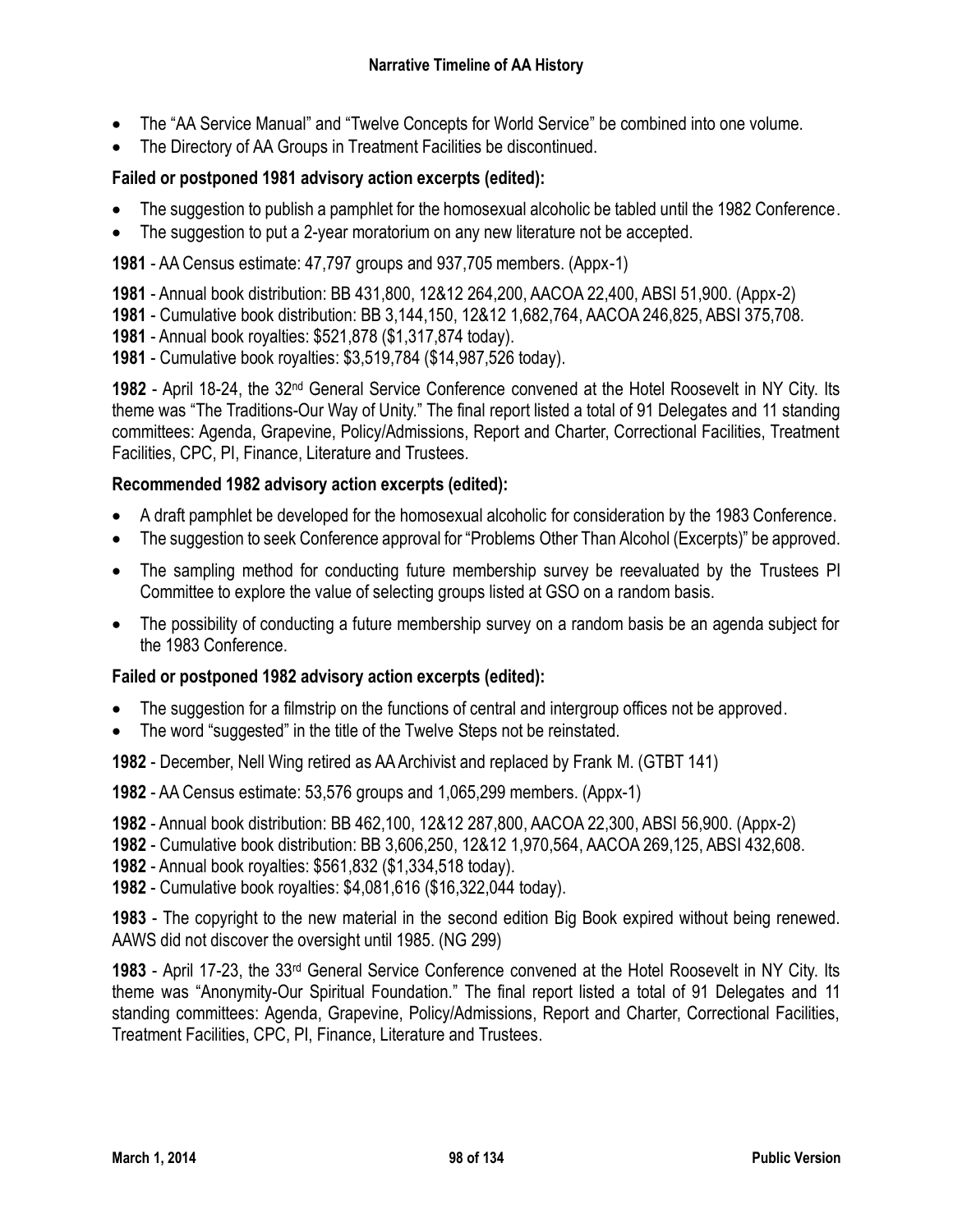- The "AA Service Manual" and "Twelve Concepts for World Service" be combined into one volume.
- The Directory of AA Groups in Treatment Facilities be discontinued.

**Failed or postponed 1981 advisory action excerpts (edited):**

- The suggestion to publish a pamphlet for the homosexual alcoholic be tabled until the 1982 Conference.
- The suggestion to put a 2-year moratorium on any new literature not be accepted.

**1981** - AA Census estimate: 47,797 groups and 937,705 members. (Appx-1)

**1981** - Annual book distribution: BB 431,800, 12&12 264,200, AACOA 22,400, ABSI 51,900. (Appx-2)
**1981** - Cumulative book distribution: BB 3,144,150, 12&12 1,682,764, AACOA 246,825, ABSI 375,708.
**1981** - Annual book royalties: $521,878 ($1,317,874 today).
**1981** - Cumulative book royalties: $3,519,784 ($14,987,526 today).

**1982** - April 18-24, the 32nd General Service Conference convened at the Hotel Roosevelt in NY City. Its theme was "The Traditions-Our Way of Unity." The final report listed a total of 91 Delegates and 11 standing committees: Agenda, Grapevine, Policy/Admissions, Report and Charter, Correctional Facilities, Treatment Facilities, CPC, PI, Finance, Literature and Trustees.

**Recommended 1982 advisory action excerpts (edited):**

- A draft pamphlet be developed for the homosexual alcoholic for consideration by the 1983 Conference.
- The suggestion to seek Conference approval for "Problems Other Than Alcohol (Excerpts)" be approved.
- The sampling method for conducting future membership survey be reevaluated by the Trustees PI Committee to explore the value of selecting groups listed at GSO on a random basis.
- The possibility of conducting a future membership survey on a random basis be an agenda subject for the 1983 Conference.

**Failed or postponed 1982 advisory action excerpts (edited):**

- The suggestion for a filmstrip on the functions of central and intergroup offices not be approved.
- The word "suggested" in the title of the Twelve Steps not be reinstated.

**1982** - December, Nell Wing retired as AA Archivist and replaced by Frank M. (GTBT 141)

**1982** - AA Census estimate: 53,576 groups and 1,065,299 members. (Appx-1)

**1982** - Annual book distribution: BB 462,100, 12&12 287,800, AACOA 22,300, ABSI 56,900. (Appx-2)
**1982** - Cumulative book distribution: BB 3,606,250, 12&12 1,970,564, AACOA 269,125, ABSI 432,608.
**1982** - Annual book royalties: $561,832 ($1,334,518 today).
**1982** - Cumulative book royalties: $4,081,616 ($16,322,044 today).

**1983** - The copyright to the new material in the second edition Big Book expired without being renewed. AAWS did not discover the oversight until 1985. (NG 299)

**1983** - April 17-23, the 33rd General Service Conference convened at the Hotel Roosevelt in NY City. Its theme was "Anonymity-Our Spiritual Foundation." The final report listed a total of 91 Delegates and 11 standing committees: Agenda, Grapevine, Policy/Admissions, Report and Charter, Correctional Facilities, Treatment Facilities, CPC, PI, Finance, Literature and Trustees.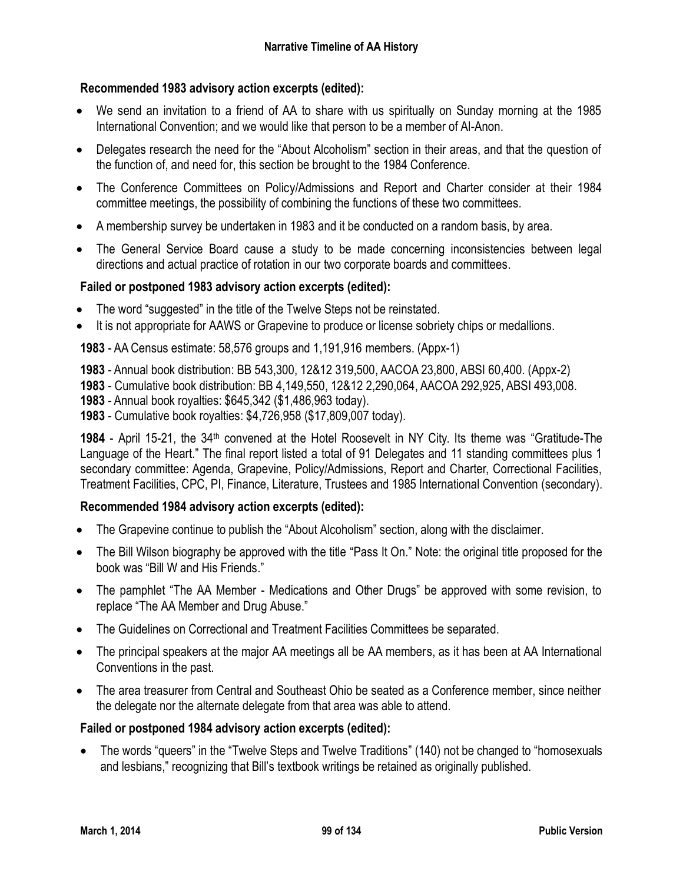**Recommended 1983 advisory action excerpts (edited):**

- We send an invitation to a friend of AA to share with us spiritually on Sunday morning at the 1985 International Convention; and we would like that person to be a member of Al-Anon.
- Delegates research the need for the "About Alcoholism" section in their areas, and that the question of the function of, and need for, this section be brought to the 1984 Conference.
- The Conference Committees on Policy/Admissions and Report and Charter consider at their 1984 committee meetings, the possibility of combining the functions of these two committees.
- A membership survey be undertaken in 1983 and it be conducted on a random basis, by area.
- The General Service Board cause a study to be made concerning inconsistencies between legal directions and actual practice of rotation in our two corporate boards and committees.

**Failed or postponed 1983 advisory action excerpts (edited):**

- The word "suggested" in the title of the Twelve Steps not be reinstated.
- It is not appropriate for AAWS or Grapevine to produce or license sobriety chips or medallions.

**1983** - AA Census estimate: 58,576 groups and 1,191,916 members. (Appx-1)

**1983** - Annual book distribution: BB 543,300, 12&12 319,500, AACOA 23,800, ABSI 60,400. (Appx-2)
**1983** - Cumulative book distribution: BB 4,149,550, 12&12 2,290,064, AACOA 292,925, ABSI 493,008.
**1983** - Annual book royalties: $645,342 ($1,486,963 today).
**1983** - Cumulative book royalties: $4,726,958 ($17,809,007 today).

**1984** - April 15-21, the 34th convened at the Hotel Roosevelt in NY City. Its theme was "Gratitude-The Language of the Heart." The final report listed a total of 91 Delegates and 11 standing committees plus 1 secondary committee: Agenda, Grapevine, Policy/Admissions, Report and Charter, Correctional Facilities, Treatment Facilities, CPC, PI, Finance, Literature, Trustees and 1985 International Convention (secondary).

**Recommended 1984 advisory action excerpts (edited):**

- The Grapevine continue to publish the "About Alcoholism" section, along with the disclaimer.
- The Bill Wilson biography be approved with the title "Pass It On." Note: the original title proposed for the book was "Bill W and His Friends."
- The pamphlet "The AA Member - Medications and Other Drugs" be approved with some revision, to replace "The AA Member and Drug Abuse."
- The Guidelines on Correctional and Treatment Facilities Committees be separated.
- The principal speakers at the major AA meetings all be AA members, as it has been at AA International Conventions in the past.
- The area treasurer from Central and Southeast Ohio be seated as a Conference member, since neither the delegate nor the alternate delegate from that area was able to attend.

**Failed or postponed 1984 advisory action excerpts (edited):**

- The words "queers" in the "Twelve Steps and Twelve Traditions" (140) not be changed to "homosexuals and lesbians," recognizing that Bill's textbook writings be retained as originally published.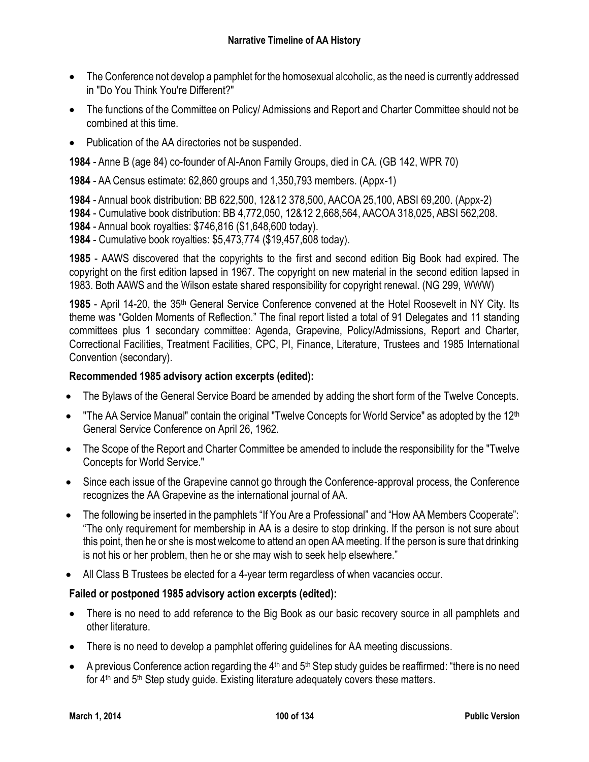- The Conference not develop a pamphlet for the homosexual alcoholic, as the need is currently addressed in "Do You Think You're Different?"
- The functions of the Committee on Policy/ Admissions and Report and Charter Committee should not be combined at this time.
- Publication of the AA directories not be suspended.

**1984** - Anne B (age 84) co-founder of Al-Anon Family Groups, died in CA. (GB 142, WPR 70)

**1984** - AA Census estimate: 62,860 groups and 1,350,793 members. (Appx-1)

**1984** - Annual book distribution: BB 622,500, 12&12 378,500, AACOA 25,100, ABSI 69,200. (Appx-2)
**1984** - Cumulative book distribution: BB 4,772,050, 12&12 2,668,564, AACOA 318,025, ABSI 562,208.
**1984** - Annual book royalties: $746,816 ($1,648,600 today).
**1984** - Cumulative book royalties: $5,473,774 ($19,457,608 today).

**1985** - AAWS discovered that the copyrights to the first and second edition Big Book had expired. The copyright on the first edition lapsed in 1967. The copyright on new material in the second edition lapsed in 1983. Both AAWS and the Wilson estate shared responsibility for copyright renewal. (NG 299, WWW)

**1985** - April 14-20, the 35th General Service Conference convened at the Hotel Roosevelt in NY City. Its theme was "Golden Moments of Reflection." The final report listed a total of 91 Delegates and 11 standing committees plus 1 secondary committee: Agenda, Grapevine, Policy/Admissions, Report and Charter, Correctional Facilities, Treatment Facilities, CPC, PI, Finance, Literature, Trustees and 1985 International Convention (secondary).

**Recommended 1985 advisory action excerpts (edited):**

- The Bylaws of the General Service Board be amended by adding the short form of the Twelve Concepts.
- "The AA Service Manual" contain the original "Twelve Concepts for World Service" as adopted by the 12th General Service Conference on April 26, 1962.
- The Scope of the Report and Charter Committee be amended to include the responsibility for the "Twelve Concepts for World Service."
- Since each issue of the Grapevine cannot go through the Conference-approval process, the Conference recognizes the AA Grapevine as the international journal of AA.
- The following be inserted in the pamphlets "If You Are a Professional" and "How AA Members Cooperate": "The only requirement for membership in AA is a desire to stop drinking. If the person is not sure about this point, then he or she is most welcome to attend an open AA meeting. If the person is sure that drinking is not his or her problem, then he or she may wish to seek help elsewhere."
- All Class B Trustees be elected for a 4-year term regardless of when vacancies occur.

**Failed or postponed 1985 advisory action excerpts (edited):**

- There is no need to add reference to the Big Book as our basic recovery source in all pamphlets and other literature.
- There is no need to develop a pamphlet offering guidelines for AA meeting discussions.
- A previous Conference action regarding the 4th and 5th Step study guides be reaffirmed: "there is no need for 4th and 5th Step study guide. Existing literature adequately covers these matters.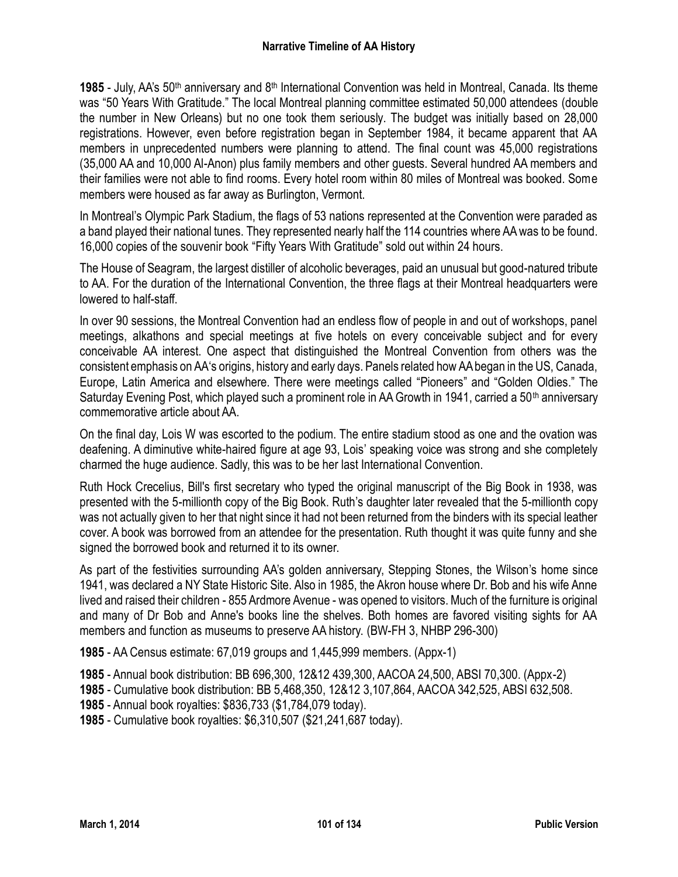**1985** - July, AA's 50th anniversary and 8th International Convention was held in Montreal, Canada. Its theme was "50 Years With Gratitude." The local Montreal planning committee estimated 50,000 attendees (double the number in New Orleans) but no one took them seriously. The budget was initially based on 28,000 registrations. However, even before registration began in September 1984, it became apparent that AA members in unprecedented numbers were planning to attend. The final count was 45,000 registrations (35,000 AA and 10,000 Al-Anon) plus family members and other guests. Several hundred AA members and their families were not able to find rooms. Every hotel room within 80 miles of Montreal was booked. Some members were housed as far away as Burlington, Vermont.

In Montreal's Olympic Park Stadium, the flags of 53 nations represented at the Convention were paraded as a band played their national tunes. They represented nearly half the 114 countries where AA was to be found. 16,000 copies of the souvenir book "Fifty Years With Gratitude" sold out within 24 hours.

The House of Seagram, the largest distiller of alcoholic beverages, paid an unusual but good-natured tribute to AA. For the duration of the International Convention, the three flags at their Montreal headquarters were lowered to half-staff.

In over 90 sessions, the Montreal Convention had an endless flow of people in and out of workshops, panel meetings, alkathons and special meetings at five hotels on every conceivable subject and for every conceivable AA interest. One aspect that distinguished the Montreal Convention from others was the consistent emphasis on AA's origins, history and early days. Panels related how AA began in the US, Canada, Europe, Latin America and elsewhere. There were meetings called "Pioneers" and "Golden Oldies." The Saturday Evening Post, which played such a prominent role in AA Growth in 1941, carried a 50th anniversary commemorative article about AA.

On the final day, Lois W was escorted to the podium. The entire stadium stood as one and the ovation was deafening. A diminutive white-haired figure at age 93, Lois' speaking voice was strong and she completely charmed the huge audience. Sadly, this was to be her last International Convention.

Ruth Hock Crecelius, Bill's first secretary who typed the original manuscript of the Big Book in 1938, was presented with the 5-millionth copy of the Big Book. Ruth's daughter later revealed that the 5-millionth copy was not actually given to her that night since it had not been returned from the binders with its special leather cover. A book was borrowed from an attendee for the presentation. Ruth thought it was quite funny and she signed the borrowed book and returned it to its owner.

As part of the festivities surrounding AA's golden anniversary, Stepping Stones, the Wilson's home since 1941, was declared a NY State Historic Site. Also in 1985, the Akron house where Dr. Bob and his wife Anne lived and raised their children - 855 Ardmore Avenue - was opened to visitors. Much of the furniture is original and many of Dr Bob and Anne's books line the shelves. Both homes are favored visiting sights for AA members and function as museums to preserve AA history. (BW-FH 3, NHBP 296-300)

**1985** - AA Census estimate: 67,019 groups and 1,445,999 members. (Appx-1)

**1985** - Annual book distribution: BB 696,300, 12&12 439,300, AACOA 24,500, ABSI 70,300. (Appx-2)
**1985** - Cumulative book distribution: BB 5,468,350, 12&12 3,107,864, AACOA 342,525, ABSI 632,508.
**1985** - Annual book royalties: $836,733 ($1,784,079 today).
**1985** - Cumulative book royalties: $6,310,507 ($21,241,687 today).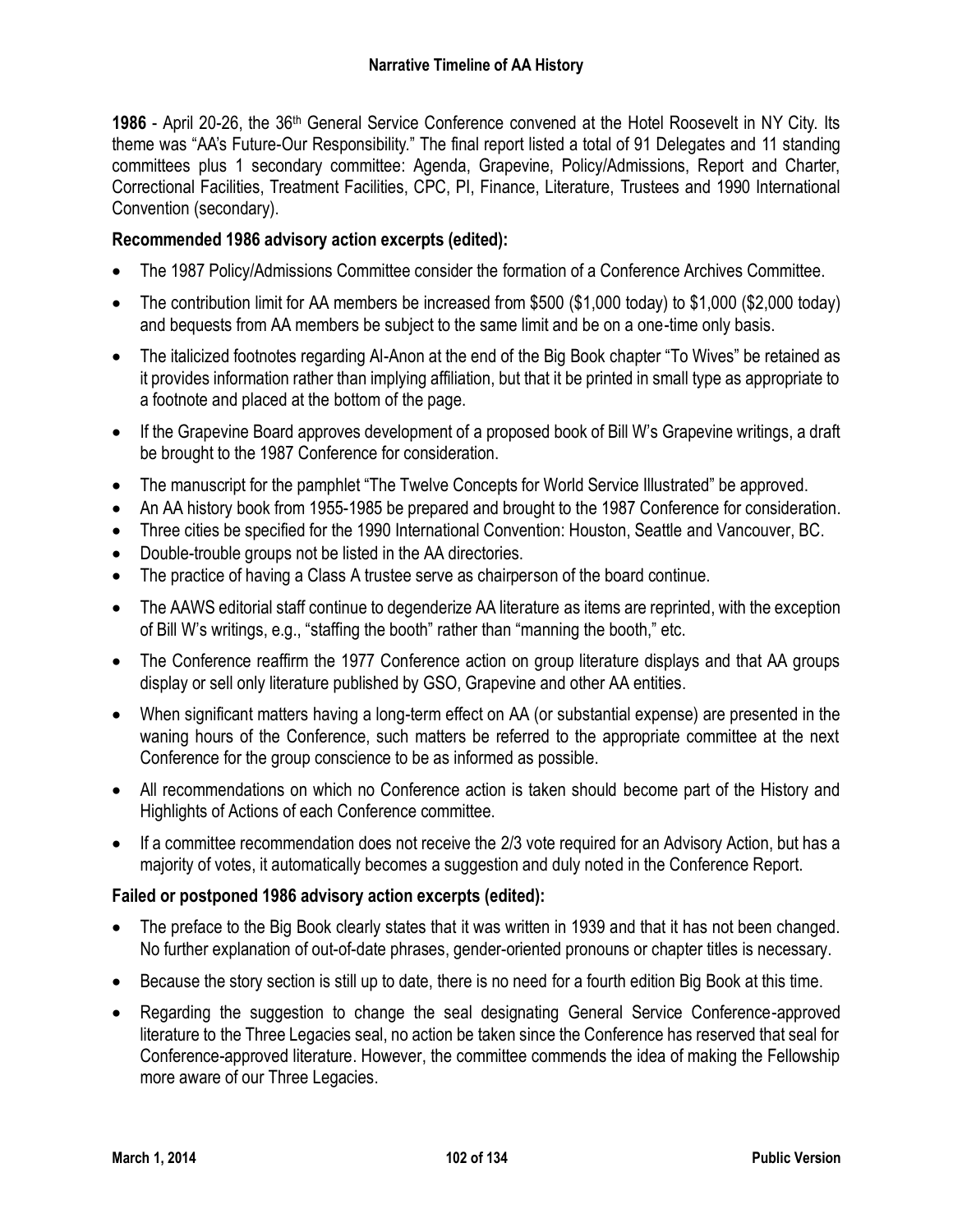**1986** - April 20-26, the 36th General Service Conference convened at the Hotel Roosevelt in NY City. Its theme was "AA's Future-Our Responsibility." The final report listed a total of 91 Delegates and 11 standing committees plus 1 secondary committee: Agenda, Grapevine, Policy/Admissions, Report and Charter, Correctional Facilities, Treatment Facilities, CPC, PI, Finance, Literature, Trustees and 1990 International Convention (secondary).

**Recommended 1986 advisory action excerpts (edited):**

- The 1987 Policy/Admissions Committee consider the formation of a Conference Archives Committee.
- The contribution limit for AA members be increased from $500 ($1,000 today) to $1,000 ($2,000 today) and bequests from AA members be subject to the same limit and be on a one-time only basis.
- The italicized footnotes regarding Al-Anon at the end of the Big Book chapter "To Wives" be retained as it provides information rather than implying affiliation, but that it be printed in small type as appropriate to a footnote and placed at the bottom of the page.
- If the Grapevine Board approves development of a proposed book of Bill W's Grapevine writings, a draft be brought to the 1987 Conference for consideration.
- The manuscript for the pamphlet "The Twelve Concepts for World Service Illustrated" be approved.
- An AA history book from 1955-1985 be prepared and brought to the 1987 Conference for consideration.
- Three cities be specified for the 1990 International Convention: Houston, Seattle and Vancouver, BC.
- Double-trouble groups not be listed in the AA directories.
- The practice of having a Class A trustee serve as chairperson of the board continue.
- The AAWS editorial staff continue to degenderize AA literature as items are reprinted, with the exception of Bill W's writings, e.g., "staffing the booth" rather than "manning the booth," etc.
- The Conference reaffirm the 1977 Conference action on group literature displays and that AA groups display or sell only literature published by GSO, Grapevine and other AA entities.
- When significant matters having a long-term effect on AA (or substantial expense) are presented in the waning hours of the Conference, such matters be referred to the appropriate committee at the next Conference for the group conscience to be as informed as possible.
- All recommendations on which no Conference action is taken should become part of the History and Highlights of Actions of each Conference committee.
- If a committee recommendation does not receive the 2/3 vote required for an Advisory Action, but has a majority of votes, it automatically becomes a suggestion and duly noted in the Conference Report.

**Failed or postponed 1986 advisory action excerpts (edited):**

- The preface to the Big Book clearly states that it was written in 1939 and that it has not been changed. No further explanation of out-of-date phrases, gender-oriented pronouns or chapter titles is necessary.
- Because the story section is still up to date, there is no need for a fourth edition Big Book at this time.
- Regarding the suggestion to change the seal designating General Service Conference-approved literature to the Three Legacies seal, no action be taken since the Conference has reserved that seal for Conference-approved literature. However, the committee commends the idea of making the Fellowship more aware of our Three Legacies.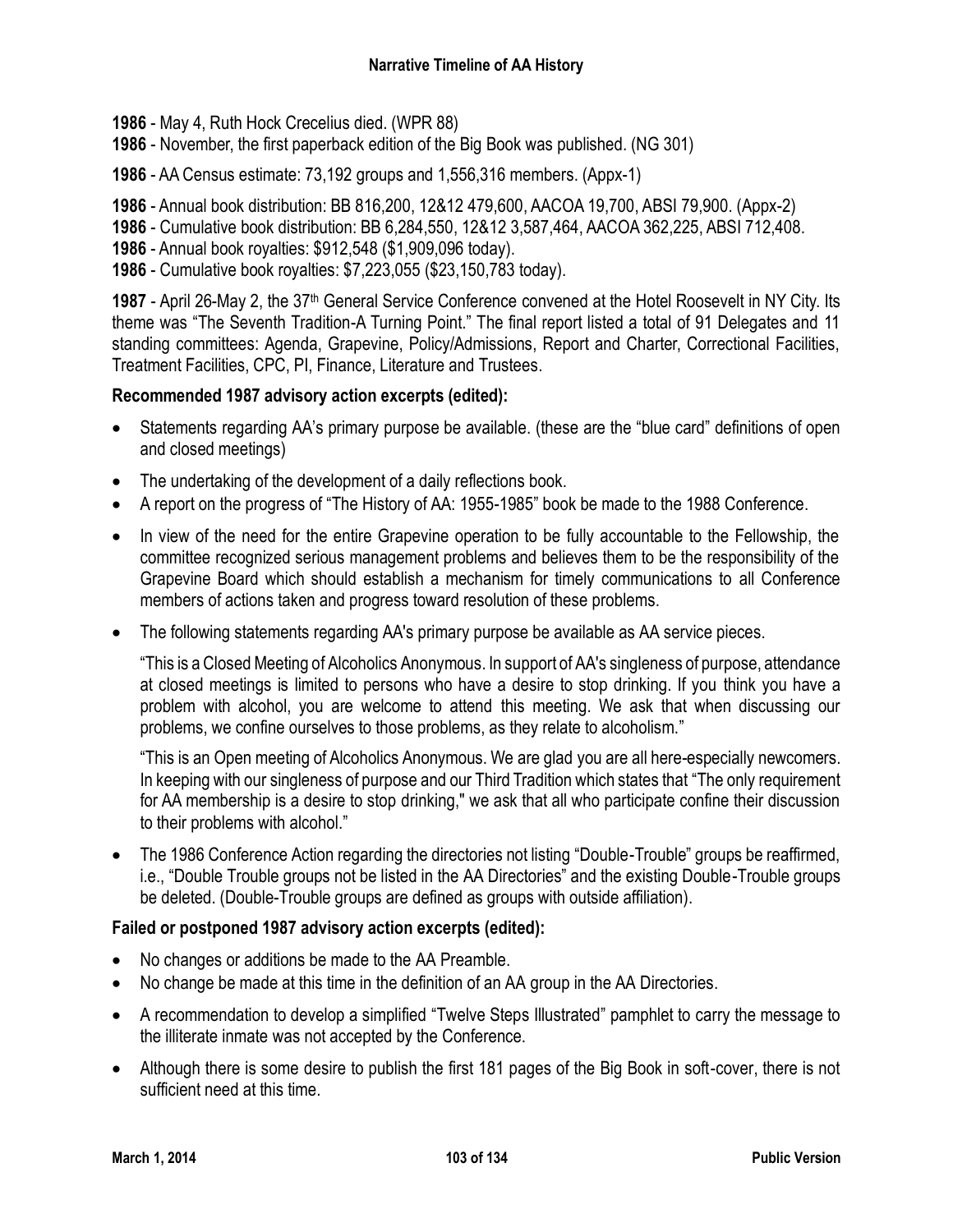**1986** - May 4, Ruth Hock Crecelius died. (WPR 88)

**1986** - November, the first paperback edition of the Big Book was published. (NG 301)

**1986** - AA Census estimate: 73,192 groups and 1,556,316 members. (Appx-1)

**1986** - Annual book distribution: BB 816,200, 12&12 479,600, AACOA 19,700, ABSI 79,900. (Appx-2)

**1986** - Cumulative book distribution: BB 6,284,550, 12&12 3,587,464, AACOA 362,225, ABSI 712,408.

**1986** - Annual book royalties: $912,548 ($1,909,096 today).

**1986** - Cumulative book royalties: $7,223,055 ($23,150,783 today).

**1987** - April 26-May 2, the 37th General Service Conference convened at the Hotel Roosevelt in NY City. Its theme was "The Seventh Tradition-A Turning Point." The final report listed a total of 91 Delegates and 11 standing committees: Agenda, Grapevine, Policy/Admissions, Report and Charter, Correctional Facilities, Treatment Facilities, CPC, PI, Finance, Literature and Trustees.

**Recommended 1987 advisory action excerpts (edited):**

- Statements regarding AA's primary purpose be available. (these are the "blue card" definitions of open and closed meetings)
- The undertaking of the development of a daily reflections book.
- A report on the progress of "The History of AA: 1955-1985" book be made to the 1988 Conference.
- In view of the need for the entire Grapevine operation to be fully accountable to the Fellowship, the committee recognized serious management problems and believes them to be the responsibility of the Grapevine Board which should establish a mechanism for timely communications to all Conference members of actions taken and progress toward resolution of these problems.
- The following statements regarding AA's primary purpose be available as AA service pieces.

  "This is a Closed Meeting of Alcoholics Anonymous. In support of AA's singleness of purpose, attendance at closed meetings is limited to persons who have a desire to stop drinking. If you think you have a problem with alcohol, you are welcome to attend this meeting. We ask that when discussing our problems, we confine ourselves to those problems, as they relate to alcoholism."

  "This is an Open meeting of Alcoholics Anonymous. We are glad you are all here-especially newcomers. In keeping with our singleness of purpose and our Third Tradition which states that "The only requirement for AA membership is a desire to stop drinking," we ask that all who participate confine their discussion to their problems with alcohol."

- The 1986 Conference Action regarding the directories not listing "Double-Trouble" groups be reaffirmed, i.e., "Double Trouble groups not be listed in the AA Directories" and the existing Double-Trouble groups be deleted. (Double-Trouble groups are defined as groups with outside affiliation).

**Failed or postponed 1987 advisory action excerpts (edited):**

- No changes or additions be made to the AA Preamble.
- No change be made at this time in the definition of an AA group in the AA Directories.
- A recommendation to develop a simplified "Twelve Steps Illustrated" pamphlet to carry the message to the illiterate inmate was not accepted by the Conference.
- Although there is some desire to publish the first 181 pages of the Big Book in soft-cover, there is not sufficient need at this time.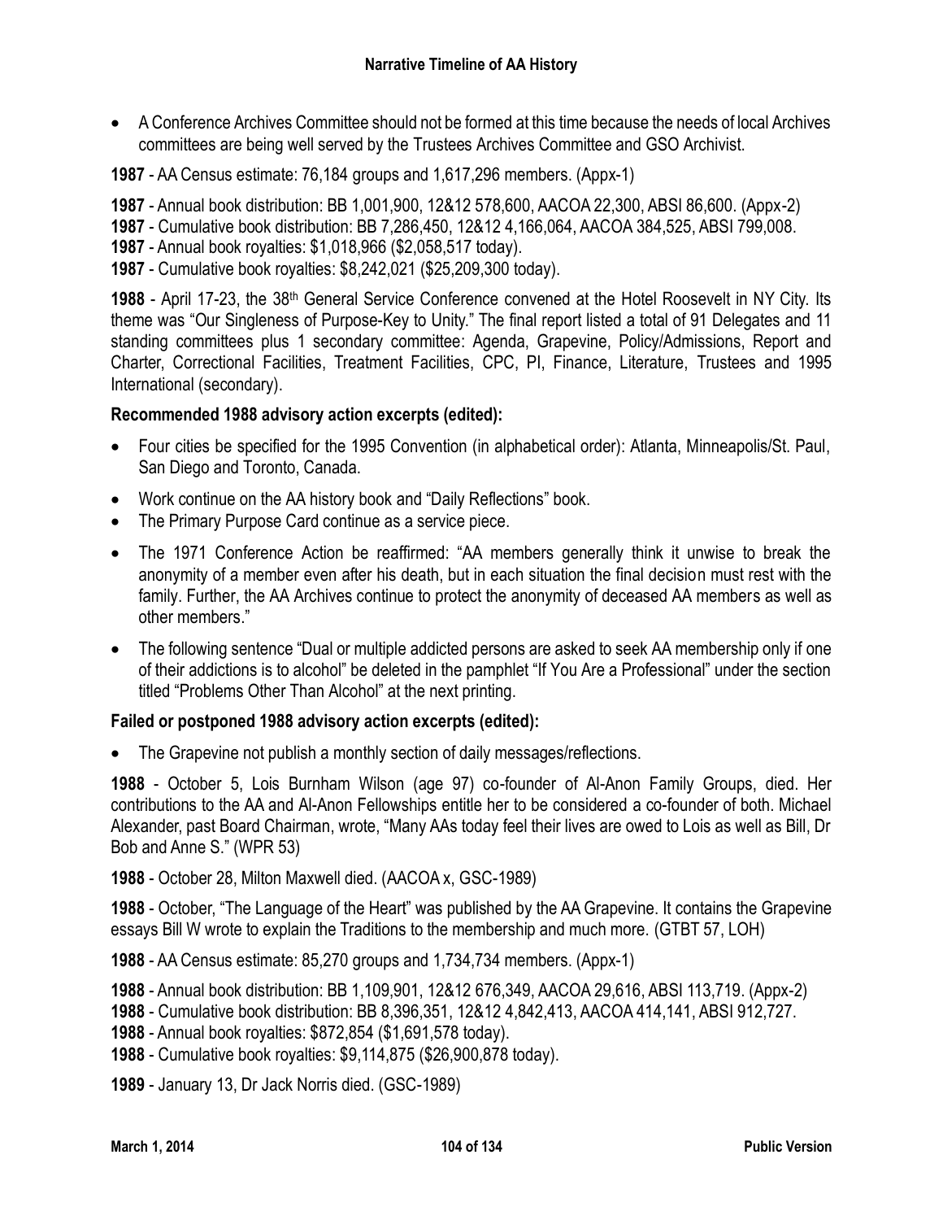- A Conference Archives Committee should not be formed at this time because the needs of local Archives committees are being well served by the Trustees Archives Committee and GSO Archivist.

**1987** - AA Census estimate: 76,184 groups and 1,617,296 members. (Appx-1)

**1987** - Annual book distribution: BB 1,001,900, 12&12 578,600, AACOA 22,300, ABSI 86,600. (Appx-2)
**1987** - Cumulative book distribution: BB 7,286,450, 12&12 4,166,064, AACOA 384,525, ABSI 799,008.
**1987** - Annual book royalties: $1,018,966 ($2,058,517 today).
**1987** - Cumulative book royalties: $8,242,021 ($25,209,300 today).

**1988** - April 17-23, the 38th General Service Conference convened at the Hotel Roosevelt in NY City. Its theme was "Our Singleness of Purpose-Key to Unity." The final report listed a total of 91 Delegates and 11 standing committees plus 1 secondary committee: Agenda, Grapevine, Policy/Admissions, Report and Charter, Correctional Facilities, Treatment Facilities, CPC, PI, Finance, Literature, Trustees and 1995 International (secondary).

**Recommended 1988 advisory action excerpts (edited):**

- Four cities be specified for the 1995 Convention (in alphabetical order): Atlanta, Minneapolis/St. Paul, San Diego and Toronto, Canada.
- Work continue on the AA history book and "Daily Reflections" book.
- The Primary Purpose Card continue as a service piece.
- The 1971 Conference Action be reaffirmed: "AA members generally think it unwise to break the anonymity of a member even after his death, but in each situation the final decision must rest with the family. Further, the AA Archives continue to protect the anonymity of deceased AA members as well as other members."
- The following sentence "Dual or multiple addicted persons are asked to seek AA membership only if one of their addictions is to alcohol" be deleted in the pamphlet "If You Are a Professional" under the section titled "Problems Other Than Alcohol" at the next printing.

**Failed or postponed 1988 advisory action excerpts (edited):**

- The Grapevine not publish a monthly section of daily messages/reflections.

**1988** - October 5, Lois Burnham Wilson (age 97) co-founder of Al-Anon Family Groups, died. Her contributions to the AA and Al-Anon Fellowships entitle her to be considered a co-founder of both. Michael Alexander, past Board Chairman, wrote, "Many AAs today feel their lives are owed to Lois as well as Bill, Dr Bob and Anne S." (WPR 53)

**1988** - October 28, Milton Maxwell died. (AACOA x, GSC-1989)

**1988** - October, "The Language of the Heart" was published by the AA Grapevine. It contains the Grapevine essays Bill W wrote to explain the Traditions to the membership and much more. (GTBT 57, LOH)

**1988** - AA Census estimate: 85,270 groups and 1,734,734 members. (Appx-1)

**1988** - Annual book distribution: BB 1,109,901, 12&12 676,349, AACOA 29,616, ABSI 113,719. (Appx-2)
**1988** - Cumulative book distribution: BB 8,396,351, 12&12 4,842,413, AACOA 414,141, ABSI 912,727.
**1988** - Annual book royalties: $872,854 ($1,691,578 today).
**1988** - Cumulative book royalties: $9,114,875 ($26,900,878 today).

**1989** - January 13, Dr Jack Norris died. (GSC-1989)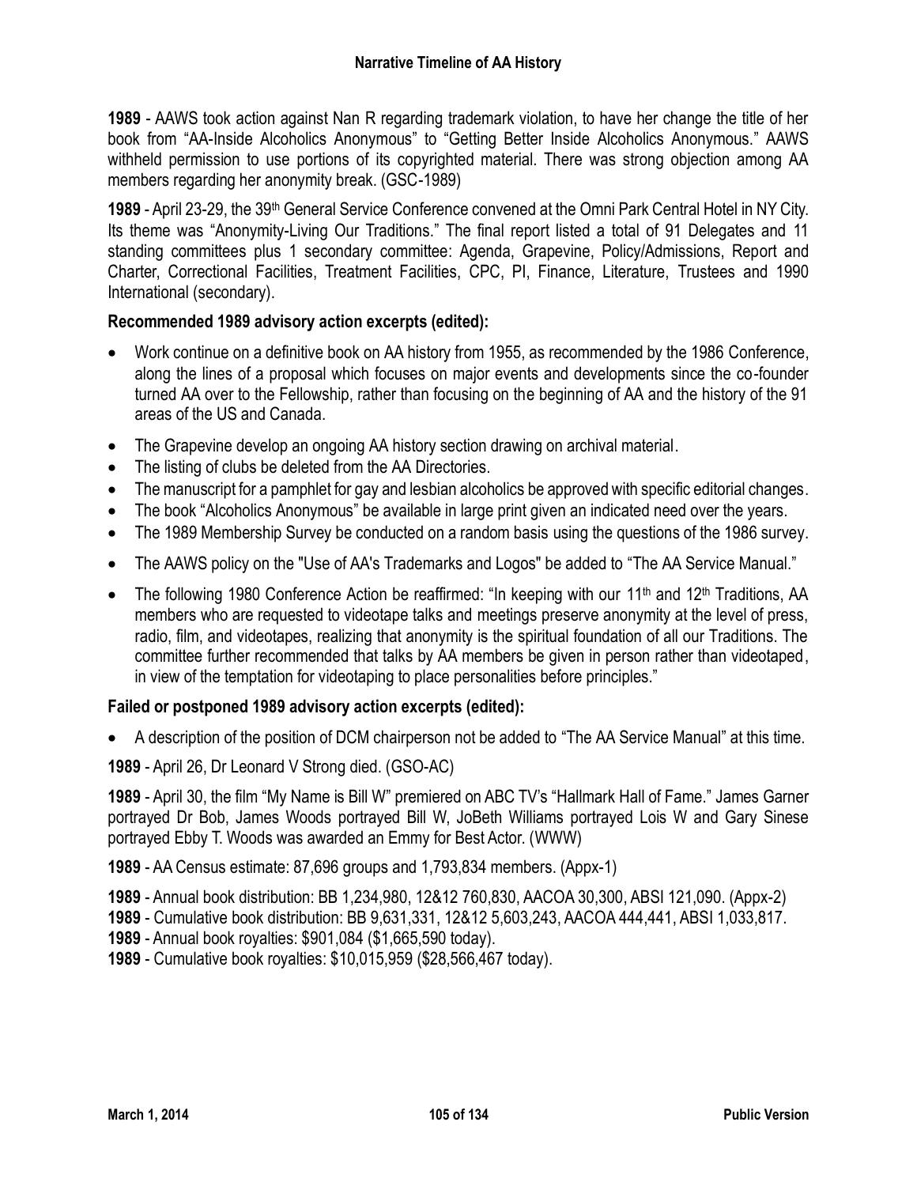**1989** - AAWS took action against Nan R regarding trademark violation, to have her change the title of her book from "AA-Inside Alcoholics Anonymous" to "Getting Better Inside Alcoholics Anonymous." AAWS withheld permission to use portions of its copyrighted material. There was strong objection among AA members regarding her anonymity break. (GSC-1989)

**1989** - April 23-29, the 39th General Service Conference convened at the Omni Park Central Hotel in NY City. Its theme was "Anonymity-Living Our Traditions." The final report listed a total of 91 Delegates and 11 standing committees plus 1 secondary committee: Agenda, Grapevine, Policy/Admissions, Report and Charter, Correctional Facilities, Treatment Facilities, CPC, PI, Finance, Literature, Trustees and 1990 International (secondary).

**Recommended 1989 advisory action excerpts (edited):**

- Work continue on a definitive book on AA history from 1955, as recommended by the 1986 Conference, along the lines of a proposal which focuses on major events and developments since the co-founder turned AA over to the Fellowship, rather than focusing on the beginning of AA and the history of the 91 areas of the US and Canada.
- The Grapevine develop an ongoing AA history section drawing on archival material.
- The listing of clubs be deleted from the AA Directories.
- The manuscript for a pamphlet for gay and lesbian alcoholics be approved with specific editorial changes.
- The book "Alcoholics Anonymous" be available in large print given an indicated need over the years.
- The 1989 Membership Survey be conducted on a random basis using the questions of the 1986 survey.
- The AAWS policy on the "Use of AA's Trademarks and Logos" be added to "The AA Service Manual."
- The following 1980 Conference Action be reaffirmed: "In keeping with our 11th and 12th Traditions, AA members who are requested to videotape talks and meetings preserve anonymity at the level of press, radio, film, and videotapes, realizing that anonymity is the spiritual foundation of all our Traditions. The committee further recommended that talks by AA members be given in person rather than videotaped, in view of the temptation for videotaping to place personalities before principles."

**Failed or postponed 1989 advisory action excerpts (edited):**

- A description of the position of DCM chairperson not be added to "The AA Service Manual" at this time.

**1989** - April 26, Dr Leonard V Strong died. (GSO-AC)

**1989** - April 30, the film "My Name is Bill W" premiered on ABC TV's "Hallmark Hall of Fame." James Garner portrayed Dr Bob, James Woods portrayed Bill W, JoBeth Williams portrayed Lois W and Gary Sinese portrayed Ebby T. Woods was awarded an Emmy for Best Actor. (WWW)

**1989** - AA Census estimate: 87,696 groups and 1,793,834 members. (Appx-1)

**1989** - Annual book distribution: BB 1,234,980, 12&12 760,830, AACOA 30,300, ABSI 121,090. (Appx-2)
**1989** - Cumulative book distribution: BB 9,631,331, 12&12 5,603,243, AACOA 444,441, ABSI 1,033,817.
**1989** - Annual book royalties: $901,084 ($1,665,590 today).
**1989** - Cumulative book royalties: $10,015,959 ($28,566,467 today).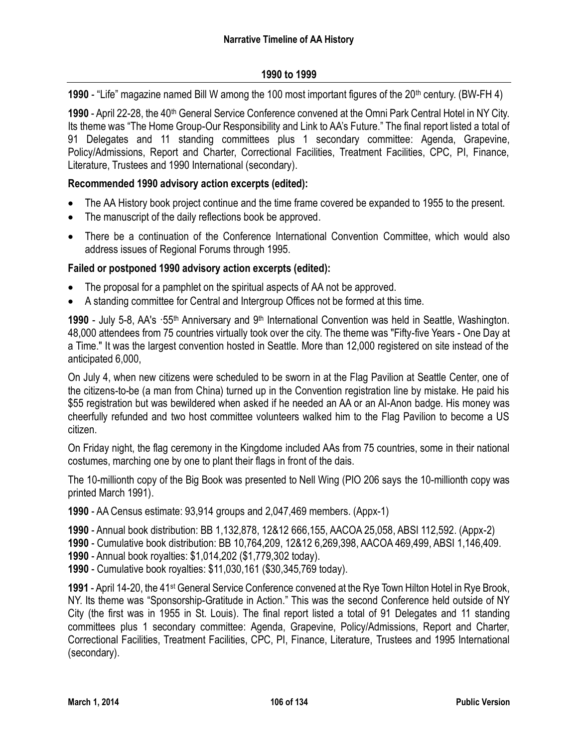## 1990 to 1999

**1990** - "Life" magazine named Bill W among the 100 most important figures of the 20th century. (BW-FH 4)

**1990** - April 22-28, the 40th General Service Conference convened at the Omni Park Central Hotel in NY City. Its theme was "The Home Group-Our Responsibility and Link to AA's Future." The final report listed a total of 91 Delegates and 11 standing committees plus 1 secondary committee: Agenda, Grapevine, Policy/Admissions, Report and Charter, Correctional Facilities, Treatment Facilities, CPC, PI, Finance, Literature, Trustees and 1990 International (secondary).

**Recommended 1990 advisory action excerpts (edited):**

- The AA History book project continue and the time frame covered be expanded to 1955 to the present.
- The manuscript of the daily reflections book be approved.
- There be a continuation of the Conference International Convention Committee, which would also address issues of Regional Forums through 1995.

**Failed or postponed 1990 advisory action excerpts (edited):**

- The proposal for a pamphlet on the spiritual aspects of AA not be approved.
- A standing committee for Central and Intergroup Offices not be formed at this time.

**1990** - July 5-8, AA's ·55th Anniversary and 9th International Convention was held in Seattle, Washington. 48,000 attendees from 75 countries virtually took over the city. The theme was "Fifty-five Years - One Day at a Time." It was the largest convention hosted in Seattle. More than 12,000 registered on site instead of the anticipated 6,000,

On July 4, when new citizens were scheduled to be sworn in at the Flag Pavilion at Seattle Center, one of the citizens-to-be (a man from China) turned up in the Convention registration line by mistake. He paid his $55 registration but was bewildered when asked if he needed an AA or an Al-Anon badge. His money was cheerfully refunded and two host committee volunteers walked him to the Flag Pavilion to become a US citizen.

On Friday night, the flag ceremony in the Kingdome included AAs from 75 countries, some in their national costumes, marching one by one to plant their flags in front of the dais.

The 10-millionth copy of the Big Book was presented to Nell Wing (PIO 206 says the 10-millionth copy was printed March 1991).

**1990** - AA Census estimate: 93,914 groups and 2,047,469 members. (Appx-1)

**1990** - Annual book distribution: BB 1,132,878, 12&12 666,155, AACOA 25,058, ABSI 112,592. (Appx-2)
**1990** - Cumulative book distribution: BB 10,764,209, 12&12 6,269,398, AACOA 469,499, ABSI 1,146,409.
**1990** - Annual book royalties: $1,014,202 ($1,779,302 today).
**1990** - Cumulative book royalties: $11,030,161 ($30,345,769 today).

**1991** - April 14-20, the 41st General Service Conference convened at the Rye Town Hilton Hotel in Rye Brook, NY. Its theme was "Sponsorship-Gratitude in Action." This was the second Conference held outside of NY City (the first was in 1955 in St. Louis). The final report listed a total of 91 Delegates and 11 standing committees plus 1 secondary committee: Agenda, Grapevine, Policy/Admissions, Report and Charter, Correctional Facilities, Treatment Facilities, CPC, PI, Finance, Literature, Trustees and 1995 International (secondary).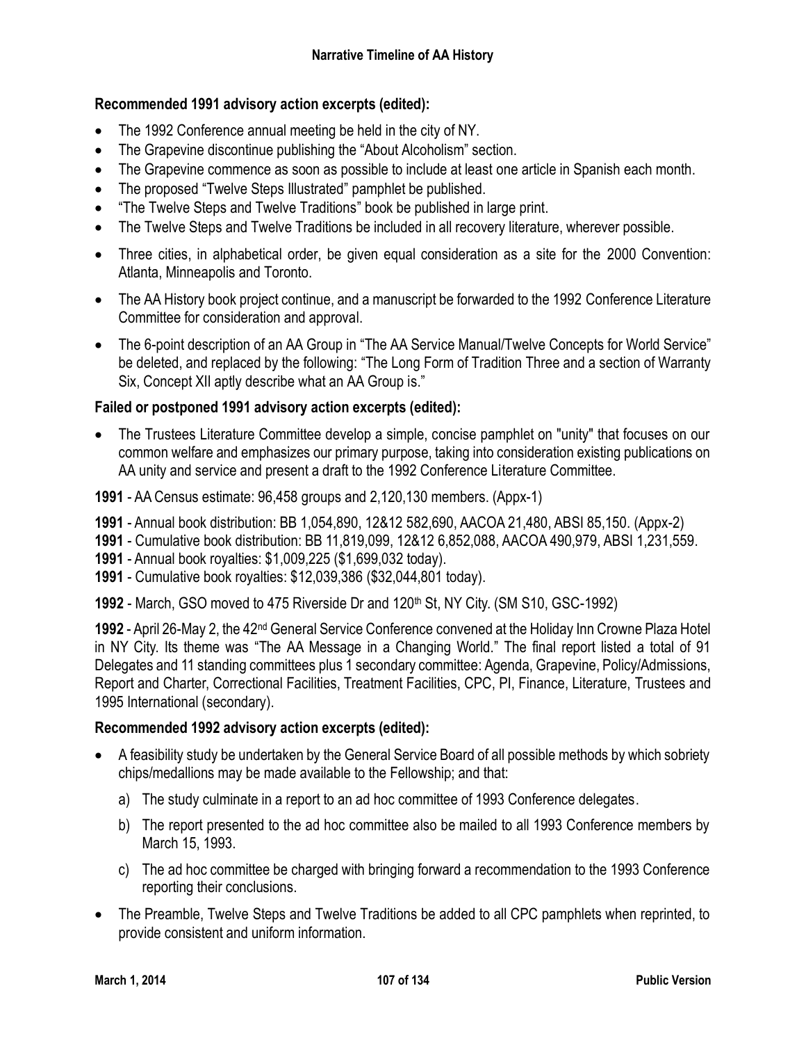**Recommended 1991 advisory action excerpts (edited):**

- The 1992 Conference annual meeting be held in the city of NY.
- The Grapevine discontinue publishing the "About Alcoholism" section.
- The Grapevine commence as soon as possible to include at least one article in Spanish each month.
- The proposed "Twelve Steps Illustrated" pamphlet be published.
- "The Twelve Steps and Twelve Traditions" book be published in large print.
- The Twelve Steps and Twelve Traditions be included in all recovery literature, wherever possible.
- Three cities, in alphabetical order, be given equal consideration as a site for the 2000 Convention: Atlanta, Minneapolis and Toronto.
- The AA History book project continue, and a manuscript be forwarded to the 1992 Conference Literature Committee for consideration and approval.
- The 6-point description of an AA Group in "The AA Service Manual/Twelve Concepts for World Service" be deleted, and replaced by the following: "The Long Form of Tradition Three and a section of Warranty Six, Concept XII aptly describe what an AA Group is."

**Failed or postponed 1991 advisory action excerpts (edited):**

- The Trustees Literature Committee develop a simple, concise pamphlet on "unity" that focuses on our common welfare and emphasizes our primary purpose, taking into consideration existing publications on AA unity and service and present a draft to the 1992 Conference Literature Committee.

**1991** - AA Census estimate: 96,458 groups and 2,120,130 members. (Appx-1)

**1991** - Annual book distribution: BB 1,054,890, 12&12 582,690, AACOA 21,480, ABSI 85,150. (Appx-2)

**1991** - Cumulative book distribution: BB 11,819,099, 12&12 6,852,088, AACOA 490,979, ABSI 1,231,559.

**1991** - Annual book royalties: $1,009,225 ($1,699,032 today).

**1991** - Cumulative book royalties: $12,039,386 ($32,044,801 today).

**1992** - March, GSO moved to 475 Riverside Dr and 120th St, NY City. (SM S10, GSC-1992)

**1992** - April 26-May 2, the 42nd General Service Conference convened at the Holiday Inn Crowne Plaza Hotel in NY City. Its theme was "The AA Message in a Changing World." The final report listed a total of 91 Delegates and 11 standing committees plus 1 secondary committee: Agenda, Grapevine, Policy/Admissions, Report and Charter, Correctional Facilities, Treatment Facilities, CPC, PI, Finance, Literature, Trustees and 1995 International (secondary).

**Recommended 1992 advisory action excerpts (edited):**

- A feasibility study be undertaken by the General Service Board of all possible methods by which sobriety chips/medallions may be made available to the Fellowship; and that:
  a) The study culminate in a report to an ad hoc committee of 1993 Conference delegates.
  b) The report presented to the ad hoc committee also be mailed to all 1993 Conference members by March 15, 1993.
  c) The ad hoc committee be charged with bringing forward a recommendation to the 1993 Conference reporting their conclusions.
- The Preamble, Twelve Steps and Twelve Traditions be added to all CPC pamphlets when reprinted, to provide consistent and uniform information.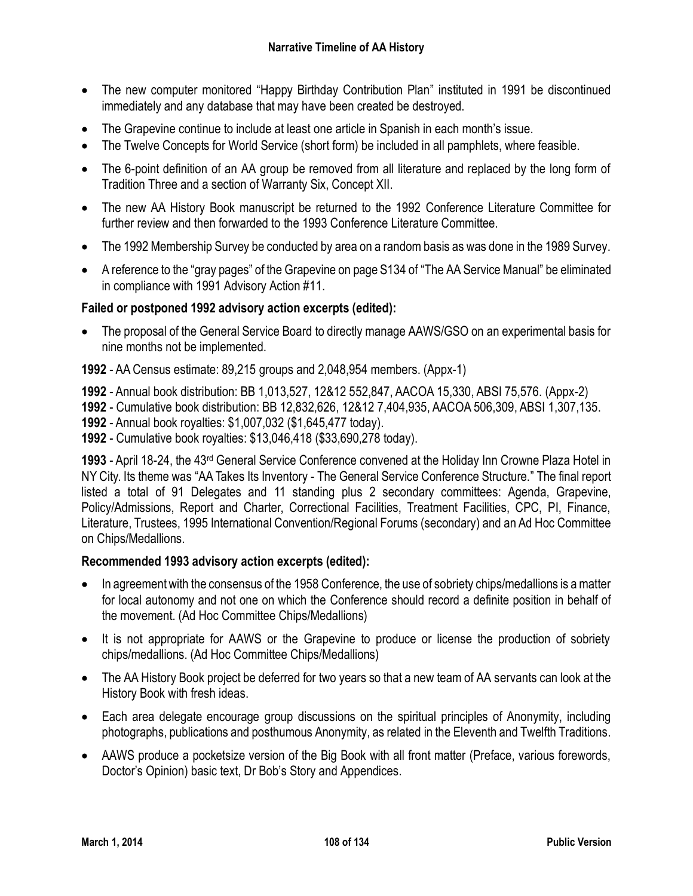- The new computer monitored "Happy Birthday Contribution Plan" instituted in 1991 be discontinued immediately and any database that may have been created be destroyed.
- The Grapevine continue to include at least one article in Spanish in each month's issue.
- The Twelve Concepts for World Service (short form) be included in all pamphlets, where feasible.
- The 6-point definition of an AA group be removed from all literature and replaced by the long form of Tradition Three and a section of Warranty Six, Concept XII.
- The new AA History Book manuscript be returned to the 1992 Conference Literature Committee for further review and then forwarded to the 1993 Conference Literature Committee.
- The 1992 Membership Survey be conducted by area on a random basis as was done in the 1989 Survey.
- A reference to the "gray pages" of the Grapevine on page S134 of "The AA Service Manual" be eliminated in compliance with 1991 Advisory Action #11.

**Failed or postponed 1992 advisory action excerpts (edited):**

- The proposal of the General Service Board to directly manage AAWS/GSO on an experimental basis for nine months not be implemented.

**1992** - AA Census estimate: 89,215 groups and 2,048,954 members. (Appx-1)

**1992** - Annual book distribution: BB 1,013,527, 12&12 552,847, AACOA 15,330, ABSI 75,576. (Appx-2)
**1992** - Cumulative book distribution: BB 12,832,626, 12&12 7,404,935, AACOA 506,309, ABSI 1,307,135.
**1992** - Annual book royalties: $1,007,032 ($1,645,477 today).
**1992** - Cumulative book royalties: $13,046,418 ($33,690,278 today).

**1993** - April 18-24, the 43rd General Service Conference convened at the Holiday Inn Crowne Plaza Hotel in NY City. Its theme was "AA Takes Its Inventory - The General Service Conference Structure." The final report listed a total of 91 Delegates and 11 standing plus 2 secondary committees: Agenda, Grapevine, Policy/Admissions, Report and Charter, Correctional Facilities, Treatment Facilities, CPC, PI, Finance, Literature, Trustees, 1995 International Convention/Regional Forums (secondary) and an Ad Hoc Committee on Chips/Medallions.

**Recommended 1993 advisory action excerpts (edited):**

- In agreement with the consensus of the 1958 Conference, the use of sobriety chips/medallions is a matter for local autonomy and not one on which the Conference should record a definite position in behalf of the movement. (Ad Hoc Committee Chips/Medallions)
- It is not appropriate for AAWS or the Grapevine to produce or license the production of sobriety chips/medallions. (Ad Hoc Committee Chips/Medallions)
- The AA History Book project be deferred for two years so that a new team of AA servants can look at the History Book with fresh ideas.
- Each area delegate encourage group discussions on the spiritual principles of Anonymity, including photographs, publications and posthumous Anonymity, as related in the Eleventh and Twelfth Traditions.
- AAWS produce a pocketsize version of the Big Book with all front matter (Preface, various forewords, Doctor's Opinion) basic text, Dr Bob's Story and Appendices.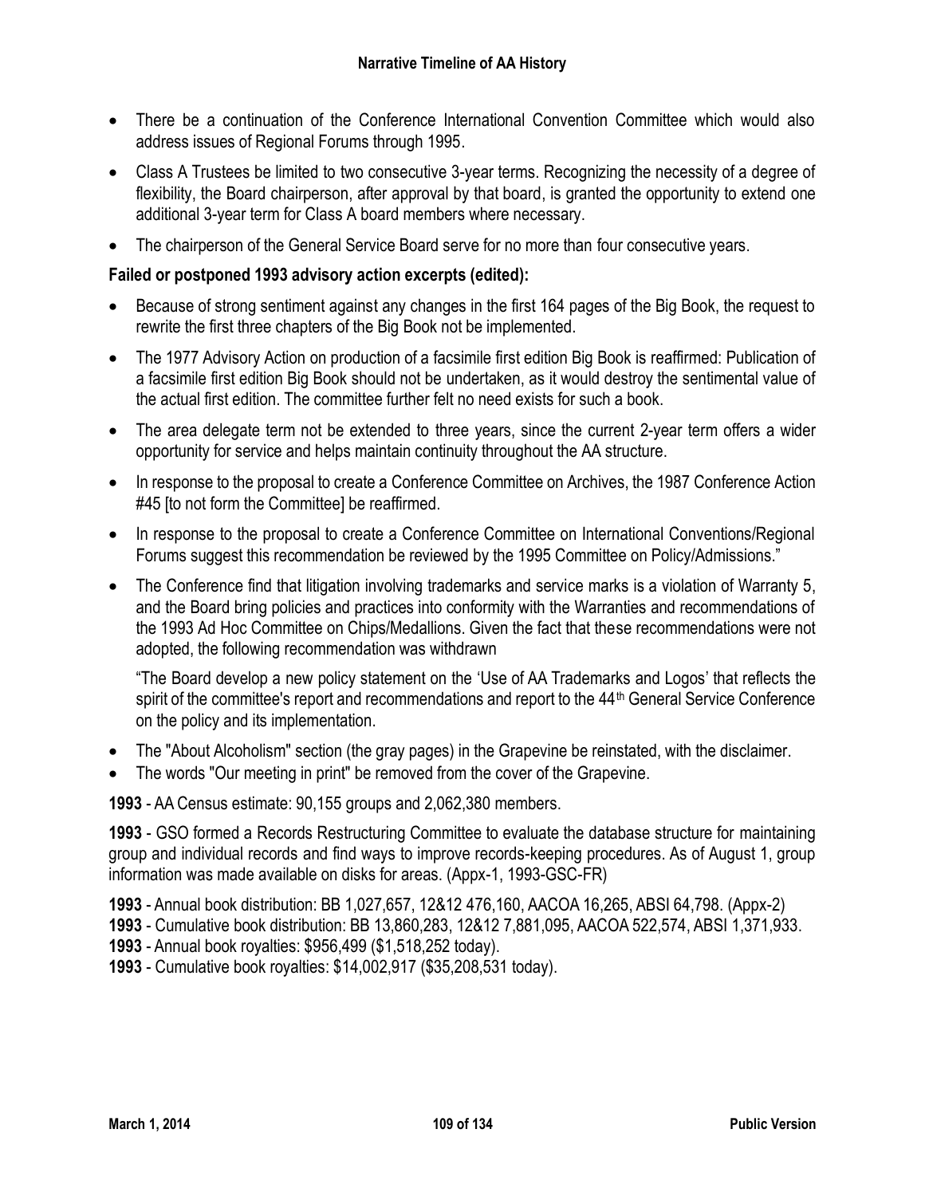- There be a continuation of the Conference International Convention Committee which would also address issues of Regional Forums through 1995.
- Class A Trustees be limited to two consecutive 3-year terms. Recognizing the necessity of a degree of flexibility, the Board chairperson, after approval by that board, is granted the opportunity to extend one additional 3-year term for Class A board members where necessary.
- The chairperson of the General Service Board serve for no more than four consecutive years.

**Failed or postponed 1993 advisory action excerpts (edited):**

- Because of strong sentiment against any changes in the first 164 pages of the Big Book, the request to rewrite the first three chapters of the Big Book not be implemented.
- The 1977 Advisory Action on production of a facsimile first edition Big Book is reaffirmed: Publication of a facsimile first edition Big Book should not be undertaken, as it would destroy the sentimental value of the actual first edition. The committee further felt no need exists for such a book.
- The area delegate term not be extended to three years, since the current 2-year term offers a wider opportunity for service and helps maintain continuity throughout the AA structure.
- In response to the proposal to create a Conference Committee on Archives, the 1987 Conference Action #45 [to not form the Committee] be reaffirmed.
- In response to the proposal to create a Conference Committee on International Conventions/Regional Forums suggest this recommendation be reviewed by the 1995 Committee on Policy/Admissions."
- The Conference find that litigation involving trademarks and service marks is a violation of Warranty 5, and the Board bring policies and practices into conformity with the Warranties and recommendations of the 1993 Ad Hoc Committee on Chips/Medallions. Given the fact that these recommendations were not adopted, the following recommendation was withdrawn

  "The Board develop a new policy statement on the 'Use of AA Trademarks and Logos' that reflects the spirit of the committee's report and recommendations and report to the 44th General Service Conference on the policy and its implementation.

- The "About Alcoholism" section (the gray pages) in the Grapevine be reinstated, with the disclaimer.
- The words "Our meeting in print" be removed from the cover of the Grapevine.

**1993** - AA Census estimate: 90,155 groups and 2,062,380 members.

**1993** - GSO formed a Records Restructuring Committee to evaluate the database structure for maintaining group and individual records and find ways to improve records-keeping procedures. As of August 1, group information was made available on disks for areas. (Appx-1, 1993-GSC-FR)

**1993** - Annual book distribution: BB 1,027,657, 12&12 476,160, AACOA 16,265, ABSI 64,798. (Appx-2)
**1993** - Cumulative book distribution: BB 13,860,283, 12&12 7,881,095, AACOA 522,574, ABSI 1,371,933.
**1993** - Annual book royalties: $956,499 ($1,518,252 today).
**1993** - Cumulative book royalties: $14,002,917 ($35,208,531 today).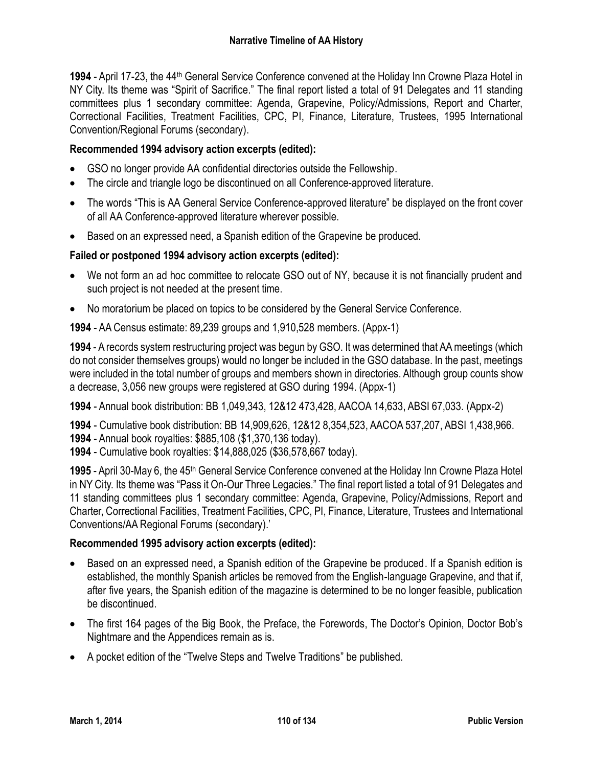**1994** - April 17-23, the 44th General Service Conference convened at the Holiday Inn Crowne Plaza Hotel in NY City. Its theme was "Spirit of Sacrifice." The final report listed a total of 91 Delegates and 11 standing committees plus 1 secondary committee: Agenda, Grapevine, Policy/Admissions, Report and Charter, Correctional Facilities, Treatment Facilities, CPC, PI, Finance, Literature, Trustees, 1995 International Convention/Regional Forums (secondary).

**Recommended 1994 advisory action excerpts (edited):**

- GSO no longer provide AA confidential directories outside the Fellowship.
- The circle and triangle logo be discontinued on all Conference-approved literature.
- The words "This is AA General Service Conference-approved literature" be displayed on the front cover of all AA Conference-approved literature wherever possible.
- Based on an expressed need, a Spanish edition of the Grapevine be produced.

**Failed or postponed 1994 advisory action excerpts (edited):**

- We not form an ad hoc committee to relocate GSO out of NY, because it is not financially prudent and such project is not needed at the present time.
- No moratorium be placed on topics to be considered by the General Service Conference.

**1994** - AA Census estimate: 89,239 groups and 1,910,528 members. (Appx-1)

**1994** - A records system restructuring project was begun by GSO. It was determined that AA meetings (which do not consider themselves groups) would no longer be included in the GSO database. In the past, meetings were included in the total number of groups and members shown in directories. Although group counts show a decrease, 3,056 new groups were registered at GSO during 1994. (Appx-1)

**1994** - Annual book distribution: BB 1,049,343, 12&12 473,428, AACOA 14,633, ABSI 67,033. (Appx-2)

**1994** - Cumulative book distribution: BB 14,909,626, 12&12 8,354,523, AACOA 537,207, ABSI 1,438,966.
**1994** - Annual book royalties: $885,108 ($1,370,136 today).
**1994** - Cumulative book royalties: $14,888,025 ($36,578,667 today).

**1995** - April 30-May 6, the 45th General Service Conference convened at the Holiday Inn Crowne Plaza Hotel in NY City. Its theme was "Pass it On-Our Three Legacies." The final report listed a total of 91 Delegates and 11 standing committees plus 1 secondary committee: Agenda, Grapevine, Policy/Admissions, Report and Charter, Correctional Facilities, Treatment Facilities, CPC, PI, Finance, Literature, Trustees and International Conventions/AA Regional Forums (secondary).'

**Recommended 1995 advisory action excerpts (edited):**

- Based on an expressed need, a Spanish edition of the Grapevine be produced. If a Spanish edition is established, the monthly Spanish articles be removed from the English-language Grapevine, and that if, after five years, the Spanish edition of the magazine is determined to be no longer feasible, publication be discontinued.
- The first 164 pages of the Big Book, the Preface, the Forewords, The Doctor's Opinion, Doctor Bob's Nightmare and the Appendices remain as is.
- A pocket edition of the "Twelve Steps and Twelve Traditions" be published.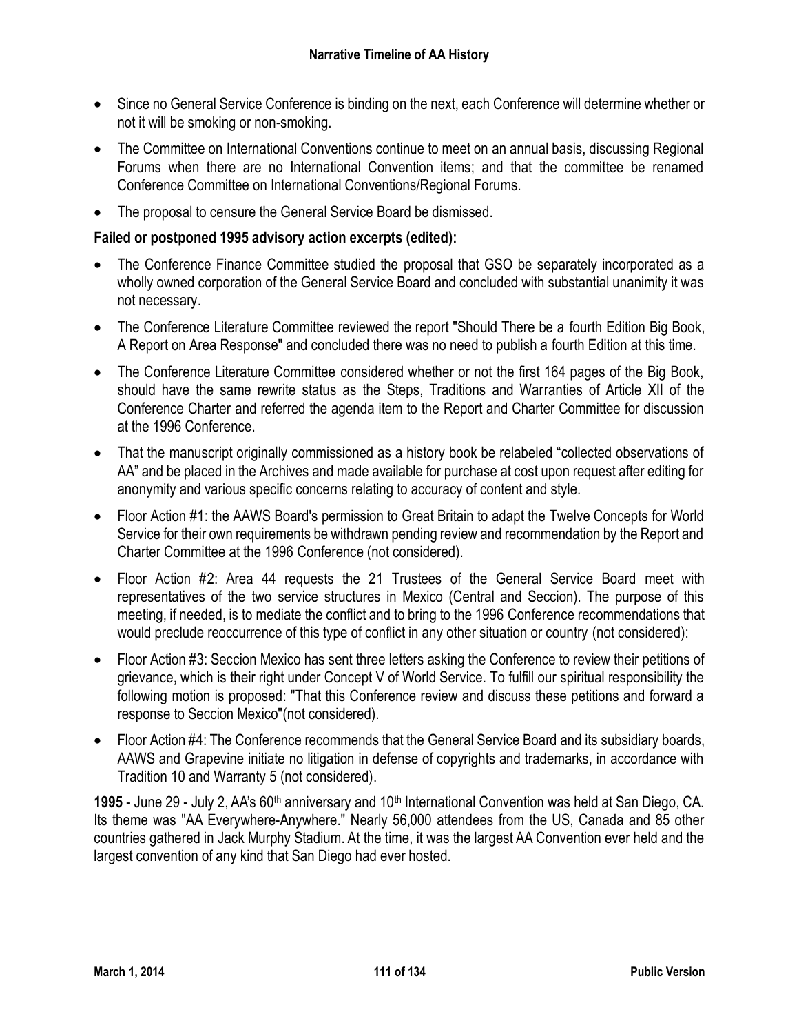- Since no General Service Conference is binding on the next, each Conference will determine whether or not it will be smoking or non-smoking.
- The Committee on International Conventions continue to meet on an annual basis, discussing Regional Forums when there are no International Convention items; and that the committee be renamed Conference Committee on International Conventions/Regional Forums.
- The proposal to censure the General Service Board be dismissed.

**Failed or postponed 1995 advisory action excerpts (edited):**

- The Conference Finance Committee studied the proposal that GSO be separately incorporated as a wholly owned corporation of the General Service Board and concluded with substantial unanimity it was not necessary.
- The Conference Literature Committee reviewed the report "Should There be a fourth Edition Big Book, A Report on Area Response" and concluded there was no need to publish a fourth Edition at this time.
- The Conference Literature Committee considered whether or not the first 164 pages of the Big Book, should have the same rewrite status as the Steps, Traditions and Warranties of Article XII of the Conference Charter and referred the agenda item to the Report and Charter Committee for discussion at the 1996 Conference.
- That the manuscript originally commissioned as a history book be relabeled "collected observations of AA" and be placed in the Archives and made available for purchase at cost upon request after editing for anonymity and various specific concerns relating to accuracy of content and style.
- Floor Action #1: the AAWS Board's permission to Great Britain to adapt the Twelve Concepts for World Service for their own requirements be withdrawn pending review and recommendation by the Report and Charter Committee at the 1996 Conference (not considered).
- Floor Action #2: Area 44 requests the 21 Trustees of the General Service Board meet with representatives of the two service structures in Mexico (Central and Seccion). The purpose of this meeting, if needed, is to mediate the conflict and to bring to the 1996 Conference recommendations that would preclude reoccurrence of this type of conflict in any other situation or country (not considered):
- Floor Action #3: Seccion Mexico has sent three letters asking the Conference to review their petitions of grievance, which is their right under Concept V of World Service. To fulfill our spiritual responsibility the following motion is proposed: "That this Conference review and discuss these petitions and forward a response to Seccion Mexico"(not considered).
- Floor Action #4: The Conference recommends that the General Service Board and its subsidiary boards, AAWS and Grapevine initiate no litigation in defense of copyrights and trademarks, in accordance with Tradition 10 and Warranty 5 (not considered).

**1995** - June 29 - July 2, AA's 60th anniversary and 10th International Convention was held at San Diego, CA. Its theme was "AA Everywhere-Anywhere." Nearly 56,000 attendees from the US, Canada and 85 other countries gathered in Jack Murphy Stadium. At the time, it was the largest AA Convention ever held and the largest convention of any kind that San Diego had ever hosted.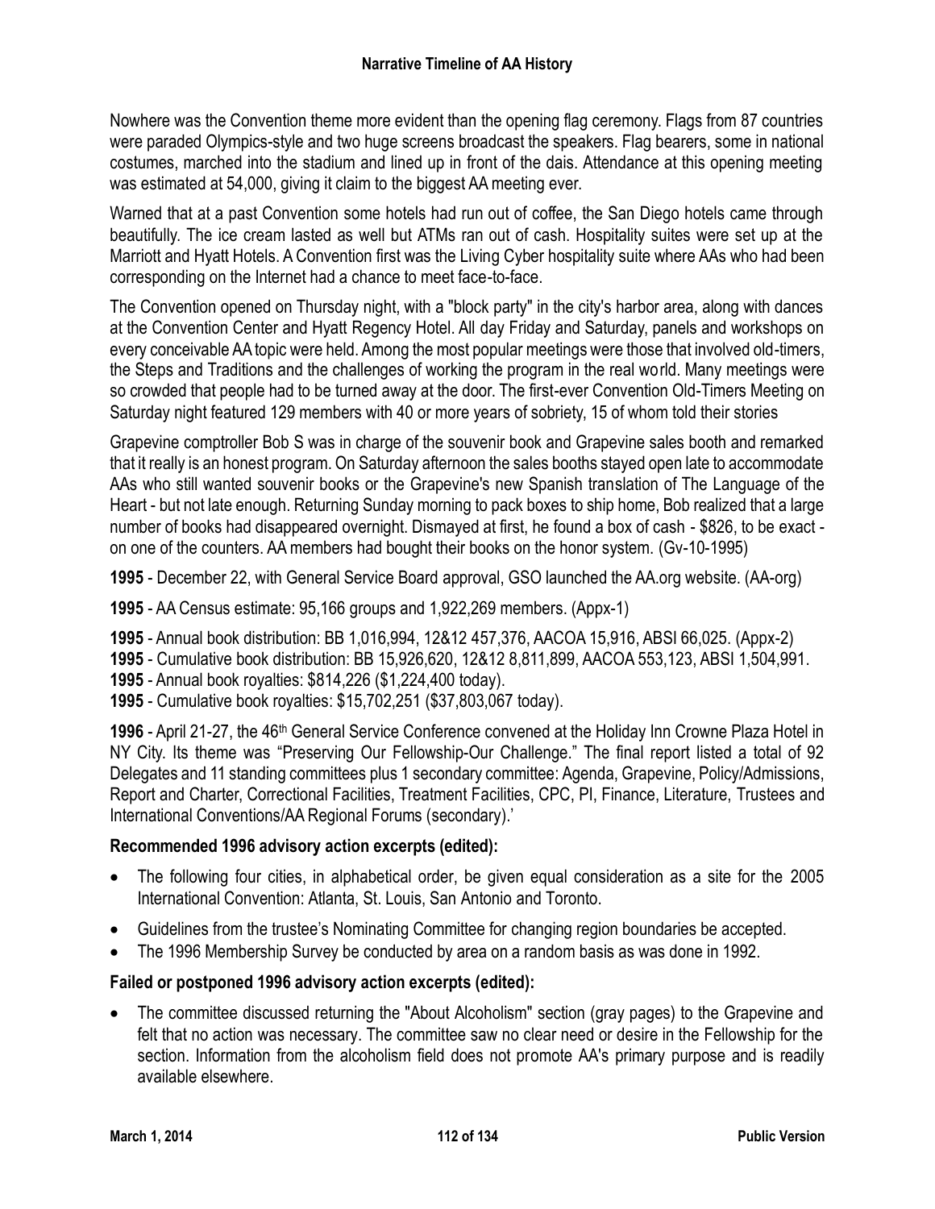Nowhere was the Convention theme more evident than the opening flag ceremony. Flags from 87 countries were paraded Olympics-style and two huge screens broadcast the speakers. Flag bearers, some in national costumes, marched into the stadium and lined up in front of the dais. Attendance at this opening meeting was estimated at 54,000, giving it claim to the biggest AA meeting ever.

Warned that at a past Convention some hotels had run out of coffee, the San Diego hotels came through beautifully. The ice cream lasted as well but ATMs ran out of cash. Hospitality suites were set up at the Marriott and Hyatt Hotels. A Convention first was the Living Cyber hospitality suite where AAs who had been corresponding on the Internet had a chance to meet face-to-face.

The Convention opened on Thursday night, with a "block party" in the city's harbor area, along with dances at the Convention Center and Hyatt Regency Hotel. All day Friday and Saturday, panels and workshops on every conceivable AA topic were held. Among the most popular meetings were those that involved old-timers, the Steps and Traditions and the challenges of working the program in the real world. Many meetings were so crowded that people had to be turned away at the door. The first-ever Convention Old-Timers Meeting on Saturday night featured 129 members with 40 or more years of sobriety, 15 of whom told their stories

Grapevine comptroller Bob S was in charge of the souvenir book and Grapevine sales booth and remarked that it really is an honest program. On Saturday afternoon the sales booths stayed open late to accommodate AAs who still wanted souvenir books or the Grapevine's new Spanish translation of The Language of the Heart - but not late enough. Returning Sunday morning to pack boxes to ship home, Bob realized that a large number of books had disappeared overnight. Dismayed at first, he found a box of cash - $826, to be exact - on one of the counters. AA members had bought their books on the honor system. (Gv-10-1995)

**1995** - December 22, with General Service Board approval, GSO launched the AA.org website. (AA-org)

**1995** - AA Census estimate: 95,166 groups and 1,922,269 members. (Appx-1)

**1995** - Annual book distribution: BB 1,016,994, 12&12 457,376, AACOA 15,916, ABSI 66,025. (Appx-2)
**1995** - Cumulative book distribution: BB 15,926,620, 12&12 8,811,899, AACOA 553,123, ABSI 1,504,991.
**1995** - Annual book royalties: $814,226 ($1,224,400 today).
**1995** - Cumulative book royalties: $15,702,251 ($37,803,067 today).

**1996** - April 21-27, the 46th General Service Conference convened at the Holiday Inn Crowne Plaza Hotel in NY City. Its theme was "Preserving Our Fellowship-Our Challenge." The final report listed a total of 92 Delegates and 11 standing committees plus 1 secondary committee: Agenda, Grapevine, Policy/Admissions, Report and Charter, Correctional Facilities, Treatment Facilities, CPC, PI, Finance, Literature, Trustees and International Conventions/AA Regional Forums (secondary).'

### Recommended 1996 advisory action excerpts (edited):

- The following four cities, in alphabetical order, be given equal consideration as a site for the 2005 International Convention: Atlanta, St. Louis, San Antonio and Toronto.
- Guidelines from the trustee's Nominating Committee for changing region boundaries be accepted.
- The 1996 Membership Survey be conducted by area on a random basis as was done in 1992.

### Failed or postponed 1996 advisory action excerpts (edited):

- The committee discussed returning the "About Alcoholism" section (gray pages) to the Grapevine and felt that no action was necessary. The committee saw no clear need or desire in the Fellowship for the section. Information from the alcoholism field does not promote AA's primary purpose and is readily available elsewhere.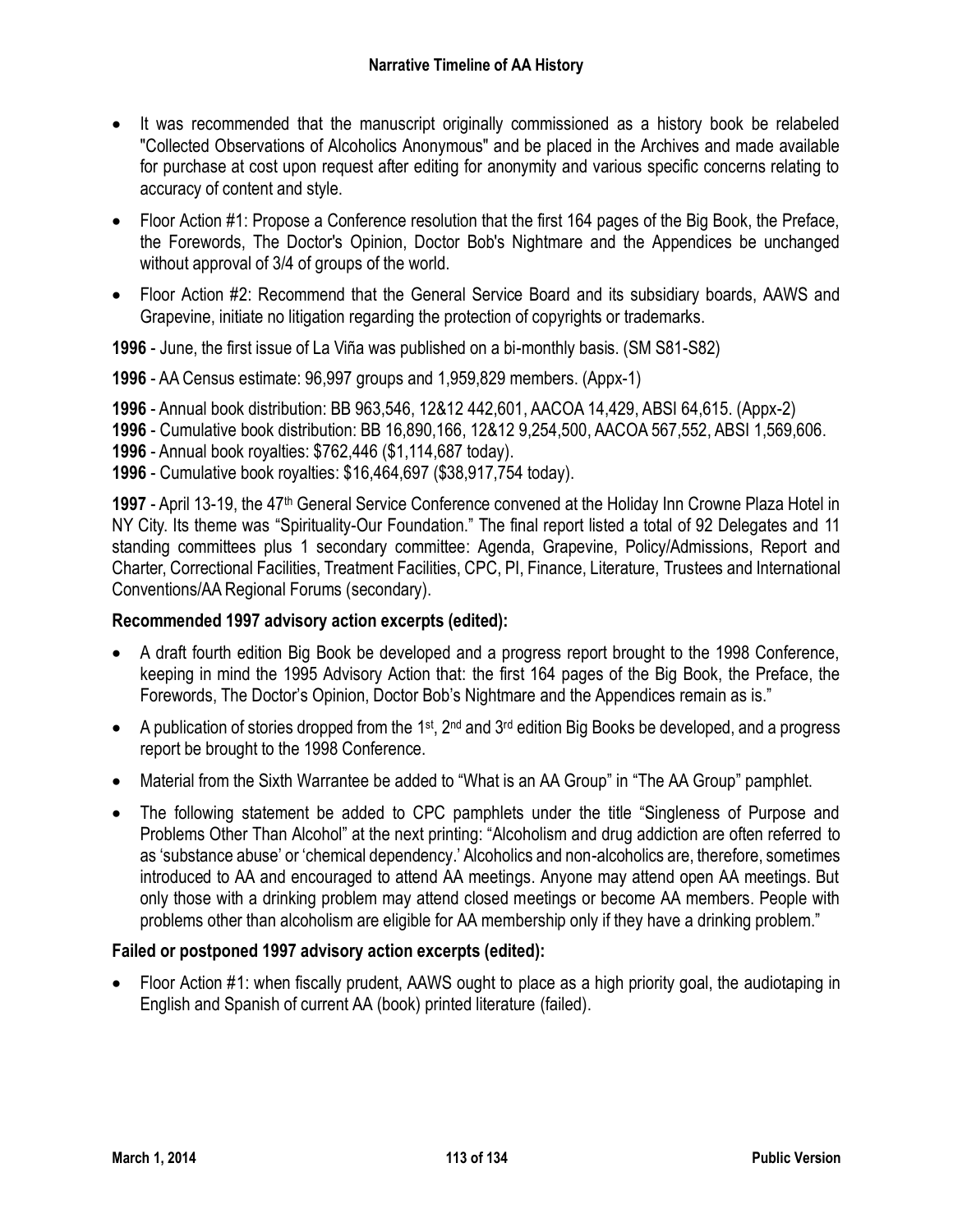- It was recommended that the manuscript originally commissioned as a history book be relabeled "Collected Observations of Alcoholics Anonymous" and be placed in the Archives and made available for purchase at cost upon request after editing for anonymity and various specific concerns relating to accuracy of content and style.
- Floor Action #1: Propose a Conference resolution that the first 164 pages of the Big Book, the Preface, the Forewords, The Doctor's Opinion, Doctor Bob's Nightmare and the Appendices be unchanged without approval of 3/4 of groups of the world.
- Floor Action #2: Recommend that the General Service Board and its subsidiary boards, AAWS and Grapevine, initiate no litigation regarding the protection of copyrights or trademarks.

**1996** - June, the first issue of La Viña was published on a bi-monthly basis. (SM S81-S82)

**1996** - AA Census estimate: 96,997 groups and 1,959,829 members. (Appx-1)

**1996** - Annual book distribution: BB 963,546, 12&12 442,601, AACOA 14,429, ABSI 64,615. (Appx-2)
**1996** - Cumulative book distribution: BB 16,890,166, 12&12 9,254,500, AACOA 567,552, ABSI 1,569,606.
**1996** - Annual book royalties: $762,446 ($1,114,687 today).
**1996** - Cumulative book royalties: $16,464,697 ($38,917,754 today).

**1997** - April 13-19, the 47th General Service Conference convened at the Holiday Inn Crowne Plaza Hotel in NY City. Its theme was "Spirituality-Our Foundation." The final report listed a total of 92 Delegates and 11 standing committees plus 1 secondary committee: Agenda, Grapevine, Policy/Admissions, Report and Charter, Correctional Facilities, Treatment Facilities, CPC, PI, Finance, Literature, Trustees and International Conventions/AA Regional Forums (secondary).

### Recommended 1997 advisory action excerpts (edited):

- A draft fourth edition Big Book be developed and a progress report brought to the 1998 Conference, keeping in mind the 1995 Advisory Action that: the first 164 pages of the Big Book, the Preface, the Forewords, The Doctor's Opinion, Doctor Bob's Nightmare and the Appendices remain as is."
- A publication of stories dropped from the 1st, 2nd and 3rd edition Big Books be developed, and a progress report be brought to the 1998 Conference.
- Material from the Sixth Warrantee be added to "What is an AA Group" in "The AA Group" pamphlet.
- The following statement be added to CPC pamphlets under the title "Singleness of Purpose and Problems Other Than Alcohol" at the next printing: "Alcoholism and drug addiction are often referred to as 'substance abuse' or 'chemical dependency.' Alcoholics and non-alcoholics are, therefore, sometimes introduced to AA and encouraged to attend AA meetings. Anyone may attend open AA meetings. But only those with a drinking problem may attend closed meetings or become AA members. People with problems other than alcoholism are eligible for AA membership only if they have a drinking problem."

### Failed or postponed 1997 advisory action excerpts (edited):

- Floor Action #1: when fiscally prudent, AAWS ought to place as a high priority goal, the audiotaping in English and Spanish of current AA (book) printed literature (failed).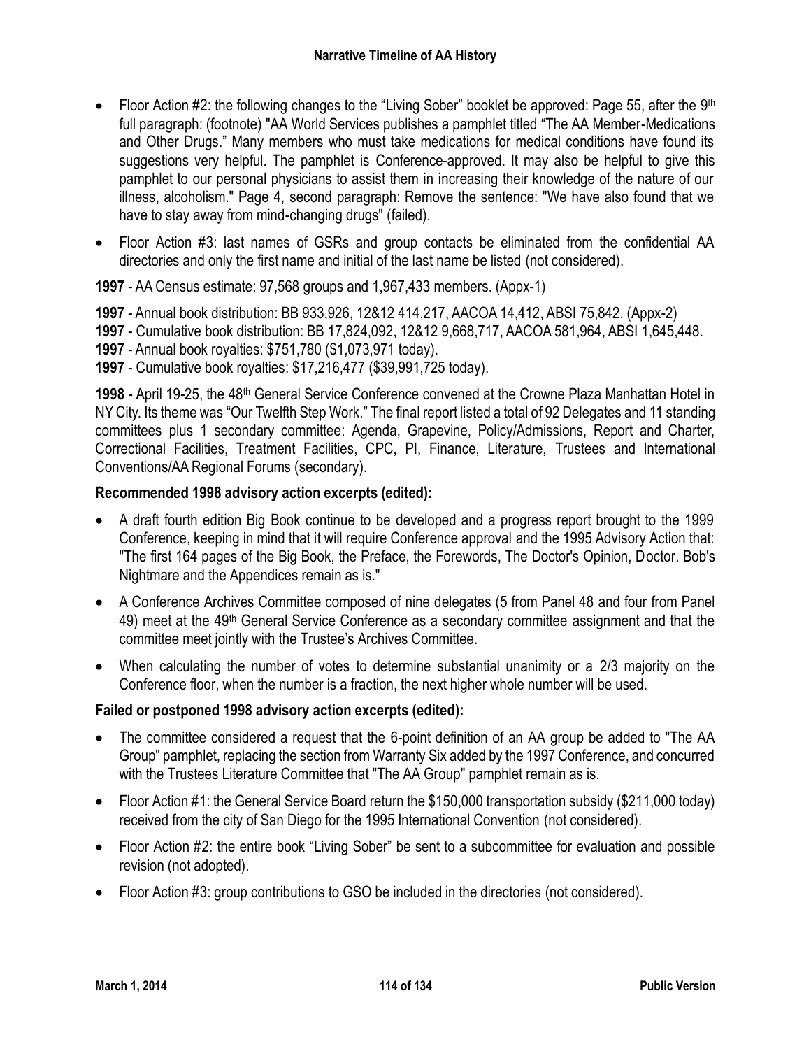- Floor Action #2: the following changes to the "Living Sober" booklet be approved: Page 55, after the 9th full paragraph: (footnote) "AA World Services publishes a pamphlet titled "The AA Member-Medications and Other Drugs." Many members who must take medications for medical conditions have found its suggestions very helpful. The pamphlet is Conference-approved. It may also be helpful to give this pamphlet to our personal physicians to assist them in increasing their knowledge of the nature of our illness, alcoholism." Page 4, second paragraph: Remove the sentence: "We have also found that we have to stay away from mind-changing drugs" (failed).
- Floor Action #3: last names of GSRs and group contacts be eliminated from the confidential AA directories and only the first name and initial of the last name be listed (not considered).

**1997** - AA Census estimate: 97,568 groups and 1,967,433 members. (Appx-1)

**1997** - Annual book distribution: BB 933,926, 12&12 414,217, AACOA 14,412, ABSI 75,842. (Appx-2)
**1997** - Cumulative book distribution: BB 17,824,092, 12&12 9,668,717, AACOA 581,964, ABSI 1,645,448.
**1997** - Annual book royalties: $751,780 ($1,073,971 today).
**1997** - Cumulative book royalties: $17,216,477 ($39,991,725 today).

**1998** - April 19-25, the 48th General Service Conference convened at the Crowne Plaza Manhattan Hotel in NY City. Its theme was "Our Twelfth Step Work." The final report listed a total of 92 Delegates and 11 standing committees plus 1 secondary committee: Agenda, Grapevine, Policy/Admissions, Report and Charter, Correctional Facilities, Treatment Facilities, CPC, PI, Finance, Literature, Trustees and International Conventions/AA Regional Forums (secondary).

**Recommended 1998 advisory action excerpts (edited):**

- A draft fourth edition Big Book continue to be developed and a progress report brought to the 1999 Conference, keeping in mind that it will require Conference approval and the 1995 Advisory Action that: "The first 164 pages of the Big Book, the Preface, the Forewords, The Doctor's Opinion, Doctor. Bob's Nightmare and the Appendices remain as is."
- A Conference Archives Committee composed of nine delegates (5 from Panel 48 and four from Panel 49) meet at the 49th General Service Conference as a secondary committee assignment and that the committee meet jointly with the Trustee's Archives Committee.
- When calculating the number of votes to determine substantial unanimity or a 2/3 majority on the Conference floor, when the number is a fraction, the next higher whole number will be used.

**Failed or postponed 1998 advisory action excerpts (edited):**

- The committee considered a request that the 6-point definition of an AA group be added to "The AA Group" pamphlet, replacing the section from Warranty Six added by the 1997 Conference, and concurred with the Trustees Literature Committee that "The AA Group" pamphlet remain as is.
- Floor Action #1: the General Service Board return the $150,000 transportation subsidy ($211,000 today) received from the city of San Diego for the 1995 International Convention (not considered).
- Floor Action #2: the entire book "Living Sober" be sent to a subcommittee for evaluation and possible revision (not adopted).
- Floor Action #3: group contributions to GSO be included in the directories (not considered).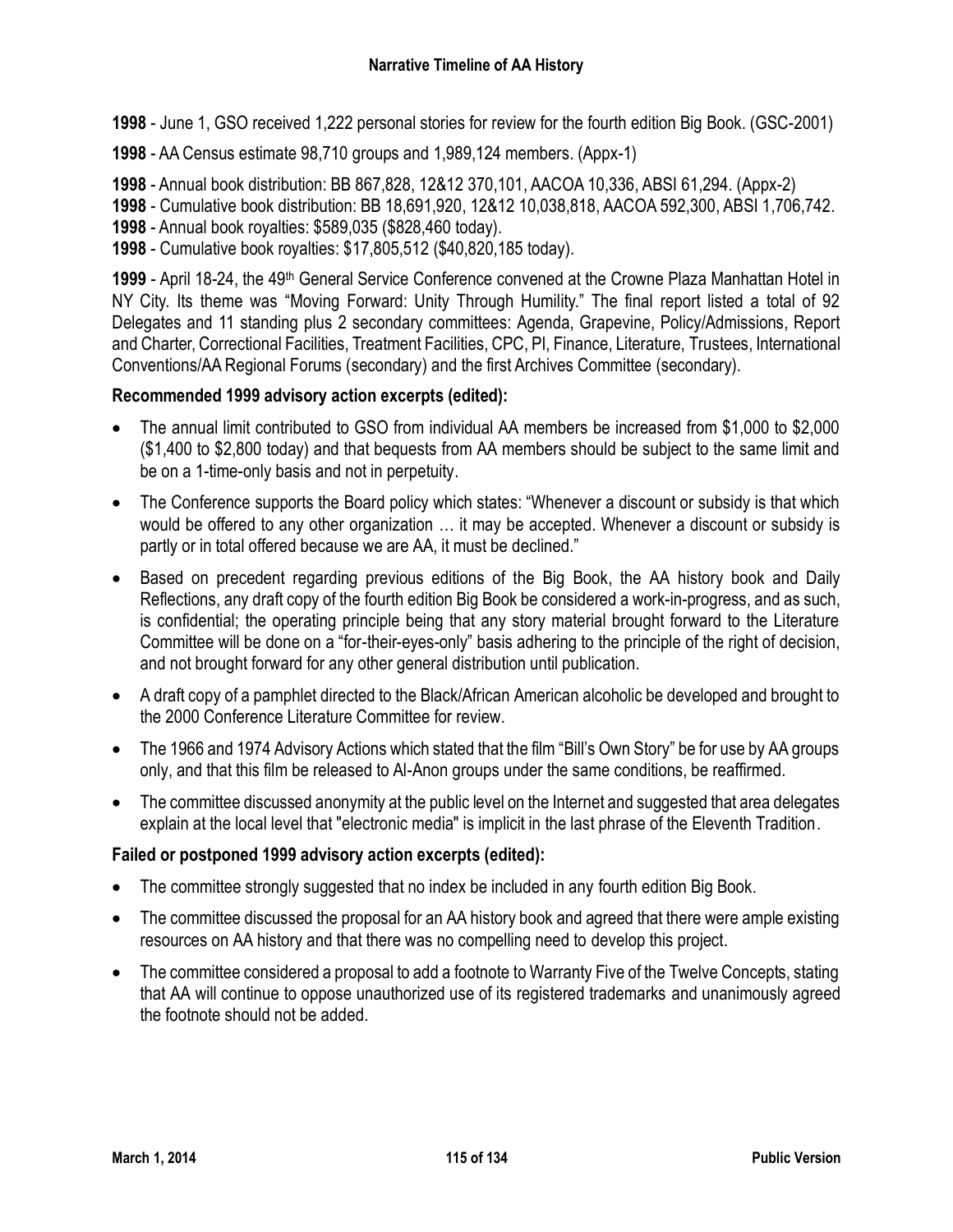**1998** - June 1, GSO received 1,222 personal stories for review for the fourth edition Big Book. (GSC-2001)

**1998** - AA Census estimate 98,710 groups and 1,989,124 members. (Appx-1)

**1998** - Annual book distribution: BB 867,828, 12&12 370,101, AACOA 10,336, ABSI 61,294. (Appx-2)
**1998** - Cumulative book distribution: BB 18,691,920, 12&12 10,038,818, AACOA 592,300, ABSI 1,706,742.
**1998** - Annual book royalties: $589,035 ($828,460 today).
**1998** - Cumulative book royalties: $17,805,512 ($40,820,185 today).

**1999** - April 18-24, the 49th General Service Conference convened at the Crowne Plaza Manhattan Hotel in NY City. Its theme was "Moving Forward: Unity Through Humility." The final report listed a total of 92 Delegates and 11 standing plus 2 secondary committees: Agenda, Grapevine, Policy/Admissions, Report and Charter, Correctional Facilities, Treatment Facilities, CPC, PI, Finance, Literature, Trustees, International Conventions/AA Regional Forums (secondary) and the first Archives Committee (secondary).

**Recommended 1999 advisory action excerpts (edited):**

- The annual limit contributed to GSO from individual AA members be increased from $1,000 to $2,000 ($1,400 to $2,800 today) and that bequests from AA members should be subject to the same limit and be on a 1-time-only basis and not in perpetuity.
- The Conference supports the Board policy which states: "Whenever a discount or subsidy is that which would be offered to any other organization … it may be accepted. Whenever a discount or subsidy is partly or in total offered because we are AA, it must be declined."
- Based on precedent regarding previous editions of the Big Book, the AA history book and Daily Reflections, any draft copy of the fourth edition Big Book be considered a work-in-progress, and as such, is confidential; the operating principle being that any story material brought forward to the Literature Committee will be done on a "for-their-eyes-only" basis adhering to the principle of the right of decision, and not brought forward for any other general distribution until publication.
- A draft copy of a pamphlet directed to the Black/African American alcoholic be developed and brought to the 2000 Conference Literature Committee for review.
- The 1966 and 1974 Advisory Actions which stated that the film "Bill's Own Story" be for use by AA groups only, and that this film be released to Al-Anon groups under the same conditions, be reaffirmed.
- The committee discussed anonymity at the public level on the Internet and suggested that area delegates explain at the local level that "electronic media" is implicit in the last phrase of the Eleventh Tradition.

**Failed or postponed 1999 advisory action excerpts (edited):**

- The committee strongly suggested that no index be included in any fourth edition Big Book.
- The committee discussed the proposal for an AA history book and agreed that there were ample existing resources on AA history and that there was no compelling need to develop this project.
- The committee considered a proposal to add a footnote to Warranty Five of the Twelve Concepts, stating that AA will continue to oppose unauthorized use of its registered trademarks and unanimously agreed the footnote should not be added.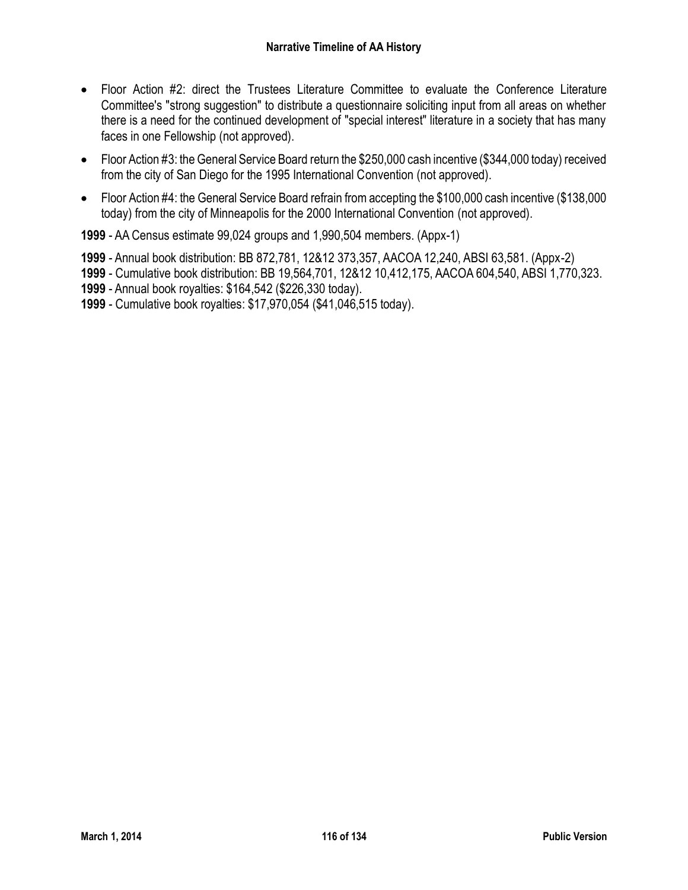- Floor Action #2: direct the Trustees Literature Committee to evaluate the Conference Literature Committee's "strong suggestion" to distribute a questionnaire soliciting input from all areas on whether there is a need for the continued development of "special interest" literature in a society that has many faces in one Fellowship (not approved).
- Floor Action #3: the General Service Board return the $250,000 cash incentive ($344,000 today) received from the city of San Diego for the 1995 International Convention (not approved).
- Floor Action #4: the General Service Board refrain from accepting the $100,000 cash incentive ($138,000 today) from the city of Minneapolis for the 2000 International Convention (not approved).

**1999** - AA Census estimate 99,024 groups and 1,990,504 members. (Appx-1)

**1999** - Annual book distribution: BB 872,781, 12&12 373,357, AACOA 12,240, ABSI 63,581. (Appx-2)
**1999** - Cumulative book distribution: BB 19,564,701, 12&12 10,412,175, AACOA 604,540, ABSI 1,770,323.
**1999** - Annual book royalties: $164,542 ($226,330 today).
**1999** - Cumulative book royalties: $17,970,054 ($41,046,515 today).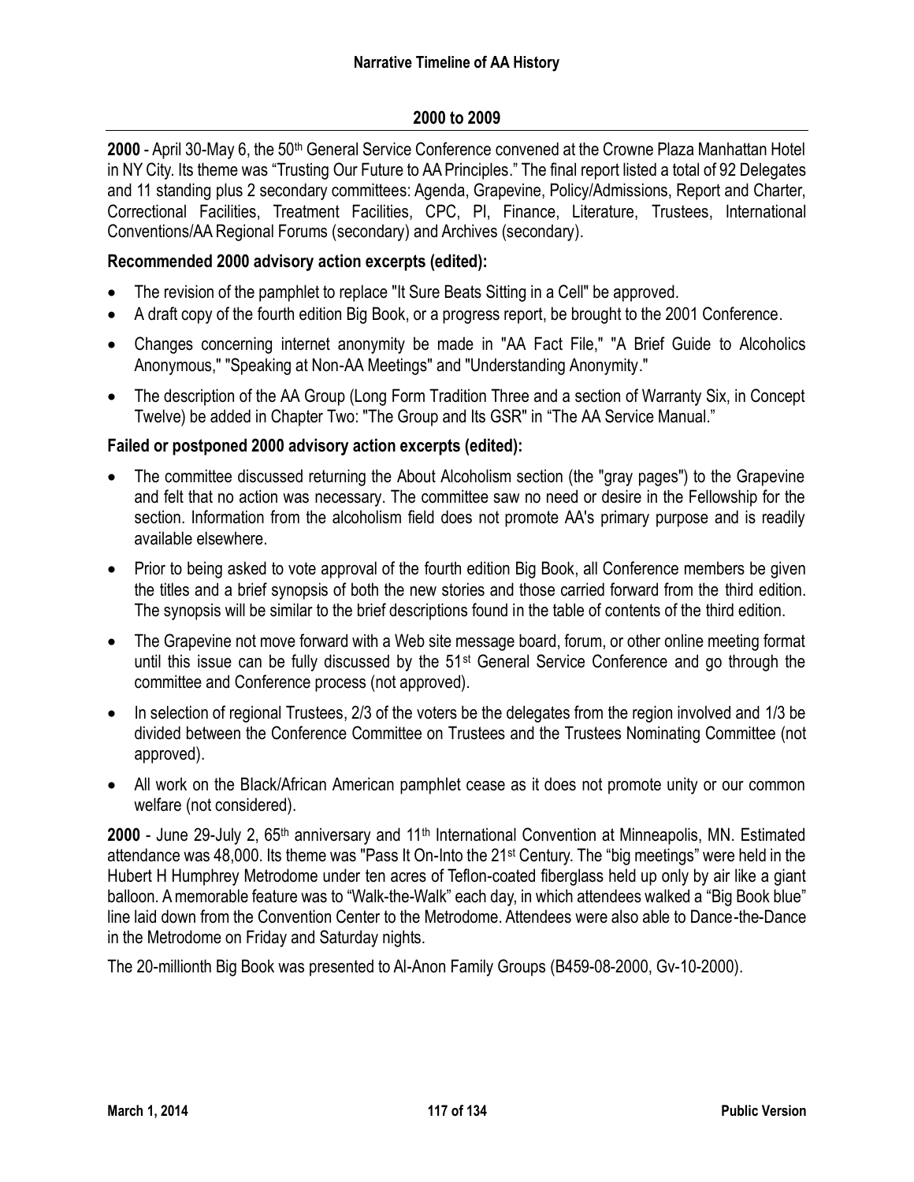## 2000 to 2009

**2000** - April 30-May 6, the 50th General Service Conference convened at the Crowne Plaza Manhattan Hotel in NY City. Its theme was "Trusting Our Future to AA Principles." The final report listed a total of 92 Delegates and 11 standing plus 2 secondary committees: Agenda, Grapevine, Policy/Admissions, Report and Charter, Correctional Facilities, Treatment Facilities, CPC, PI, Finance, Literature, Trustees, International Conventions/AA Regional Forums (secondary) and Archives (secondary).

### Recommended 2000 advisory action excerpts (edited):

- The revision of the pamphlet to replace "It Sure Beats Sitting in a Cell" be approved.
- A draft copy of the fourth edition Big Book, or a progress report, be brought to the 2001 Conference.
- Changes concerning internet anonymity be made in "AA Fact File," "A Brief Guide to Alcoholics Anonymous," "Speaking at Non-AA Meetings" and "Understanding Anonymity."
- The description of the AA Group (Long Form Tradition Three and a section of Warranty Six, in Concept Twelve) be added in Chapter Two: "The Group and Its GSR" in "The AA Service Manual."

### Failed or postponed 2000 advisory action excerpts (edited):

- The committee discussed returning the About Alcoholism section (the "gray pages") to the Grapevine and felt that no action was necessary. The committee saw no need or desire in the Fellowship for the section. Information from the alcoholism field does not promote AA's primary purpose and is readily available elsewhere.
- Prior to being asked to vote approval of the fourth edition Big Book, all Conference members be given the titles and a brief synopsis of both the new stories and those carried forward from the third edition. The synopsis will be similar to the brief descriptions found in the table of contents of the third edition.
- The Grapevine not move forward with a Web site message board, forum, or other online meeting format until this issue can be fully discussed by the 51st General Service Conference and go through the committee and Conference process (not approved).
- In selection of regional Trustees, 2/3 of the voters be the delegates from the region involved and 1/3 be divided between the Conference Committee on Trustees and the Trustees Nominating Committee (not approved).
- All work on the Black/African American pamphlet cease as it does not promote unity or our common welfare (not considered).

**2000** - June 29-July 2, 65th anniversary and 11th International Convention at Minneapolis, MN. Estimated attendance was 48,000. Its theme was "Pass It On-Into the 21st Century. The "big meetings" were held in the Hubert H Humphrey Metrodome under ten acres of Teflon-coated fiberglass held up only by air like a giant balloon. A memorable feature was to "Walk-the-Walk" each day, in which attendees walked a "Big Book blue" line laid down from the Convention Center to the Metrodome. Attendees were also able to Dance-the-Dance in the Metrodome on Friday and Saturday nights.

The 20-millionth Big Book was presented to Al-Anon Family Groups (B459-08-2000, Gv-10-2000).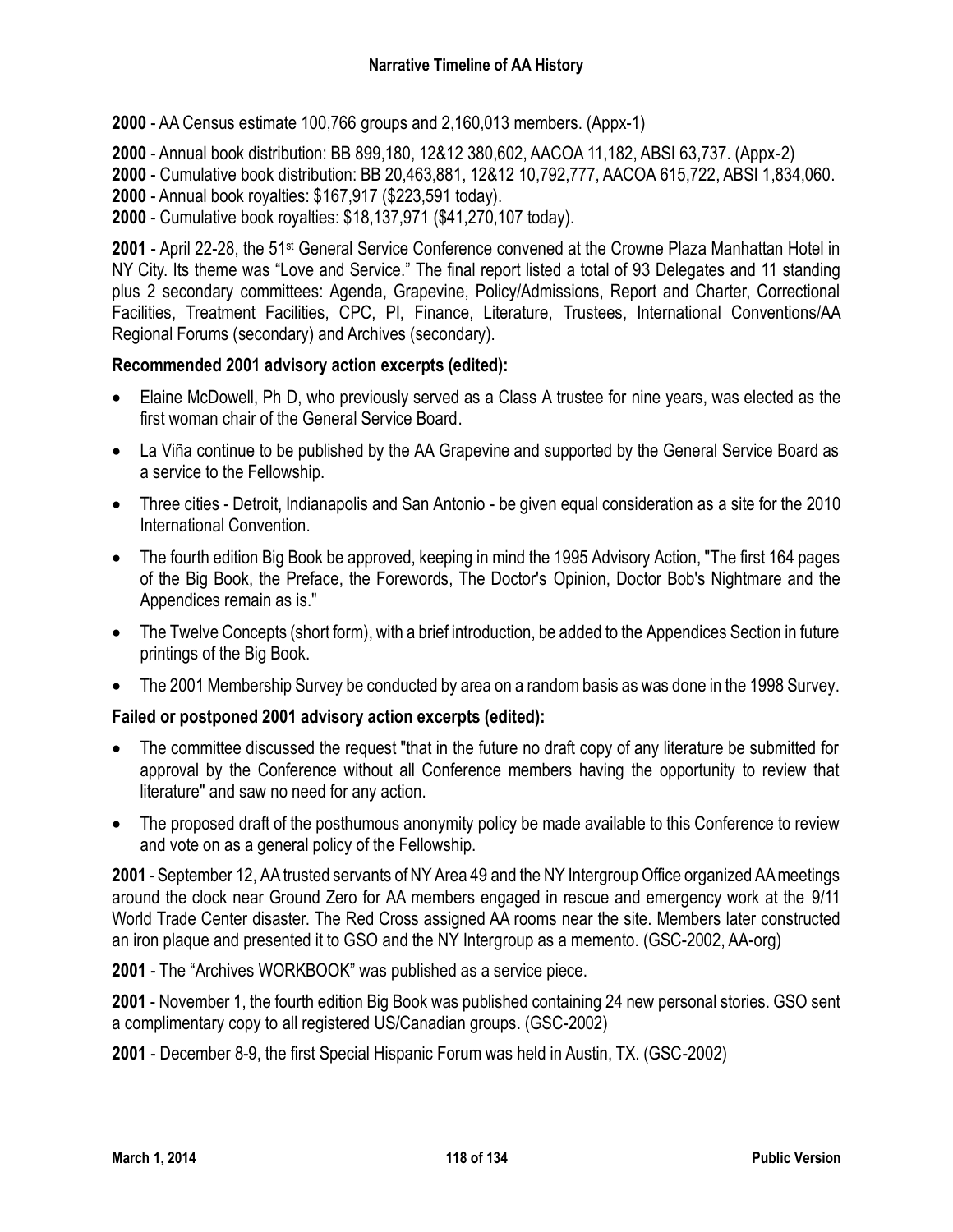**2000** - AA Census estimate 100,766 groups and 2,160,013 members. (Appx-1)

**2000** - Annual book distribution: BB 899,180, 12&12 380,602, AACOA 11,182, ABSI 63,737. (Appx-2)
**2000** - Cumulative book distribution: BB 20,463,881, 12&12 10,792,777, AACOA 615,722, ABSI 1,834,060.
**2000** - Annual book royalties: $167,917 ($223,591 today).
**2000** - Cumulative book royalties: $18,137,971 ($41,270,107 today).

**2001** - April 22-28, the 51st General Service Conference convened at the Crowne Plaza Manhattan Hotel in NY City. Its theme was "Love and Service." The final report listed a total of 93 Delegates and 11 standing plus 2 secondary committees: Agenda, Grapevine, Policy/Admissions, Report and Charter, Correctional Facilities, Treatment Facilities, CPC, PI, Finance, Literature, Trustees, International Conventions/AA Regional Forums (secondary) and Archives (secondary).

**Recommended 2001 advisory action excerpts (edited):**

- Elaine McDowell, Ph D, who previously served as a Class A trustee for nine years, was elected as the first woman chair of the General Service Board.
- La Viña continue to be published by the AA Grapevine and supported by the General Service Board as a service to the Fellowship.
- Three cities - Detroit, Indianapolis and San Antonio - be given equal consideration as a site for the 2010 International Convention.
- The fourth edition Big Book be approved, keeping in mind the 1995 Advisory Action, "The first 164 pages of the Big Book, the Preface, the Forewords, The Doctor's Opinion, Doctor Bob's Nightmare and the Appendices remain as is."
- The Twelve Concepts (short form), with a brief introduction, be added to the Appendices Section in future printings of the Big Book.
- The 2001 Membership Survey be conducted by area on a random basis as was done in the 1998 Survey.

**Failed or postponed 2001 advisory action excerpts (edited):**

- The committee discussed the request "that in the future no draft copy of any literature be submitted for approval by the Conference without all Conference members having the opportunity to review that literature" and saw no need for any action.
- The proposed draft of the posthumous anonymity policy be made available to this Conference to review and vote on as a general policy of the Fellowship.

**2001** - September 12, AA trusted servants of NY Area 49 and the NY Intergroup Office organized AA meetings around the clock near Ground Zero for AA members engaged in rescue and emergency work at the 9/11 World Trade Center disaster. The Red Cross assigned AA rooms near the site. Members later constructed an iron plaque and presented it to GSO and the NY Intergroup as a memento. (GSC-2002, AA-org)

**2001** - The "Archives WORKBOOK" was published as a service piece.

**2001** - November 1, the fourth edition Big Book was published containing 24 new personal stories. GSO sent a complimentary copy to all registered US/Canadian groups. (GSC-2002)

**2001** - December 8-9, the first Special Hispanic Forum was held in Austin, TX. (GSC-2002)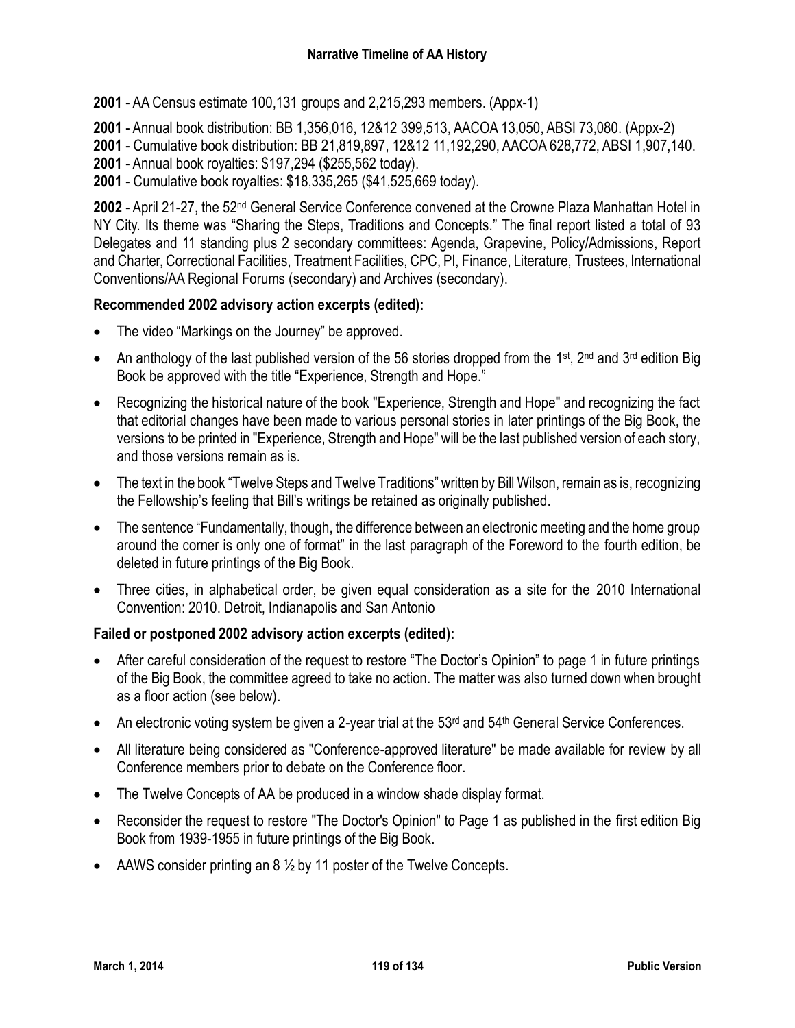**2001** - AA Census estimate 100,131 groups and 2,215,293 members. (Appx-1)

**2001** - Annual book distribution: BB 1,356,016, 12&12 399,513, AACOA 13,050, ABSI 73,080. (Appx-2)
**2001** - Cumulative book distribution: BB 21,819,897, 12&12 11,192,290, AACOA 628,772, ABSI 1,907,140.
**2001** - Annual book royalties: $197,294 ($255,562 today).
**2001** - Cumulative book royalties: $18,335,265 ($41,525,669 today).

**2002** - April 21-27, the 52nd General Service Conference convened at the Crowne Plaza Manhattan Hotel in NY City. Its theme was "Sharing the Steps, Traditions and Concepts." The final report listed a total of 93 Delegates and 11 standing plus 2 secondary committees: Agenda, Grapevine, Policy/Admissions, Report and Charter, Correctional Facilities, Treatment Facilities, CPC, PI, Finance, Literature, Trustees, International Conventions/AA Regional Forums (secondary) and Archives (secondary).

**Recommended 2002 advisory action excerpts (edited):**

- The video "Markings on the Journey" be approved.
- An anthology of the last published version of the 56 stories dropped from the 1st, 2nd and 3rd edition Big Book be approved with the title "Experience, Strength and Hope."
- Recognizing the historical nature of the book "Experience, Strength and Hope" and recognizing the fact that editorial changes have been made to various personal stories in later printings of the Big Book, the versions to be printed in "Experience, Strength and Hope" will be the last published version of each story, and those versions remain as is.
- The text in the book "Twelve Steps and Twelve Traditions" written by Bill Wilson, remain as is, recognizing the Fellowship's feeling that Bill's writings be retained as originally published.
- The sentence "Fundamentally, though, the difference between an electronic meeting and the home group around the corner is only one of format" in the last paragraph of the Foreword to the fourth edition, be deleted in future printings of the Big Book.
- Three cities, in alphabetical order, be given equal consideration as a site for the 2010 International Convention: 2010. Detroit, Indianapolis and San Antonio

**Failed or postponed 2002 advisory action excerpts (edited):**

- After careful consideration of the request to restore "The Doctor's Opinion" to page 1 in future printings of the Big Book, the committee agreed to take no action. The matter was also turned down when brought as a floor action (see below).
- An electronic voting system be given a 2-year trial at the 53rd and 54th General Service Conferences.
- All literature being considered as "Conference-approved literature" be made available for review by all Conference members prior to debate on the Conference floor.
- The Twelve Concepts of AA be produced in a window shade display format.
- Reconsider the request to restore "The Doctor's Opinion" to Page 1 as published in the first edition Big Book from 1939-1955 in future printings of the Big Book.
- AAWS consider printing an 8 ½ by 11 poster of the Twelve Concepts.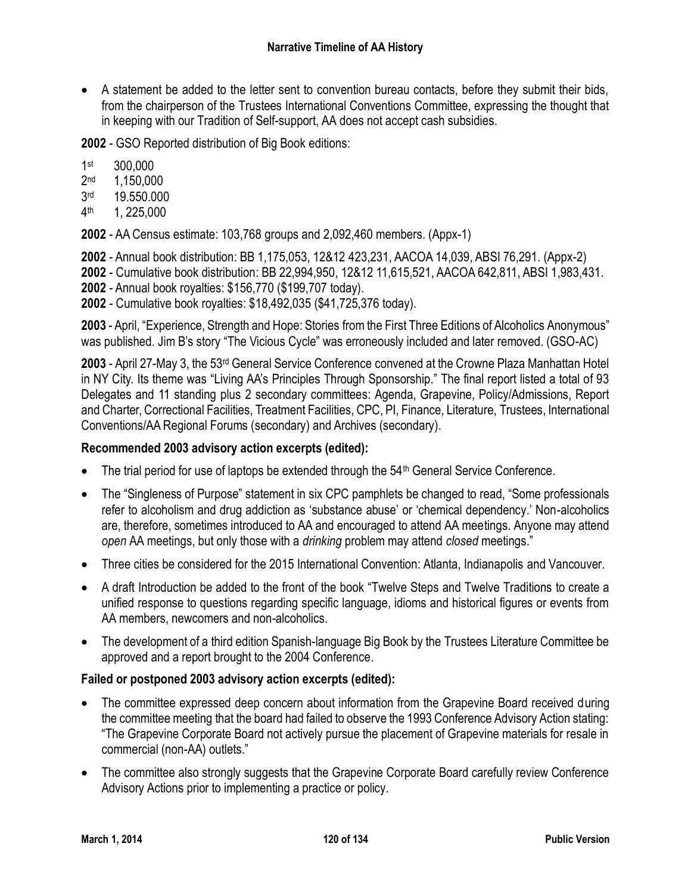- A statement be added to the letter sent to convention bureau contacts, before they submit their bids, from the chairperson of the Trustees International Conventions Committee, expressing the thought that in keeping with our Tradition of Self-support, AA does not accept cash subsidies.

**2002** - GSO Reported distribution of Big Book editions:

1st 300,000
2nd 1,150,000
3rd 19.550.000
4th 1, 225,000

**2002** - AA Census estimate: 103,768 groups and 2,092,460 members. (Appx-1)

**2002** - Annual book distribution: BB 1,175,053, 12&12 423,231, AACOA 14,039, ABSI 76,291. (Appx-2)
**2002** - Cumulative book distribution: BB 22,994,950, 12&12 11,615,521, AACOA 642,811, ABSI 1,983,431.
**2002** - Annual book royalties: $156,770 ($199,707 today).
**2002** - Cumulative book royalties: $18,492,035 ($41,725,376 today).

**2003** - April, "Experience, Strength and Hope: Stories from the First Three Editions of Alcoholics Anonymous" was published. Jim B's story "The Vicious Cycle" was erroneously included and later removed. (GSO-AC)

**2003** - April 27-May 3, the 53rd General Service Conference convened at the Crowne Plaza Manhattan Hotel in NY City. Its theme was "Living AA's Principles Through Sponsorship." The final report listed a total of 93 Delegates and 11 standing plus 2 secondary committees: Agenda, Grapevine, Policy/Admissions, Report and Charter, Correctional Facilities, Treatment Facilities, CPC, PI, Finance, Literature, Trustees, International Conventions/AA Regional Forums (secondary) and Archives (secondary).

**Recommended 2003 advisory action excerpts (edited):**

- The trial period for use of laptops be extended through the 54th General Service Conference.
- The "Singleness of Purpose" statement in six CPC pamphlets be changed to read, "Some professionals refer to alcoholism and drug addiction as 'substance abuse' or 'chemical dependency.' Non-alcoholics are, therefore, sometimes introduced to AA and encouraged to attend AA meetings. Anyone may attend *open* AA meetings, but only those with a *drinking* problem may attend *closed* meetings."
- Three cities be considered for the 2015 International Convention: Atlanta, Indianapolis and Vancouver.
- A draft Introduction be added to the front of the book "Twelve Steps and Twelve Traditions to create a unified response to questions regarding specific language, idioms and historical figures or events from AA members, newcomers and non-alcoholics.
- The development of a third edition Spanish-language Big Book by the Trustees Literature Committee be approved and a report brought to the 2004 Conference.

**Failed or postponed 2003 advisory action excerpts (edited):**

- The committee expressed deep concern about information from the Grapevine Board received during the committee meeting that the board had failed to observe the 1993 Conference Advisory Action stating: "The Grapevine Corporate Board not actively pursue the placement of Grapevine materials for resale in commercial (non-AA) outlets."
- The committee also strongly suggests that the Grapevine Corporate Board carefully review Conference Advisory Actions prior to implementing a practice or policy.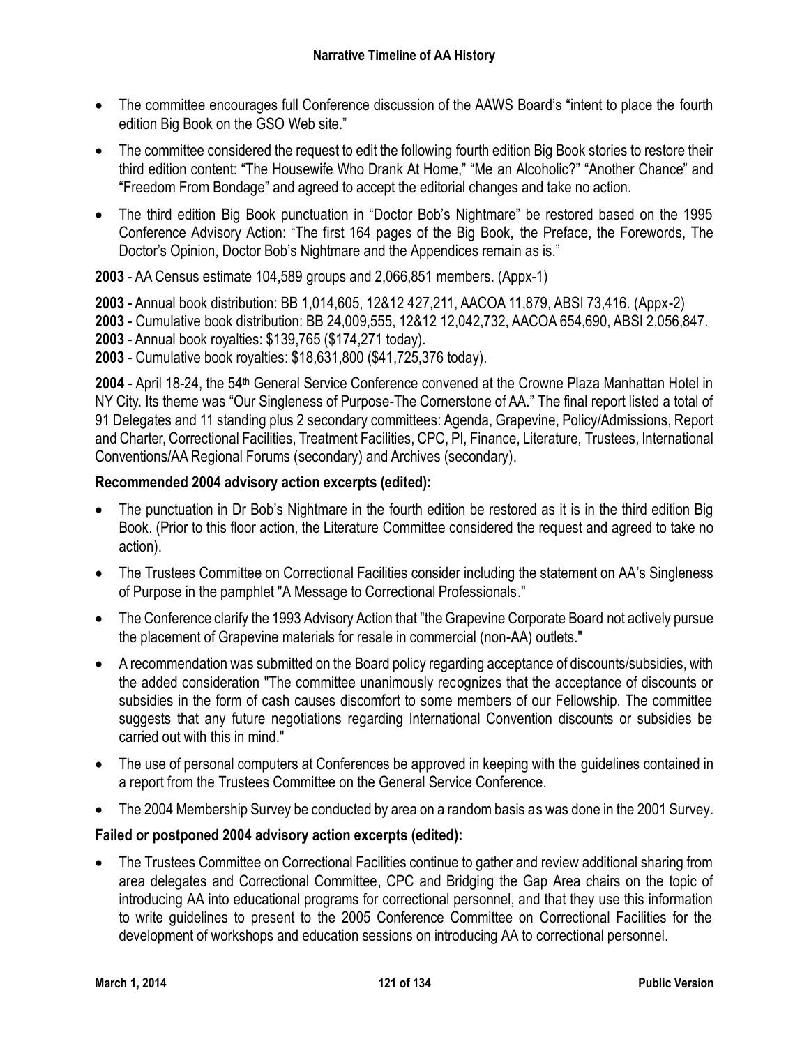- The committee encourages full Conference discussion of the AAWS Board's "intent to place the fourth edition Big Book on the GSO Web site."
- The committee considered the request to edit the following fourth edition Big Book stories to restore their third edition content: "The Housewife Who Drank At Home," "Me an Alcoholic?" "Another Chance" and "Freedom From Bondage" and agreed to accept the editorial changes and take no action.
- The third edition Big Book punctuation in "Doctor Bob's Nightmare" be restored based on the 1995 Conference Advisory Action: "The first 164 pages of the Big Book, the Preface, the Forewords, The Doctor's Opinion, Doctor Bob's Nightmare and the Appendices remain as is."

**2003** - AA Census estimate 104,589 groups and 2,066,851 members. (Appx-1)

**2003** - Annual book distribution: BB 1,014,605, 12&12 427,211, AACOA 11,879, ABSI 73,416. (Appx-2)
**2003** - Cumulative book distribution: BB 24,009,555, 12&12 12,042,732, AACOA 654,690, ABSI 2,056,847.
**2003** - Annual book royalties: $139,765 ($174,271 today).
**2003** - Cumulative book royalties: $18,631,800 ($41,725,376 today).

**2004** - April 18-24, the 54th General Service Conference convened at the Crowne Plaza Manhattan Hotel in NY City. Its theme was "Our Singleness of Purpose-The Cornerstone of AA." The final report listed a total of 91 Delegates and 11 standing plus 2 secondary committees: Agenda, Grapevine, Policy/Admissions, Report and Charter, Correctional Facilities, Treatment Facilities, CPC, PI, Finance, Literature, Trustees, International Conventions/AA Regional Forums (secondary) and Archives (secondary).

**Recommended 2004 advisory action excerpts (edited):**

- The punctuation in Dr Bob's Nightmare in the fourth edition be restored as it is in the third edition Big Book. (Prior to this floor action, the Literature Committee considered the request and agreed to take no action).
- The Trustees Committee on Correctional Facilities consider including the statement on AA's Singleness of Purpose in the pamphlet "A Message to Correctional Professionals."
- The Conference clarify the 1993 Advisory Action that "the Grapevine Corporate Board not actively pursue the placement of Grapevine materials for resale in commercial (non-AA) outlets."
- A recommendation was submitted on the Board policy regarding acceptance of discounts/subsidies, with the added consideration "The committee unanimously recognizes that the acceptance of discounts or subsidies in the form of cash causes discomfort to some members of our Fellowship. The committee suggests that any future negotiations regarding International Convention discounts or subsidies be carried out with this in mind."
- The use of personal computers at Conferences be approved in keeping with the guidelines contained in a report from the Trustees Committee on the General Service Conference.
- The 2004 Membership Survey be conducted by area on a random basis as was done in the 2001 Survey.

**Failed or postponed 2004 advisory action excerpts (edited):**

- The Trustees Committee on Correctional Facilities continue to gather and review additional sharing from area delegates and Correctional Committee, CPC and Bridging the Gap Area chairs on the topic of introducing AA into educational programs for correctional personnel, and that they use this information to write guidelines to present to the 2005 Conference Committee on Correctional Facilities for the development of workshops and education sessions on introducing AA to correctional personnel.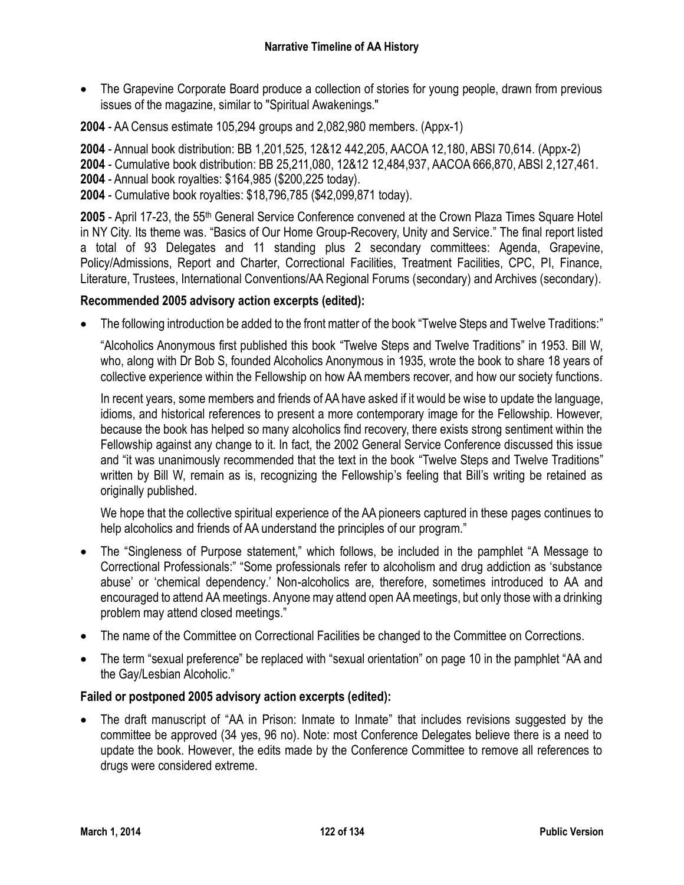- The Grapevine Corporate Board produce a collection of stories for young people, drawn from previous issues of the magazine, similar to "Spiritual Awakenings."

**2004** - AA Census estimate 105,294 groups and 2,082,980 members. (Appx-1)

**2004** - Annual book distribution: BB 1,201,525, 12&12 442,205, AACOA 12,180, ABSI 70,614. (Appx-2)
**2004** - Cumulative book distribution: BB 25,211,080, 12&12 12,484,937, AACOA 666,870, ABSI 2,127,461.
**2004** - Annual book royalties: $164,985 ($200,225 today).
**2004** - Cumulative book royalties: $18,796,785 ($42,099,871 today).

**2005** - April 17-23, the 55th General Service Conference convened at the Crown Plaza Times Square Hotel in NY City. Its theme was. "Basics of Our Home Group-Recovery, Unity and Service." The final report listed a total of 93 Delegates and 11 standing plus 2 secondary committees: Agenda, Grapevine, Policy/Admissions, Report and Charter, Correctional Facilities, Treatment Facilities, CPC, PI, Finance, Literature, Trustees, International Conventions/AA Regional Forums (secondary) and Archives (secondary).

### Recommended 2005 advisory action excerpts (edited):

- The following introduction be added to the front matter of the book "Twelve Steps and Twelve Traditions:"

  "Alcoholics Anonymous first published this book "Twelve Steps and Twelve Traditions" in 1953. Bill W, who, along with Dr Bob S, founded Alcoholics Anonymous in 1935, wrote the book to share 18 years of collective experience within the Fellowship on how AA members recover, and how our society functions.

  In recent years, some members and friends of AA have asked if it would be wise to update the language, idioms, and historical references to present a more contemporary image for the Fellowship. However, because the book has helped so many alcoholics find recovery, there exists strong sentiment within the Fellowship against any change to it. In fact, the 2002 General Service Conference discussed this issue and "it was unanimously recommended that the text in the book "Twelve Steps and Twelve Traditions" written by Bill W, remain as is, recognizing the Fellowship's feeling that Bill's writing be retained as originally published.

  We hope that the collective spiritual experience of the AA pioneers captured in these pages continues to help alcoholics and friends of AA understand the principles of our program."

- The "Singleness of Purpose statement," which follows, be included in the pamphlet "A Message to Correctional Professionals:" "Some professionals refer to alcoholism and drug addiction as 'substance abuse' or 'chemical dependency.' Non-alcoholics are, therefore, sometimes introduced to AA and encouraged to attend AA meetings. Anyone may attend open AA meetings, but only those with a drinking problem may attend closed meetings."
- The name of the Committee on Correctional Facilities be changed to the Committee on Corrections.
- The term "sexual preference" be replaced with "sexual orientation" on page 10 in the pamphlet "AA and the Gay/Lesbian Alcoholic."

### Failed or postponed 2005 advisory action excerpts (edited):

- The draft manuscript of "AA in Prison: Inmate to Inmate" that includes revisions suggested by the committee be approved (34 yes, 96 no). Note: most Conference Delegates believe there is a need to update the book. However, the edits made by the Conference Committee to remove all references to drugs were considered extreme.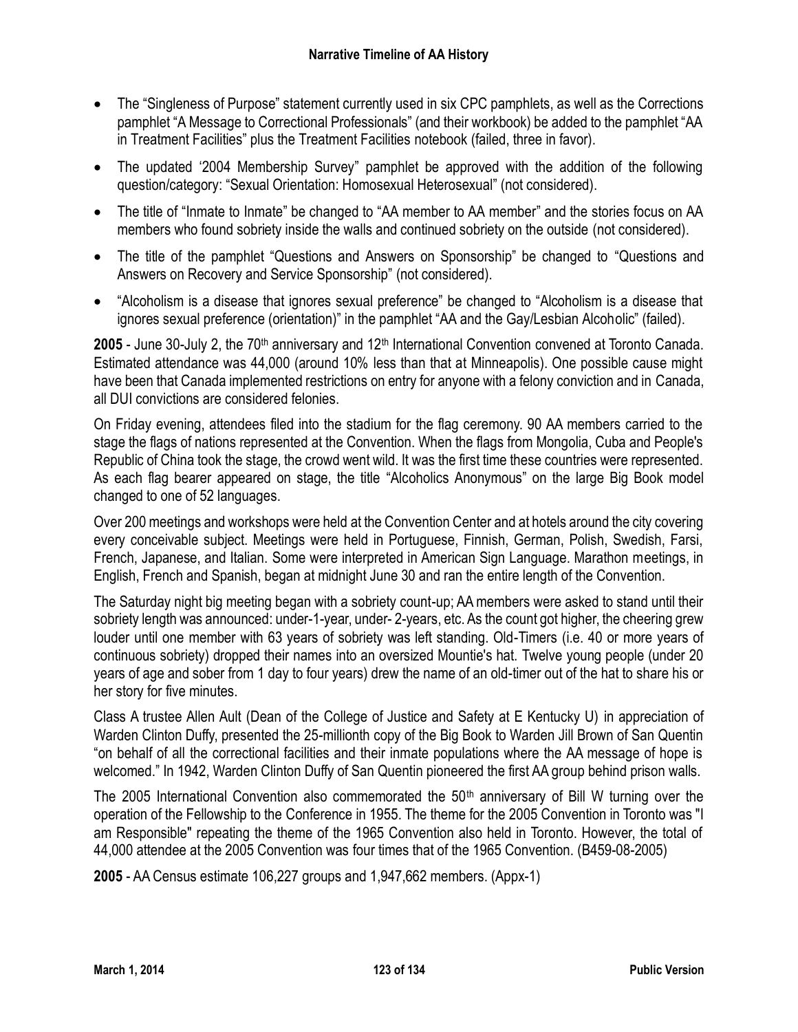- The "Singleness of Purpose" statement currently used in six CPC pamphlets, as well as the Corrections pamphlet "A Message to Correctional Professionals" (and their workbook) be added to the pamphlet "AA in Treatment Facilities" plus the Treatment Facilities notebook (failed, three in favor).
- The updated '2004 Membership Survey" pamphlet be approved with the addition of the following question/category: "Sexual Orientation: Homosexual Heterosexual" (not considered).
- The title of "Inmate to Inmate" be changed to "AA member to AA member" and the stories focus on AA members who found sobriety inside the walls and continued sobriety on the outside (not considered).
- The title of the pamphlet "Questions and Answers on Sponsorship" be changed to "Questions and Answers on Recovery and Service Sponsorship" (not considered).
- "Alcoholism is a disease that ignores sexual preference" be changed to "Alcoholism is a disease that ignores sexual preference (orientation)" in the pamphlet "AA and the Gay/Lesbian Alcoholic" (failed).

**2005** - June 30-July 2, the 70th anniversary and 12th International Convention convened at Toronto Canada. Estimated attendance was 44,000 (around 10% less than that at Minneapolis). One possible cause might have been that Canada implemented restrictions on entry for anyone with a felony conviction and in Canada, all DUI convictions are considered felonies.

On Friday evening, attendees filed into the stadium for the flag ceremony. 90 AA members carried to the stage the flags of nations represented at the Convention. When the flags from Mongolia, Cuba and People's Republic of China took the stage, the crowd went wild. It was the first time these countries were represented. As each flag bearer appeared on stage, the title "Alcoholics Anonymous" on the large Big Book model changed to one of 52 languages.

Over 200 meetings and workshops were held at the Convention Center and at hotels around the city covering every conceivable subject. Meetings were held in Portuguese, Finnish, German, Polish, Swedish, Farsi, French, Japanese, and Italian. Some were interpreted in American Sign Language. Marathon meetings, in English, French and Spanish, began at midnight June 30 and ran the entire length of the Convention.

The Saturday night big meeting began with a sobriety count-up; AA members were asked to stand until their sobriety length was announced: under-1-year, under- 2-years, etc. As the count got higher, the cheering grew louder until one member with 63 years of sobriety was left standing. Old-Timers (i.e. 40 or more years of continuous sobriety) dropped their names into an oversized Mountie's hat. Twelve young people (under 20 years of age and sober from 1 day to four years) drew the name of an old-timer out of the hat to share his or her story for five minutes.

Class A trustee Allen Ault (Dean of the College of Justice and Safety at E Kentucky U) in appreciation of Warden Clinton Duffy, presented the 25-millionth copy of the Big Book to Warden Jill Brown of San Quentin "on behalf of all the correctional facilities and their inmate populations where the AA message of hope is welcomed." In 1942, Warden Clinton Duffy of San Quentin pioneered the first AA group behind prison walls.

The 2005 International Convention also commemorated the 50th anniversary of Bill W turning over the operation of the Fellowship to the Conference in 1955. The theme for the 2005 Convention in Toronto was "I am Responsible" repeating the theme of the 1965 Convention also held in Toronto. However, the total of 44,000 attendee at the 2005 Convention was four times that of the 1965 Convention. (B459-08-2005)

**2005** - AA Census estimate 106,227 groups and 1,947,662 members. (Appx-1)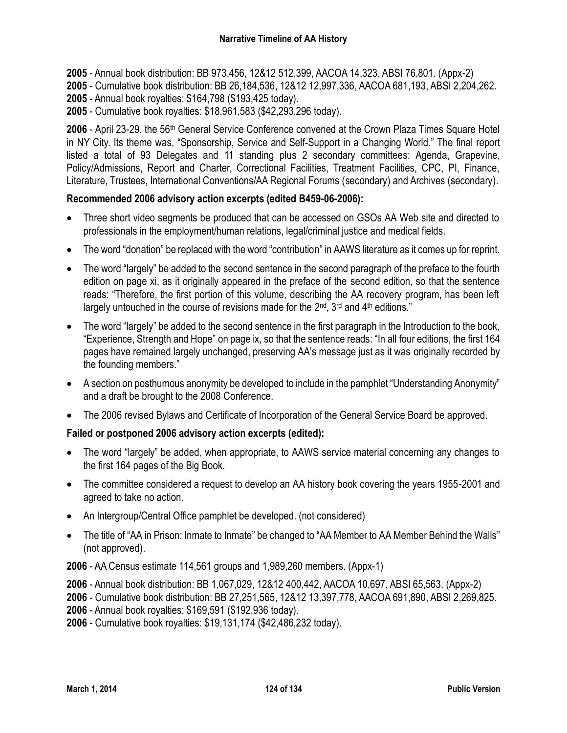**2005** - Annual book distribution: BB 973,456, 12&12 512,399, AACOA 14,323, ABSI 76,801. (Appx-2)
**2005** - Cumulative book distribution: BB 26,184,536, 12&12 12,997,336, AACOA 681,193, ABSI 2,204,262.
**2005** - Annual book royalties: $164,798 ($193,425 today).
**2005** - Cumulative book royalties: $18,961,583 ($42,293,296 today).

**2006** - April 23-29, the 56th General Service Conference convened at the Crown Plaza Times Square Hotel in NY City. Its theme was. "Sponsorship, Service and Self-Support in a Changing World." The final report listed a total of 93 Delegates and 11 standing plus 2 secondary committees: Agenda, Grapevine, Policy/Admissions, Report and Charter, Correctional Facilities, Treatment Facilities, CPC, PI, Finance, Literature, Trustees, International Conventions/AA Regional Forums (secondary) and Archives (secondary).

**Recommended 2006 advisory action excerpts (edited B459-06-2006):**

- Three short video segments be produced that can be accessed on GSOs AA Web site and directed to professionals in the employment/human relations, legal/criminal justice and medical fields.
- The word "donation" be replaced with the word "contribution" in AAWS literature as it comes up for reprint.
- The word "largely" be added to the second sentence in the second paragraph of the preface to the fourth edition on page xi, as it originally appeared in the preface of the second edition, so that the sentence reads: "Therefore, the first portion of this volume, describing the AA recovery program, has been left largely untouched in the course of revisions made for the 2nd, 3rd and 4th editions."
- The word "largely" be added to the second sentence in the first paragraph in the Introduction to the book, "Experience, Strength and Hope" on page ix, so that the sentence reads: "In all four editions, the first 164 pages have remained largely unchanged, preserving AA's message just as it was originally recorded by the founding members."
- A section on posthumous anonymity be developed to include in the pamphlet "Understanding Anonymity" and a draft be brought to the 2008 Conference.
- The 2006 revised Bylaws and Certificate of Incorporation of the General Service Board be approved.

**Failed or postponed 2006 advisory action excerpts (edited):**

- The word "largely" be added, when appropriate, to AAWS service material concerning any changes to the first 164 pages of the Big Book.
- The committee considered a request to develop an AA history book covering the years 1955-2001 and agreed to take no action.
- An Intergroup/Central Office pamphlet be developed. (not considered)
- The title of "AA in Prison: Inmate to Inmate" be changed to "AA Member to AA Member Behind the Walls" (not approved).

**2006** - AA Census estimate 114,561 groups and 1,989,260 members. (Appx-1)

**2006** - Annual book distribution: BB 1,067,029, 12&12 400,442, AACOA 10,697, ABSI 65,563. (Appx-2)
**2006** - Cumulative book distribution: BB 27,251,565, 12&12 13,397,778, AACOA 691,890, ABSI 2,269,825.
**2006** - Annual book royalties: $169,591 ($192,936 today).
**2006** - Cumulative book royalties: $19,131,174 ($42,486,232 today).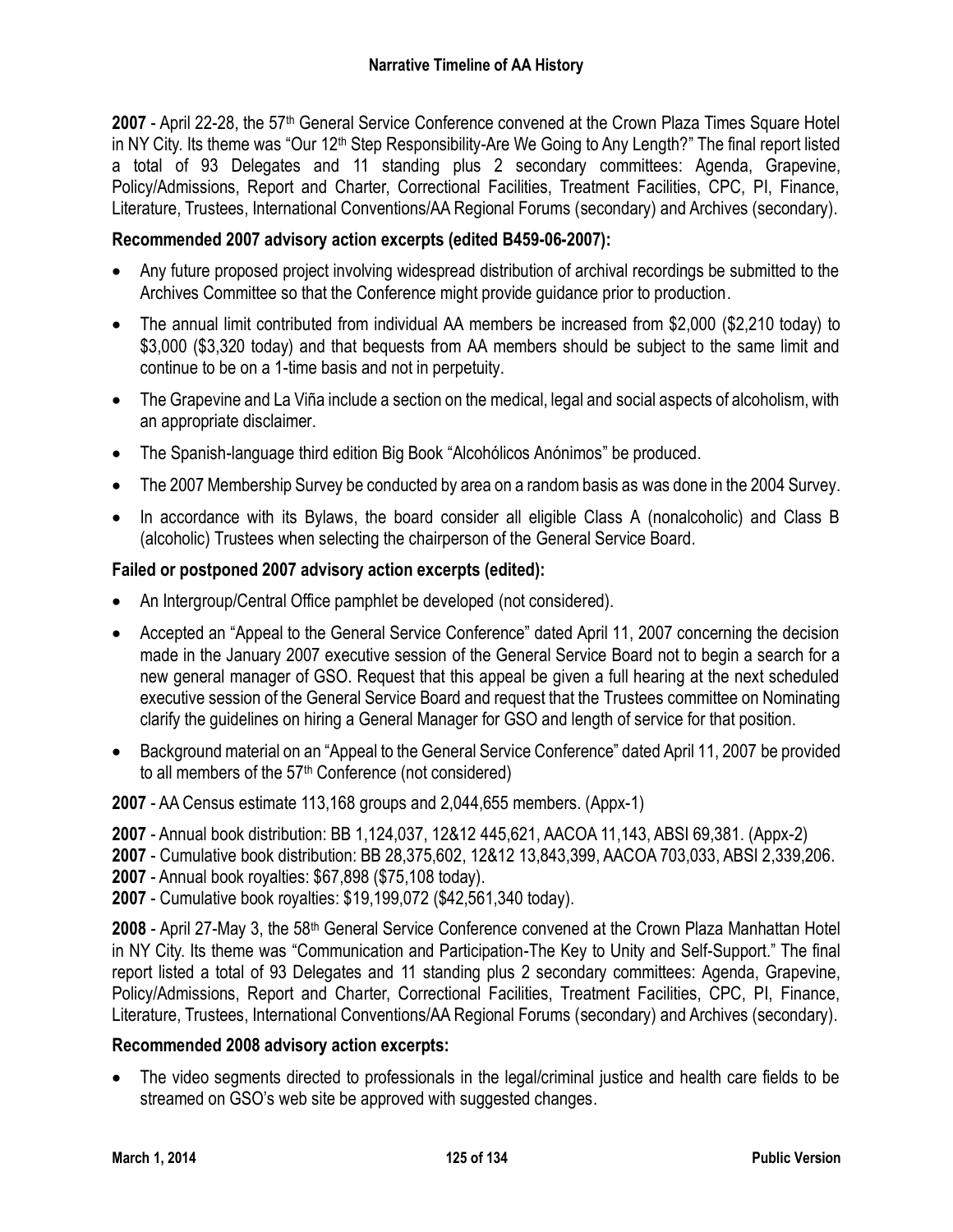**2007** - April 22-28, the 57th General Service Conference convened at the Crown Plaza Times Square Hotel in NY City. Its theme was "Our 12th Step Responsibility-Are We Going to Any Length?" The final report listed a total of 93 Delegates and 11 standing plus 2 secondary committees: Agenda, Grapevine, Policy/Admissions, Report and Charter, Correctional Facilities, Treatment Facilities, CPC, PI, Finance, Literature, Trustees, International Conventions/AA Regional Forums (secondary) and Archives (secondary).

**Recommended 2007 advisory action excerpts (edited B459-06-2007):**

- Any future proposed project involving widespread distribution of archival recordings be submitted to the Archives Committee so that the Conference might provide guidance prior to production.
- The annual limit contributed from individual AA members be increased from $2,000 ($2,210 today) to $3,000 ($3,320 today) and that bequests from AA members should be subject to the same limit and continue to be on a 1-time basis and not in perpetuity.
- The Grapevine and La Viña include a section on the medical, legal and social aspects of alcoholism, with an appropriate disclaimer.
- The Spanish-language third edition Big Book "Alcohólicos Anónimos" be produced.
- The 2007 Membership Survey be conducted by area on a random basis as was done in the 2004 Survey.
- In accordance with its Bylaws, the board consider all eligible Class A (nonalcoholic) and Class B (alcoholic) Trustees when selecting the chairperson of the General Service Board.

**Failed or postponed 2007 advisory action excerpts (edited):**

- An Intergroup/Central Office pamphlet be developed (not considered).
- Accepted an "Appeal to the General Service Conference" dated April 11, 2007 concerning the decision made in the January 2007 executive session of the General Service Board not to begin a search for a new general manager of GSO. Request that this appeal be given a full hearing at the next scheduled executive session of the General Service Board and request that the Trustees committee on Nominating clarify the guidelines on hiring a General Manager for GSO and length of service for that position.
- Background material on an "Appeal to the General Service Conference" dated April 11, 2007 be provided to all members of the 57th Conference (not considered)

**2007** - AA Census estimate 113,168 groups and 2,044,655 members. (Appx-1)

**2007** - Annual book distribution: BB 1,124,037, 12&12 445,621, AACOA 11,143, ABSI 69,381. (Appx-2)
**2007** - Cumulative book distribution: BB 28,375,602, 12&12 13,843,399, AACOA 703,033, ABSI 2,339,206.
**2007** - Annual book royalties: $67,898 ($75,108 today).
**2007** - Cumulative book royalties: $19,199,072 ($42,561,340 today).

**2008** - April 27-May 3, the 58th General Service Conference convened at the Crown Plaza Manhattan Hotel in NY City. Its theme was "Communication and Participation-The Key to Unity and Self-Support." The final report listed a total of 93 Delegates and 11 standing plus 2 secondary committees: Agenda, Grapevine, Policy/Admissions, Report and Charter, Correctional Facilities, Treatment Facilities, CPC, PI, Finance, Literature, Trustees, International Conventions/AA Regional Forums (secondary) and Archives (secondary).

**Recommended 2008 advisory action excerpts:**

- The video segments directed to professionals in the legal/criminal justice and health care fields to be streamed on GSO's web site be approved with suggested changes.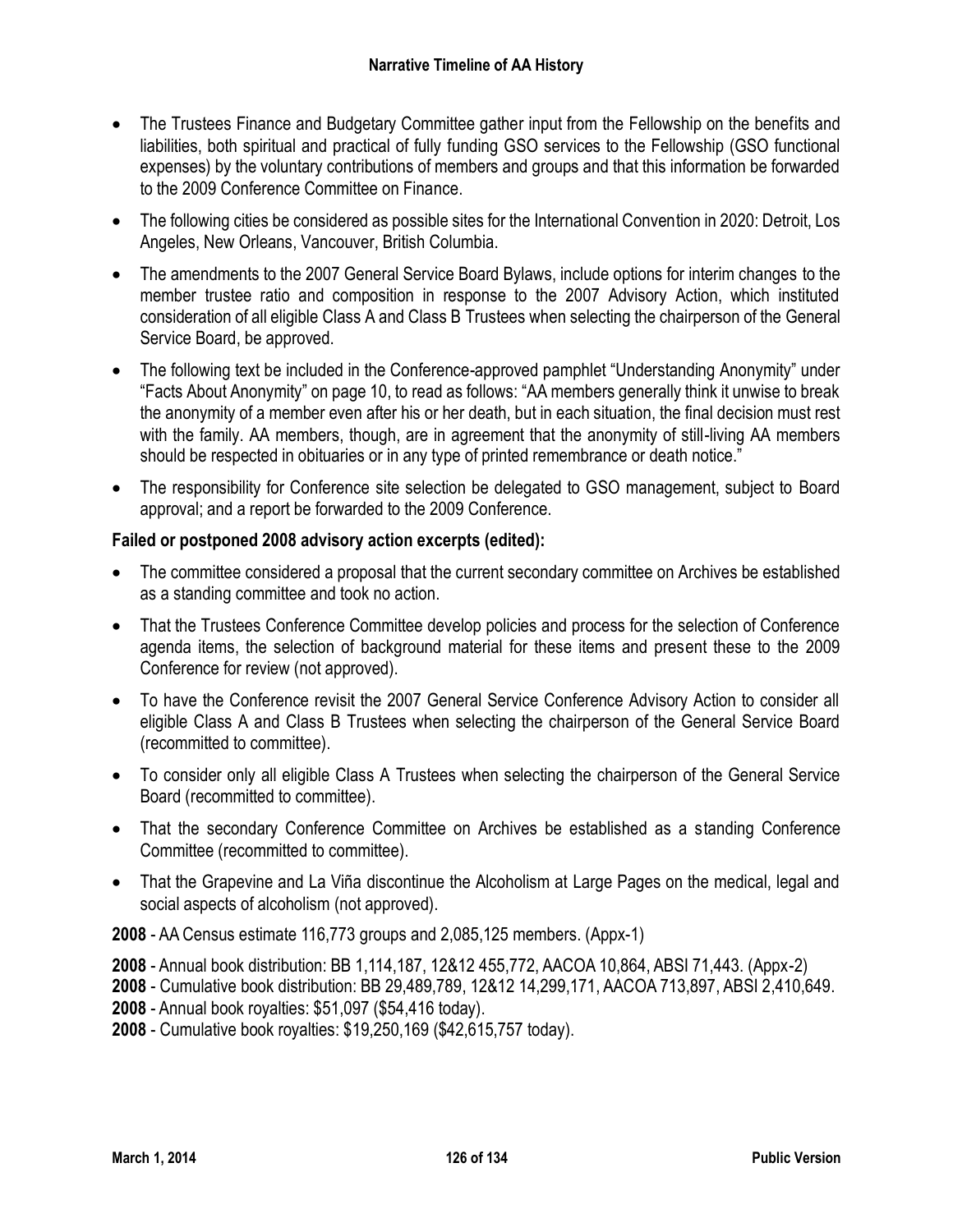- The Trustees Finance and Budgetary Committee gather input from the Fellowship on the benefits and liabilities, both spiritual and practical of fully funding GSO services to the Fellowship (GSO functional expenses) by the voluntary contributions of members and groups and that this information be forwarded to the 2009 Conference Committee on Finance.
- The following cities be considered as possible sites for the International Convention in 2020: Detroit, Los Angeles, New Orleans, Vancouver, British Columbia.
- The amendments to the 2007 General Service Board Bylaws, include options for interim changes to the member trustee ratio and composition in response to the 2007 Advisory Action, which instituted consideration of all eligible Class A and Class B Trustees when selecting the chairperson of the General Service Board, be approved.
- The following text be included in the Conference-approved pamphlet "Understanding Anonymity" under "Facts About Anonymity" on page 10, to read as follows: "AA members generally think it unwise to break the anonymity of a member even after his or her death, but in each situation, the final decision must rest with the family. AA members, though, are in agreement that the anonymity of still-living AA members should be respected in obituaries or in any type of printed remembrance or death notice."
- The responsibility for Conference site selection be delegated to GSO management, subject to Board approval; and a report be forwarded to the 2009 Conference.

**Failed or postponed 2008 advisory action excerpts (edited):**

- The committee considered a proposal that the current secondary committee on Archives be established as a standing committee and took no action.
- That the Trustees Conference Committee develop policies and process for the selection of Conference agenda items, the selection of background material for these items and present these to the 2009 Conference for review (not approved).
- To have the Conference revisit the 2007 General Service Conference Advisory Action to consider all eligible Class A and Class B Trustees when selecting the chairperson of the General Service Board (recommitted to committee).
- To consider only all eligible Class A Trustees when selecting the chairperson of the General Service Board (recommitted to committee).
- That the secondary Conference Committee on Archives be established as a standing Conference Committee (recommitted to committee).
- That the Grapevine and La Viña discontinue the Alcoholism at Large Pages on the medical, legal and social aspects of alcoholism (not approved).

**2008** - AA Census estimate 116,773 groups and 2,085,125 members. (Appx-1)

**2008** - Annual book distribution: BB 1,114,187, 12&12 455,772, AACOA 10,864, ABSI 71,443. (Appx-2)
**2008** - Cumulative book distribution: BB 29,489,789, 12&12 14,299,171, AACOA 713,897, ABSI 2,410,649.
**2008** - Annual book royalties: $51,097 ($54,416 today).
**2008** - Cumulative book royalties: $19,250,169 ($42,615,757 today).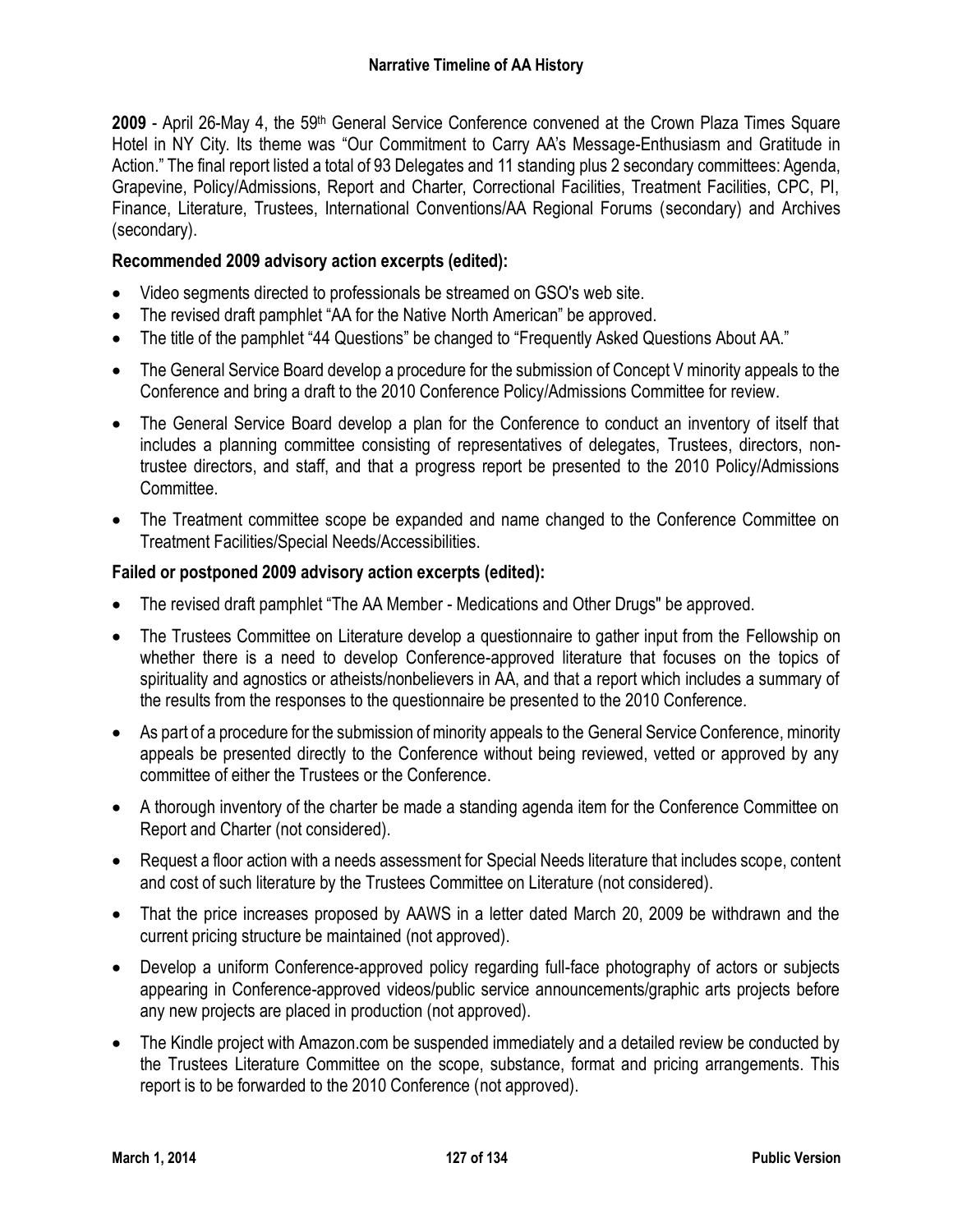**2009** - April 26-May 4, the 59th General Service Conference convened at the Crown Plaza Times Square Hotel in NY City. Its theme was "Our Commitment to Carry AA's Message-Enthusiasm and Gratitude in Action." The final report listed a total of 93 Delegates and 11 standing plus 2 secondary committees: Agenda, Grapevine, Policy/Admissions, Report and Charter, Correctional Facilities, Treatment Facilities, CPC, PI, Finance, Literature, Trustees, International Conventions/AA Regional Forums (secondary) and Archives (secondary).

### Recommended 2009 advisory action excerpts (edited):

- Video segments directed to professionals be streamed on GSO's web site.
- The revised draft pamphlet "AA for the Native North American" be approved.
- The title of the pamphlet "44 Questions" be changed to "Frequently Asked Questions About AA."
- The General Service Board develop a procedure for the submission of Concept V minority appeals to the Conference and bring a draft to the 2010 Conference Policy/Admissions Committee for review.
- The General Service Board develop a plan for the Conference to conduct an inventory of itself that includes a planning committee consisting of representatives of delegates, Trustees, directors, non-trustee directors, and staff, and that a progress report be presented to the 2010 Policy/Admissions Committee.
- The Treatment committee scope be expanded and name changed to the Conference Committee on Treatment Facilities/Special Needs/Accessibilities.

### Failed or postponed 2009 advisory action excerpts (edited):

- The revised draft pamphlet "The AA Member - Medications and Other Drugs" be approved.
- The Trustees Committee on Literature develop a questionnaire to gather input from the Fellowship on whether there is a need to develop Conference-approved literature that focuses on the topics of spirituality and agnostics or atheists/nonbelievers in AA, and that a report which includes a summary of the results from the responses to the questionnaire be presented to the 2010 Conference.
- As part of a procedure for the submission of minority appeals to the General Service Conference, minority appeals be presented directly to the Conference without being reviewed, vetted or approved by any committee of either the Trustees or the Conference.
- A thorough inventory of the charter be made a standing agenda item for the Conference Committee on Report and Charter (not considered).
- Request a floor action with a needs assessment for Special Needs literature that includes scope, content and cost of such literature by the Trustees Committee on Literature (not considered).
- That the price increases proposed by AAWS in a letter dated March 20, 2009 be withdrawn and the current pricing structure be maintained (not approved).
- Develop a uniform Conference-approved policy regarding full-face photography of actors or subjects appearing in Conference-approved videos/public service announcements/graphic arts projects before any new projects are placed in production (not approved).
- The Kindle project with Amazon.com be suspended immediately and a detailed review be conducted by the Trustees Literature Committee on the scope, substance, format and pricing arrangements. This report is to be forwarded to the 2010 Conference (not approved).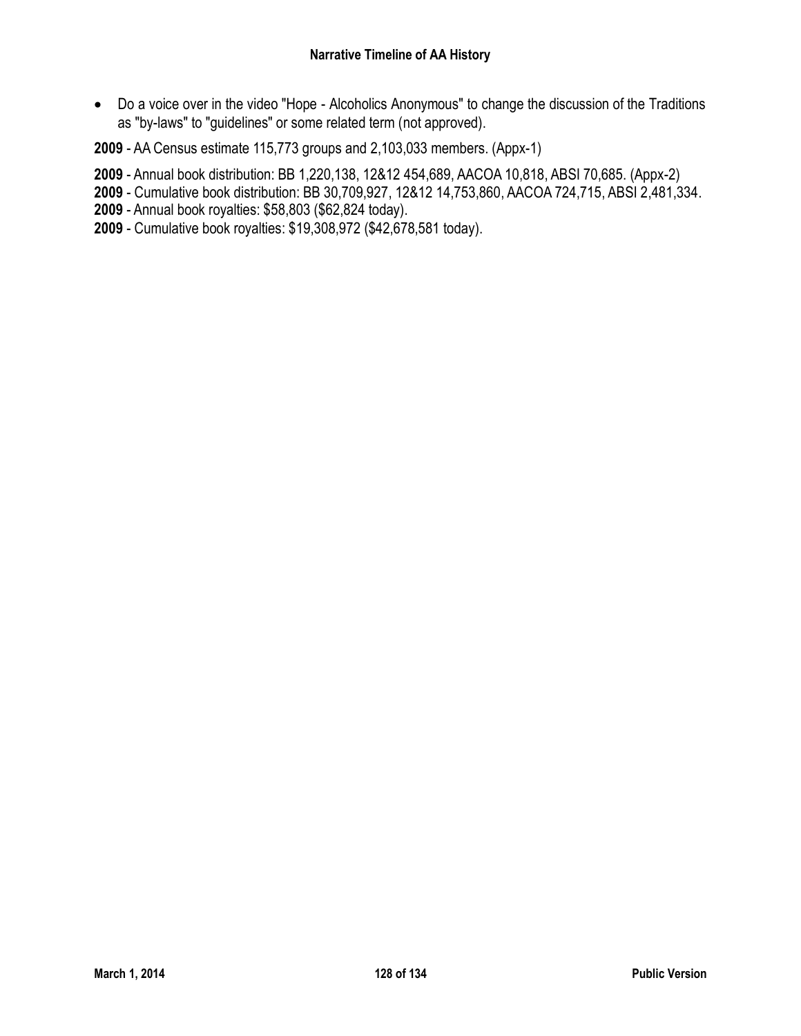- Do a voice over in the video "Hope - Alcoholics Anonymous" to change the discussion of the Traditions as "by-laws" to "guidelines" or some related term (not approved).

**2009** - AA Census estimate 115,773 groups and 2,103,033 members. (Appx-1)

**2009** - Annual book distribution: BB 1,220,138, 12&12 454,689, AACOA 10,818, ABSI 70,685. (Appx-2)
**2009** - Cumulative book distribution: BB 30,709,927, 12&12 14,753,860, AACOA 724,715, ABSI 2,481,334.
**2009** - Annual book royalties: $58,803 ($62,824 today).
**2009** - Cumulative book royalties: $19,308,972 ($42,678,581 today).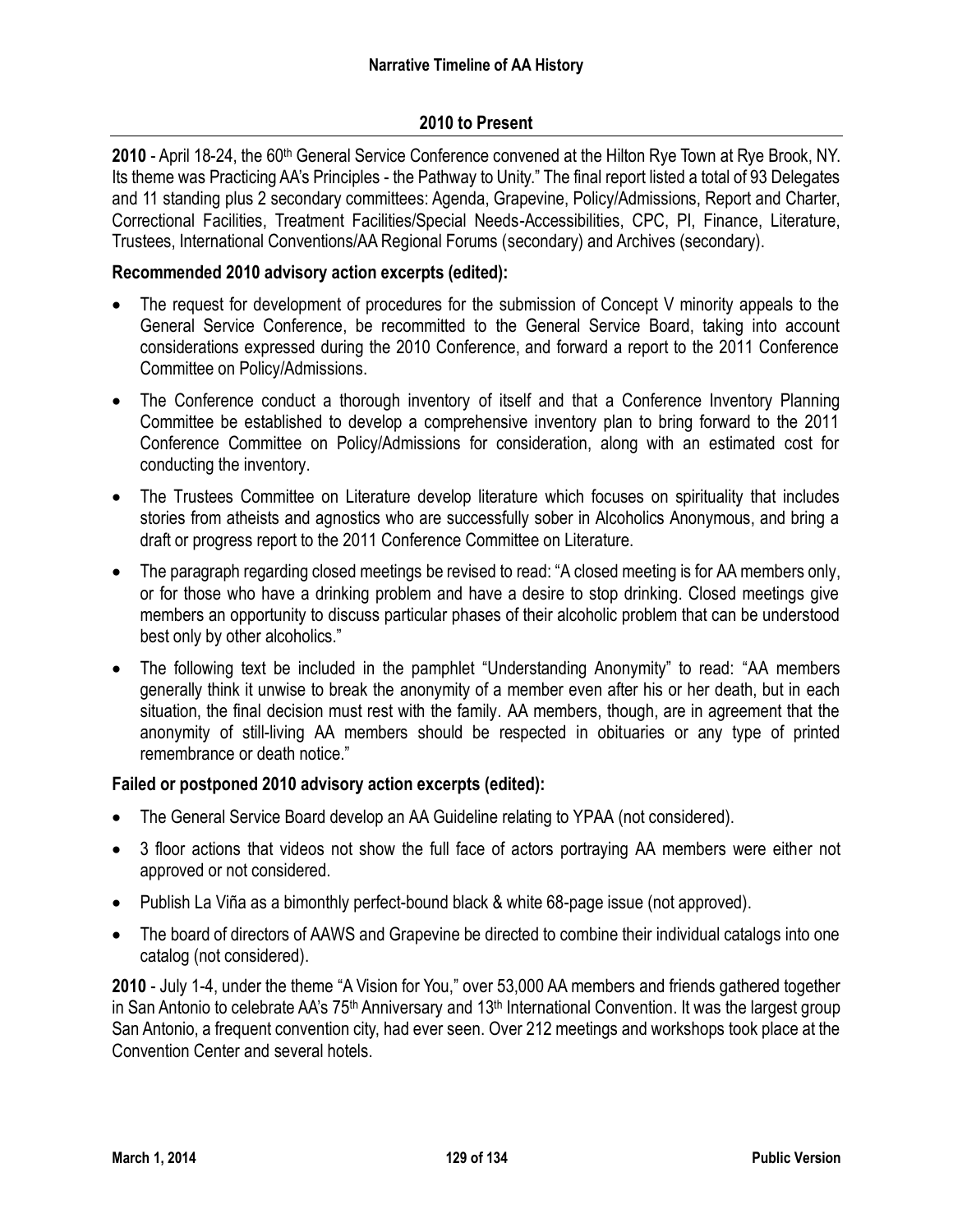## 2010 to Present

**2010** - April 18-24, the 60th General Service Conference convened at the Hilton Rye Town at Rye Brook, NY. Its theme was Practicing AA's Principles - the Pathway to Unity." The final report listed a total of 93 Delegates and 11 standing plus 2 secondary committees: Agenda, Grapevine, Policy/Admissions, Report and Charter, Correctional Facilities, Treatment Facilities/Special Needs-Accessibilities, CPC, PI, Finance, Literature, Trustees, International Conventions/AA Regional Forums (secondary) and Archives (secondary).

### Recommended 2010 advisory action excerpts (edited):

- The request for development of procedures for the submission of Concept V minority appeals to the General Service Conference, be recommitted to the General Service Board, taking into account considerations expressed during the 2010 Conference, and forward a report to the 2011 Conference Committee on Policy/Admissions.
- The Conference conduct a thorough inventory of itself and that a Conference Inventory Planning Committee be established to develop a comprehensive inventory plan to bring forward to the 2011 Conference Committee on Policy/Admissions for consideration, along with an estimated cost for conducting the inventory.
- The Trustees Committee on Literature develop literature which focuses on spirituality that includes stories from atheists and agnostics who are successfully sober in Alcoholics Anonymous, and bring a draft or progress report to the 2011 Conference Committee on Literature.
- The paragraph regarding closed meetings be revised to read: "A closed meeting is for AA members only, or for those who have a drinking problem and have a desire to stop drinking. Closed meetings give members an opportunity to discuss particular phases of their alcoholic problem that can be understood best only by other alcoholics."
- The following text be included in the pamphlet "Understanding Anonymity" to read: "AA members generally think it unwise to break the anonymity of a member even after his or her death, but in each situation, the final decision must rest with the family. AA members, though, are in agreement that the anonymity of still-living AA members should be respected in obituaries or any type of printed remembrance or death notice."

### Failed or postponed 2010 advisory action excerpts (edited):

- The General Service Board develop an AA Guideline relating to YPAA (not considered).
- 3 floor actions that videos not show the full face of actors portraying AA members were either not approved or not considered.
- Publish La Viña as a bimonthly perfect-bound black & white 68-page issue (not approved).
- The board of directors of AAWS and Grapevine be directed to combine their individual catalogs into one catalog (not considered).

**2010** - July 1-4, under the theme "A Vision for You," over 53,000 AA members and friends gathered together in San Antonio to celebrate AA's 75th Anniversary and 13th International Convention. It was the largest group San Antonio, a frequent convention city, had ever seen. Over 212 meetings and workshops took place at the Convention Center and several hotels.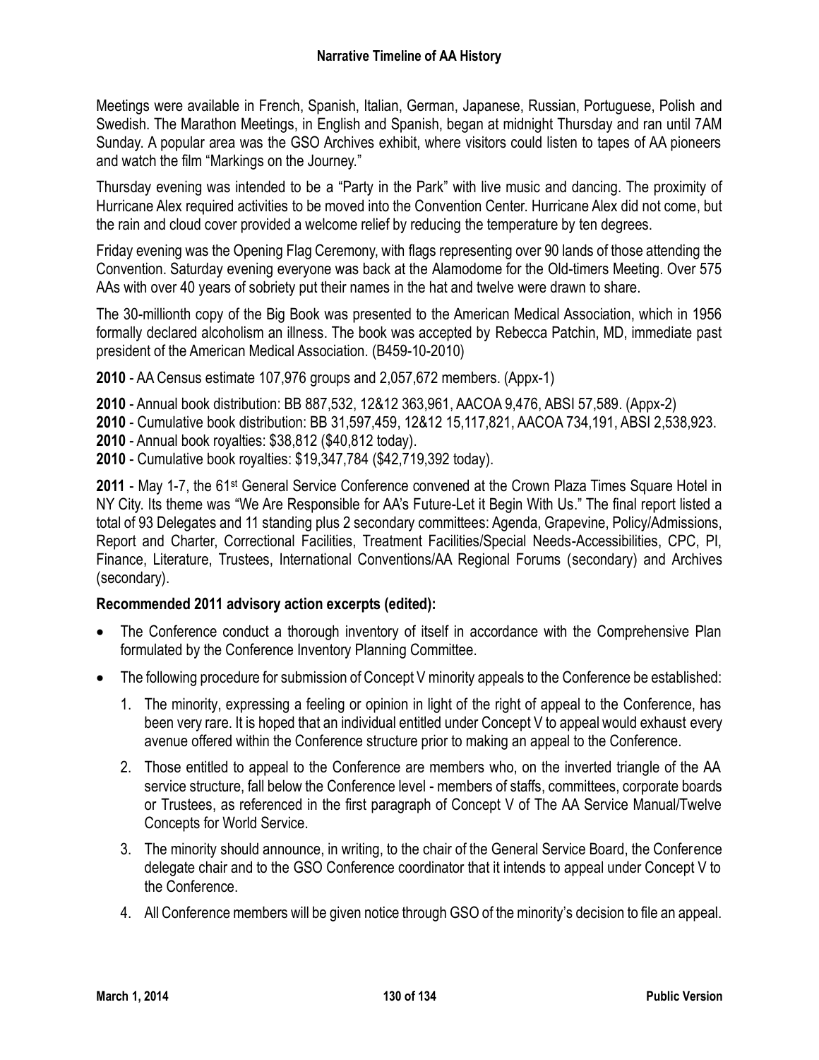Meetings were available in French, Spanish, Italian, German, Japanese, Russian, Portuguese, Polish and Swedish. The Marathon Meetings, in English and Spanish, began at midnight Thursday and ran until 7AM Sunday. A popular area was the GSO Archives exhibit, where visitors could listen to tapes of AA pioneers and watch the film "Markings on the Journey."

Thursday evening was intended to be a "Party in the Park" with live music and dancing. The proximity of Hurricane Alex required activities to be moved into the Convention Center. Hurricane Alex did not come, but the rain and cloud cover provided a welcome relief by reducing the temperature by ten degrees.

Friday evening was the Opening Flag Ceremony, with flags representing over 90 lands of those attending the Convention. Saturday evening everyone was back at the Alamodome for the Old-timers Meeting. Over 575 AAs with over 40 years of sobriety put their names in the hat and twelve were drawn to share.

The 30-millionth copy of the Big Book was presented to the American Medical Association, which in 1956 formally declared alcoholism an illness. The book was accepted by Rebecca Patchin, MD, immediate past president of the American Medical Association. (B459-10-2010)

**2010** - AA Census estimate 107,976 groups and 2,057,672 members. (Appx-1)

**2010** - Annual book distribution: BB 887,532, 12&12 363,961, AACOA 9,476, ABSI 57,589. (Appx-2)
**2010** - Cumulative book distribution: BB 31,597,459, 12&12 15,117,821, AACOA 734,191, ABSI 2,538,923.
**2010** - Annual book royalties: $38,812 ($40,812 today).
**2010** - Cumulative book royalties: $19,347,784 ($42,719,392 today).

**2011** - May 1-7, the 61st General Service Conference convened at the Crown Plaza Times Square Hotel in NY City. Its theme was "We Are Responsible for AA's Future-Let it Begin With Us." The final report listed a total of 93 Delegates and 11 standing plus 2 secondary committees: Agenda, Grapevine, Policy/Admissions, Report and Charter, Correctional Facilities, Treatment Facilities/Special Needs-Accessibilities, CPC, PI, Finance, Literature, Trustees, International Conventions/AA Regional Forums (secondary) and Archives (secondary).

**Recommended 2011 advisory action excerpts (edited):**

- The Conference conduct a thorough inventory of itself in accordance with the Comprehensive Plan formulated by the Conference Inventory Planning Committee.
- The following procedure for submission of Concept V minority appeals to the Conference be established:
  1. The minority, expressing a feeling or opinion in light of the right of appeal to the Conference, has been very rare. It is hoped that an individual entitled under Concept V to appeal would exhaust every avenue offered within the Conference structure prior to making an appeal to the Conference.
  2. Those entitled to appeal to the Conference are members who, on the inverted triangle of the AA service structure, fall below the Conference level - members of staffs, committees, corporate boards or Trustees, as referenced in the first paragraph of Concept V of The AA Service Manual/Twelve Concepts for World Service.
  3. The minority should announce, in writing, to the chair of the General Service Board, the Conference delegate chair and to the GSO Conference coordinator that it intends to appeal under Concept V to the Conference.
  4. All Conference members will be given notice through GSO of the minority's decision to file an appeal.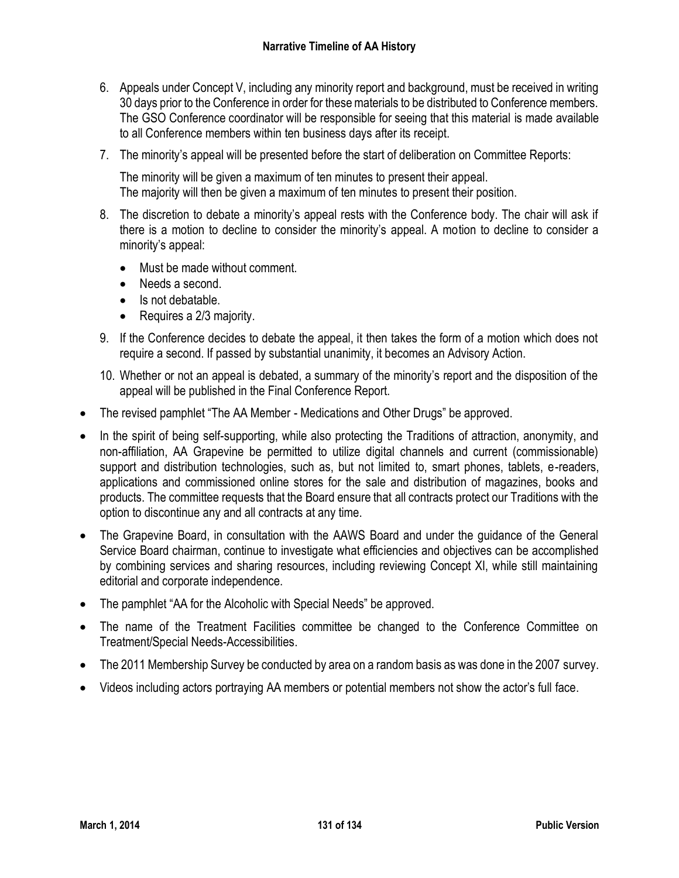6. Appeals under Concept V, including any minority report and background, must be received in writing 30 days prior to the Conference in order for these materials to be distributed to Conference members. The GSO Conference coordinator will be responsible for seeing that this material is made available to all Conference members within ten business days after its receipt.
7. The minority's appeal will be presented before the start of deliberation on Committee Reports:

   The minority will be given a maximum of ten minutes to present their appeal.
   The majority will then be given a maximum of ten minutes to present their position.
8. The discretion to debate a minority's appeal rests with the Conference body. The chair will ask if there is a motion to decline to consider the minority's appeal. A motion to decline to consider a minority's appeal:
   - Must be made without comment.
   - Needs a second.
   - Is not debatable.
   - Requires a 2/3 majority.
9. If the Conference decides to debate the appeal, it then takes the form of a motion which does not require a second. If passed by substantial unanimity, it becomes an Advisory Action.
10. Whether or not an appeal is debated, a summary of the minority's report and the disposition of the appeal will be published in the Final Conference Report.

- The revised pamphlet "The AA Member - Medications and Other Drugs" be approved.
- In the spirit of being self-supporting, while also protecting the Traditions of attraction, anonymity, and non-affiliation, AA Grapevine be permitted to utilize digital channels and current (commissionable) support and distribution technologies, such as, but not limited to, smart phones, tablets, e-readers, applications and commissioned online stores for the sale and distribution of magazines, books and products. The committee requests that the Board ensure that all contracts protect our Traditions with the option to discontinue any and all contracts at any time.
- The Grapevine Board, in consultation with the AAWS Board and under the guidance of the General Service Board chairman, continue to investigate what efficiencies and objectives can be accomplished by combining services and sharing resources, including reviewing Concept XI, while still maintaining editorial and corporate independence.
- The pamphlet "AA for the Alcoholic with Special Needs" be approved.
- The name of the Treatment Facilities committee be changed to the Conference Committee on Treatment/Special Needs-Accessibilities.
- The 2011 Membership Survey be conducted by area on a random basis as was done in the 2007 survey.
- Videos including actors portraying AA members or potential members not show the actor's full face.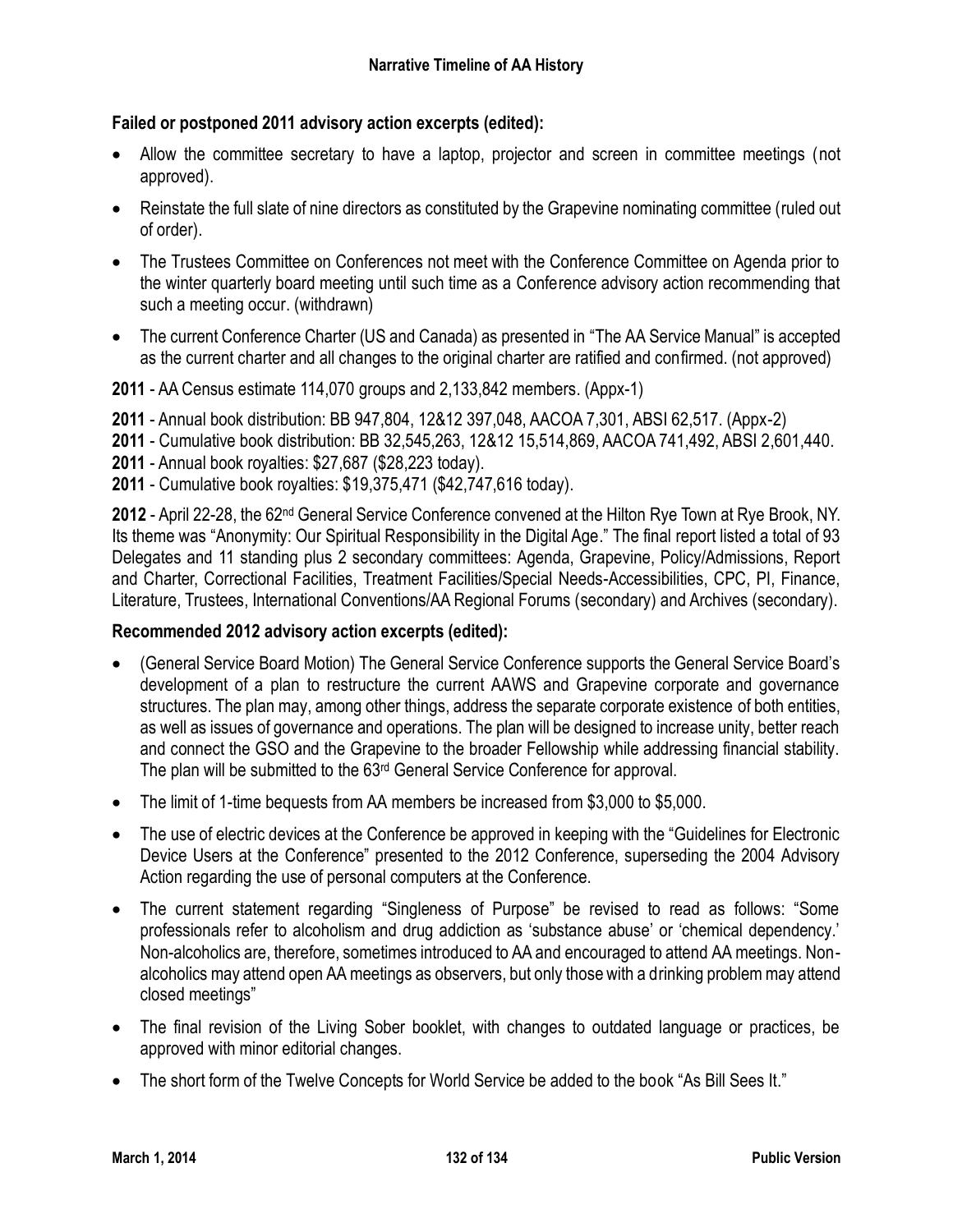**Failed or postponed 2011 advisory action excerpts (edited):**

- Allow the committee secretary to have a laptop, projector and screen in committee meetings (not approved).
- Reinstate the full slate of nine directors as constituted by the Grapevine nominating committee (ruled out of order).
- The Trustees Committee on Conferences not meet with the Conference Committee on Agenda prior to the winter quarterly board meeting until such time as a Conference advisory action recommending that such a meeting occur. (withdrawn)
- The current Conference Charter (US and Canada) as presented in "The AA Service Manual" is accepted as the current charter and all changes to the original charter are ratified and confirmed. (not approved)

**2011** - AA Census estimate 114,070 groups and 2,133,842 members. (Appx-1)

**2011** - Annual book distribution: BB 947,804, 12&12 397,048, AACOA 7,301, ABSI 62,517. (Appx-2)
**2011** - Cumulative book distribution: BB 32,545,263, 12&12 15,514,869, AACOA 741,492, ABSI 2,601,440.
**2011** - Annual book royalties: $27,687 ($28,223 today).
**2011** - Cumulative book royalties: $19,375,471 ($42,747,616 today).

**2012** - April 22-28, the 62nd General Service Conference convened at the Hilton Rye Town at Rye Brook, NY. Its theme was "Anonymity: Our Spiritual Responsibility in the Digital Age." The final report listed a total of 93 Delegates and 11 standing plus 2 secondary committees: Agenda, Grapevine, Policy/Admissions, Report and Charter, Correctional Facilities, Treatment Facilities/Special Needs-Accessibilities, CPC, PI, Finance, Literature, Trustees, International Conventions/AA Regional Forums (secondary) and Archives (secondary).

**Recommended 2012 advisory action excerpts (edited):**

- (General Service Board Motion) The General Service Conference supports the General Service Board's development of a plan to restructure the current AAWS and Grapevine corporate and governance structures. The plan may, among other things, address the separate corporate existence of both entities, as well as issues of governance and operations. The plan will be designed to increase unity, better reach and connect the GSO and the Grapevine to the broader Fellowship while addressing financial stability. The plan will be submitted to the 63rd General Service Conference for approval.
- The limit of 1-time bequests from AA members be increased from $3,000 to $5,000.
- The use of electric devices at the Conference be approved in keeping with the "Guidelines for Electronic Device Users at the Conference" presented to the 2012 Conference, superseding the 2004 Advisory Action regarding the use of personal computers at the Conference.
- The current statement regarding "Singleness of Purpose" be revised to read as follows: "Some professionals refer to alcoholism and drug addiction as 'substance abuse' or 'chemical dependency.' Non-alcoholics are, therefore, sometimes introduced to AA and encouraged to attend AA meetings. Non-alcoholics may attend open AA meetings as observers, but only those with a drinking problem may attend closed meetings"
- The final revision of the Living Sober booklet, with changes to outdated language or practices, be approved with minor editorial changes.
- The short form of the Twelve Concepts for World Service be added to the book "As Bill Sees It."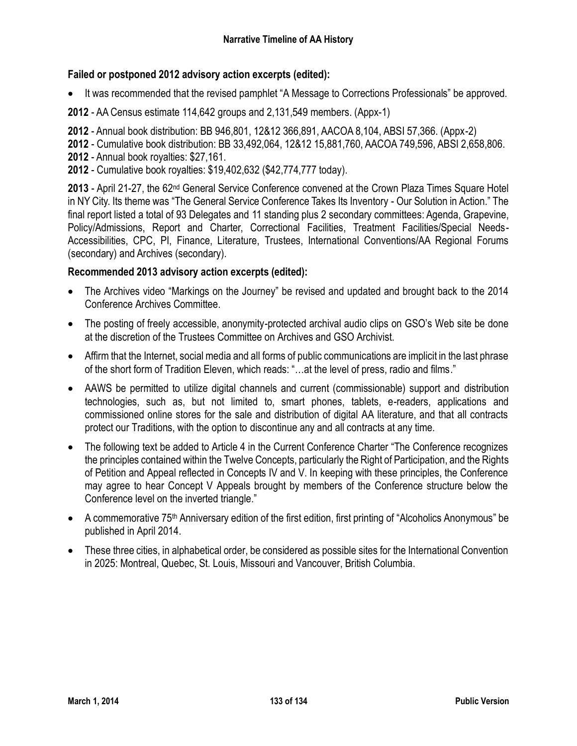**Failed or postponed 2012 advisory action excerpts (edited):**

- It was recommended that the revised pamphlet "A Message to Corrections Professionals" be approved.

**2012** - AA Census estimate 114,642 groups and 2,131,549 members. (Appx-1)

**2012** - Annual book distribution: BB 946,801, 12&12 366,891, AACOA 8,104, ABSI 57,366. (Appx-2)
**2012** - Cumulative book distribution: BB 33,492,064, 12&12 15,881,760, AACOA 749,596, ABSI 2,658,806.
**2012** - Annual book royalties: $27,161.
**2012** - Cumulative book royalties: $19,402,632 ($42,774,777 today).

**2013** - April 21-27, the 62nd General Service Conference convened at the Crown Plaza Times Square Hotel in NY City. Its theme was "The General Service Conference Takes Its Inventory - Our Solution in Action." The final report listed a total of 93 Delegates and 11 standing plus 2 secondary committees: Agenda, Grapevine, Policy/Admissions, Report and Charter, Correctional Facilities, Treatment Facilities/Special Needs-Accessibilities, CPC, PI, Finance, Literature, Trustees, International Conventions/AA Regional Forums (secondary) and Archives (secondary).

**Recommended 2013 advisory action excerpts (edited):**

- The Archives video "Markings on the Journey" be revised and updated and brought back to the 2014 Conference Archives Committee.
- The posting of freely accessible, anonymity-protected archival audio clips on GSO's Web site be done at the discretion of the Trustees Committee on Archives and GSO Archivist.
- Affirm that the Internet, social media and all forms of public communications are implicit in the last phrase of the short form of Tradition Eleven, which reads: "…at the level of press, radio and films."
- AAWS be permitted to utilize digital channels and current (commissionable) support and distribution technologies, such as, but not limited to, smart phones, tablets, e-readers, applications and commissioned online stores for the sale and distribution of digital AA literature, and that all contracts protect our Traditions, with the option to discontinue any and all contracts at any time.
- The following text be added to Article 4 in the Current Conference Charter "The Conference recognizes the principles contained within the Twelve Concepts, particularly the Right of Participation, and the Rights of Petition and Appeal reflected in Concepts IV and V. In keeping with these principles, the Conference may agree to hear Concept V Appeals brought by members of the Conference structure below the Conference level on the inverted triangle."
- A commemorative 75th Anniversary edition of the first edition, first printing of "Alcoholics Anonymous" be published in April 2014.
- These three cities, in alphabetical order, be considered as possible sites for the International Convention in 2025: Montreal, Quebec, St. Louis, Missouri and Vancouver, British Columbia.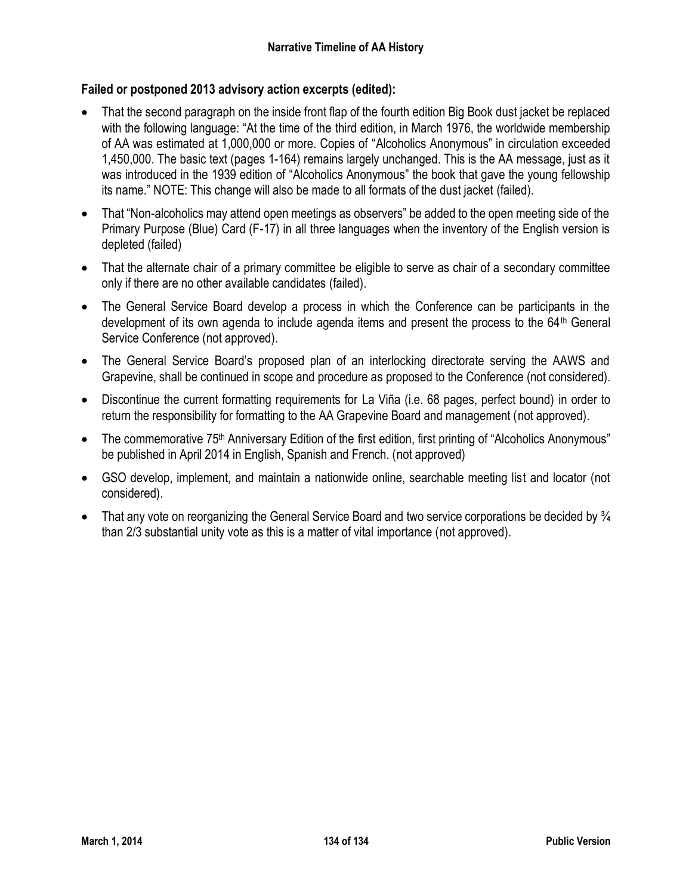**Failed or postponed 2013 advisory action excerpts (edited):**

- That the second paragraph on the inside front flap of the fourth edition Big Book dust jacket be replaced with the following language: "At the time of the third edition, in March 1976, the worldwide membership of AA was estimated at 1,000,000 or more. Copies of "Alcoholics Anonymous" in circulation exceeded 1,450,000. The basic text (pages 1-164) remains largely unchanged. This is the AA message, just as it was introduced in the 1939 edition of "Alcoholics Anonymous" the book that gave the young fellowship its name." NOTE: This change will also be made to all formats of the dust jacket (failed).
- That "Non-alcoholics may attend open meetings as observers" be added to the open meeting side of the Primary Purpose (Blue) Card (F-17) in all three languages when the inventory of the English version is depleted (failed)
- That the alternate chair of a primary committee be eligible to serve as chair of a secondary committee only if there are no other available candidates (failed).
- The General Service Board develop a process in which the Conference can be participants in the development of its own agenda to include agenda items and present the process to the 64th General Service Conference (not approved).
- The General Service Board's proposed plan of an interlocking directorate serving the AAWS and Grapevine, shall be continued in scope and procedure as proposed to the Conference (not considered).
- Discontinue the current formatting requirements for La Viña (i.e. 68 pages, perfect bound) in order to return the responsibility for formatting to the AA Grapevine Board and management (not approved).
- The commemorative 75th Anniversary Edition of the first edition, first printing of "Alcoholics Anonymous" be published in April 2014 in English, Spanish and French. (not approved)
- GSO develop, implement, and maintain a nationwide online, searchable meeting list and locator (not considered).
- That any vote on reorganizing the General Service Board and two service corporations be decided by ¾ than 2/3 substantial unity vote as this is a matter of vital importance (not approved).